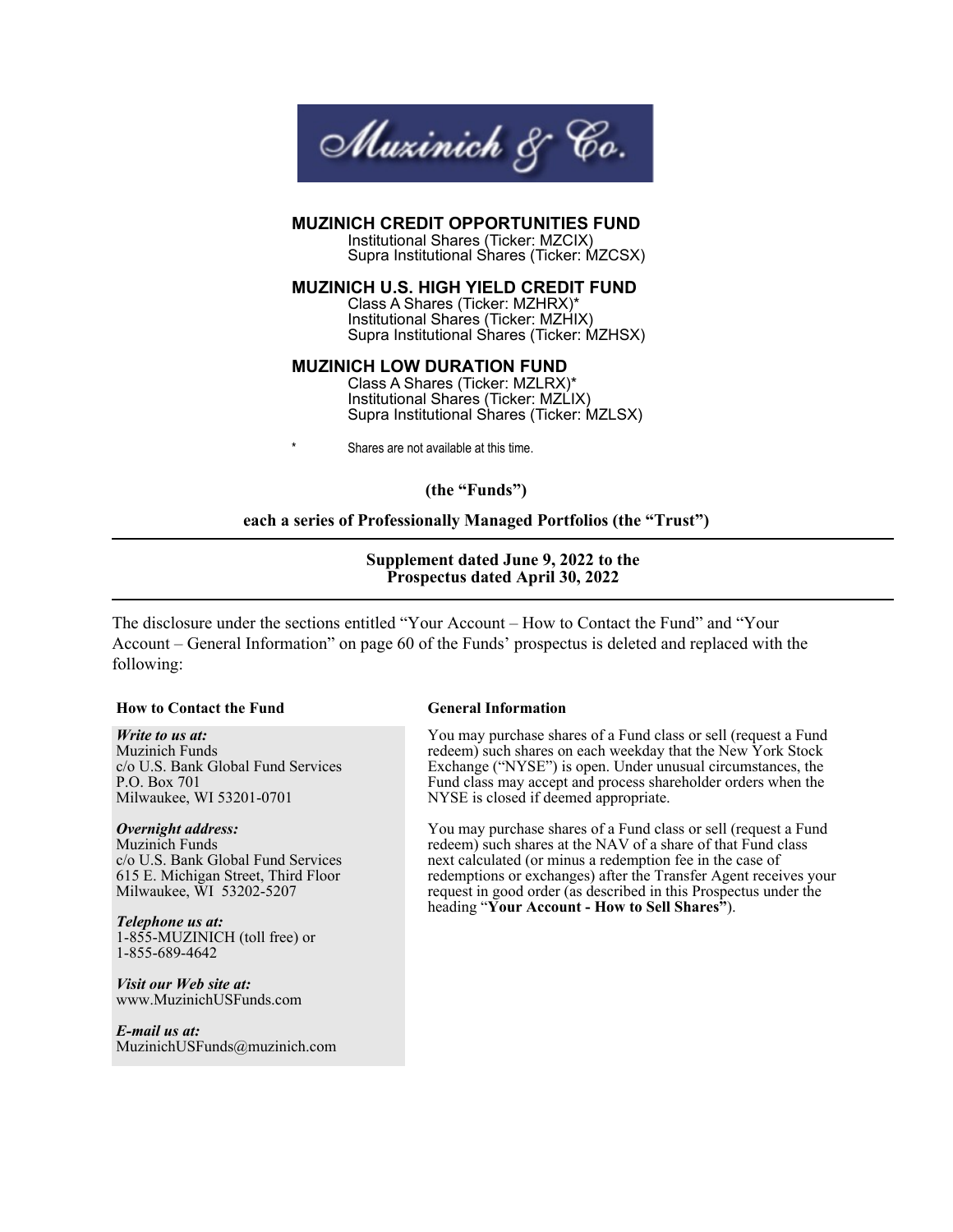Muzinich & Co.

**MUZINICH CREDIT OPPORTUNITIES FUND**
Institutional Shares (Ticker: MZCIX)
Supra Institutional Shares (Ticker: MZCSX)

**MUZINICH U.S. HIGH YIELD CREDIT FUND**
Class A Shares (Ticker: MZHRX)*
Institutional Shares (Ticker: MZHIX)
Supra Institutional Shares (Ticker: MZHSX)

**MUZINICH LOW DURATION FUND**
Class A Shares (Ticker: MZLRX)*
Institutional Shares (Ticker: MZLIX)
Supra Institutional Shares (Ticker: MZLSX)

\* Shares are not available at this time.

**(the "Funds")**

**each a series of Professionally Managed Portfolios (the "Trust")**

---

**Supplement dated June 9, 2022 to the Prospectus dated April 30, 2022**

---

The disclosure under the sections entitled "Your Account – How to Contact the Fund" and "Your Account – General Information" on page 60 of the Funds' prospectus is deleted and replaced with the following:

**How to Contact the Fund**

***Write to us at:***
Muzinich Funds
c/o U.S. Bank Global Fund Services
P.O. Box 701
Milwaukee, WI 53201-0701

***Overnight address:***
Muzinich Funds
c/o U.S. Bank Global Fund Services
615 E. Michigan Street, Third Floor
Milwaukee, WI 53202-5207

***Telephone us at:***
1-855-MUZINICH (toll free) or
1-855-689-4642

***Visit our Web site at:***
www.MuzinichUSFunds.com

***E-mail us at:***
MuzinichUSFunds@muzinich.com

**General Information**

You may purchase shares of a Fund class or sell (request a Fund redeem) such shares on each weekday that the New York Stock Exchange ("NYSE") is open. Under unusual circumstances, the Fund class may accept and process shareholder orders when the NYSE is closed if deemed appropriate.

You may purchase shares of a Fund class or sell (request a Fund redeem) such shares at the NAV of a share of that Fund class next calculated (or minus a redemption fee in the case of redemptions or exchanges) after the Transfer Agent receives your request in good order (as described in this Prospectus under the heading "**Your Account - How to Sell Shares**").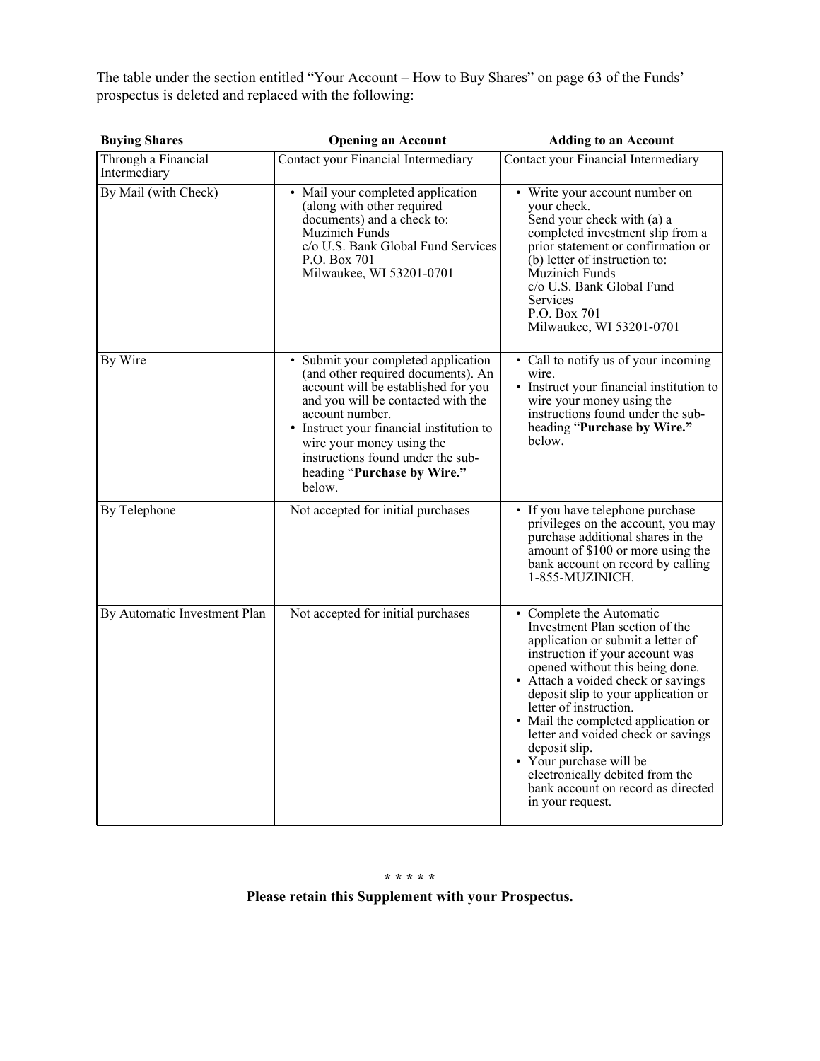The table under the section entitled "Your Account – How to Buy Shares" on page 63 of the Funds' prospectus is deleted and replaced with the following:

| Buying Shares | Opening an Account | Adding to an Account |
|---|---|---|
| Through a Financial Intermediary | Contact your Financial Intermediary | Contact your Financial Intermediary |
| By Mail (with Check) | • Mail your completed application (along with other required documents) and a check to:<br>Muzinich Funds<br>c/o U.S. Bank Global Fund Services<br>P.O. Box 701<br>Milwaukee, WI 53201-0701 | • Write your account number on your check.<br>Send your check with (a) a completed investment slip from a prior statement or confirmation or (b) letter of instruction to:<br>Muzinich Funds<br>c/o U.S. Bank Global Fund Services<br>P.O. Box 701<br>Milwaukee, WI 53201-0701 |
| By Wire | • Submit your completed application (and other required documents). An account will be established for you and you will be contacted with the account number.<br>• Instruct your financial institution to wire your money using the instructions found under the sub-heading "**Purchase by Wire.**" below. | • Call to notify us of your incoming wire.<br>• Instruct your financial institution to wire your money using the instructions found under the sub-heading "**Purchase by Wire.**" below. |
| By Telephone | Not accepted for initial purchases | • If you have telephone purchase privileges on the account, you may purchase additional shares in the amount of $100 or more using the bank account on record by calling 1-855-MUZINICH. |
| By Automatic Investment Plan | Not accepted for initial purchases | • Complete the Automatic Investment Plan section of the application or submit a letter of instruction if your account was opened without this being done.<br>• Attach a voided check or savings deposit slip to your application or letter of instruction.<br>• Mail the completed application or letter and voided check or savings deposit slip.<br>• Your purchase will be electronically debited from the bank account on record as directed in your request. |

\* \* \* \* \*

**Please retain this Supplement with your Prospectus.**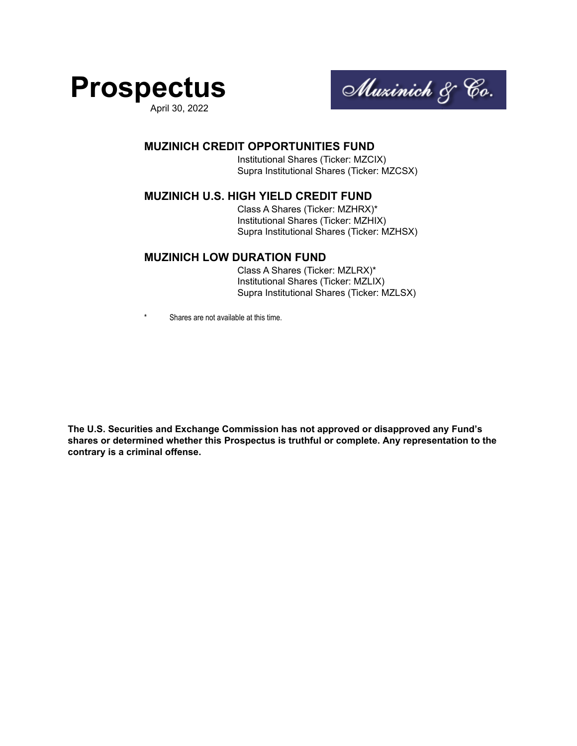# Prospectus

April 30, 2022

Muzinich & Co.

## MUZINICH CREDIT OPPORTUNITIES FUND

Institutional Shares (Ticker: MZCIX)
Supra Institutional Shares (Ticker: MZCSX)

## MUZINICH U.S. HIGH YIELD CREDIT FUND

Class A Shares (Ticker: MZHRX)*
Institutional Shares (Ticker: MZHIX)
Supra Institutional Shares (Ticker: MZHSX)

## MUZINICH LOW DURATION FUND

Class A Shares (Ticker: MZLRX)*
Institutional Shares (Ticker: MZLIX)
Supra Institutional Shares (Ticker: MZLSX)

\* Shares are not available at this time.

**The U.S. Securities and Exchange Commission has not approved or disapproved any Fund's shares or determined whether this Prospectus is truthful or complete. Any representation to the contrary is a criminal offense.**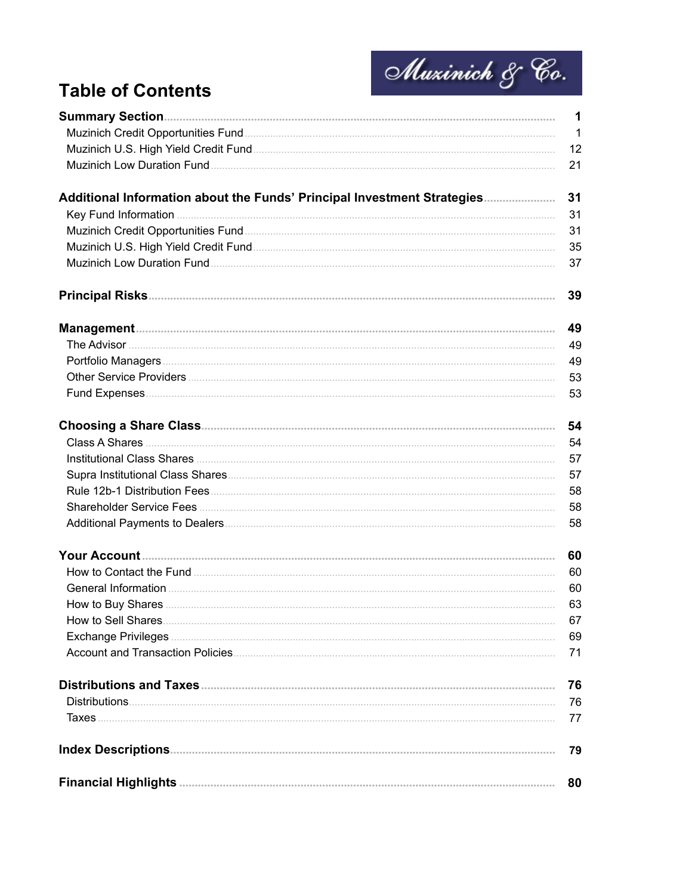# Table of Contents

| | |
|---|---|
| **Summary Section** | **1** |
| Muzinich Credit Opportunities Fund | 1 |
| Muzinich U.S. High Yield Credit Fund | 12 |
| Muzinich Low Duration Fund | 21 |
| **Additional Information about the Funds' Principal Investment Strategies** | **31** |
| Key Fund Information | 31 |
| Muzinich Credit Opportunities Fund | 31 |
| Muzinich U.S. High Yield Credit Fund | 35 |
| Muzinich Low Duration Fund | 37 |
| **Principal Risks** | **39** |
| **Management** | **49** |
| The Advisor | 49 |
| Portfolio Managers | 49 |
| Other Service Providers | 53 |
| Fund Expenses | 53 |
| **Choosing a Share Class** | **54** |
| Class A Shares | 54 |
| Institutional Class Shares | 57 |
| Supra Institutional Class Shares | 57 |
| Rule 12b-1 Distribution Fees | 58 |
| Shareholder Service Fees | 58 |
| Additional Payments to Dealers | 58 |
| **Your Account** | **60** |
| How to Contact the Fund | 60 |
| General Information | 60 |
| How to Buy Shares | 63 |
| How to Sell Shares | 67 |
| Exchange Privileges | 69 |
| Account and Transaction Policies | 71 |
| **Distributions and Taxes** | **76** |
| Distributions | 76 |
| Taxes | 77 |
| **Index Descriptions** | **79** |
| **Financial Highlights** | **80** |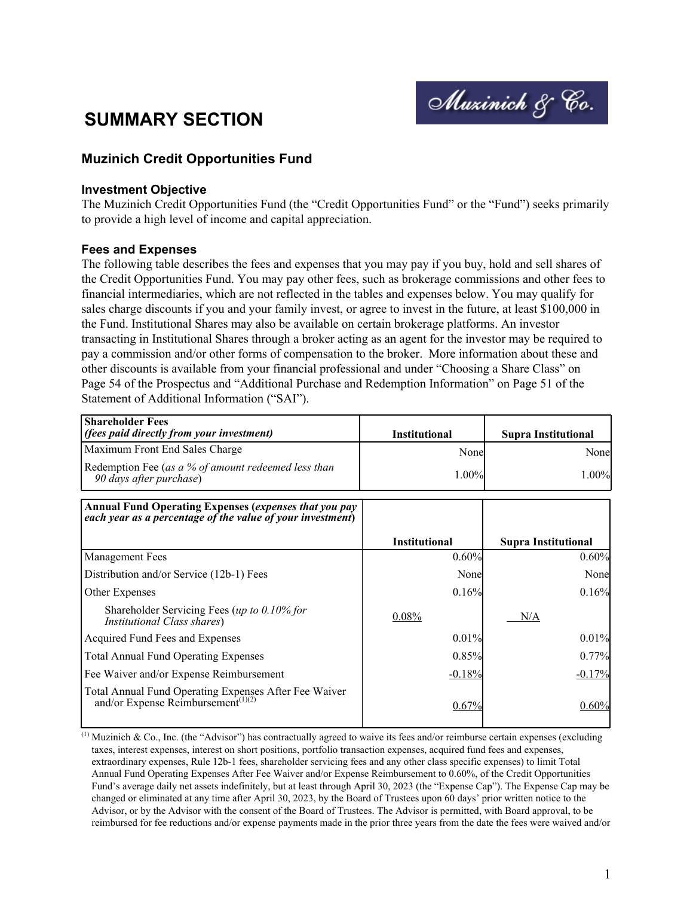# SUMMARY SECTION

## Muzinich Credit Opportunities Fund

### Investment Objective

The Muzinich Credit Opportunities Fund (the "Credit Opportunities Fund" or the "Fund") seeks primarily to provide a high level of income and capital appreciation.

### Fees and Expenses

The following table describes the fees and expenses that you may pay if you buy, hold and sell shares of the Credit Opportunities Fund. You may pay other fees, such as brokerage commissions and other fees to financial intermediaries, which are not reflected in the tables and expenses below. You may qualify for sales charge discounts if you and your family invest, or agree to invest in the future, at least $100,000 in the Fund. Institutional Shares may also be available on certain brokerage platforms. An investor transacting in Institutional Shares through a broker acting as an agent for the investor may be required to pay a commission and/or other forms of compensation to the broker. More information about these and other discounts is available from your financial professional and under "Choosing a Share Class" on Page 54 of the Prospectus and "Additional Purchase and Redemption Information" on Page 51 of the Statement of Additional Information ("SAI").

| **Shareholder Fees** ***(fees paid directly from your investment)*** | **Institutional** | **Supra Institutional** |
|---|---|---|
| Maximum Front End Sales Charge | None | None |
| Redemption Fee (*as a % of amount redeemed less than 90 days after purchase*) | 1.00% | 1.00% |

| **Annual Fund Operating Expenses (*expenses that you pay each year as a percentage of the value of your investment*)** | **Institutional** | **Supra Institutional** |
|---|---|---|
| Management Fees | 0.60% | 0.60% |
| Distribution and/or Service (12b-1) Fees | None | None |
| Other Expenses | 0.16% | 0.16% |
| Shareholder Servicing Fees (*up to 0.10% for Institutional Class shares*) | 0.08% | N/A |
| Acquired Fund Fees and Expenses | 0.01% | 0.01% |
| Total Annual Fund Operating Expenses | 0.85% | 0.77% |
| Fee Waiver and/or Expense Reimbursement | -0.18% | -0.17% |
| Total Annual Fund Operating Expenses After Fee Waiver and/or Expense Reimbursement[(1)(2)] | 0.67% | 0.60% |

[(1)] Muzinich & Co., Inc. (the "Advisor") has contractually agreed to waive its fees and/or reimburse certain expenses (excluding taxes, interest expenses, interest on short positions, portfolio transaction expenses, acquired fund fees and expenses, extraordinary expenses, Rule 12b-1 fees, shareholder servicing fees and any other class specific expenses) to limit Total Annual Fund Operating Expenses After Fee Waiver and/or Expense Reimbursement to 0.60%, of the Credit Opportunities Fund's average daily net assets indefinitely, but at least through April 30, 2023 (the "Expense Cap"). The Expense Cap may be changed or eliminated at any time after April 30, 2023, by the Board of Trustees upon 60 days' prior written notice to the Advisor, or by the Advisor with the consent of the Board of Trustees. The Advisor is permitted, with Board approval, to be reimbursed for fee reductions and/or expense payments made in the prior three years from the date the fees were waived and/or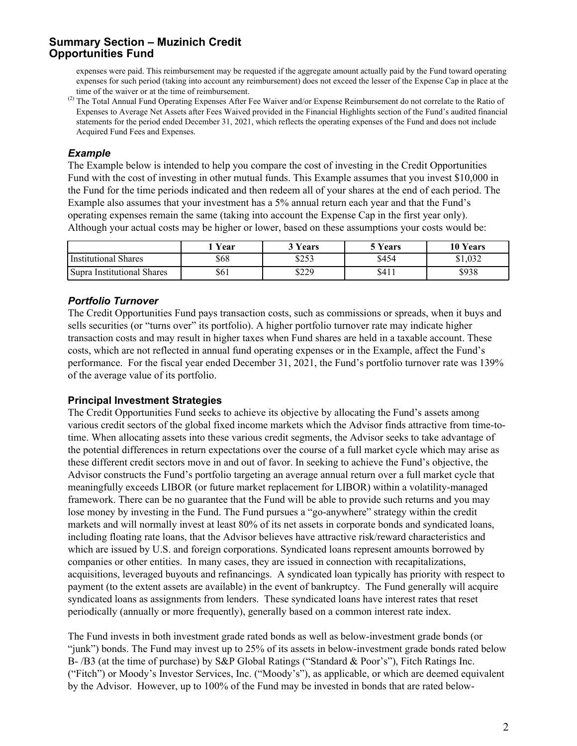expenses were paid. This reimbursement may be requested if the aggregate amount actually paid by the Fund toward operating expenses for such period (taking into account any reimbursement) does not exceed the lesser of the Expense Cap in place at the time of the waiver or at the time of reimbursement.

(2) The Total Annual Fund Operating Expenses After Fee Waiver and/or Expense Reimbursement do not correlate to the Ratio of Expenses to Average Net Assets after Fees Waived provided in the Financial Highlights section of the Fund's audited financial statements for the period ended December 31, 2021, which reflects the operating expenses of the Fund and does not include Acquired Fund Fees and Expenses.

### *Example*

The Example below is intended to help you compare the cost of investing in the Credit Opportunities Fund with the cost of investing in other mutual funds. This Example assumes that you invest $10,000 in the Fund for the time periods indicated and then redeem all of your shares at the end of each period. The Example also assumes that your investment has a 5% annual return each year and that the Fund's operating expenses remain the same (taking into account the Expense Cap in the first year only). Although your actual costs may be higher or lower, based on these assumptions your costs would be:

| | 1 Year | 3 Years | 5 Years | 10 Years |
|---|---|---|---|---|
| Institutional Shares | $68 | $253 | $454 | $1,032 |
| Supra Institutional Shares | $61 | $229 | $411 | $938 |

### *Portfolio Turnover*

The Credit Opportunities Fund pays transaction costs, such as commissions or spreads, when it buys and sells securities (or "turns over" its portfolio). A higher portfolio turnover rate may indicate higher transaction costs and may result in higher taxes when Fund shares are held in a taxable account. These costs, which are not reflected in annual fund operating expenses or in the Example, affect the Fund's performance. For the fiscal year ended December 31, 2021, the Fund's portfolio turnover rate was 139% of the average value of its portfolio.

### Principal Investment Strategies

The Credit Opportunities Fund seeks to achieve its objective by allocating the Fund's assets among various credit sectors of the global fixed income markets which the Advisor finds attractive from time-to-time. When allocating assets into these various credit segments, the Advisor seeks to take advantage of the potential differences in return expectations over the course of a full market cycle which may arise as these different credit sectors move in and out of favor. In seeking to achieve the Fund's objective, the Advisor constructs the Fund's portfolio targeting an average annual return over a full market cycle that meaningfully exceeds LIBOR (or future market replacement for LIBOR) within a volatility-managed framework. There can be no guarantee that the Fund will be able to provide such returns and you may lose money by investing in the Fund. The Fund pursues a "go-anywhere" strategy within the credit markets and will normally invest at least 80% of its net assets in corporate bonds and syndicated loans, including floating rate loans, that the Advisor believes have attractive risk/reward characteristics and which are issued by U.S. and foreign corporations. Syndicated loans represent amounts borrowed by companies or other entities. In many cases, they are issued in connection with recapitalizations, acquisitions, leveraged buyouts and refinancings. A syndicated loan typically has priority with respect to payment (to the extent assets are available) in the event of bankruptcy. The Fund generally will acquire syndicated loans as assignments from lenders. These syndicated loans have interest rates that reset periodically (annually or more frequently), generally based on a common interest rate index.

The Fund invests in both investment grade rated bonds as well as below-investment grade bonds (or "junk") bonds. The Fund may invest up to 25% of its assets in below-investment grade bonds rated below B- /B3 (at the time of purchase) by S&P Global Ratings ("Standard & Poor's"), Fitch Ratings Inc. ("Fitch") or Moody's Investor Services, Inc. ("Moody's"), as applicable, or which are deemed equivalent by the Advisor. However, up to 100% of the Fund may be invested in bonds that are rated below-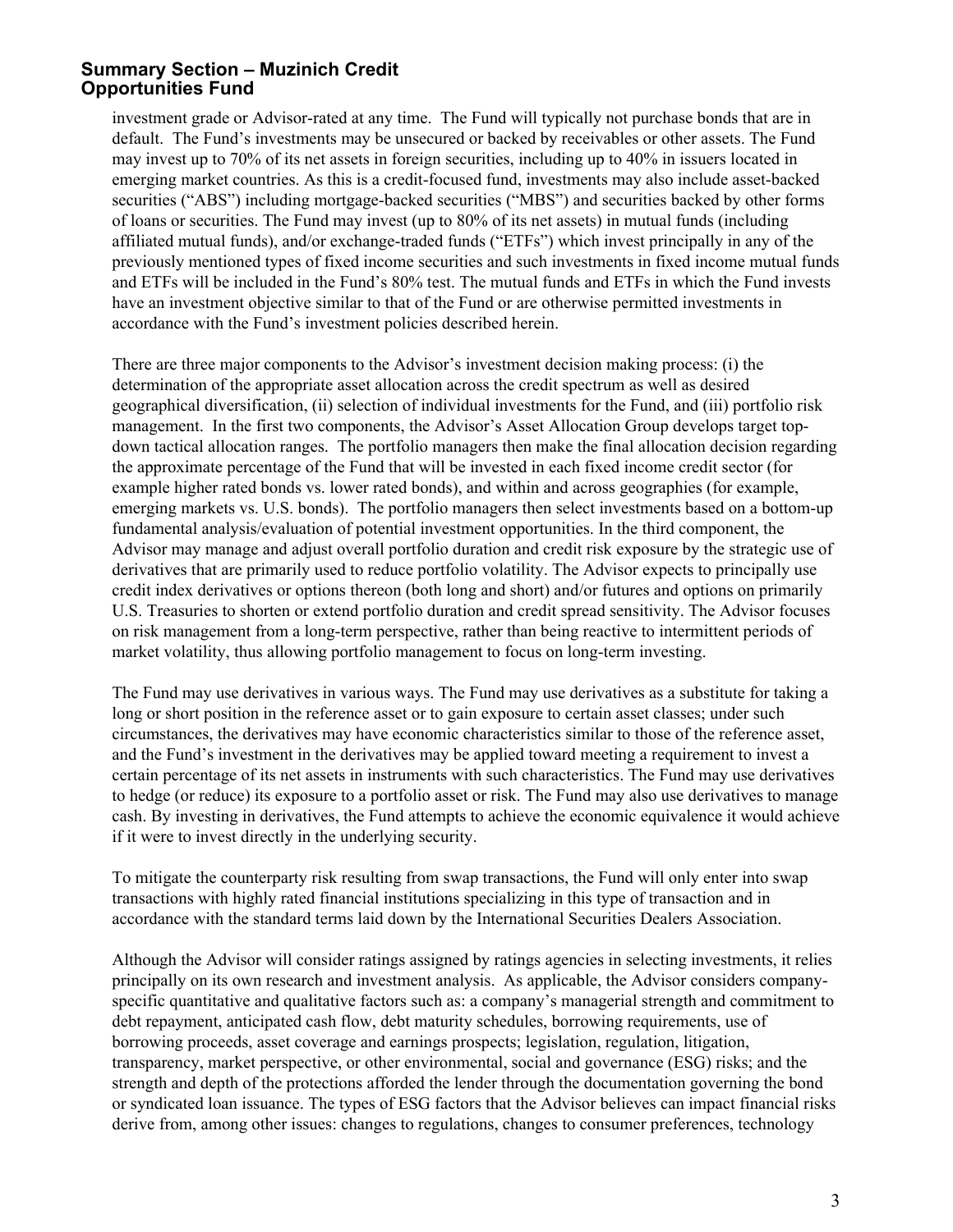investment grade or Advisor-rated at any time. The Fund will typically not purchase bonds that are in default. The Fund's investments may be unsecured or backed by receivables or other assets. The Fund may invest up to 70% of its net assets in foreign securities, including up to 40% in issuers located in emerging market countries. As this is a credit-focused fund, investments may also include asset-backed securities ("ABS") including mortgage-backed securities ("MBS") and securities backed by other forms of loans or securities. The Fund may invest (up to 80% of its net assets) in mutual funds (including affiliated mutual funds), and/or exchange-traded funds ("ETFs") which invest principally in any of the previously mentioned types of fixed income securities and such investments in fixed income mutual funds and ETFs will be included in the Fund's 80% test. The mutual funds and ETFs in which the Fund invests have an investment objective similar to that of the Fund or are otherwise permitted investments in accordance with the Fund's investment policies described herein.

There are three major components to the Advisor's investment decision making process: (i) the determination of the appropriate asset allocation across the credit spectrum as well as desired geographical diversification, (ii) selection of individual investments for the Fund, and (iii) portfolio risk management. In the first two components, the Advisor's Asset Allocation Group develops target top-down tactical allocation ranges. The portfolio managers then make the final allocation decision regarding the approximate percentage of the Fund that will be invested in each fixed income credit sector (for example higher rated bonds vs. lower rated bonds), and within and across geographies (for example, emerging markets vs. U.S. bonds). The portfolio managers then select investments based on a bottom-up fundamental analysis/evaluation of potential investment opportunities. In the third component, the Advisor may manage and adjust overall portfolio duration and credit risk exposure by the strategic use of derivatives that are primarily used to reduce portfolio volatility. The Advisor expects to principally use credit index derivatives or options thereon (both long and short) and/or futures and options on primarily U.S. Treasuries to shorten or extend portfolio duration and credit spread sensitivity. The Advisor focuses on risk management from a long-term perspective, rather than being reactive to intermittent periods of market volatility, thus allowing portfolio management to focus on long-term investing.

The Fund may use derivatives in various ways. The Fund may use derivatives as a substitute for taking a long or short position in the reference asset or to gain exposure to certain asset classes; under such circumstances, the derivatives may have economic characteristics similar to those of the reference asset, and the Fund's investment in the derivatives may be applied toward meeting a requirement to invest a certain percentage of its net assets in instruments with such characteristics. The Fund may use derivatives to hedge (or reduce) its exposure to a portfolio asset or risk. The Fund may also use derivatives to manage cash. By investing in derivatives, the Fund attempts to achieve the economic equivalence it would achieve if it were to invest directly in the underlying security.

To mitigate the counterparty risk resulting from swap transactions, the Fund will only enter into swap transactions with highly rated financial institutions specializing in this type of transaction and in accordance with the standard terms laid down by the International Securities Dealers Association.

Although the Advisor will consider ratings assigned by ratings agencies in selecting investments, it relies principally on its own research and investment analysis. As applicable, the Advisor considers company-specific quantitative and qualitative factors such as: a company's managerial strength and commitment to debt repayment, anticipated cash flow, debt maturity schedules, borrowing requirements, use of borrowing proceeds, asset coverage and earnings prospects; legislation, regulation, litigation, transparency, market perspective, or other environmental, social and governance (ESG) risks; and the strength and depth of the protections afforded the lender through the documentation governing the bond or syndicated loan issuance. The types of ESG factors that the Advisor believes can impact financial risks derive from, among other issues: changes to regulations, changes to consumer preferences, technology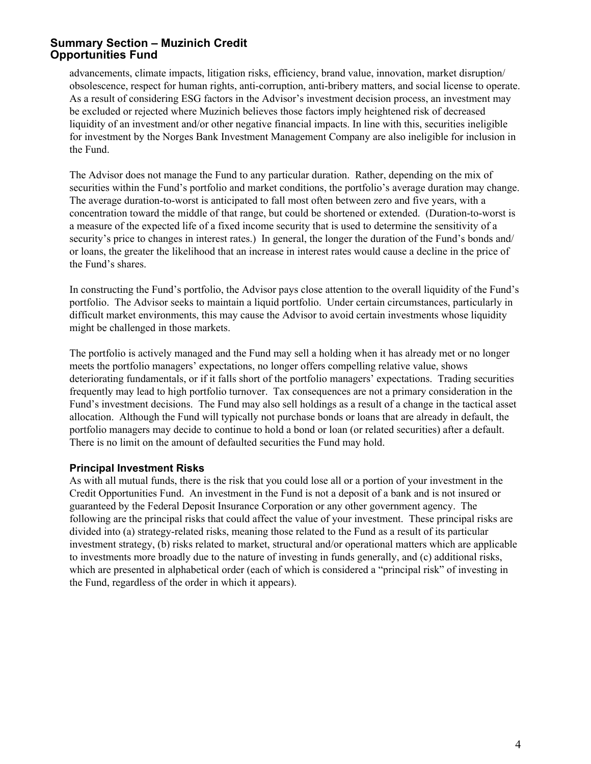advancements, climate impacts, litigation risks, efficiency, brand value, innovation, market disruption/obsolescence, respect for human rights, anti-corruption, anti-bribery matters, and social license to operate. As a result of considering ESG factors in the Advisor's investment decision process, an investment may be excluded or rejected where Muzinich believes those factors imply heightened risk of decreased liquidity of an investment and/or other negative financial impacts. In line with this, securities ineligible for investment by the Norges Bank Investment Management Company are also ineligible for inclusion in the Fund.

The Advisor does not manage the Fund to any particular duration. Rather, depending on the mix of securities within the Fund's portfolio and market conditions, the portfolio's average duration may change. The average duration-to-worst is anticipated to fall most often between zero and five years, with a concentration toward the middle of that range, but could be shortened or extended. (Duration-to-worst is a measure of the expected life of a fixed income security that is used to determine the sensitivity of a security's price to changes in interest rates.) In general, the longer the duration of the Fund's bonds and/or loans, the greater the likelihood that an increase in interest rates would cause a decline in the price of the Fund's shares.

In constructing the Fund's portfolio, the Advisor pays close attention to the overall liquidity of the Fund's portfolio. The Advisor seeks to maintain a liquid portfolio. Under certain circumstances, particularly in difficult market environments, this may cause the Advisor to avoid certain investments whose liquidity might be challenged in those markets.

The portfolio is actively managed and the Fund may sell a holding when it has already met or no longer meets the portfolio managers' expectations, no longer offers compelling relative value, shows deteriorating fundamentals, or if it falls short of the portfolio managers' expectations. Trading securities frequently may lead to high portfolio turnover. Tax consequences are not a primary consideration in the Fund's investment decisions. The Fund may also sell holdings as a result of a change in the tactical asset allocation. Although the Fund will typically not purchase bonds or loans that are already in default, the portfolio managers may decide to continue to hold a bond or loan (or related securities) after a default. There is no limit on the amount of defaulted securities the Fund may hold.

### Principal Investment Risks

As with all mutual funds, there is the risk that you could lose all or a portion of your investment in the Credit Opportunities Fund. An investment in the Fund is not a deposit of a bank and is not insured or guaranteed by the Federal Deposit Insurance Corporation or any other government agency. The following are the principal risks that could affect the value of your investment. These principal risks are divided into (a) strategy-related risks, meaning those related to the Fund as a result of its particular investment strategy, (b) risks related to market, structural and/or operational matters which are applicable to investments more broadly due to the nature of investing in funds generally, and (c) additional risks, which are presented in alphabetical order (each of which is considered a "principal risk" of investing in the Fund, regardless of the order in which it appears).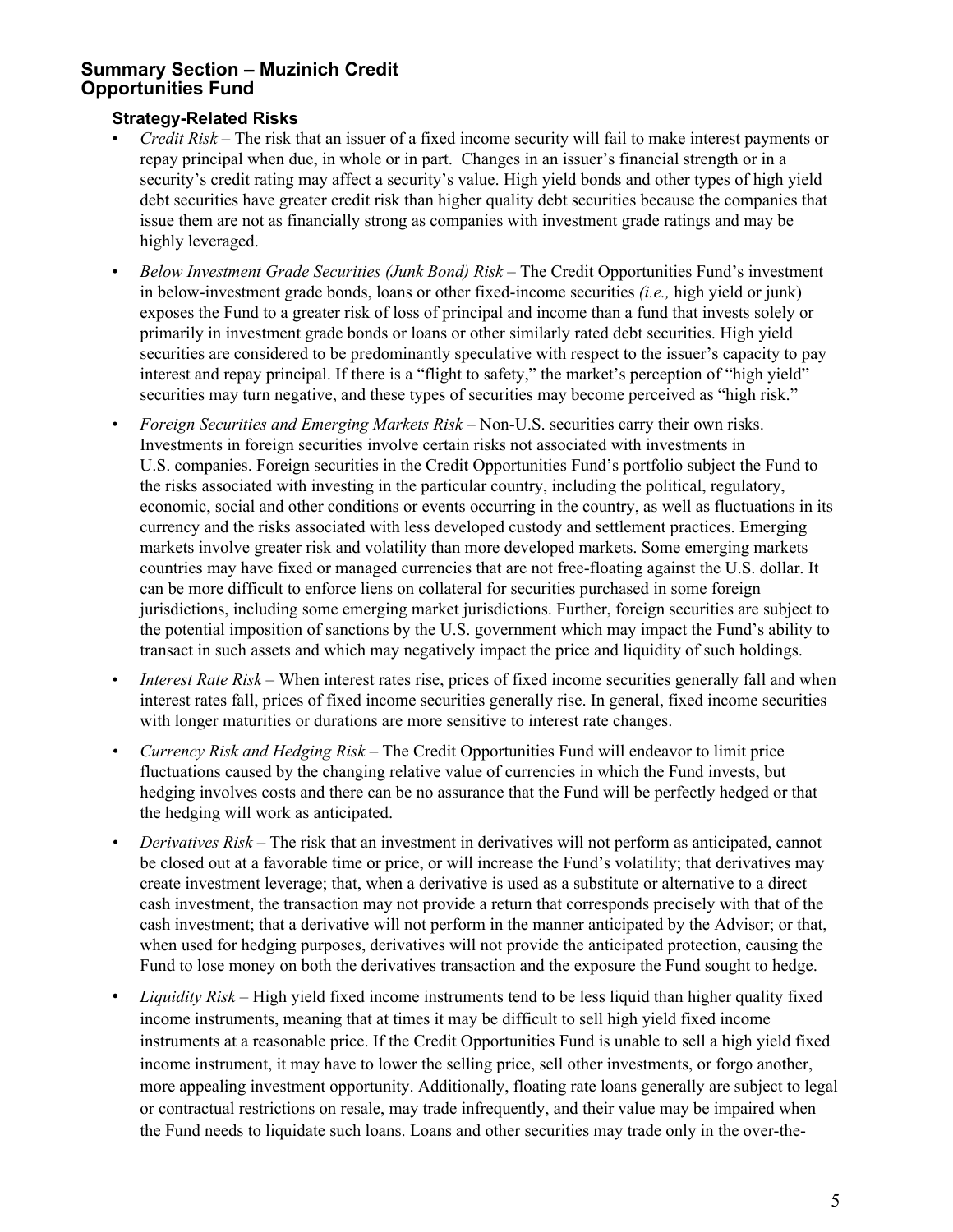## Summary Section – Muzinich Credit Opportunities Fund

### Strategy-Related Risks

- *Credit Risk* – The risk that an issuer of a fixed income security will fail to make interest payments or repay principal when due, in whole or in part. Changes in an issuer's financial strength or in a security's credit rating may affect a security's value. High yield bonds and other types of high yield debt securities have greater credit risk than higher quality debt securities because the companies that issue them are not as financially strong as companies with investment grade ratings and may be highly leveraged.
- *Below Investment Grade Securities (Junk Bond) Risk* – The Credit Opportunities Fund's investment in below-investment grade bonds, loans or other fixed-income securities *(i.e.,* high yield or junk) exposes the Fund to a greater risk of loss of principal and income than a fund that invests solely or primarily in investment grade bonds or loans or other similarly rated debt securities. High yield securities are considered to be predominantly speculative with respect to the issuer's capacity to pay interest and repay principal. If there is a "flight to safety," the market's perception of "high yield" securities may turn negative, and these types of securities may become perceived as "high risk."
- *Foreign Securities and Emerging Markets Risk* – Non-U.S. securities carry their own risks. Investments in foreign securities involve certain risks not associated with investments in U.S. companies. Foreign securities in the Credit Opportunities Fund's portfolio subject the Fund to the risks associated with investing in the particular country, including the political, regulatory, economic, social and other conditions or events occurring in the country, as well as fluctuations in its currency and the risks associated with less developed custody and settlement practices. Emerging markets involve greater risk and volatility than more developed markets. Some emerging markets countries may have fixed or managed currencies that are not free-floating against the U.S. dollar. It can be more difficult to enforce liens on collateral for securities purchased in some foreign jurisdictions, including some emerging market jurisdictions. Further, foreign securities are subject to the potential imposition of sanctions by the U.S. government which may impact the Fund's ability to transact in such assets and which may negatively impact the price and liquidity of such holdings.
- *Interest Rate Risk* – When interest rates rise, prices of fixed income securities generally fall and when interest rates fall, prices of fixed income securities generally rise. In general, fixed income securities with longer maturities or durations are more sensitive to interest rate changes.
- *Currency Risk and Hedging Risk* – The Credit Opportunities Fund will endeavor to limit price fluctuations caused by the changing relative value of currencies in which the Fund invests, but hedging involves costs and there can be no assurance that the Fund will be perfectly hedged or that the hedging will work as anticipated.
- *Derivatives Risk* – The risk that an investment in derivatives will not perform as anticipated, cannot be closed out at a favorable time or price, or will increase the Fund's volatility; that derivatives may create investment leverage; that, when a derivative is used as a substitute or alternative to a direct cash investment, the transaction may not provide a return that corresponds precisely with that of the cash investment; that a derivative will not perform in the manner anticipated by the Advisor; or that, when used for hedging purposes, derivatives will not provide the anticipated protection, causing the Fund to lose money on both the derivatives transaction and the exposure the Fund sought to hedge.
- *Liquidity Risk* – High yield fixed income instruments tend to be less liquid than higher quality fixed income instruments, meaning that at times it may be difficult to sell high yield fixed income instruments at a reasonable price. If the Credit Opportunities Fund is unable to sell a high yield fixed income instrument, it may have to lower the selling price, sell other investments, or forgo another, more appealing investment opportunity. Additionally, floating rate loans generally are subject to legal or contractual restrictions on resale, may trade infrequently, and their value may be impaired when the Fund needs to liquidate such loans. Loans and other securities may trade only in the over-the-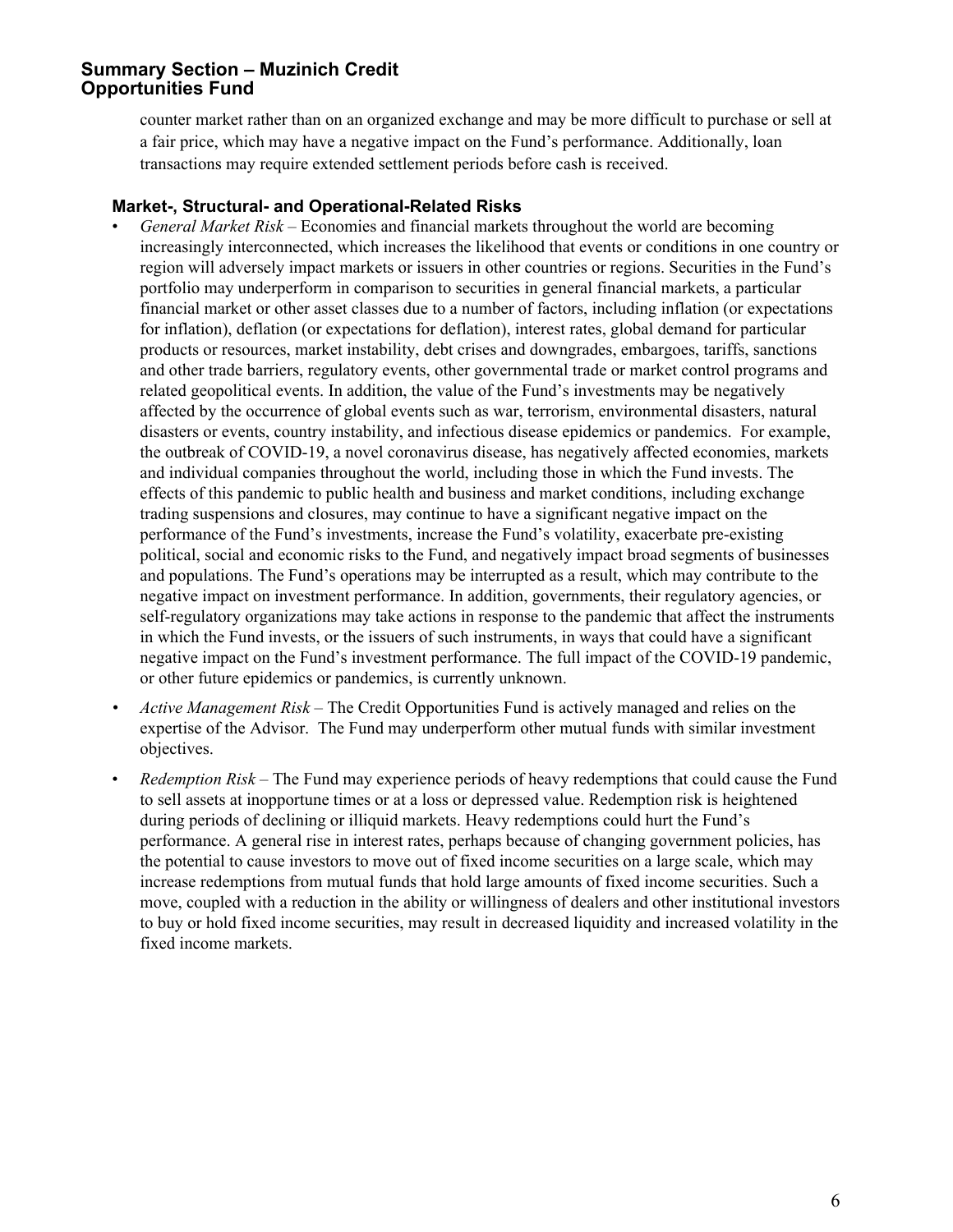counter market rather than on an organized exchange and may be more difficult to purchase or sell at a fair price, which may have a negative impact on the Fund's performance. Additionally, loan transactions may require extended settlement periods before cash is received.

### Market-, Structural- and Operational-Related Risks

- *General Market Risk* – Economies and financial markets throughout the world are becoming increasingly interconnected, which increases the likelihood that events or conditions in one country or region will adversely impact markets or issuers in other countries or regions. Securities in the Fund's portfolio may underperform in comparison to securities in general financial markets, a particular financial market or other asset classes due to a number of factors, including inflation (or expectations for inflation), deflation (or expectations for deflation), interest rates, global demand for particular products or resources, market instability, debt crises and downgrades, embargoes, tariffs, sanctions and other trade barriers, regulatory events, other governmental trade or market control programs and related geopolitical events. In addition, the value of the Fund's investments may be negatively affected by the occurrence of global events such as war, terrorism, environmental disasters, natural disasters or events, country instability, and infectious disease epidemics or pandemics. For example, the outbreak of COVID-19, a novel coronavirus disease, has negatively affected economies, markets and individual companies throughout the world, including those in which the Fund invests. The effects of this pandemic to public health and business and market conditions, including exchange trading suspensions and closures, may continue to have a significant negative impact on the performance of the Fund's investments, increase the Fund's volatility, exacerbate pre-existing political, social and economic risks to the Fund, and negatively impact broad segments of businesses and populations. The Fund's operations may be interrupted as a result, which may contribute to the negative impact on investment performance. In addition, governments, their regulatory agencies, or self-regulatory organizations may take actions in response to the pandemic that affect the instruments in which the Fund invests, or the issuers of such instruments, in ways that could have a significant negative impact on the Fund's investment performance. The full impact of the COVID-19 pandemic, or other future epidemics or pandemics, is currently unknown.
- *Active Management Risk* – The Credit Opportunities Fund is actively managed and relies on the expertise of the Advisor. The Fund may underperform other mutual funds with similar investment objectives.
- *Redemption Risk* – The Fund may experience periods of heavy redemptions that could cause the Fund to sell assets at inopportune times or at a loss or depressed value. Redemption risk is heightened during periods of declining or illiquid markets. Heavy redemptions could hurt the Fund's performance. A general rise in interest rates, perhaps because of changing government policies, has the potential to cause investors to move out of fixed income securities on a large scale, which may increase redemptions from mutual funds that hold large amounts of fixed income securities. Such a move, coupled with a reduction in the ability or willingness of dealers and other institutional investors to buy or hold fixed income securities, may result in decreased liquidity and increased volatility in the fixed income markets.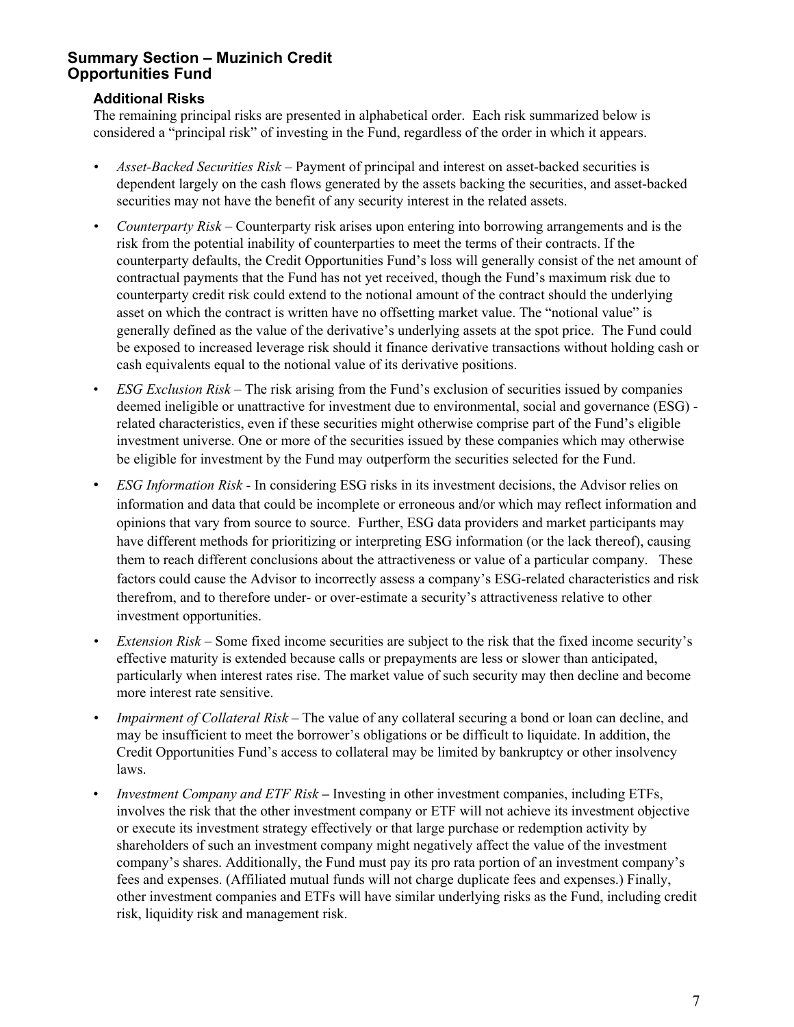## Summary Section – Muzinich Credit Opportunities Fund

### Additional Risks

The remaining principal risks are presented in alphabetical order. Each risk summarized below is considered a "principal risk" of investing in the Fund, regardless of the order in which it appears.

- *Asset-Backed Securities Risk* – Payment of principal and interest on asset-backed securities is dependent largely on the cash flows generated by the assets backing the securities, and asset-backed securities may not have the benefit of any security interest in the related assets.
- *Counterparty Risk* – Counterparty risk arises upon entering into borrowing arrangements and is the risk from the potential inability of counterparties to meet the terms of their contracts. If the counterparty defaults, the Credit Opportunities Fund's loss will generally consist of the net amount of contractual payments that the Fund has not yet received, though the Fund's maximum risk due to counterparty credit risk could extend to the notional amount of the contract should the underlying asset on which the contract is written have no offsetting market value. The "notional value" is generally defined as the value of the derivative's underlying assets at the spot price. The Fund could be exposed to increased leverage risk should it finance derivative transactions without holding cash or cash equivalents equal to the notional value of its derivative positions.
- *ESG Exclusion Risk* – The risk arising from the Fund's exclusion of securities issued by companies deemed ineligible or unattractive for investment due to environmental, social and governance (ESG) - related characteristics, even if these securities might otherwise comprise part of the Fund's eligible investment universe. One or more of the securities issued by these companies which may otherwise be eligible for investment by the Fund may outperform the securities selected for the Fund.
- *ESG Information Risk* - In considering ESG risks in its investment decisions, the Advisor relies on information and data that could be incomplete or erroneous and/or which may reflect information and opinions that vary from source to source. Further, ESG data providers and market participants may have different methods for prioritizing or interpreting ESG information (or the lack thereof), causing them to reach different conclusions about the attractiveness or value of a particular company. These factors could cause the Advisor to incorrectly assess a company's ESG-related characteristics and risk therefrom, and to therefore under- or over-estimate a security's attractiveness relative to other investment opportunities.
- *Extension Risk* – Some fixed income securities are subject to the risk that the fixed income security's effective maturity is extended because calls or prepayments are less or slower than anticipated, particularly when interest rates rise. The market value of such security may then decline and become more interest rate sensitive.
- *Impairment of Collateral Risk* – The value of any collateral securing a bond or loan can decline, and may be insufficient to meet the borrower's obligations or be difficult to liquidate. In addition, the Credit Opportunities Fund's access to collateral may be limited by bankruptcy or other insolvency laws.
- *Investment Company and ETF Risk* **–** Investing in other investment companies, including ETFs, involves the risk that the other investment company or ETF will not achieve its investment objective or execute its investment strategy effectively or that large purchase or redemption activity by shareholders of such an investment company might negatively affect the value of the investment company's shares. Additionally, the Fund must pay its pro rata portion of an investment company's fees and expenses. (Affiliated mutual funds will not charge duplicate fees and expenses.) Finally, other investment companies and ETFs will have similar underlying risks as the Fund, including credit risk, liquidity risk and management risk.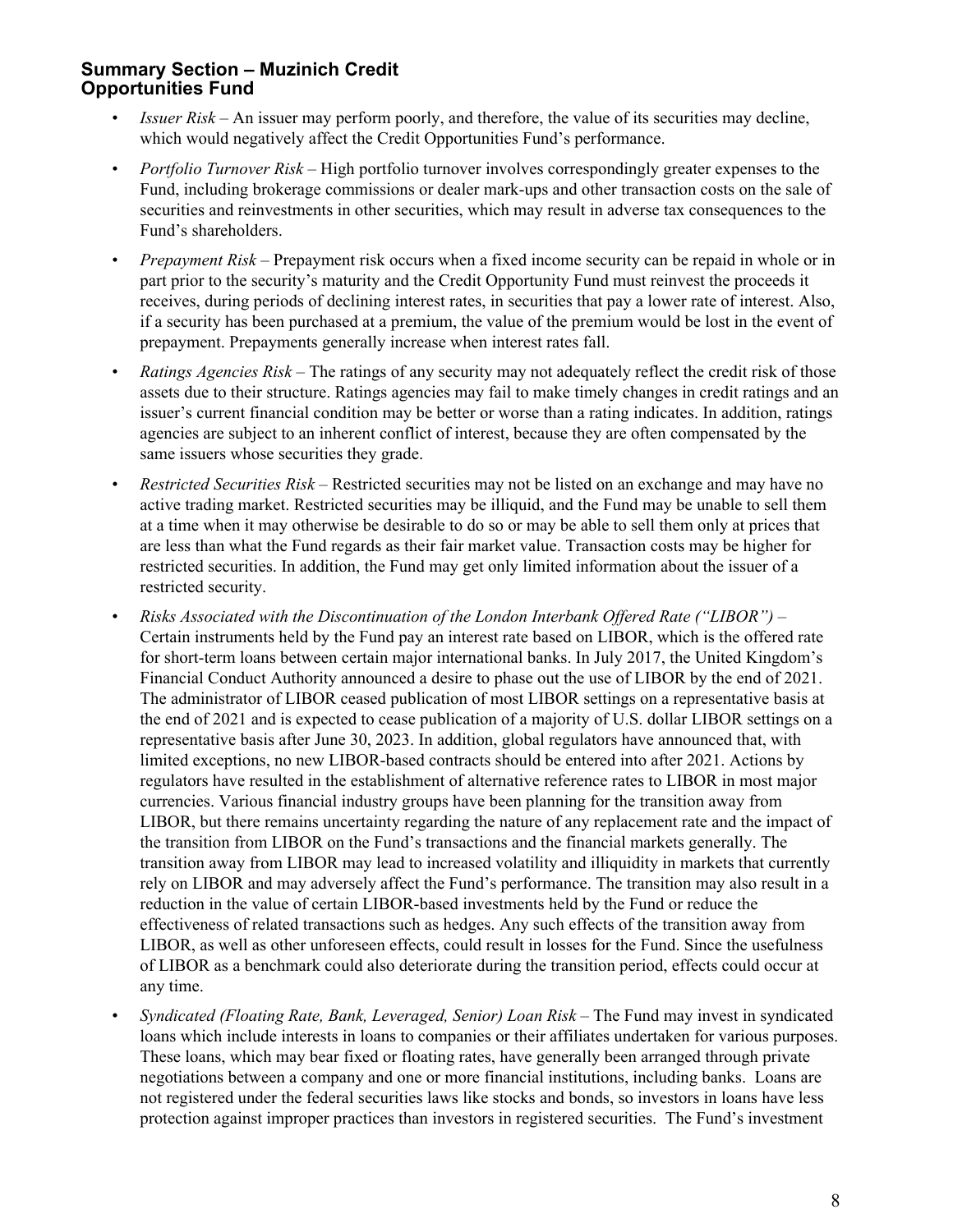- *Issuer Risk* – An issuer may perform poorly, and therefore, the value of its securities may decline, which would negatively affect the Credit Opportunities Fund's performance.
- *Portfolio Turnover Risk* – High portfolio turnover involves correspondingly greater expenses to the Fund, including brokerage commissions or dealer mark-ups and other transaction costs on the sale of securities and reinvestments in other securities, which may result in adverse tax consequences to the Fund's shareholders.
- *Prepayment Risk* – Prepayment risk occurs when a fixed income security can be repaid in whole or in part prior to the security's maturity and the Credit Opportunity Fund must reinvest the proceeds it receives, during periods of declining interest rates, in securities that pay a lower rate of interest. Also, if a security has been purchased at a premium, the value of the premium would be lost in the event of prepayment. Prepayments generally increase when interest rates fall.
- *Ratings Agencies Risk* – The ratings of any security may not adequately reflect the credit risk of those assets due to their structure. Ratings agencies may fail to make timely changes in credit ratings and an issuer's current financial condition may be better or worse than a rating indicates. In addition, ratings agencies are subject to an inherent conflict of interest, because they are often compensated by the same issuers whose securities they grade.
- *Restricted Securities Risk* – Restricted securities may not be listed on an exchange and may have no active trading market. Restricted securities may be illiquid, and the Fund may be unable to sell them at a time when it may otherwise be desirable to do so or may be able to sell them only at prices that are less than what the Fund regards as their fair market value. Transaction costs may be higher for restricted securities. In addition, the Fund may get only limited information about the issuer of a restricted security.
- *Risks Associated with the Discontinuation of the London Interbank Offered Rate ("LIBOR")* – Certain instruments held by the Fund pay an interest rate based on LIBOR, which is the offered rate for short-term loans between certain major international banks. In July 2017, the United Kingdom's Financial Conduct Authority announced a desire to phase out the use of LIBOR by the end of 2021. The administrator of LIBOR ceased publication of most LIBOR settings on a representative basis at the end of 2021 and is expected to cease publication of a majority of U.S. dollar LIBOR settings on a representative basis after June 30, 2023. In addition, global regulators have announced that, with limited exceptions, no new LIBOR-based contracts should be entered into after 2021. Actions by regulators have resulted in the establishment of alternative reference rates to LIBOR in most major currencies. Various financial industry groups have been planning for the transition away from LIBOR, but there remains uncertainty regarding the nature of any replacement rate and the impact of the transition from LIBOR on the Fund's transactions and the financial markets generally. The transition away from LIBOR may lead to increased volatility and illiquidity in markets that currently rely on LIBOR and may adversely affect the Fund's performance. The transition may also result in a reduction in the value of certain LIBOR-based investments held by the Fund or reduce the effectiveness of related transactions such as hedges. Any such effects of the transition away from LIBOR, as well as other unforeseen effects, could result in losses for the Fund. Since the usefulness of LIBOR as a benchmark could also deteriorate during the transition period, effects could occur at any time.
- *Syndicated (Floating Rate, Bank, Leveraged, Senior) Loan Risk* – The Fund may invest in syndicated loans which include interests in loans to companies or their affiliates undertaken for various purposes. These loans, which may bear fixed or floating rates, have generally been arranged through private negotiations between a company and one or more financial institutions, including banks. Loans are not registered under the federal securities laws like stocks and bonds, so investors in loans have less protection against improper practices than investors in registered securities. The Fund's investment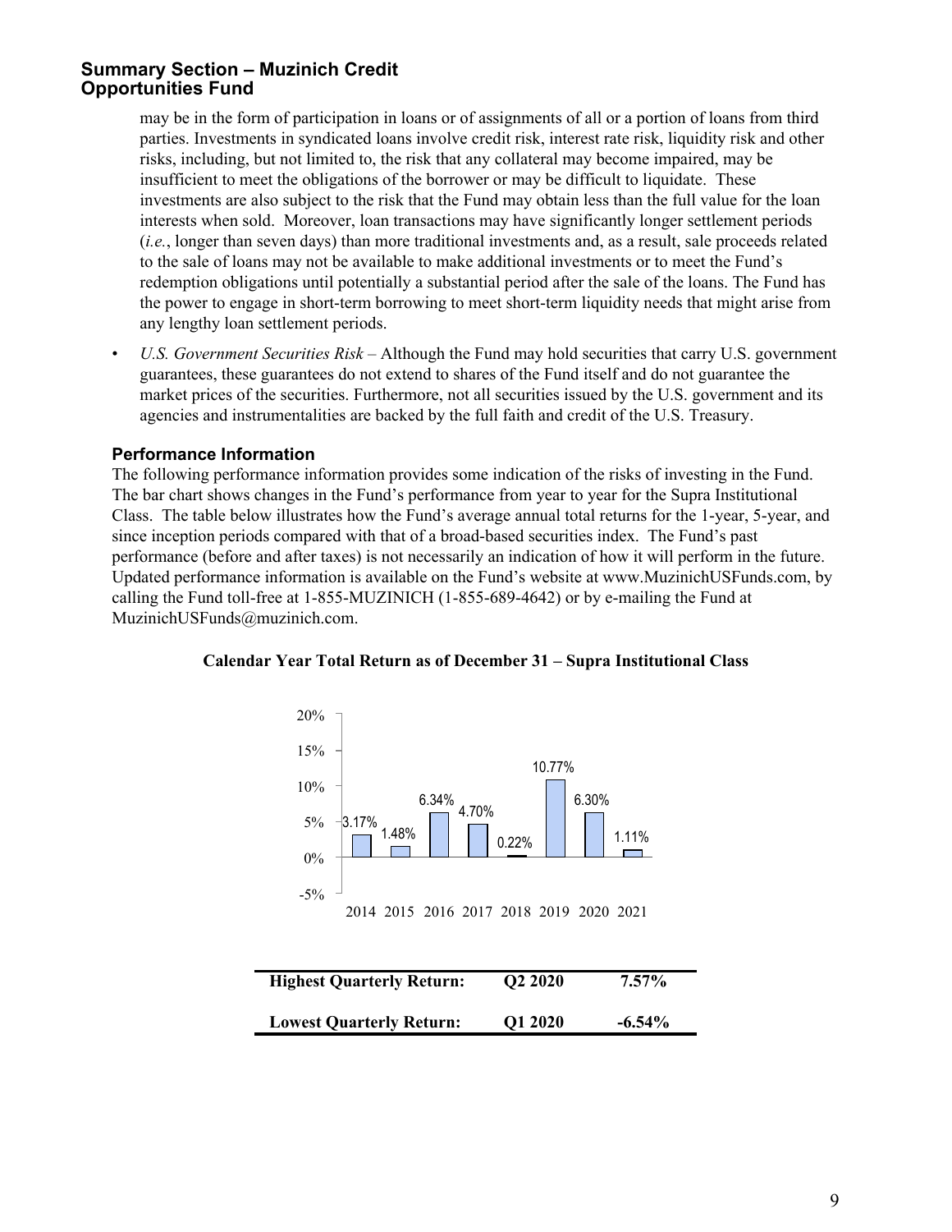may be in the form of participation in loans or of assignments of all or a portion of loans from third parties. Investments in syndicated loans involve credit risk, interest rate risk, liquidity risk and other risks, including, but not limited to, the risk that any collateral may become impaired, may be insufficient to meet the obligations of the borrower or may be difficult to liquidate. These investments are also subject to the risk that the Fund may obtain less than the full value for the loan interests when sold. Moreover, loan transactions may have significantly longer settlement periods (*i.e.*, longer than seven days) than more traditional investments and, as a result, sale proceeds related to the sale of loans may not be available to make additional investments or to meet the Fund's redemption obligations until potentially a substantial period after the sale of the loans. The Fund has the power to engage in short-term borrowing to meet short-term liquidity needs that might arise from any lengthy loan settlement periods.

- *U.S. Government Securities Risk* – Although the Fund may hold securities that carry U.S. government guarantees, these guarantees do not extend to shares of the Fund itself and do not guarantee the market prices of the securities. Furthermore, not all securities issued by the U.S. government and its agencies and instrumentalities are backed by the full faith and credit of the U.S. Treasury.

### Performance Information

The following performance information provides some indication of the risks of investing in the Fund. The bar chart shows changes in the Fund's performance from year to year for the Supra Institutional Class. The table below illustrates how the Fund's average annual total returns for the 1-year, 5-year, and since inception periods compared with that of a broad-based securities index. The Fund's past performance (before and after taxes) is not necessarily an indication of how it will perform in the future. Updated performance information is available on the Fund's website at www.MuzinichUSFunds.com, by calling the Fund toll-free at 1-855-MUZINICH (1-855-689-4642) or by e-mailing the Fund at MuzinichUSFunds@muzinich.com.

**Calendar Year Total Return as of December 31 – Supra Institutional Class**

| Year | Return |
|---|---|
| 2014 | 3.17% |
| 2015 | 1.48% |
| 2016 | 6.34% |
| 2017 | 4.70% |
| 2018 | 0.22% |
| 2019 | 10.77% |
| 2020 | 6.30% |
| 2021 | 1.11% |

| | | |
|---|---|---|
| **Highest Quarterly Return:** | **Q2 2020** | **7.57%** |
| **Lowest Quarterly Return:** | **Q1 2020** | **-6.54%** |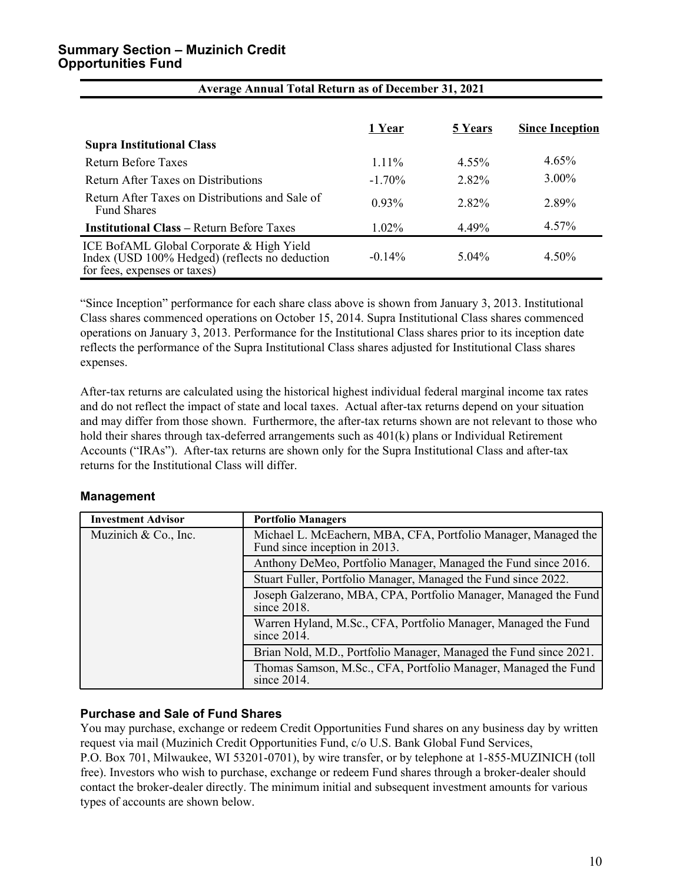## Summary Section – Muzinich Credit Opportunities Fund

| Average Annual Total Return as of December 31, 2021 | 1 Year | 5 Years | Since Inception |
|---|---|---|---|
| **Supra Institutional Class** | | | |
| Return Before Taxes | 1.11% | 4.55% | 4.65% |
| Return After Taxes on Distributions | -1.70% | 2.82% | 3.00% |
| Return After Taxes on Distributions and Sale of Fund Shares | 0.93% | 2.82% | 2.89% |
| **Institutional Class** – Return Before Taxes | 1.02% | 4.49% | 4.57% |
| ICE BofAML Global Corporate & High Yield Index (USD 100% Hedged) (reflects no deduction for fees, expenses or taxes) | -0.14% | 5.04% | 4.50% |

"Since Inception" performance for each share class above is shown from January 3, 2013. Institutional Class shares commenced operations on October 15, 2014. Supra Institutional Class shares commenced operations on January 3, 2013. Performance for the Institutional Class shares prior to its inception date reflects the performance of the Supra Institutional Class shares adjusted for Institutional Class shares expenses.

After-tax returns are calculated using the historical highest individual federal marginal income tax rates and do not reflect the impact of state and local taxes. Actual after-tax returns depend on your situation and may differ from those shown. Furthermore, the after-tax returns shown are not relevant to those who hold their shares through tax-deferred arrangements such as 401(k) plans or Individual Retirement Accounts ("IRAs"). After-tax returns are shown only for the Supra Institutional Class and after-tax returns for the Institutional Class will differ.

### Management

| Investment Advisor | Portfolio Managers |
|---|---|
| Muzinich & Co., Inc. | Michael L. McEachern, MBA, CFA, Portfolio Manager, Managed the Fund since inception in 2013. |
| | Anthony DeMeo, Portfolio Manager, Managed the Fund since 2016. |
| | Stuart Fuller, Portfolio Manager, Managed the Fund since 2022. |
| | Joseph Galzerano, MBA, CPA, Portfolio Manager, Managed the Fund since 2018. |
| | Warren Hyland, M.Sc., CFA, Portfolio Manager, Managed the Fund since 2014. |
| | Brian Nold, M.D., Portfolio Manager, Managed the Fund since 2021. |
| | Thomas Samson, M.Sc., CFA, Portfolio Manager, Managed the Fund since 2014. |

### Purchase and Sale of Fund Shares

You may purchase, exchange or redeem Credit Opportunities Fund shares on any business day by written request via mail (Muzinich Credit Opportunities Fund, c/o U.S. Bank Global Fund Services, P.O. Box 701, Milwaukee, WI 53201-0701), by wire transfer, or by telephone at 1-855-MUZINICH (toll free). Investors who wish to purchase, exchange or redeem Fund shares through a broker-dealer should contact the broker-dealer directly. The minimum initial and subsequent investment amounts for various types of accounts are shown below.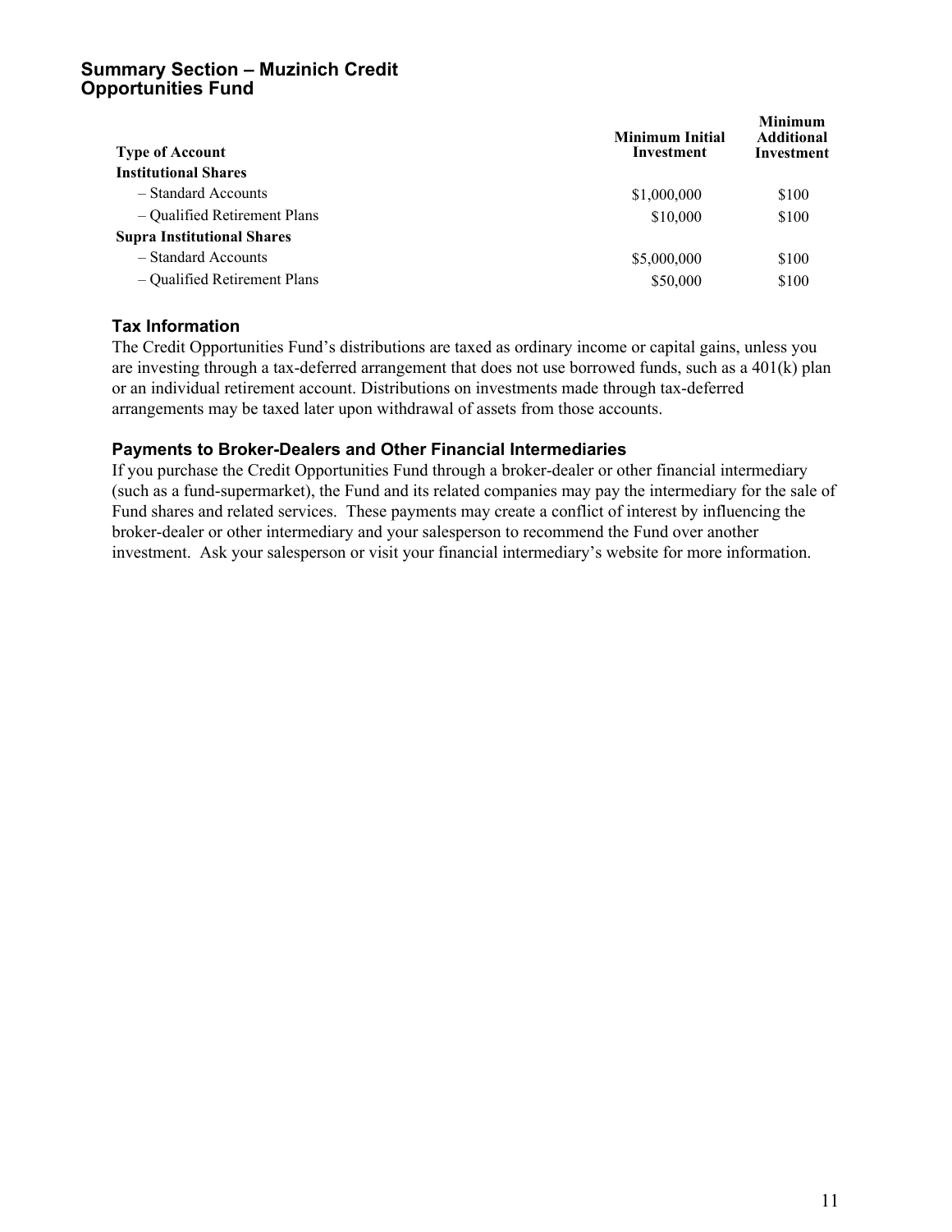## Summary Section – Muzinich Credit Opportunities Fund

| Type of Account | Minimum Initial Investment | Minimum Additional Investment |
|---|---|---|
| **Institutional Shares** | | |
| – Standard Accounts | $1,000,000 | $100 |
| – Qualified Retirement Plans | $10,000 | $100 |
| **Supra Institutional Shares** | | |
| – Standard Accounts | $5,000,000 | $100 |
| – Qualified Retirement Plans | $50,000 | $100 |

### Tax Information

The Credit Opportunities Fund's distributions are taxed as ordinary income or capital gains, unless you are investing through a tax-deferred arrangement that does not use borrowed funds, such as a 401(k) plan or an individual retirement account. Distributions on investments made through tax-deferred arrangements may be taxed later upon withdrawal of assets from those accounts.

### Payments to Broker-Dealers and Other Financial Intermediaries

If you purchase the Credit Opportunities Fund through a broker-dealer or other financial intermediary (such as a fund-supermarket), the Fund and its related companies may pay the intermediary for the sale of Fund shares and related services. These payments may create a conflict of interest by influencing the broker-dealer or other intermediary and your salesperson to recommend the Fund over another investment. Ask your salesperson or visit your financial intermediary's website for more information.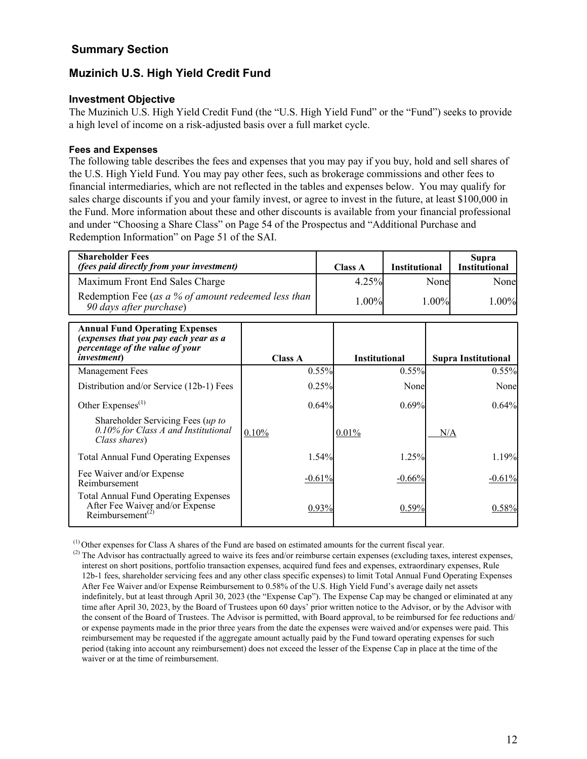## Summary Section

## Muzinich U.S. High Yield Credit Fund

### Investment Objective

The Muzinich U.S. High Yield Credit Fund (the "U.S. High Yield Fund" or the "Fund") seeks to provide a high level of income on a risk-adjusted basis over a full market cycle.

#### Fees and Expenses

The following table describes the fees and expenses that you may pay if you buy, hold and sell shares of the U.S. High Yield Fund. You may pay other fees, such as brokerage commissions and other fees to financial intermediaries, which are not reflected in the tables and expenses below. You may qualify for sales charge discounts if you and your family invest, or agree to invest in the future, at least $100,000 in the Fund. More information about these and other discounts is available from your financial professional and under "Choosing a Share Class" on Page 54 of the Prospectus and "Additional Purchase and Redemption Information" on Page 51 of the SAI.

| **Shareholder Fees** *(fees paid directly from your investment)* | **Class A** | **Institutional** | **Supra Institutional** |
|---|---|---|---|
| Maximum Front End Sales Charge | 4.25% | None | None |
| Redemption Fee (*as a % of amount redeemed less than 90 days after purchase*) | 1.00% | 1.00% | 1.00% |

| **Annual Fund Operating Expenses (*expenses that you pay each year as a percentage of the value of your investment*)** | **Class A** | **Institutional** | **Supra Institutional** |
|---|---|---|---|
| Management Fees | 0.55% | 0.55% | 0.55% |
| Distribution and/or Service (12b-1) Fees | 0.25% | None | None |
| Other Expenses[(1)] | 0.64% | 0.69% | 0.64% |
| Shareholder Servicing Fees (*up to 0.10% for Class A and Institutional Class shares*) | 0.10% | 0.01% | N/A |
| Total Annual Fund Operating Expenses | 1.54% | 1.25% | 1.19% |
| Fee Waiver and/or Expense Reimbursement | -0.61% | -0.66% | -0.61% |
| Total Annual Fund Operating Expenses After Fee Waiver and/or Expense Reimbursement[(2)] | 0.93% | 0.59% | 0.58% |

[(1)] Other expenses for Class A shares of the Fund are based on estimated amounts for the current fiscal year.

[(2)] The Advisor has contractually agreed to waive its fees and/or reimburse certain expenses (excluding taxes, interest expenses, interest on short positions, portfolio transaction expenses, acquired fund fees and expenses, extraordinary expenses, Rule 12b-1 fees, shareholder servicing fees and any other class specific expenses) to limit Total Annual Fund Operating Expenses After Fee Waiver and/or Expense Reimbursement to 0.58% of the U.S. High Yield Fund's average daily net assets indefinitely, but at least through April 30, 2023 (the "Expense Cap"). The Expense Cap may be changed or eliminated at any time after April 30, 2023, by the Board of Trustees upon 60 days' prior written notice to the Advisor, or by the Advisor with the consent of the Board of Trustees. The Advisor is permitted, with Board approval, to be reimbursed for fee reductions and/or expense payments made in the prior three years from the date the expenses were waived and/or expenses were paid. This reimbursement may be requested if the aggregate amount actually paid by the Fund toward operating expenses for such period (taking into account any reimbursement) does not exceed the lesser of the Expense Cap in place at the time of the waiver or at the time of reimbursement.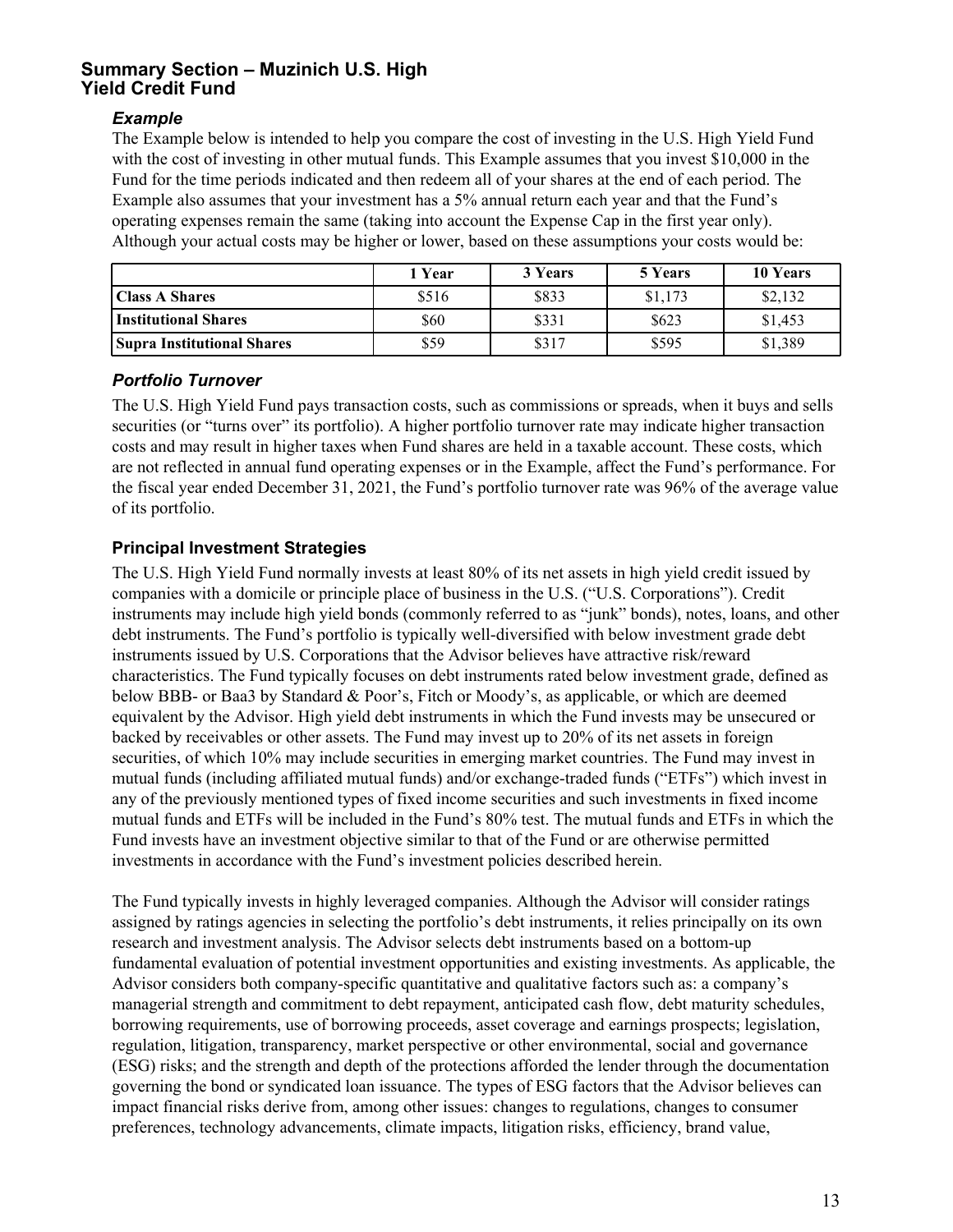## Summary Section – Muzinich U.S. High Yield Credit Fund

### *Example*

The Example below is intended to help you compare the cost of investing in the U.S. High Yield Fund with the cost of investing in other mutual funds. This Example assumes that you invest $10,000 in the Fund for the time periods indicated and then redeem all of your shares at the end of each period. The Example also assumes that your investment has a 5% annual return each year and that the Fund's operating expenses remain the same (taking into account the Expense Cap in the first year only). Although your actual costs may be higher or lower, based on these assumptions your costs would be:

| | 1 Year | 3 Years | 5 Years | 10 Years |
|---|---|---|---|---|
| **Class A Shares** | $516 | $833 | $1,173 | $2,132 |
| **Institutional Shares** | $60 | $331 | $623 | $1,453 |
| **Supra Institutional Shares** | $59 | $317 | $595 | $1,389 |

### *Portfolio Turnover*

The U.S. High Yield Fund pays transaction costs, such as commissions or spreads, when it buys and sells securities (or "turns over" its portfolio). A higher portfolio turnover rate may indicate higher transaction costs and may result in higher taxes when Fund shares are held in a taxable account. These costs, which are not reflected in annual fund operating expenses or in the Example, affect the Fund's performance. For the fiscal year ended December 31, 2021, the Fund's portfolio turnover rate was 96% of the average value of its portfolio.

### Principal Investment Strategies

The U.S. High Yield Fund normally invests at least 80% of its net assets in high yield credit issued by companies with a domicile or principle place of business in the U.S. ("U.S. Corporations"). Credit instruments may include high yield bonds (commonly referred to as "junk" bonds), notes, loans, and other debt instruments. The Fund's portfolio is typically well-diversified with below investment grade debt instruments issued by U.S. Corporations that the Advisor believes have attractive risk/reward characteristics. The Fund typically focuses on debt instruments rated below investment grade, defined as below BBB- or Baa3 by Standard & Poor's, Fitch or Moody's, as applicable, or which are deemed equivalent by the Advisor. High yield debt instruments in which the Fund invests may be unsecured or backed by receivables or other assets. The Fund may invest up to 20% of its net assets in foreign securities, of which 10% may include securities in emerging market countries. The Fund may invest in mutual funds (including affiliated mutual funds) and/or exchange-traded funds ("ETFs") which invest in any of the previously mentioned types of fixed income securities and such investments in fixed income mutual funds and ETFs will be included in the Fund's 80% test. The mutual funds and ETFs in which the Fund invests have an investment objective similar to that of the Fund or are otherwise permitted investments in accordance with the Fund's investment policies described herein.

The Fund typically invests in highly leveraged companies. Although the Advisor will consider ratings assigned by ratings agencies in selecting the portfolio's debt instruments, it relies principally on its own research and investment analysis. The Advisor selects debt instruments based on a bottom-up fundamental evaluation of potential investment opportunities and existing investments. As applicable, the Advisor considers both company-specific quantitative and qualitative factors such as: a company's managerial strength and commitment to debt repayment, anticipated cash flow, debt maturity schedules, borrowing requirements, use of borrowing proceeds, asset coverage and earnings prospects; legislation, regulation, litigation, transparency, market perspective or other environmental, social and governance (ESG) risks; and the strength and depth of the protections afforded the lender through the documentation governing the bond or syndicated loan issuance. The types of ESG factors that the Advisor believes can impact financial risks derive from, among other issues: changes to regulations, changes to consumer preferences, technology advancements, climate impacts, litigation risks, efficiency, brand value,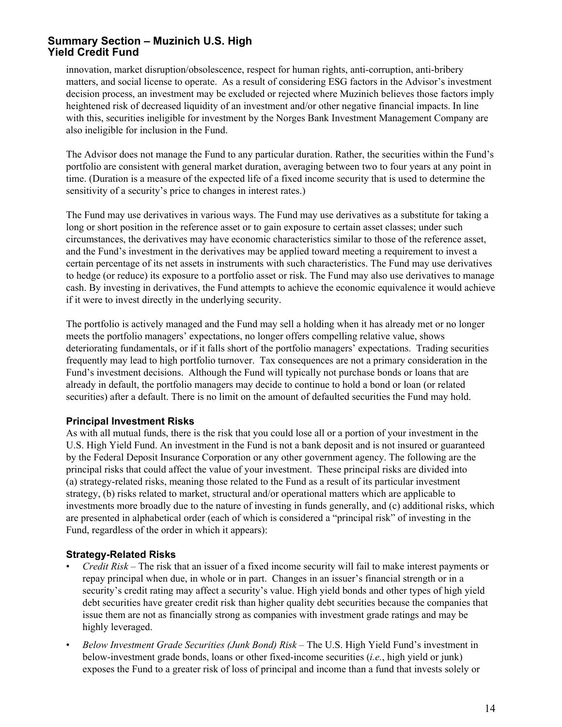innovation, market disruption/obsolescence, respect for human rights, anti-corruption, anti-bribery matters, and social license to operate. As a result of considering ESG factors in the Advisor's investment decision process, an investment may be excluded or rejected where Muzinich believes those factors imply heightened risk of decreased liquidity of an investment and/or other negative financial impacts. In line with this, securities ineligible for investment by the Norges Bank Investment Management Company are also ineligible for inclusion in the Fund.

The Advisor does not manage the Fund to any particular duration. Rather, the securities within the Fund's portfolio are consistent with general market duration, averaging between two to four years at any point in time. (Duration is a measure of the expected life of a fixed income security that is used to determine the sensitivity of a security's price to changes in interest rates.)

The Fund may use derivatives in various ways. The Fund may use derivatives as a substitute for taking a long or short position in the reference asset or to gain exposure to certain asset classes; under such circumstances, the derivatives may have economic characteristics similar to those of the reference asset, and the Fund's investment in the derivatives may be applied toward meeting a requirement to invest a certain percentage of its net assets in instruments with such characteristics. The Fund may use derivatives to hedge (or reduce) its exposure to a portfolio asset or risk. The Fund may also use derivatives to manage cash. By investing in derivatives, the Fund attempts to achieve the economic equivalence it would achieve if it were to invest directly in the underlying security.

The portfolio is actively managed and the Fund may sell a holding when it has already met or no longer meets the portfolio managers' expectations, no longer offers compelling relative value, shows deteriorating fundamentals, or if it falls short of the portfolio managers' expectations. Trading securities frequently may lead to high portfolio turnover. Tax consequences are not a primary consideration in the Fund's investment decisions. Although the Fund will typically not purchase bonds or loans that are already in default, the portfolio managers may decide to continue to hold a bond or loan (or related securities) after a default. There is no limit on the amount of defaulted securities the Fund may hold.

### Principal Investment Risks

As with all mutual funds, there is the risk that you could lose all or a portion of your investment in the U.S. High Yield Fund. An investment in the Fund is not a bank deposit and is not insured or guaranteed by the Federal Deposit Insurance Corporation or any other government agency. The following are the principal risks that could affect the value of your investment. These principal risks are divided into (a) strategy-related risks, meaning those related to the Fund as a result of its particular investment strategy, (b) risks related to market, structural and/or operational matters which are applicable to investments more broadly due to the nature of investing in funds generally, and (c) additional risks, which are presented in alphabetical order (each of which is considered a "principal risk" of investing in the Fund, regardless of the order in which it appears):

### Strategy-Related Risks

- *Credit Risk* – The risk that an issuer of a fixed income security will fail to make interest payments or repay principal when due, in whole or in part. Changes in an issuer's financial strength or in a security's credit rating may affect a security's value. High yield bonds and other types of high yield debt securities have greater credit risk than higher quality debt securities because the companies that issue them are not as financially strong as companies with investment grade ratings and may be highly leveraged.
- *Below Investment Grade Securities (Junk Bond) Risk* – The U.S. High Yield Fund's investment in below-investment grade bonds, loans or other fixed-income securities (*i.e.*, high yield or junk) exposes the Fund to a greater risk of loss of principal and income than a fund that invests solely or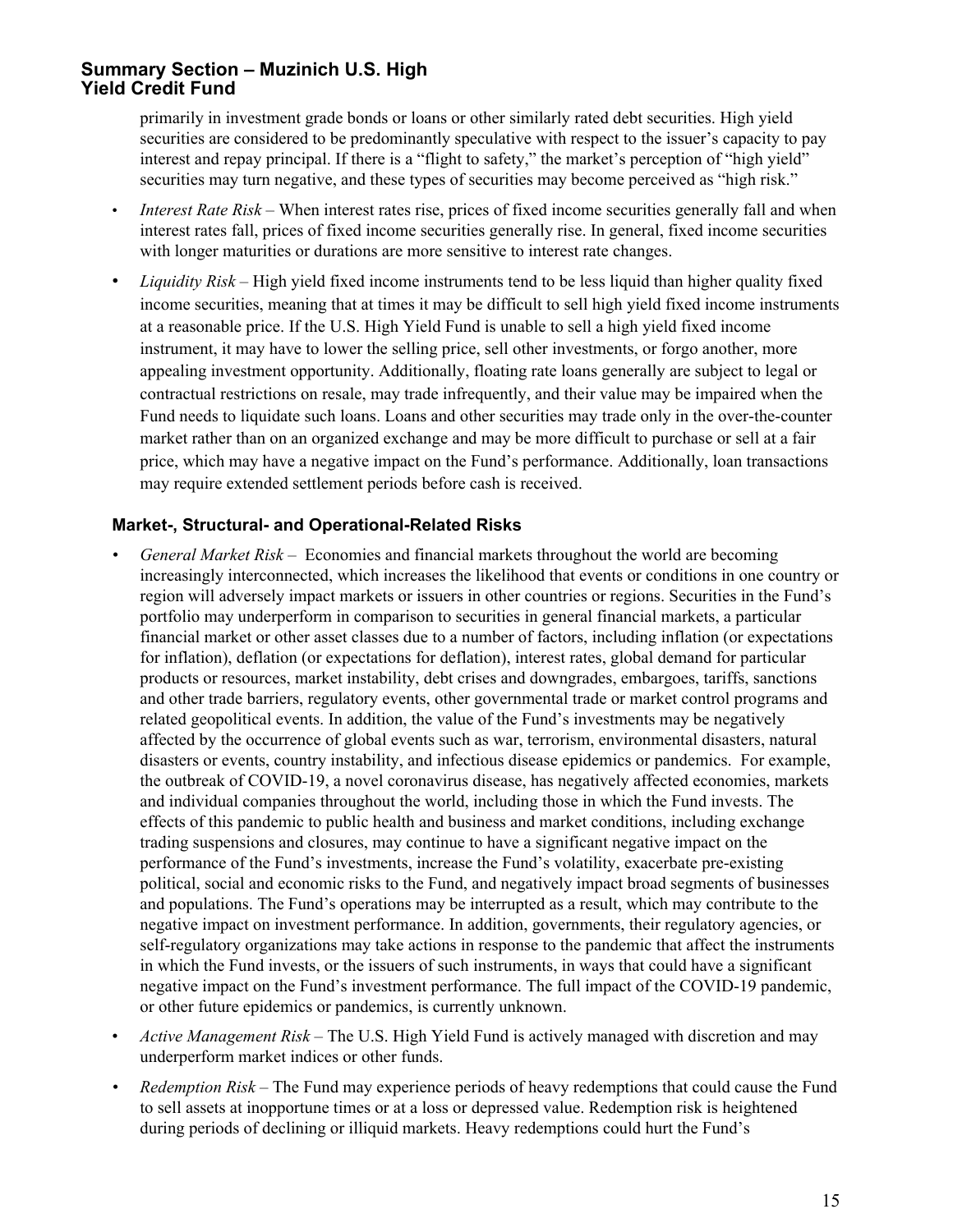primarily in investment grade bonds or loans or other similarly rated debt securities. High yield securities are considered to be predominantly speculative with respect to the issuer's capacity to pay interest and repay principal. If there is a "flight to safety," the market's perception of "high yield" securities may turn negative, and these types of securities may become perceived as "high risk."

- *Interest Rate Risk* – When interest rates rise, prices of fixed income securities generally fall and when interest rates fall, prices of fixed income securities generally rise. In general, fixed income securities with longer maturities or durations are more sensitive to interest rate changes.
- *Liquidity Risk* – High yield fixed income instruments tend to be less liquid than higher quality fixed income securities, meaning that at times it may be difficult to sell high yield fixed income instruments at a reasonable price. If the U.S. High Yield Fund is unable to sell a high yield fixed income instrument, it may have to lower the selling price, sell other investments, or forgo another, more appealing investment opportunity. Additionally, floating rate loans generally are subject to legal or contractual restrictions on resale, may trade infrequently, and their value may be impaired when the Fund needs to liquidate such loans. Loans and other securities may trade only in the over-the-counter market rather than on an organized exchange and may be more difficult to purchase or sell at a fair price, which may have a negative impact on the Fund's performance. Additionally, loan transactions may require extended settlement periods before cash is received.

### Market-, Structural- and Operational-Related Risks

- *General Market Risk* – Economies and financial markets throughout the world are becoming increasingly interconnected, which increases the likelihood that events or conditions in one country or region will adversely impact markets or issuers in other countries or regions. Securities in the Fund's portfolio may underperform in comparison to securities in general financial markets, a particular financial market or other asset classes due to a number of factors, including inflation (or expectations for inflation), deflation (or expectations for deflation), interest rates, global demand for particular products or resources, market instability, debt crises and downgrades, embargoes, tariffs, sanctions and other trade barriers, regulatory events, other governmental trade or market control programs and related geopolitical events. In addition, the value of the Fund's investments may be negatively affected by the occurrence of global events such as war, terrorism, environmental disasters, natural disasters or events, country instability, and infectious disease epidemics or pandemics. For example, the outbreak of COVID-19, a novel coronavirus disease, has negatively affected economies, markets and individual companies throughout the world, including those in which the Fund invests. The effects of this pandemic to public health and business and market conditions, including exchange trading suspensions and closures, may continue to have a significant negative impact on the performance of the Fund's investments, increase the Fund's volatility, exacerbate pre-existing political, social and economic risks to the Fund, and negatively impact broad segments of businesses and populations. The Fund's operations may be interrupted as a result, which may contribute to the negative impact on investment performance. In addition, governments, their regulatory agencies, or self-regulatory organizations may take actions in response to the pandemic that affect the instruments in which the Fund invests, or the issuers of such instruments, in ways that could have a significant negative impact on the Fund's investment performance. The full impact of the COVID-19 pandemic, or other future epidemics or pandemics, is currently unknown.
- *Active Management Risk* – The U.S. High Yield Fund is actively managed with discretion and may underperform market indices or other funds.
- *Redemption Risk* – The Fund may experience periods of heavy redemptions that could cause the Fund to sell assets at inopportune times or at a loss or depressed value. Redemption risk is heightened during periods of declining or illiquid markets. Heavy redemptions could hurt the Fund's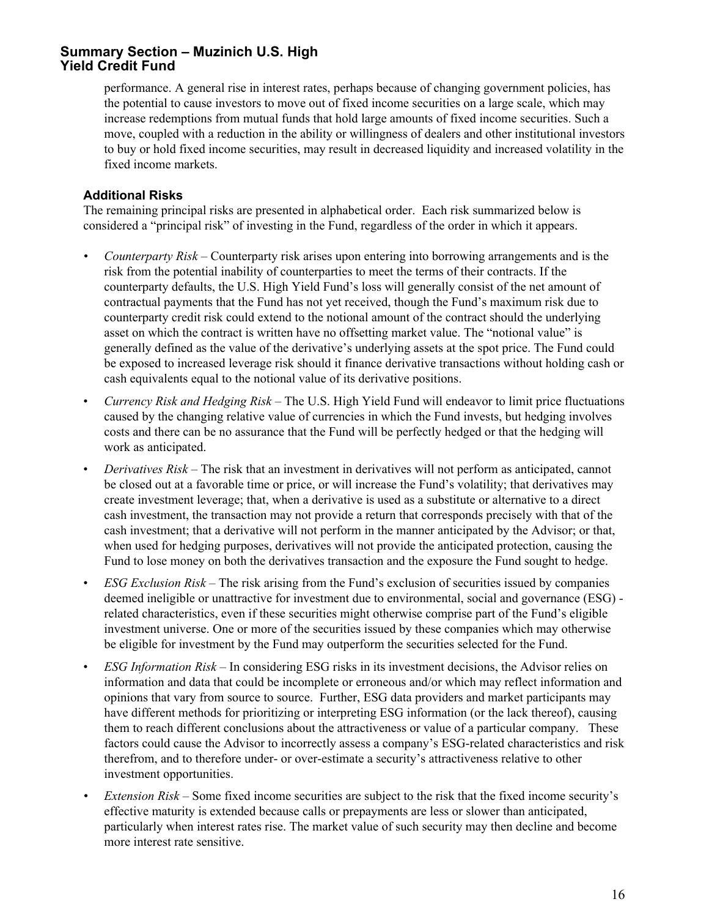performance. A general rise in interest rates, perhaps because of changing government policies, has the potential to cause investors to move out of fixed income securities on a large scale, which may increase redemptions from mutual funds that hold large amounts of fixed income securities. Such a move, coupled with a reduction in the ability or willingness of dealers and other institutional investors to buy or hold fixed income securities, may result in decreased liquidity and increased volatility in the fixed income markets.

### Additional Risks

The remaining principal risks are presented in alphabetical order. Each risk summarized below is considered a "principal risk" of investing in the Fund, regardless of the order in which it appears.

- *Counterparty Risk* – Counterparty risk arises upon entering into borrowing arrangements and is the risk from the potential inability of counterparties to meet the terms of their contracts. If the counterparty defaults, the U.S. High Yield Fund's loss will generally consist of the net amount of contractual payments that the Fund has not yet received, though the Fund's maximum risk due to counterparty credit risk could extend to the notional amount of the contract should the underlying asset on which the contract is written have no offsetting market value. The "notional value" is generally defined as the value of the derivative's underlying assets at the spot price. The Fund could be exposed to increased leverage risk should it finance derivative transactions without holding cash or cash equivalents equal to the notional value of its derivative positions.
- *Currency Risk and Hedging Risk* – The U.S. High Yield Fund will endeavor to limit price fluctuations caused by the changing relative value of currencies in which the Fund invests, but hedging involves costs and there can be no assurance that the Fund will be perfectly hedged or that the hedging will work as anticipated.
- *Derivatives Risk* – The risk that an investment in derivatives will not perform as anticipated, cannot be closed out at a favorable time or price, or will increase the Fund's volatility; that derivatives may create investment leverage; that, when a derivative is used as a substitute or alternative to a direct cash investment, the transaction may not provide a return that corresponds precisely with that of the cash investment; that a derivative will not perform in the manner anticipated by the Advisor; or that, when used for hedging purposes, derivatives will not provide the anticipated protection, causing the Fund to lose money on both the derivatives transaction and the exposure the Fund sought to hedge.
- *ESG Exclusion Risk* – The risk arising from the Fund's exclusion of securities issued by companies deemed ineligible or unattractive for investment due to environmental, social and governance (ESG) - related characteristics, even if these securities might otherwise comprise part of the Fund's eligible investment universe. One or more of the securities issued by these companies which may otherwise be eligible for investment by the Fund may outperform the securities selected for the Fund.
- *ESG Information Risk* – In considering ESG risks in its investment decisions, the Advisor relies on information and data that could be incomplete or erroneous and/or which may reflect information and opinions that vary from source to source. Further, ESG data providers and market participants may have different methods for prioritizing or interpreting ESG information (or the lack thereof), causing them to reach different conclusions about the attractiveness or value of a particular company. These factors could cause the Advisor to incorrectly assess a company's ESG-related characteristics and risk therefrom, and to therefore under- or over-estimate a security's attractiveness relative to other investment opportunities.
- *Extension Risk* – Some fixed income securities are subject to the risk that the fixed income security's effective maturity is extended because calls or prepayments are less or slower than anticipated, particularly when interest rates rise. The market value of such security may then decline and become more interest rate sensitive.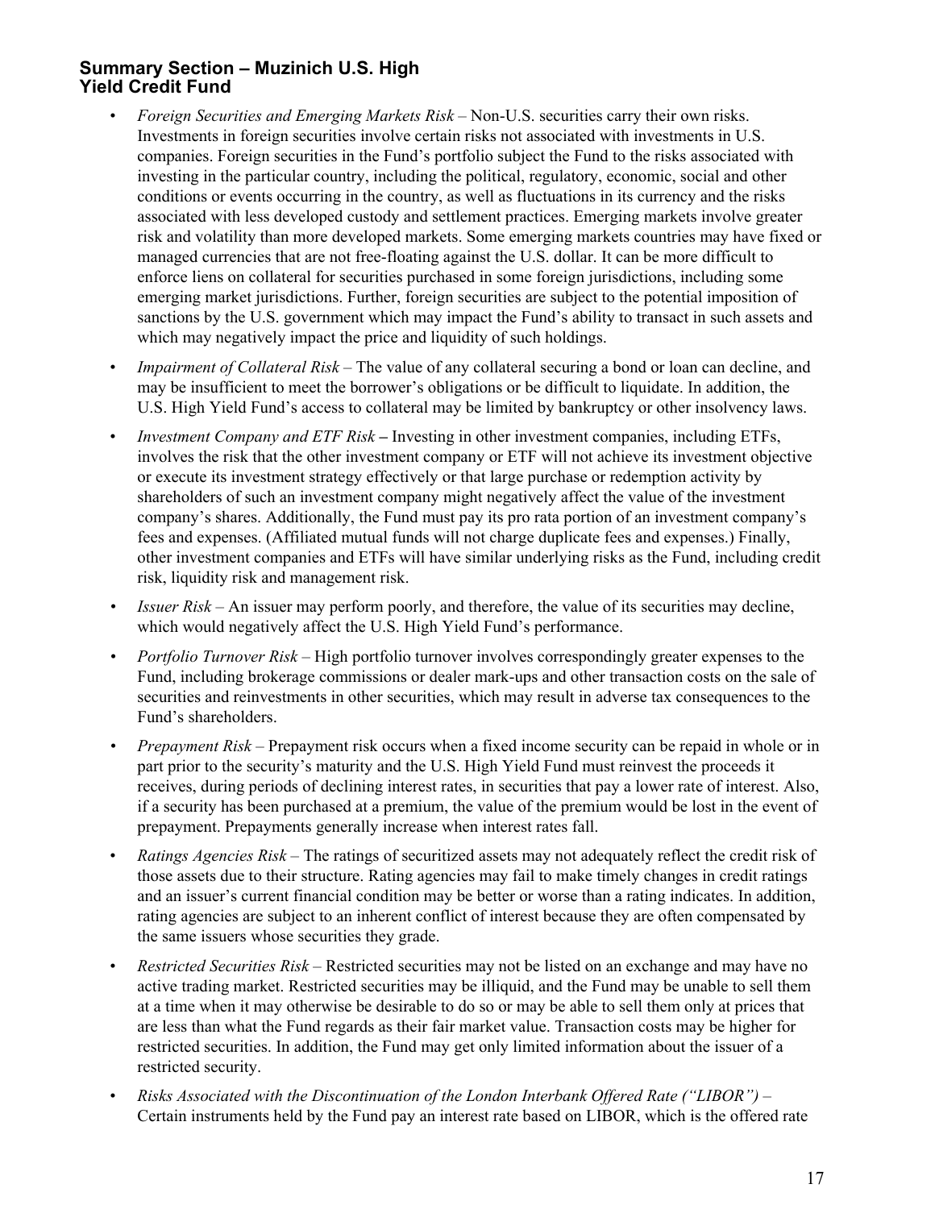## Summary Section – Muzinich U.S. High Yield Credit Fund

- *Foreign Securities and Emerging Markets Risk* – Non-U.S. securities carry their own risks. Investments in foreign securities involve certain risks not associated with investments in U.S. companies. Foreign securities in the Fund's portfolio subject the Fund to the risks associated with investing in the particular country, including the political, regulatory, economic, social and other conditions or events occurring in the country, as well as fluctuations in its currency and the risks associated with less developed custody and settlement practices. Emerging markets involve greater risk and volatility than more developed markets. Some emerging markets countries may have fixed or managed currencies that are not free-floating against the U.S. dollar. It can be more difficult to enforce liens on collateral for securities purchased in some foreign jurisdictions, including some emerging market jurisdictions. Further, foreign securities are subject to the potential imposition of sanctions by the U.S. government which may impact the Fund's ability to transact in such assets and which may negatively impact the price and liquidity of such holdings.
- *Impairment of Collateral Risk* – The value of any collateral securing a bond or loan can decline, and may be insufficient to meet the borrower's obligations or be difficult to liquidate. In addition, the U.S. High Yield Fund's access to collateral may be limited by bankruptcy or other insolvency laws.
- *Investment Company and ETF Risk* **–** Investing in other investment companies, including ETFs, involves the risk that the other investment company or ETF will not achieve its investment objective or execute its investment strategy effectively or that large purchase or redemption activity by shareholders of such an investment company might negatively affect the value of the investment company's shares. Additionally, the Fund must pay its pro rata portion of an investment company's fees and expenses. (Affiliated mutual funds will not charge duplicate fees and expenses.) Finally, other investment companies and ETFs will have similar underlying risks as the Fund, including credit risk, liquidity risk and management risk.
- *Issuer Risk* – An issuer may perform poorly, and therefore, the value of its securities may decline, which would negatively affect the U.S. High Yield Fund's performance.
- *Portfolio Turnover Risk* – High portfolio turnover involves correspondingly greater expenses to the Fund, including brokerage commissions or dealer mark-ups and other transaction costs on the sale of securities and reinvestments in other securities, which may result in adverse tax consequences to the Fund's shareholders.
- *Prepayment Risk* – Prepayment risk occurs when a fixed income security can be repaid in whole or in part prior to the security's maturity and the U.S. High Yield Fund must reinvest the proceeds it receives, during periods of declining interest rates, in securities that pay a lower rate of interest. Also, if a security has been purchased at a premium, the value of the premium would be lost in the event of prepayment. Prepayments generally increase when interest rates fall.
- *Ratings Agencies Risk* – The ratings of securitized assets may not adequately reflect the credit risk of those assets due to their structure. Rating agencies may fail to make timely changes in credit ratings and an issuer's current financial condition may be better or worse than a rating indicates. In addition, rating agencies are subject to an inherent conflict of interest because they are often compensated by the same issuers whose securities they grade.
- *Restricted Securities Risk* – Restricted securities may not be listed on an exchange and may have no active trading market. Restricted securities may be illiquid, and the Fund may be unable to sell them at a time when it may otherwise be desirable to do so or may be able to sell them only at prices that are less than what the Fund regards as their fair market value. Transaction costs may be higher for restricted securities. In addition, the Fund may get only limited information about the issuer of a restricted security.
- *Risks Associated with the Discontinuation of the London Interbank Offered Rate ("LIBOR")* – Certain instruments held by the Fund pay an interest rate based on LIBOR, which is the offered rate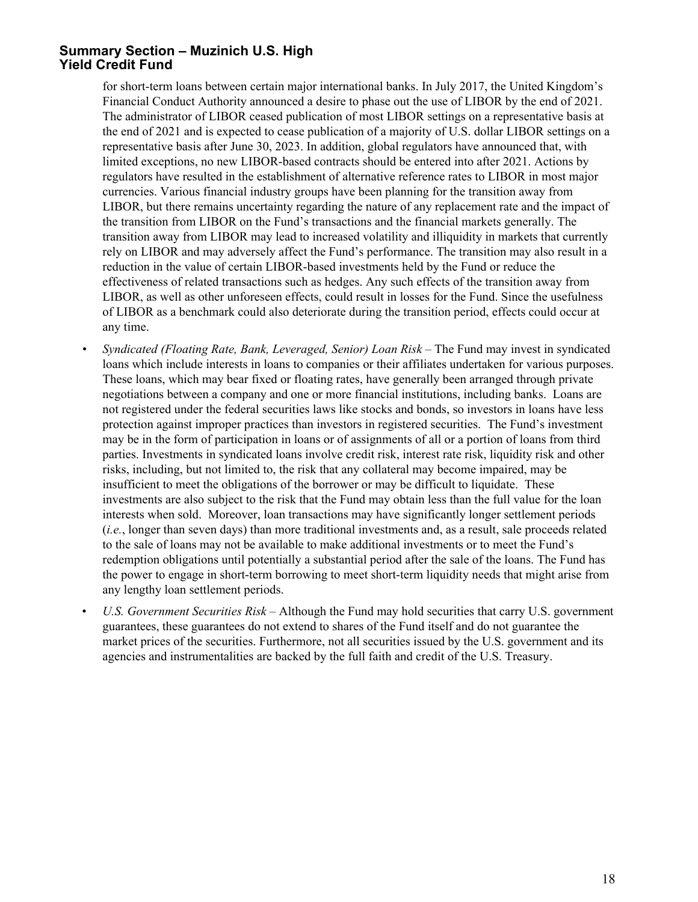for short-term loans between certain major international banks. In July 2017, the United Kingdom's Financial Conduct Authority announced a desire to phase out the use of LIBOR by the end of 2021. The administrator of LIBOR ceased publication of most LIBOR settings on a representative basis at the end of 2021 and is expected to cease publication of a majority of U.S. dollar LIBOR settings on a representative basis after June 30, 2023. In addition, global regulators have announced that, with limited exceptions, no new LIBOR-based contracts should be entered into after 2021. Actions by regulators have resulted in the establishment of alternative reference rates to LIBOR in most major currencies. Various financial industry groups have been planning for the transition away from LIBOR, but there remains uncertainty regarding the nature of any replacement rate and the impact of the transition from LIBOR on the Fund's transactions and the financial markets generally. The transition away from LIBOR may lead to increased volatility and illiquidity in markets that currently rely on LIBOR and may adversely affect the Fund's performance. The transition may also result in a reduction in the value of certain LIBOR-based investments held by the Fund or reduce the effectiveness of related transactions such as hedges. Any such effects of the transition away from LIBOR, as well as other unforeseen effects, could result in losses for the Fund. Since the usefulness of LIBOR as a benchmark could also deteriorate during the transition period, effects could occur at any time.

- *Syndicated (Floating Rate, Bank, Leveraged, Senior) Loan Risk* – The Fund may invest in syndicated loans which include interests in loans to companies or their affiliates undertaken for various purposes. These loans, which may bear fixed or floating rates, have generally been arranged through private negotiations between a company and one or more financial institutions, including banks. Loans are not registered under the federal securities laws like stocks and bonds, so investors in loans have less protection against improper practices than investors in registered securities. The Fund's investment may be in the form of participation in loans or of assignments of all or a portion of loans from third parties. Investments in syndicated loans involve credit risk, interest rate risk, liquidity risk and other risks, including, but not limited to, the risk that any collateral may become impaired, may be insufficient to meet the obligations of the borrower or may be difficult to liquidate. These investments are also subject to the risk that the Fund may obtain less than the full value for the loan interests when sold. Moreover, loan transactions may have significantly longer settlement periods (*i.e.*, longer than seven days) than more traditional investments and, as a result, sale proceeds related to the sale of loans may not be available to make additional investments or to meet the Fund's redemption obligations until potentially a substantial period after the sale of the loans. The Fund has the power to engage in short-term borrowing to meet short-term liquidity needs that might arise from any lengthy loan settlement periods.
- *U.S. Government Securities Risk* – Although the Fund may hold securities that carry U.S. government guarantees, these guarantees do not extend to shares of the Fund itself and do not guarantee the market prices of the securities. Furthermore, not all securities issued by the U.S. government and its agencies and instrumentalities are backed by the full faith and credit of the U.S. Treasury.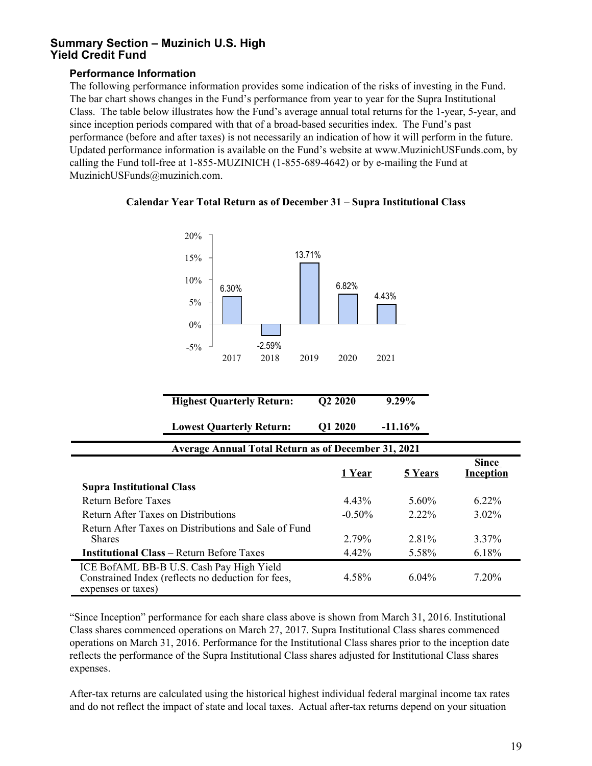# Summary Section – Muzinich U.S. High Yield Credit Fund

## Performance Information

The following performance information provides some indication of the risks of investing in the Fund. The bar chart shows changes in the Fund's performance from year to year for the Supra Institutional Class. The table below illustrates how the Fund's average annual total returns for the 1-year, 5-year, and since inception periods compared with that of a broad-based securities index. The Fund's past performance (before and after taxes) is not necessarily an indication of how it will perform in the future. Updated performance information is available on the Fund's website at www.MuzinichUSFunds.com, by calling the Fund toll-free at 1-855-MUZINICH (1-855-689-4642) or by e-mailing the Fund at MuzinichUSFunds@muzinich.com.

**Calendar Year Total Return as of December 31 – Supra Institutional Class**

| Year | Total Return |
|---|---|
| 2017 | 6.30% |
| 2018 | -2.59% |
| 2019 | 13.71% |
| 2020 | 6.82% |
| 2021 | 4.43% |

| | | |
|---|---|---|
| **Highest Quarterly Return:** | **Q2 2020** | **9.29%** |
| **Lowest Quarterly Return:** | **Q1 2020** | **-11.16%** |

**Average Annual Total Return as of December 31, 2021**

| | 1 Year | 5 Years | Since Inception |
|---|---|---|---|
| **Supra Institutional Class** | | | |
| Return Before Taxes | 4.43% | 5.60% | 6.22% |
| Return After Taxes on Distributions | -0.50% | 2.22% | 3.02% |
| Return After Taxes on Distributions and Sale of Fund Shares | 2.79% | 2.81% | 3.37% |
| **Institutional Class** – Return Before Taxes | 4.42% | 5.58% | 6.18% |
| ICE BofAML BB-B U.S. Cash Pay High Yield Constrained Index (reflects no deduction for fees, expenses or taxes) | 4.58% | 6.04% | 7.20% |

"Since Inception" performance for each share class above is shown from March 31, 2016. Institutional Class shares commenced operations on March 27, 2017. Supra Institutional Class shares commenced operations on March 31, 2016. Performance for the Institutional Class shares prior to the inception date reflects the performance of the Supra Institutional Class shares adjusted for Institutional Class shares expenses.

After-tax returns are calculated using the historical highest individual federal marginal income tax rates and do not reflect the impact of state and local taxes. Actual after-tax returns depend on your situation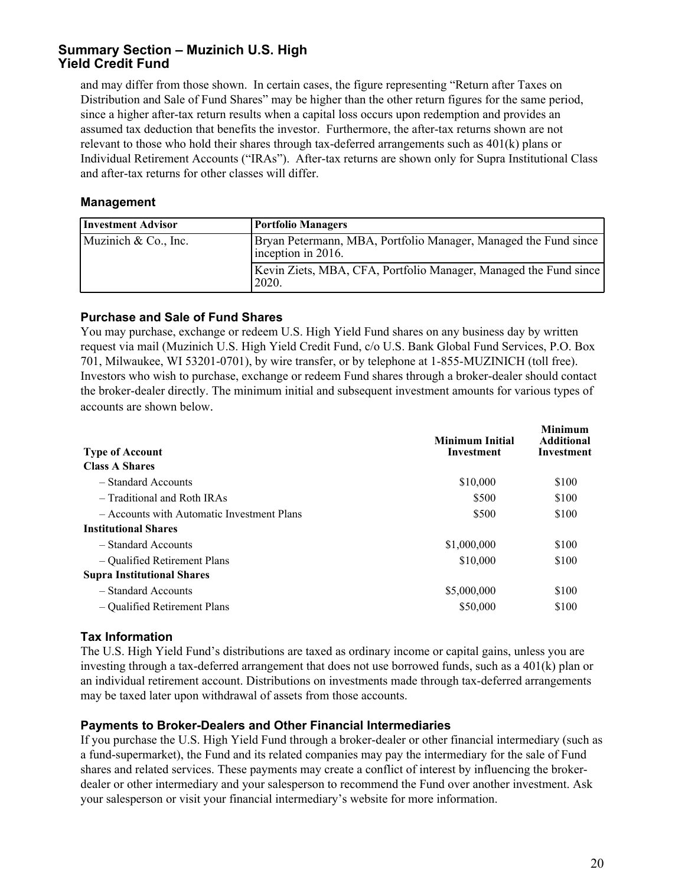and may differ from those shown. In certain cases, the figure representing "Return after Taxes on Distribution and Sale of Fund Shares" may be higher than the other return figures for the same period, since a higher after-tax return results when a capital loss occurs upon redemption and provides an assumed tax deduction that benefits the investor. Furthermore, the after-tax returns shown are not relevant to those who hold their shares through tax-deferred arrangements such as 401(k) plans or Individual Retirement Accounts ("IRAs"). After-tax returns are shown only for Supra Institutional Class and after-tax returns for other classes will differ.

### Management

| Investment Advisor | Portfolio Managers |
|---|---|
| Muzinich & Co., Inc. | Bryan Petermann, MBA, Portfolio Manager, Managed the Fund since inception in 2016. |
| | Kevin Ziets, MBA, CFA, Portfolio Manager, Managed the Fund since 2020. |

### Purchase and Sale of Fund Shares

You may purchase, exchange or redeem U.S. High Yield Fund shares on any business day by written request via mail (Muzinich U.S. High Yield Credit Fund, c/o U.S. Bank Global Fund Services, P.O. Box 701, Milwaukee, WI 53201-0701), by wire transfer, or by telephone at 1-855-MUZINICH (toll free). Investors who wish to purchase, exchange or redeem Fund shares through a broker-dealer should contact the broker-dealer directly. The minimum initial and subsequent investment amounts for various types of accounts are shown below.

| Type of Account | Minimum Initial Investment | Minimum Additional Investment |
|---|---|---|
| **Class A Shares** | | |
| – Standard Accounts | $10,000 | $100 |
| – Traditional and Roth IRAs | $500 | $100 |
| – Accounts with Automatic Investment Plans | $500 | $100 |
| **Institutional Shares** | | |
| – Standard Accounts | $1,000,000 | $100 |
| – Qualified Retirement Plans | $10,000 | $100 |
| **Supra Institutional Shares** | | |
| – Standard Accounts | $5,000,000 | $100 |
| – Qualified Retirement Plans | $50,000 | $100 |

### Tax Information

The U.S. High Yield Fund's distributions are taxed as ordinary income or capital gains, unless you are investing through a tax-deferred arrangement that does not use borrowed funds, such as a 401(k) plan or an individual retirement account. Distributions on investments made through tax-deferred arrangements may be taxed later upon withdrawal of assets from those accounts.

### Payments to Broker-Dealers and Other Financial Intermediaries

If you purchase the U.S. High Yield Fund through a broker-dealer or other financial intermediary (such as a fund-supermarket), the Fund and its related companies may pay the intermediary for the sale of Fund shares and related services. These payments may create a conflict of interest by influencing the broker-dealer or other intermediary and your salesperson to recommend the Fund over another investment. Ask your salesperson or visit your financial intermediary's website for more information.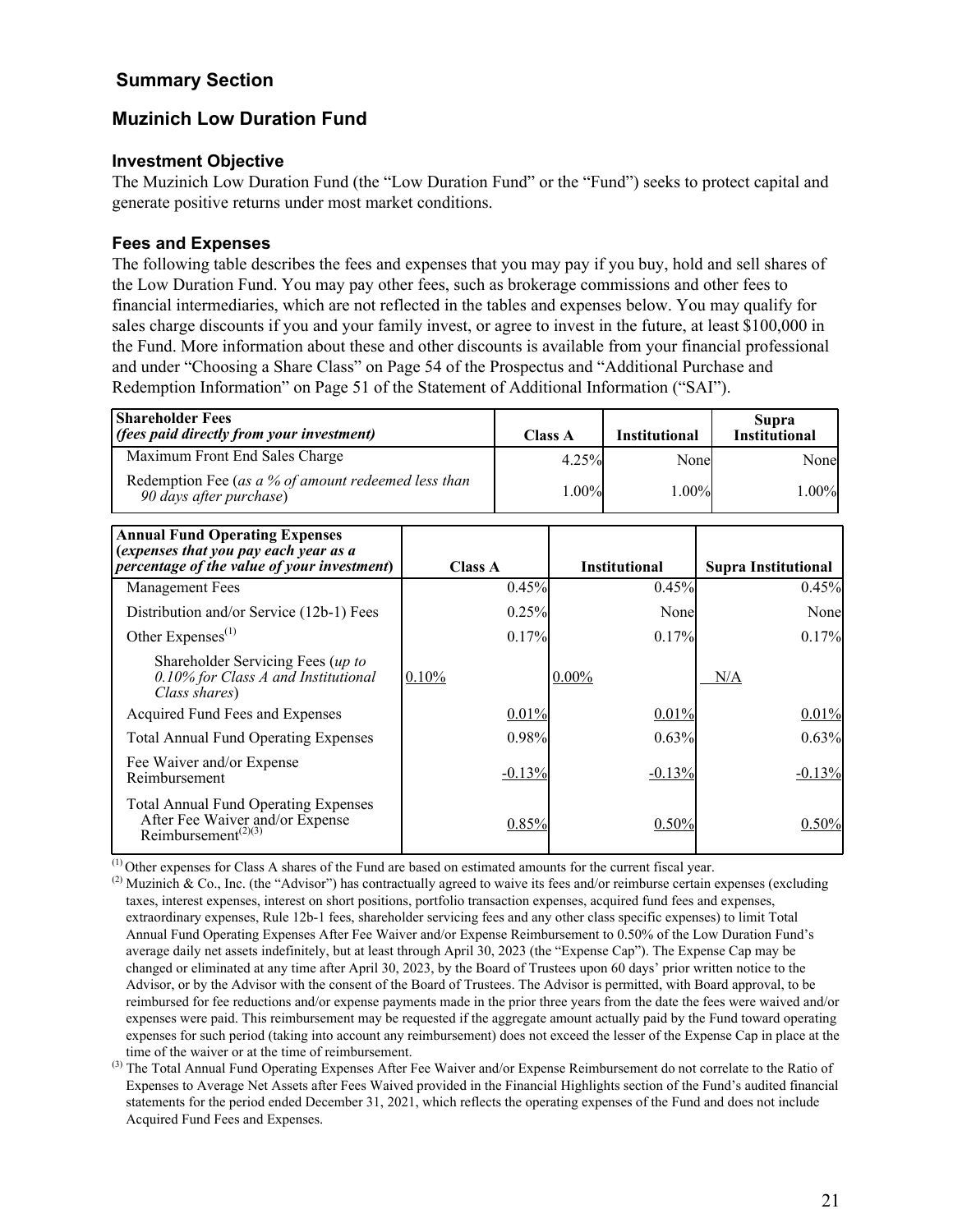## Summary Section

## Muzinich Low Duration Fund

### Investment Objective

The Muzinich Low Duration Fund (the "Low Duration Fund" or the "Fund") seeks to protect capital and generate positive returns under most market conditions.

### Fees and Expenses

The following table describes the fees and expenses that you may pay if you buy, hold and sell shares of the Low Duration Fund. You may pay other fees, such as brokerage commissions and other fees to financial intermediaries, which are not reflected in the tables and expenses below. You may qualify for sales charge discounts if you and your family invest, or agree to invest in the future, at least $100,000 in the Fund. More information about these and other discounts is available from your financial professional and under "Choosing a Share Class" on Page 54 of the Prospectus and "Additional Purchase and Redemption Information" on Page 51 of the Statement of Additional Information ("SAI").

| **Shareholder Fees** *(fees paid directly from your investment)* | **Class A** | **Institutional** | **Supra Institutional** |
|---|---|---|---|
| Maximum Front End Sales Charge | 4.25% | None | None |
| Redemption Fee (*as a % of amount redeemed less than 90 days after purchase*) | 1.00% | 1.00% | 1.00% |

| **Annual Fund Operating Expenses (*expenses that you pay each year as a percentage of the value of your investment*)** | **Class A** | **Institutional** | **Supra Institutional** |
|---|---|---|---|
| Management Fees | 0.45% | 0.45% | 0.45% |
| Distribution and/or Service (12b-1) Fees | 0.25% | None | None |
| Other Expenses[1] | 0.17% | 0.17% | 0.17% |
| Shareholder Servicing Fees (*up to 0.10% for Class A and Institutional Class shares*) | 0.10% | 0.00% | N/A |
| Acquired Fund Fees and Expenses | 0.01% | 0.01% | 0.01% |
| Total Annual Fund Operating Expenses | 0.98% | 0.63% | 0.63% |
| Fee Waiver and/or Expense Reimbursement | -0.13% | -0.13% | -0.13% |
| Total Annual Fund Operating Expenses After Fee Waiver and/or Expense Reimbursement[2][3] | 0.85% | 0.50% | 0.50% |

[1] Other expenses for Class A shares of the Fund are based on estimated amounts for the current fiscal year.

[2] Muzinich & Co., Inc. (the "Advisor") has contractually agreed to waive its fees and/or reimburse certain expenses (excluding taxes, interest expenses, interest on short positions, portfolio transaction expenses, acquired fund fees and expenses, extraordinary expenses, Rule 12b-1 fees, shareholder servicing fees and any other class specific expenses) to limit Total Annual Fund Operating Expenses After Fee Waiver and/or Expense Reimbursement to 0.50% of the Low Duration Fund's average daily net assets indefinitely, but at least through April 30, 2023 (the "Expense Cap"). The Expense Cap may be changed or eliminated at any time after April 30, 2023, by the Board of Trustees upon 60 days' prior written notice to the Advisor, or by the Advisor with the consent of the Board of Trustees. The Advisor is permitted, with Board approval, to be reimbursed for fee reductions and/or expense payments made in the prior three years from the date the fees were waived and/or expenses were paid. This reimbursement may be requested if the aggregate amount actually paid by the Fund toward operating expenses for such period (taking into account any reimbursement) does not exceed the lesser of the Expense Cap in place at the time of the waiver or at the time of reimbursement.

[3] The Total Annual Fund Operating Expenses After Fee Waiver and/or Expense Reimbursement do not correlate to the Ratio of Expenses to Average Net Assets after Fees Waived provided in the Financial Highlights section of the Fund's audited financial statements for the period ended December 31, 2021, which reflects the operating expenses of the Fund and does not include Acquired Fund Fees and Expenses.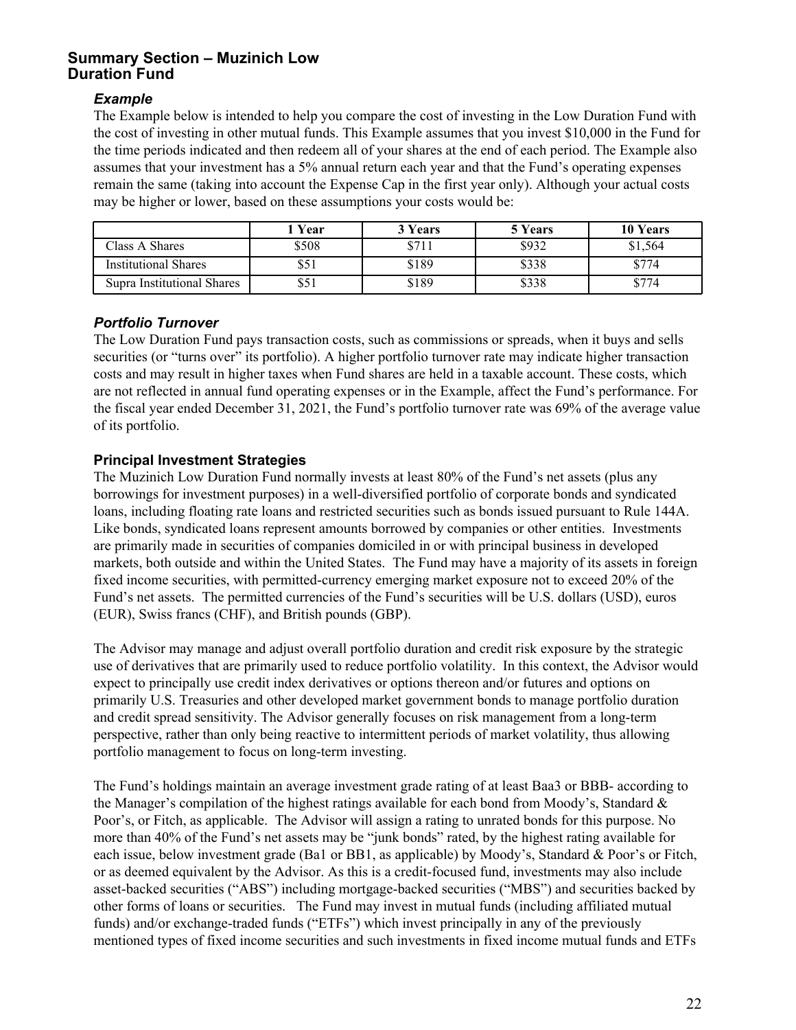## Summary Section – Muzinich Low Duration Fund

### *Example*

The Example below is intended to help you compare the cost of investing in the Low Duration Fund with the cost of investing in other mutual funds. This Example assumes that you invest $10,000 in the Fund for the time periods indicated and then redeem all of your shares at the end of each period. The Example also assumes that your investment has a 5% annual return each year and that the Fund's operating expenses remain the same (taking into account the Expense Cap in the first year only). Although your actual costs may be higher or lower, based on these assumptions your costs would be:

| | 1 Year | 3 Years | 5 Years | 10 Years |
|---|---|---|---|---|
| Class A Shares | $508 | $711 | $932 | $1,564 |
| Institutional Shares | $51 | $189 | $338 | $774 |
| Supra Institutional Shares | $51 | $189 | $338 | $774 |

### *Portfolio Turnover*

The Low Duration Fund pays transaction costs, such as commissions or spreads, when it buys and sells securities (or "turns over" its portfolio). A higher portfolio turnover rate may indicate higher transaction costs and may result in higher taxes when Fund shares are held in a taxable account. These costs, which are not reflected in annual fund operating expenses or in the Example, affect the Fund's performance. For the fiscal year ended December 31, 2021, the Fund's portfolio turnover rate was 69% of the average value of its portfolio.

### Principal Investment Strategies

The Muzinich Low Duration Fund normally invests at least 80% of the Fund's net assets (plus any borrowings for investment purposes) in a well-diversified portfolio of corporate bonds and syndicated loans, including floating rate loans and restricted securities such as bonds issued pursuant to Rule 144A. Like bonds, syndicated loans represent amounts borrowed by companies or other entities. Investments are primarily made in securities of companies domiciled in or with principal business in developed markets, both outside and within the United States. The Fund may have a majority of its assets in foreign fixed income securities, with permitted-currency emerging market exposure not to exceed 20% of the Fund's net assets. The permitted currencies of the Fund's securities will be U.S. dollars (USD), euros (EUR), Swiss francs (CHF), and British pounds (GBP).

The Advisor may manage and adjust overall portfolio duration and credit risk exposure by the strategic use of derivatives that are primarily used to reduce portfolio volatility. In this context, the Advisor would expect to principally use credit index derivatives or options thereon and/or futures and options on primarily U.S. Treasuries and other developed market government bonds to manage portfolio duration and credit spread sensitivity. The Advisor generally focuses on risk management from a long-term perspective, rather than only being reactive to intermittent periods of market volatility, thus allowing portfolio management to focus on long-term investing.

The Fund's holdings maintain an average investment grade rating of at least Baa3 or BBB- according to the Manager's compilation of the highest ratings available for each bond from Moody's, Standard & Poor's, or Fitch, as applicable. The Advisor will assign a rating to unrated bonds for this purpose. No more than 40% of the Fund's net assets may be "junk bonds" rated, by the highest rating available for each issue, below investment grade (Ba1 or BB1, as applicable) by Moody's, Standard & Poor's or Fitch, or as deemed equivalent by the Advisor. As this is a credit-focused fund, investments may also include asset-backed securities ("ABS") including mortgage-backed securities ("MBS") and securities backed by other forms of loans or securities. The Fund may invest in mutual funds (including affiliated mutual funds) and/or exchange-traded funds ("ETFs") which invest principally in any of the previously mentioned types of fixed income securities and such investments in fixed income mutual funds and ETFs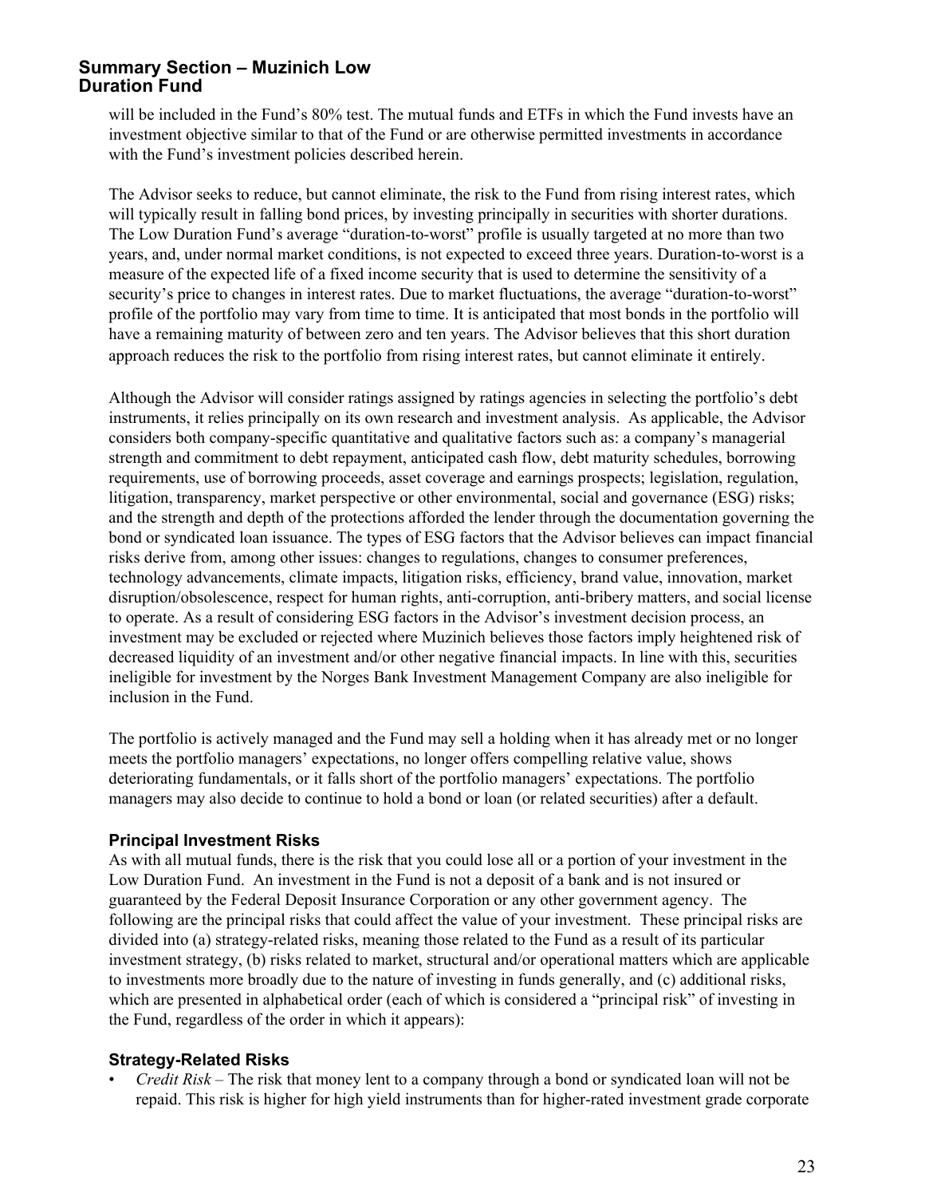will be included in the Fund's 80% test. The mutual funds and ETFs in which the Fund invests have an investment objective similar to that of the Fund or are otherwise permitted investments in accordance with the Fund's investment policies described herein.

The Advisor seeks to reduce, but cannot eliminate, the risk to the Fund from rising interest rates, which will typically result in falling bond prices, by investing principally in securities with shorter durations. The Low Duration Fund's average "duration-to-worst" profile is usually targeted at no more than two years, and, under normal market conditions, is not expected to exceed three years. Duration-to-worst is a measure of the expected life of a fixed income security that is used to determine the sensitivity of a security's price to changes in interest rates. Due to market fluctuations, the average "duration-to-worst" profile of the portfolio may vary from time to time. It is anticipated that most bonds in the portfolio will have a remaining maturity of between zero and ten years. The Advisor believes that this short duration approach reduces the risk to the portfolio from rising interest rates, but cannot eliminate it entirely.

Although the Advisor will consider ratings assigned by ratings agencies in selecting the portfolio's debt instruments, it relies principally on its own research and investment analysis. As applicable, the Advisor considers both company-specific quantitative and qualitative factors such as: a company's managerial strength and commitment to debt repayment, anticipated cash flow, debt maturity schedules, borrowing requirements, use of borrowing proceeds, asset coverage and earnings prospects; legislation, regulation, litigation, transparency, market perspective or other environmental, social and governance (ESG) risks; and the strength and depth of the protections afforded the lender through the documentation governing the bond or syndicated loan issuance. The types of ESG factors that the Advisor believes can impact financial risks derive from, among other issues: changes to regulations, changes to consumer preferences, technology advancements, climate impacts, litigation risks, efficiency, brand value, innovation, market disruption/obsolescence, respect for human rights, anti-corruption, anti-bribery matters, and social license to operate. As a result of considering ESG factors in the Advisor's investment decision process, an investment may be excluded or rejected where Muzinich believes those factors imply heightened risk of decreased liquidity of an investment and/or other negative financial impacts. In line with this, securities ineligible for investment by the Norges Bank Investment Management Company are also ineligible for inclusion in the Fund.

The portfolio is actively managed and the Fund may sell a holding when it has already met or no longer meets the portfolio managers' expectations, no longer offers compelling relative value, shows deteriorating fundamentals, or it falls short of the portfolio managers' expectations. The portfolio managers may also decide to continue to hold a bond or loan (or related securities) after a default.

### Principal Investment Risks

As with all mutual funds, there is the risk that you could lose all or a portion of your investment in the Low Duration Fund. An investment in the Fund is not a deposit of a bank and is not insured or guaranteed by the Federal Deposit Insurance Corporation or any other government agency. The following are the principal risks that could affect the value of your investment. These principal risks are divided into (a) strategy-related risks, meaning those related to the Fund as a result of its particular investment strategy, (b) risks related to market, structural and/or operational matters which are applicable to investments more broadly due to the nature of investing in funds generally, and (c) additional risks, which are presented in alphabetical order (each of which is considered a "principal risk" of investing in the Fund, regardless of the order in which it appears):

### Strategy-Related Risks

- *Credit Risk* – The risk that money lent to a company through a bond or syndicated loan will not be repaid. This risk is higher for high yield instruments than for higher-rated investment grade corporate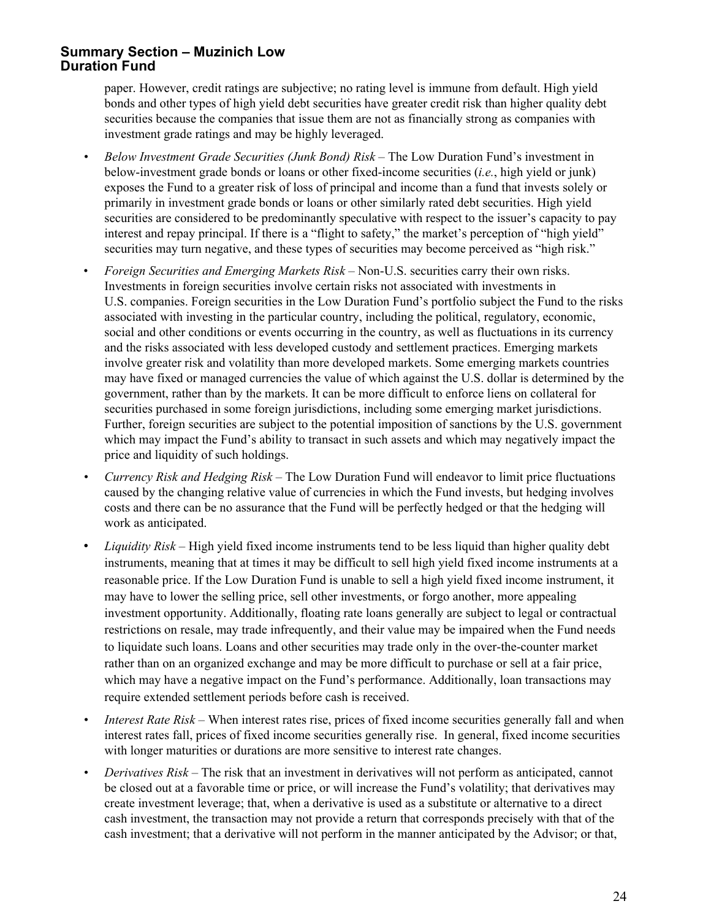paper. However, credit ratings are subjective; no rating level is immune from default. High yield bonds and other types of high yield debt securities have greater credit risk than higher quality debt securities because the companies that issue them are not as financially strong as companies with investment grade ratings and may be highly leveraged.

- *Below Investment Grade Securities (Junk Bond) Risk* – The Low Duration Fund's investment in below-investment grade bonds or loans or other fixed-income securities (*i.e.*, high yield or junk) exposes the Fund to a greater risk of loss of principal and income than a fund that invests solely or primarily in investment grade bonds or loans or other similarly rated debt securities. High yield securities are considered to be predominantly speculative with respect to the issuer's capacity to pay interest and repay principal. If there is a "flight to safety," the market's perception of "high yield" securities may turn negative, and these types of securities may become perceived as "high risk."
- *Foreign Securities and Emerging Markets Risk* – Non-U.S. securities carry their own risks. Investments in foreign securities involve certain risks not associated with investments in U.S. companies. Foreign securities in the Low Duration Fund's portfolio subject the Fund to the risks associated with investing in the particular country, including the political, regulatory, economic, social and other conditions or events occurring in the country, as well as fluctuations in its currency and the risks associated with less developed custody and settlement practices. Emerging markets involve greater risk and volatility than more developed markets. Some emerging markets countries may have fixed or managed currencies the value of which against the U.S. dollar is determined by the government, rather than by the markets. It can be more difficult to enforce liens on collateral for securities purchased in some foreign jurisdictions, including some emerging market jurisdictions. Further, foreign securities are subject to the potential imposition of sanctions by the U.S. government which may impact the Fund's ability to transact in such assets and which may negatively impact the price and liquidity of such holdings.
- *Currency Risk and Hedging Risk* – The Low Duration Fund will endeavor to limit price fluctuations caused by the changing relative value of currencies in which the Fund invests, but hedging involves costs and there can be no assurance that the Fund will be perfectly hedged or that the hedging will work as anticipated.
- *Liquidity Risk* – High yield fixed income instruments tend to be less liquid than higher quality debt instruments, meaning that at times it may be difficult to sell high yield fixed income instruments at a reasonable price. If the Low Duration Fund is unable to sell a high yield fixed income instrument, it may have to lower the selling price, sell other investments, or forgo another, more appealing investment opportunity. Additionally, floating rate loans generally are subject to legal or contractual restrictions on resale, may trade infrequently, and their value may be impaired when the Fund needs to liquidate such loans. Loans and other securities may trade only in the over-the-counter market rather than on an organized exchange and may be more difficult to purchase or sell at a fair price, which may have a negative impact on the Fund's performance. Additionally, loan transactions may require extended settlement periods before cash is received.
- *Interest Rate Risk* – When interest rates rise, prices of fixed income securities generally fall and when interest rates fall, prices of fixed income securities generally rise. In general, fixed income securities with longer maturities or durations are more sensitive to interest rate changes.
- *Derivatives Risk* – The risk that an investment in derivatives will not perform as anticipated, cannot be closed out at a favorable time or price, or will increase the Fund's volatility; that derivatives may create investment leverage; that, when a derivative is used as a substitute or alternative to a direct cash investment, the transaction may not provide a return that corresponds precisely with that of the cash investment; that a derivative will not perform in the manner anticipated by the Advisor; or that,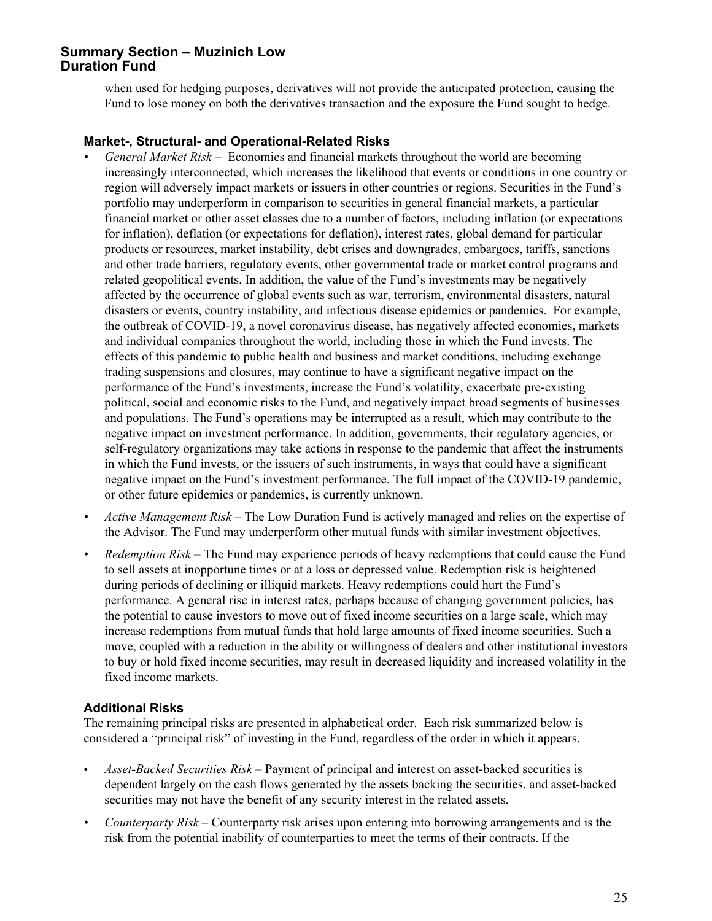when used for hedging purposes, derivatives will not provide the anticipated protection, causing the Fund to lose money on both the derivatives transaction and the exposure the Fund sought to hedge.

### Market-, Structural- and Operational-Related Risks

- *General Market Risk* – Economies and financial markets throughout the world are becoming increasingly interconnected, which increases the likelihood that events or conditions in one country or region will adversely impact markets or issuers in other countries or regions. Securities in the Fund's portfolio may underperform in comparison to securities in general financial markets, a particular financial market or other asset classes due to a number of factors, including inflation (or expectations for inflation), deflation (or expectations for deflation), interest rates, global demand for particular products or resources, market instability, debt crises and downgrades, embargoes, tariffs, sanctions and other trade barriers, regulatory events, other governmental trade or market control programs and related geopolitical events. In addition, the value of the Fund's investments may be negatively affected by the occurrence of global events such as war, terrorism, environmental disasters, natural disasters or events, country instability, and infectious disease epidemics or pandemics. For example, the outbreak of COVID-19, a novel coronavirus disease, has negatively affected economies, markets and individual companies throughout the world, including those in which the Fund invests. The effects of this pandemic to public health and business and market conditions, including exchange trading suspensions and closures, may continue to have a significant negative impact on the performance of the Fund's investments, increase the Fund's volatility, exacerbate pre-existing political, social and economic risks to the Fund, and negatively impact broad segments of businesses and populations. The Fund's operations may be interrupted as a result, which may contribute to the negative impact on investment performance. In addition, governments, their regulatory agencies, or self-regulatory organizations may take actions in response to the pandemic that affect the instruments in which the Fund invests, or the issuers of such instruments, in ways that could have a significant negative impact on the Fund's investment performance. The full impact of the COVID-19 pandemic, or other future epidemics or pandemics, is currently unknown.
- *Active Management Risk* – The Low Duration Fund is actively managed and relies on the expertise of the Advisor. The Fund may underperform other mutual funds with similar investment objectives.
- *Redemption Risk* – The Fund may experience periods of heavy redemptions that could cause the Fund to sell assets at inopportune times or at a loss or depressed value. Redemption risk is heightened during periods of declining or illiquid markets. Heavy redemptions could hurt the Fund's performance. A general rise in interest rates, perhaps because of changing government policies, has the potential to cause investors to move out of fixed income securities on a large scale, which may increase redemptions from mutual funds that hold large amounts of fixed income securities. Such a move, coupled with a reduction in the ability or willingness of dealers and other institutional investors to buy or hold fixed income securities, may result in decreased liquidity and increased volatility in the fixed income markets.

### Additional Risks

The remaining principal risks are presented in alphabetical order. Each risk summarized below is considered a "principal risk" of investing in the Fund, regardless of the order in which it appears.

- *Asset-Backed Securities Risk* – Payment of principal and interest on asset-backed securities is dependent largely on the cash flows generated by the assets backing the securities, and asset-backed securities may not have the benefit of any security interest in the related assets.
- *Counterparty Risk* – Counterparty risk arises upon entering into borrowing arrangements and is the risk from the potential inability of counterparties to meet the terms of their contracts. If the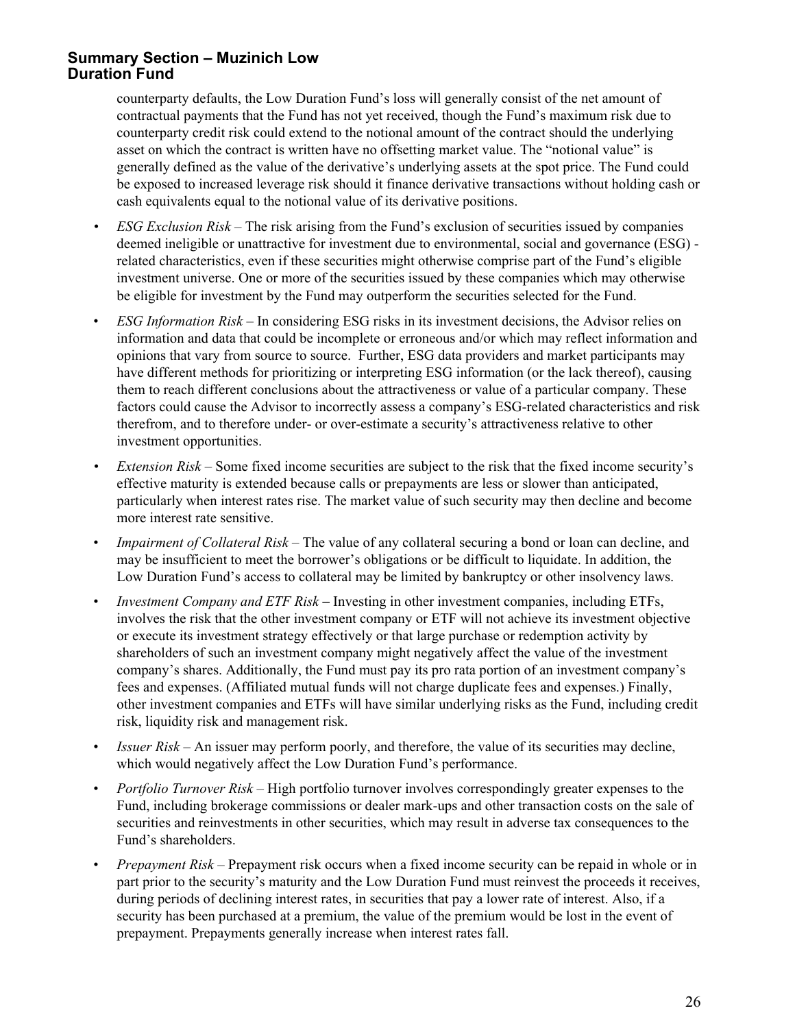counterparty defaults, the Low Duration Fund's loss will generally consist of the net amount of contractual payments that the Fund has not yet received, though the Fund's maximum risk due to counterparty credit risk could extend to the notional amount of the contract should the underlying asset on which the contract is written have no offsetting market value. The "notional value" is generally defined as the value of the derivative's underlying assets at the spot price. The Fund could be exposed to increased leverage risk should it finance derivative transactions without holding cash or cash equivalents equal to the notional value of its derivative positions.

- *ESG Exclusion Risk* – The risk arising from the Fund's exclusion of securities issued by companies deemed ineligible or unattractive for investment due to environmental, social and governance (ESG) - related characteristics, even if these securities might otherwise comprise part of the Fund's eligible investment universe. One or more of the securities issued by these companies which may otherwise be eligible for investment by the Fund may outperform the securities selected for the Fund.
- *ESG Information Risk* – In considering ESG risks in its investment decisions, the Advisor relies on information and data that could be incomplete or erroneous and/or which may reflect information and opinions that vary from source to source. Further, ESG data providers and market participants may have different methods for prioritizing or interpreting ESG information (or the lack thereof), causing them to reach different conclusions about the attractiveness or value of a particular company. These factors could cause the Advisor to incorrectly assess a company's ESG-related characteristics and risk therefrom, and to therefore under- or over-estimate a security's attractiveness relative to other investment opportunities.
- *Extension Risk* – Some fixed income securities are subject to the risk that the fixed income security's effective maturity is extended because calls or prepayments are less or slower than anticipated, particularly when interest rates rise. The market value of such security may then decline and become more interest rate sensitive.
- *Impairment of Collateral Risk* – The value of any collateral securing a bond or loan can decline, and may be insufficient to meet the borrower's obligations or be difficult to liquidate. In addition, the Low Duration Fund's access to collateral may be limited by bankruptcy or other insolvency laws.
- *Investment Company and ETF Risk* **–** Investing in other investment companies, including ETFs, involves the risk that the other investment company or ETF will not achieve its investment objective or execute its investment strategy effectively or that large purchase or redemption activity by shareholders of such an investment company might negatively affect the value of the investment company's shares. Additionally, the Fund must pay its pro rata portion of an investment company's fees and expenses. (Affiliated mutual funds will not charge duplicate fees and expenses.) Finally, other investment companies and ETFs will have similar underlying risks as the Fund, including credit risk, liquidity risk and management risk.
- *Issuer Risk* – An issuer may perform poorly, and therefore, the value of its securities may decline, which would negatively affect the Low Duration Fund's performance.
- *Portfolio Turnover Risk* – High portfolio turnover involves correspondingly greater expenses to the Fund, including brokerage commissions or dealer mark-ups and other transaction costs on the sale of securities and reinvestments in other securities, which may result in adverse tax consequences to the Fund's shareholders.
- *Prepayment Risk* – Prepayment risk occurs when a fixed income security can be repaid in whole or in part prior to the security's maturity and the Low Duration Fund must reinvest the proceeds it receives, during periods of declining interest rates, in securities that pay a lower rate of interest. Also, if a security has been purchased at a premium, the value of the premium would be lost in the event of prepayment. Prepayments generally increase when interest rates fall.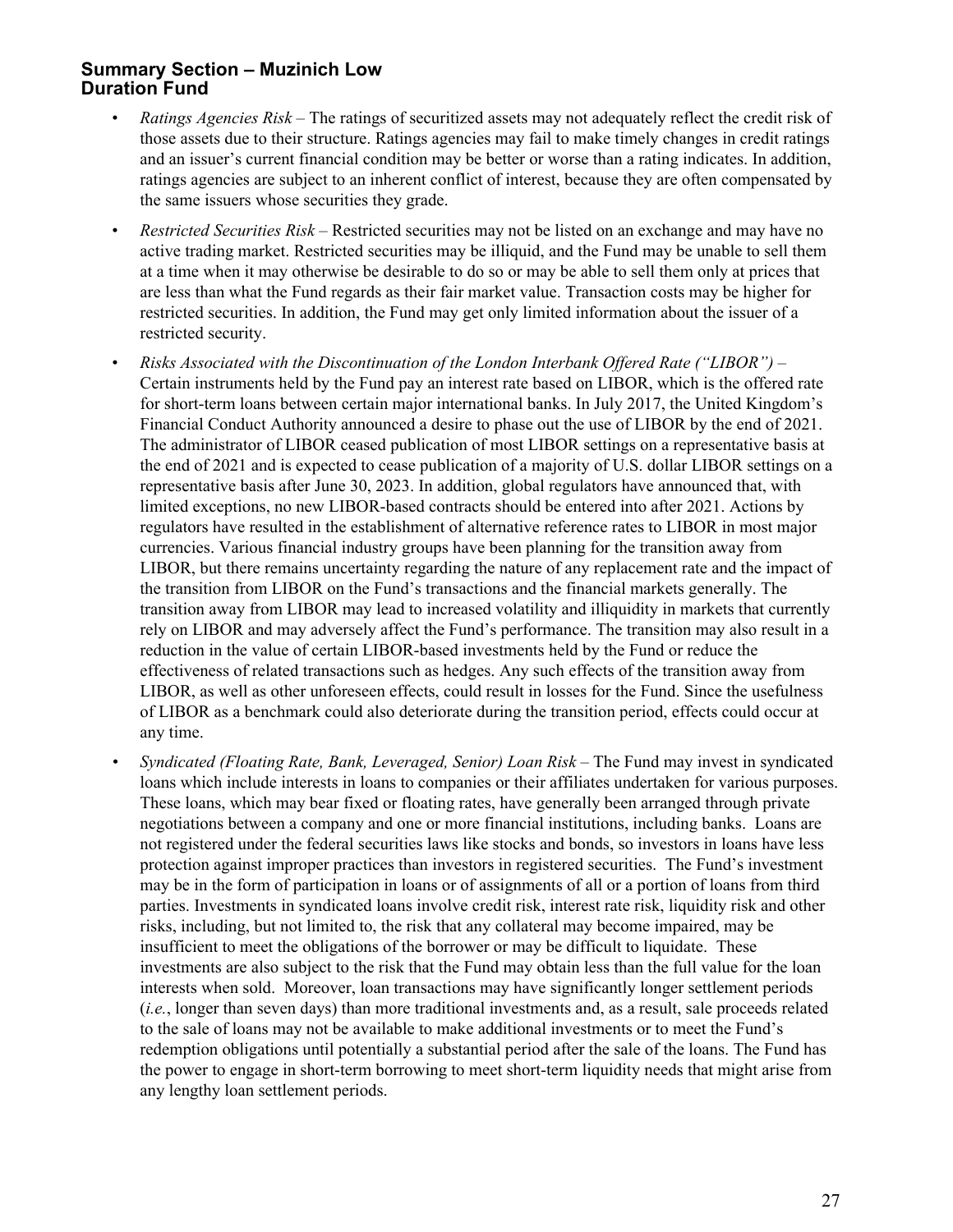- *Ratings Agencies Risk* – The ratings of securitized assets may not adequately reflect the credit risk of those assets due to their structure. Ratings agencies may fail to make timely changes in credit ratings and an issuer's current financial condition may be better or worse than a rating indicates. In addition, ratings agencies are subject to an inherent conflict of interest, because they are often compensated by the same issuers whose securities they grade.
- *Restricted Securities Risk* – Restricted securities may not be listed on an exchange and may have no active trading market. Restricted securities may be illiquid, and the Fund may be unable to sell them at a time when it may otherwise be desirable to do so or may be able to sell them only at prices that are less than what the Fund regards as their fair market value. Transaction costs may be higher for restricted securities. In addition, the Fund may get only limited information about the issuer of a restricted security.
- *Risks Associated with the Discontinuation of the London Interbank Offered Rate ("LIBOR")* – Certain instruments held by the Fund pay an interest rate based on LIBOR, which is the offered rate for short-term loans between certain major international banks. In July 2017, the United Kingdom's Financial Conduct Authority announced a desire to phase out the use of LIBOR by the end of 2021. The administrator of LIBOR ceased publication of most LIBOR settings on a representative basis at the end of 2021 and is expected to cease publication of a majority of U.S. dollar LIBOR settings on a representative basis after June 30, 2023. In addition, global regulators have announced that, with limited exceptions, no new LIBOR-based contracts should be entered into after 2021. Actions by regulators have resulted in the establishment of alternative reference rates to LIBOR in most major currencies. Various financial industry groups have been planning for the transition away from LIBOR, but there remains uncertainty regarding the nature of any replacement rate and the impact of the transition from LIBOR on the Fund's transactions and the financial markets generally. The transition away from LIBOR may lead to increased volatility and illiquidity in markets that currently rely on LIBOR and may adversely affect the Fund's performance. The transition may also result in a reduction in the value of certain LIBOR-based investments held by the Fund or reduce the effectiveness of related transactions such as hedges. Any such effects of the transition away from LIBOR, as well as other unforeseen effects, could result in losses for the Fund. Since the usefulness of LIBOR as a benchmark could also deteriorate during the transition period, effects could occur at any time.
- *Syndicated (Floating Rate, Bank, Leveraged, Senior) Loan Risk* – The Fund may invest in syndicated loans which include interests in loans to companies or their affiliates undertaken for various purposes. These loans, which may bear fixed or floating rates, have generally been arranged through private negotiations between a company and one or more financial institutions, including banks. Loans are not registered under the federal securities laws like stocks and bonds, so investors in loans have less protection against improper practices than investors in registered securities. The Fund's investment may be in the form of participation in loans or of assignments of all or a portion of loans from third parties. Investments in syndicated loans involve credit risk, interest rate risk, liquidity risk and other risks, including, but not limited to, the risk that any collateral may become impaired, may be insufficient to meet the obligations of the borrower or may be difficult to liquidate. These investments are also subject to the risk that the Fund may obtain less than the full value for the loan interests when sold. Moreover, loan transactions may have significantly longer settlement periods (*i.e.*, longer than seven days) than more traditional investments and, as a result, sale proceeds related to the sale of loans may not be available to make additional investments or to meet the Fund's redemption obligations until potentially a substantial period after the sale of the loans. The Fund has the power to engage in short-term borrowing to meet short-term liquidity needs that might arise from any lengthy loan settlement periods.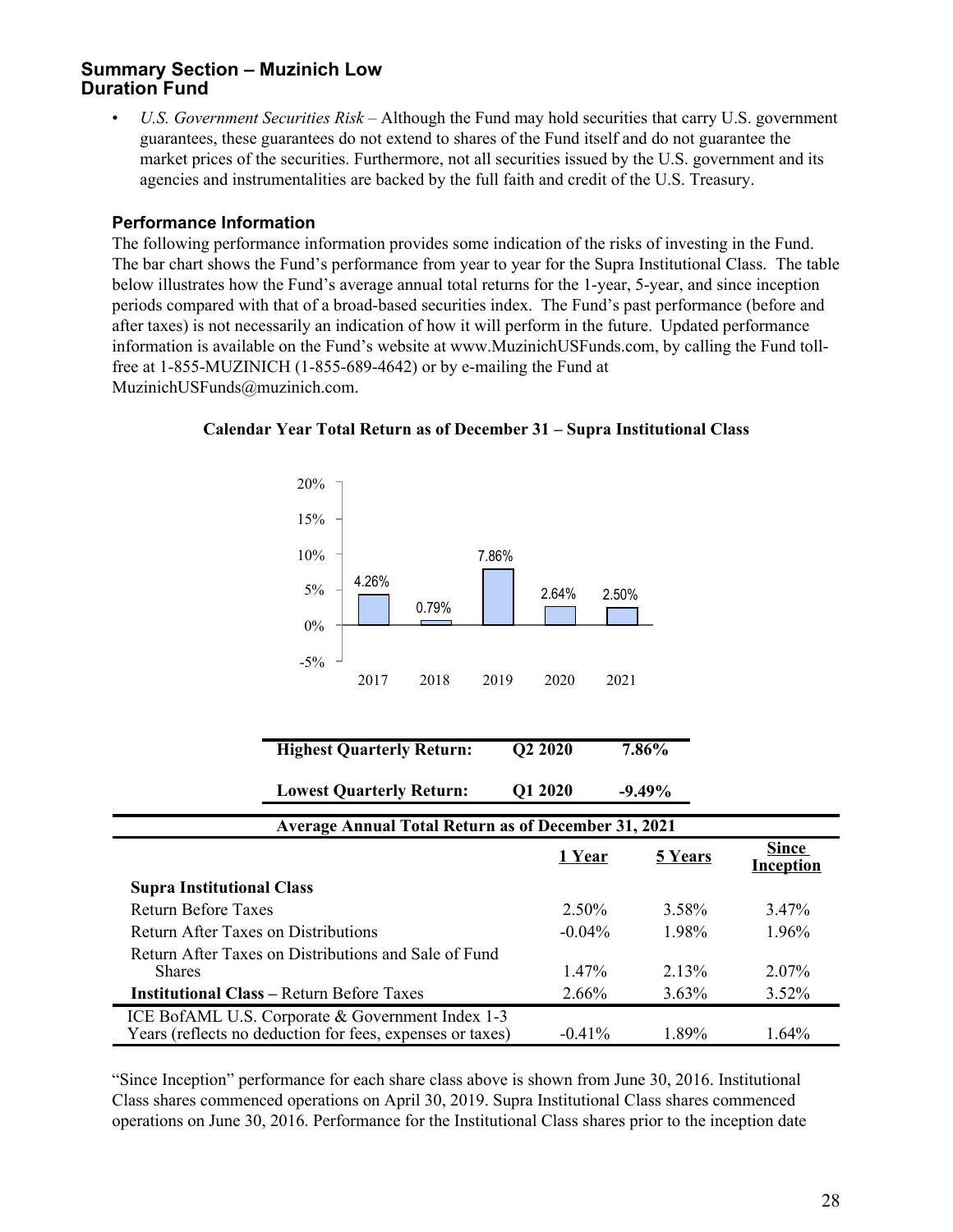## Summary Section – Muzinich Low Duration Fund

- *U.S. Government Securities Risk* – Although the Fund may hold securities that carry U.S. government guarantees, these guarantees do not extend to shares of the Fund itself and do not guarantee the market prices of the securities. Furthermore, not all securities issued by the U.S. government and its agencies and instrumentalities are backed by the full faith and credit of the U.S. Treasury.

### Performance Information

The following performance information provides some indication of the risks of investing in the Fund. The bar chart shows the Fund's performance from year to year for the Supra Institutional Class. The table below illustrates how the Fund's average annual total returns for the 1-year, 5-year, and since inception periods compared with that of a broad-based securities index. The Fund's past performance (before and after taxes) is not necessarily an indication of how it will perform in the future. Updated performance information is available on the Fund's website at www.MuzinichUSFunds.com, by calling the Fund toll-free at 1-855-MUZINICH (1-855-689-4642) or by e-mailing the Fund at MuzinichUSFunds@muzinich.com.

**Calendar Year Total Return as of December 31 – Supra Institutional Class**

| Year | Return |
|---|---|
| 2017 | 4.26% |
| 2018 | 0.79% |
| 2019 | 7.86% |
| 2020 | 2.64% |
| 2021 | 2.50% |

| | | |
|---|---|---|
| **Highest Quarterly Return:** | **Q2 2020** | **7.86%** |
| **Lowest Quarterly Return:** | **Q1 2020** | **-9.49%** |

| **Average Annual Total Return as of December 31, 2021** | **1 Year** | **5 Years** | **Since Inception** |
|---|---|---|---|
| **Supra Institutional Class** | | | |
| Return Before Taxes | 2.50% | 3.58% | 3.47% |
| Return After Taxes on Distributions | -0.04% | 1.98% | 1.96% |
| Return After Taxes on Distributions and Sale of Fund Shares | 1.47% | 2.13% | 2.07% |
| **Institutional Class** – Return Before Taxes | 2.66% | 3.63% | 3.52% |
| ICE BofAML U.S. Corporate & Government Index 1-3 Years (reflects no deduction for fees, expenses or taxes) | -0.41% | 1.89% | 1.64% |

"Since Inception" performance for each share class above is shown from June 30, 2016. Institutional Class shares commenced operations on April 30, 2019. Supra Institutional Class shares commenced operations on June 30, 2016. Performance for the Institutional Class shares prior to the inception date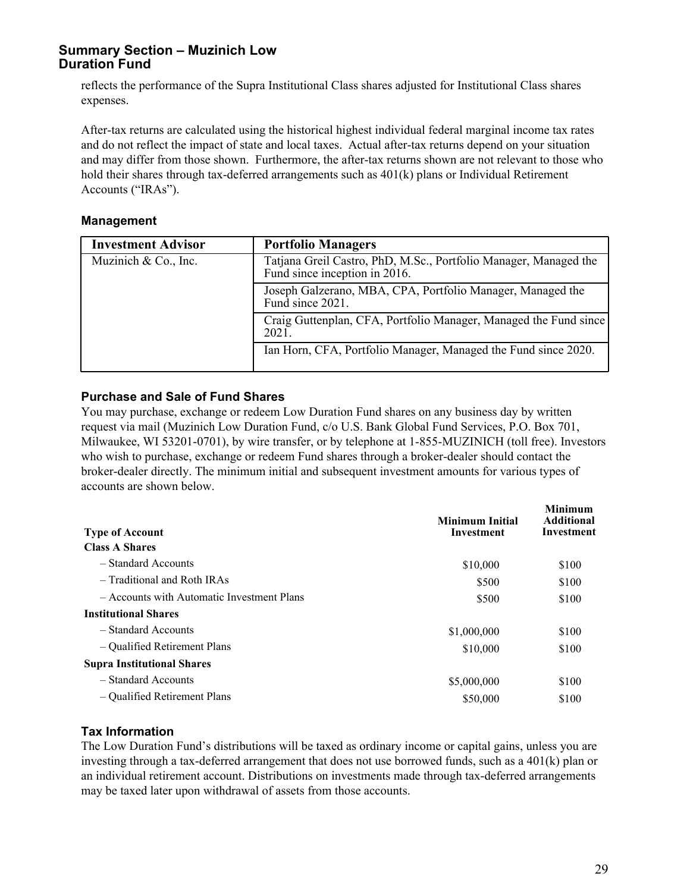reflects the performance of the Supra Institutional Class shares adjusted for Institutional Class shares expenses.

After-tax returns are calculated using the historical highest individual federal marginal income tax rates and do not reflect the impact of state and local taxes. Actual after-tax returns depend on your situation and may differ from those shown. Furthermore, the after-tax returns shown are not relevant to those who hold their shares through tax-deferred arrangements such as 401(k) plans or Individual Retirement Accounts ("IRAs").

### Management

| Investment Advisor | Portfolio Managers |
|---|---|
| Muzinich & Co., Inc. | Tatjana Greil Castro, PhD, M.Sc., Portfolio Manager, Managed the Fund since inception in 2016. |
| | Joseph Galzerano, MBA, CPA, Portfolio Manager, Managed the Fund since 2021. |
| | Craig Guttenplan, CFA, Portfolio Manager, Managed the Fund since 2021. |
| | Ian Horn, CFA, Portfolio Manager, Managed the Fund since 2020. |

### Purchase and Sale of Fund Shares

You may purchase, exchange or redeem Low Duration Fund shares on any business day by written request via mail (Muzinich Low Duration Fund, c/o U.S. Bank Global Fund Services, P.O. Box 701, Milwaukee, WI 53201-0701), by wire transfer, or by telephone at 1-855-MUZINICH (toll free). Investors who wish to purchase, exchange or redeem Fund shares through a broker-dealer should contact the broker-dealer directly. The minimum initial and subsequent investment amounts for various types of accounts are shown below.

| Type of Account | Minimum Initial Investment | Minimum Additional Investment |
|---|---|---|
| **Class A Shares** | | |
| – Standard Accounts | $10,000 | $100 |
| – Traditional and Roth IRAs | $500 | $100 |
| – Accounts with Automatic Investment Plans | $500 | $100 |
| **Institutional Shares** | | |
| – Standard Accounts | $1,000,000 | $100 |
| – Qualified Retirement Plans | $10,000 | $100 |
| **Supra Institutional Shares** | | |
| – Standard Accounts | $5,000,000 | $100 |
| – Qualified Retirement Plans | $50,000 | $100 |

### Tax Information

The Low Duration Fund's distributions will be taxed as ordinary income or capital gains, unless you are investing through a tax-deferred arrangement that does not use borrowed funds, such as a 401(k) plan or an individual retirement account. Distributions on investments made through tax-deferred arrangements may be taxed later upon withdrawal of assets from those accounts.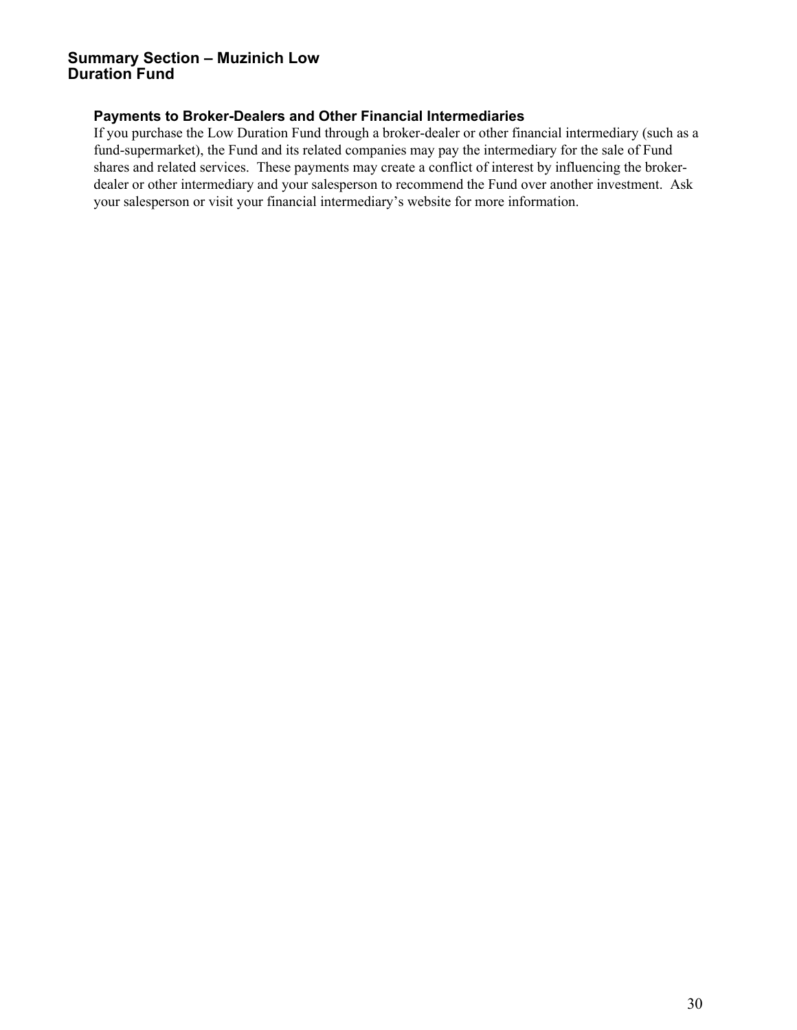## Summary Section – Muzinich Low Duration Fund

### Payments to Broker-Dealers and Other Financial Intermediaries

If you purchase the Low Duration Fund through a broker-dealer or other financial intermediary (such as a fund-supermarket), the Fund and its related companies may pay the intermediary for the sale of Fund shares and related services. These payments may create a conflict of interest by influencing the broker-dealer or other intermediary and your salesperson to recommend the Fund over another investment. Ask your salesperson or visit your financial intermediary's website for more information.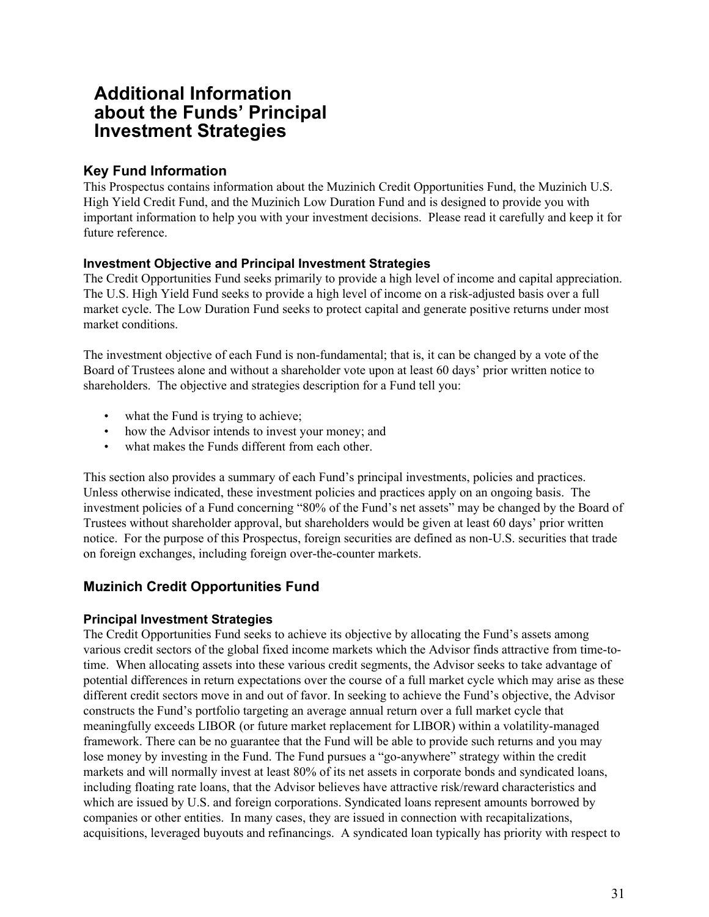# Additional Information about the Funds' Principal Investment Strategies

## Key Fund Information

This Prospectus contains information about the Muzinich Credit Opportunities Fund, the Muzinich U.S. High Yield Credit Fund, and the Muzinich Low Duration Fund and is designed to provide you with important information to help you with your investment decisions. Please read it carefully and keep it for future reference.

### Investment Objective and Principal Investment Strategies

The Credit Opportunities Fund seeks primarily to provide a high level of income and capital appreciation. The U.S. High Yield Fund seeks to provide a high level of income on a risk-adjusted basis over a full market cycle. The Low Duration Fund seeks to protect capital and generate positive returns under most market conditions.

The investment objective of each Fund is non-fundamental; that is, it can be changed by a vote of the Board of Trustees alone and without a shareholder vote upon at least 60 days' prior written notice to shareholders. The objective and strategies description for a Fund tell you:

- what the Fund is trying to achieve;
- how the Advisor intends to invest your money; and
- what makes the Funds different from each other.

This section also provides a summary of each Fund's principal investments, policies and practices. Unless otherwise indicated, these investment policies and practices apply on an ongoing basis. The investment policies of a Fund concerning "80% of the Fund's net assets" may be changed by the Board of Trustees without shareholder approval, but shareholders would be given at least 60 days' prior written notice. For the purpose of this Prospectus, foreign securities are defined as non-U.S. securities that trade on foreign exchanges, including foreign over-the-counter markets.

## Muzinich Credit Opportunities Fund

### Principal Investment Strategies

The Credit Opportunities Fund seeks to achieve its objective by allocating the Fund's assets among various credit sectors of the global fixed income markets which the Advisor finds attractive from time-to-time. When allocating assets into these various credit segments, the Advisor seeks to take advantage of potential differences in return expectations over the course of a full market cycle which may arise as these different credit sectors move in and out of favor. In seeking to achieve the Fund's objective, the Advisor constructs the Fund's portfolio targeting an average annual return over a full market cycle that meaningfully exceeds LIBOR (or future market replacement for LIBOR) within a volatility-managed framework. There can be no guarantee that the Fund will be able to provide such returns and you may lose money by investing in the Fund. The Fund pursues a "go-anywhere" strategy within the credit markets and will normally invest at least 80% of its net assets in corporate bonds and syndicated loans, including floating rate loans, that the Advisor believes have attractive risk/reward characteristics and which are issued by U.S. and foreign corporations. Syndicated loans represent amounts borrowed by companies or other entities. In many cases, they are issued in connection with recapitalizations, acquisitions, leveraged buyouts and refinancings. A syndicated loan typically has priority with respect to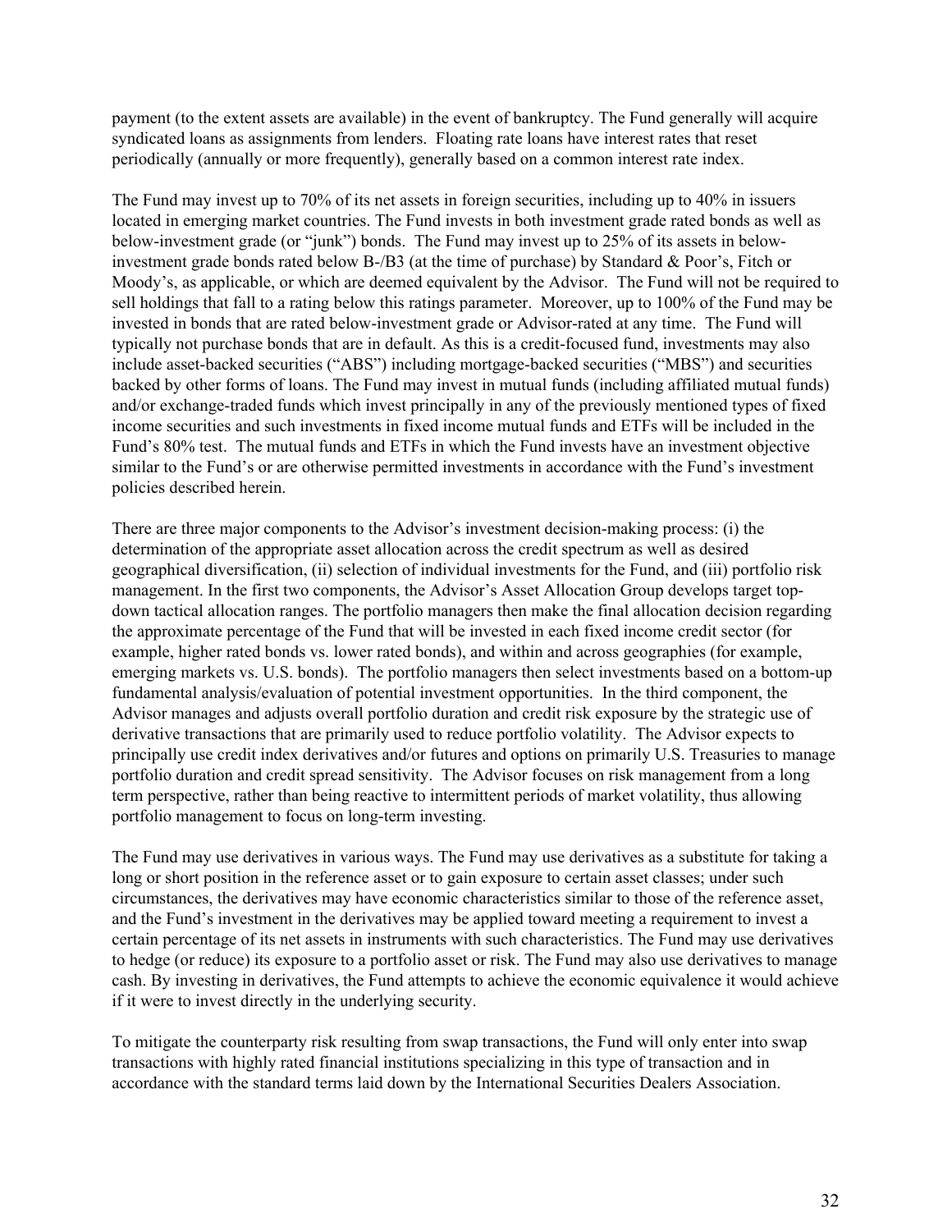payment (to the extent assets are available) in the event of bankruptcy. The Fund generally will acquire syndicated loans as assignments from lenders. Floating rate loans have interest rates that reset periodically (annually or more frequently), generally based on a common interest rate index.

The Fund may invest up to 70% of its net assets in foreign securities, including up to 40% in issuers located in emerging market countries. The Fund invests in both investment grade rated bonds as well as below-investment grade (or "junk") bonds. The Fund may invest up to 25% of its assets in below-investment grade bonds rated below B-/B3 (at the time of purchase) by Standard & Poor's, Fitch or Moody's, as applicable, or which are deemed equivalent by the Advisor. The Fund will not be required to sell holdings that fall to a rating below this ratings parameter. Moreover, up to 100% of the Fund may be invested in bonds that are rated below-investment grade or Advisor-rated at any time. The Fund will typically not purchase bonds that are in default. As this is a credit-focused fund, investments may also include asset-backed securities ("ABS") including mortgage-backed securities ("MBS") and securities backed by other forms of loans. The Fund may invest in mutual funds (including affiliated mutual funds) and/or exchange-traded funds which invest principally in any of the previously mentioned types of fixed income securities and such investments in fixed income mutual funds and ETFs will be included in the Fund's 80% test. The mutual funds and ETFs in which the Fund invests have an investment objective similar to the Fund's or are otherwise permitted investments in accordance with the Fund's investment policies described herein.

There are three major components to the Advisor's investment decision-making process: (i) the determination of the appropriate asset allocation across the credit spectrum as well as desired geographical diversification, (ii) selection of individual investments for the Fund, and (iii) portfolio risk management. In the first two components, the Advisor's Asset Allocation Group develops target top-down tactical allocation ranges. The portfolio managers then make the final allocation decision regarding the approximate percentage of the Fund that will be invested in each fixed income credit sector (for example, higher rated bonds vs. lower rated bonds), and within and across geographies (for example, emerging markets vs. U.S. bonds). The portfolio managers then select investments based on a bottom-up fundamental analysis/evaluation of potential investment opportunities. In the third component, the Advisor manages and adjusts overall portfolio duration and credit risk exposure by the strategic use of derivative transactions that are primarily used to reduce portfolio volatility. The Advisor expects to principally use credit index derivatives and/or futures and options on primarily U.S. Treasuries to manage portfolio duration and credit spread sensitivity. The Advisor focuses on risk management from a long term perspective, rather than being reactive to intermittent periods of market volatility, thus allowing portfolio management to focus on long-term investing.

The Fund may use derivatives in various ways. The Fund may use derivatives as a substitute for taking a long or short position in the reference asset or to gain exposure to certain asset classes; under such circumstances, the derivatives may have economic characteristics similar to those of the reference asset, and the Fund's investment in the derivatives may be applied toward meeting a requirement to invest a certain percentage of its net assets in instruments with such characteristics. The Fund may use derivatives to hedge (or reduce) its exposure to a portfolio asset or risk. The Fund may also use derivatives to manage cash. By investing in derivatives, the Fund attempts to achieve the economic equivalence it would achieve if it were to invest directly in the underlying security.

To mitigate the counterparty risk resulting from swap transactions, the Fund will only enter into swap transactions with highly rated financial institutions specializing in this type of transaction and in accordance with the standard terms laid down by the International Securities Dealers Association.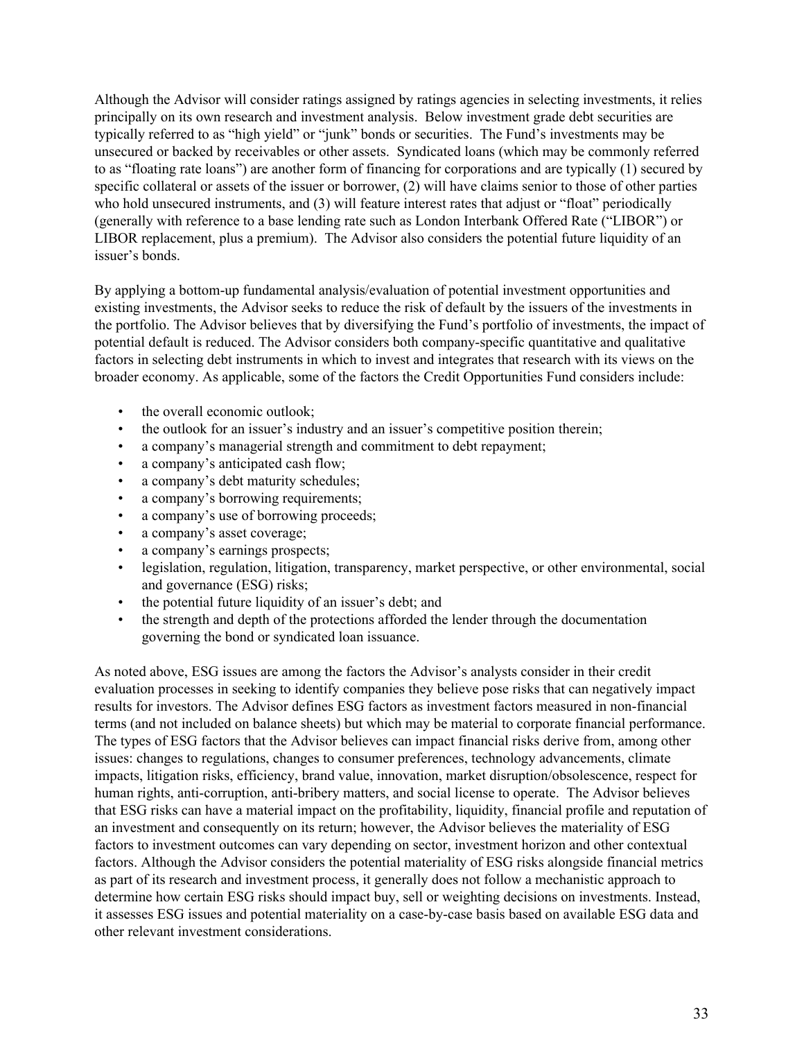Although the Advisor will consider ratings assigned by ratings agencies in selecting investments, it relies principally on its own research and investment analysis. Below investment grade debt securities are typically referred to as "high yield" or "junk" bonds or securities. The Fund's investments may be unsecured or backed by receivables or other assets. Syndicated loans (which may be commonly referred to as "floating rate loans") are another form of financing for corporations and are typically (1) secured by specific collateral or assets of the issuer or borrower, (2) will have claims senior to those of other parties who hold unsecured instruments, and (3) will feature interest rates that adjust or "float" periodically (generally with reference to a base lending rate such as London Interbank Offered Rate ("LIBOR") or LIBOR replacement, plus a premium). The Advisor also considers the potential future liquidity of an issuer's bonds.

By applying a bottom-up fundamental analysis/evaluation of potential investment opportunities and existing investments, the Advisor seeks to reduce the risk of default by the issuers of the investments in the portfolio. The Advisor believes that by diversifying the Fund's portfolio of investments, the impact of potential default is reduced. The Advisor considers both company-specific quantitative and qualitative factors in selecting debt instruments in which to invest and integrates that research with its views on the broader economy. As applicable, some of the factors the Credit Opportunities Fund considers include:

- the overall economic outlook;
- the outlook for an issuer's industry and an issuer's competitive position therein;
- a company's managerial strength and commitment to debt repayment;
- a company's anticipated cash flow;
- a company's debt maturity schedules;
- a company's borrowing requirements;
- a company's use of borrowing proceeds;
- a company's asset coverage;
- a company's earnings prospects;
- legislation, regulation, litigation, transparency, market perspective, or other environmental, social and governance (ESG) risks;
- the potential future liquidity of an issuer's debt; and
- the strength and depth of the protections afforded the lender through the documentation governing the bond or syndicated loan issuance.

As noted above, ESG issues are among the factors the Advisor's analysts consider in their credit evaluation processes in seeking to identify companies they believe pose risks that can negatively impact results for investors. The Advisor defines ESG factors as investment factors measured in non-financial terms (and not included on balance sheets) but which may be material to corporate financial performance. The types of ESG factors that the Advisor believes can impact financial risks derive from, among other issues: changes to regulations, changes to consumer preferences, technology advancements, climate impacts, litigation risks, efficiency, brand value, innovation, market disruption/obsolescence, respect for human rights, anti-corruption, anti-bribery matters, and social license to operate. The Advisor believes that ESG risks can have a material impact on the profitability, liquidity, financial profile and reputation of an investment and consequently on its return; however, the Advisor believes the materiality of ESG factors to investment outcomes can vary depending on sector, investment horizon and other contextual factors. Although the Advisor considers the potential materiality of ESG risks alongside financial metrics as part of its research and investment process, it generally does not follow a mechanistic approach to determine how certain ESG risks should impact buy, sell or weighting decisions on investments. Instead, it assesses ESG issues and potential materiality on a case-by-case basis based on available ESG data and other relevant investment considerations.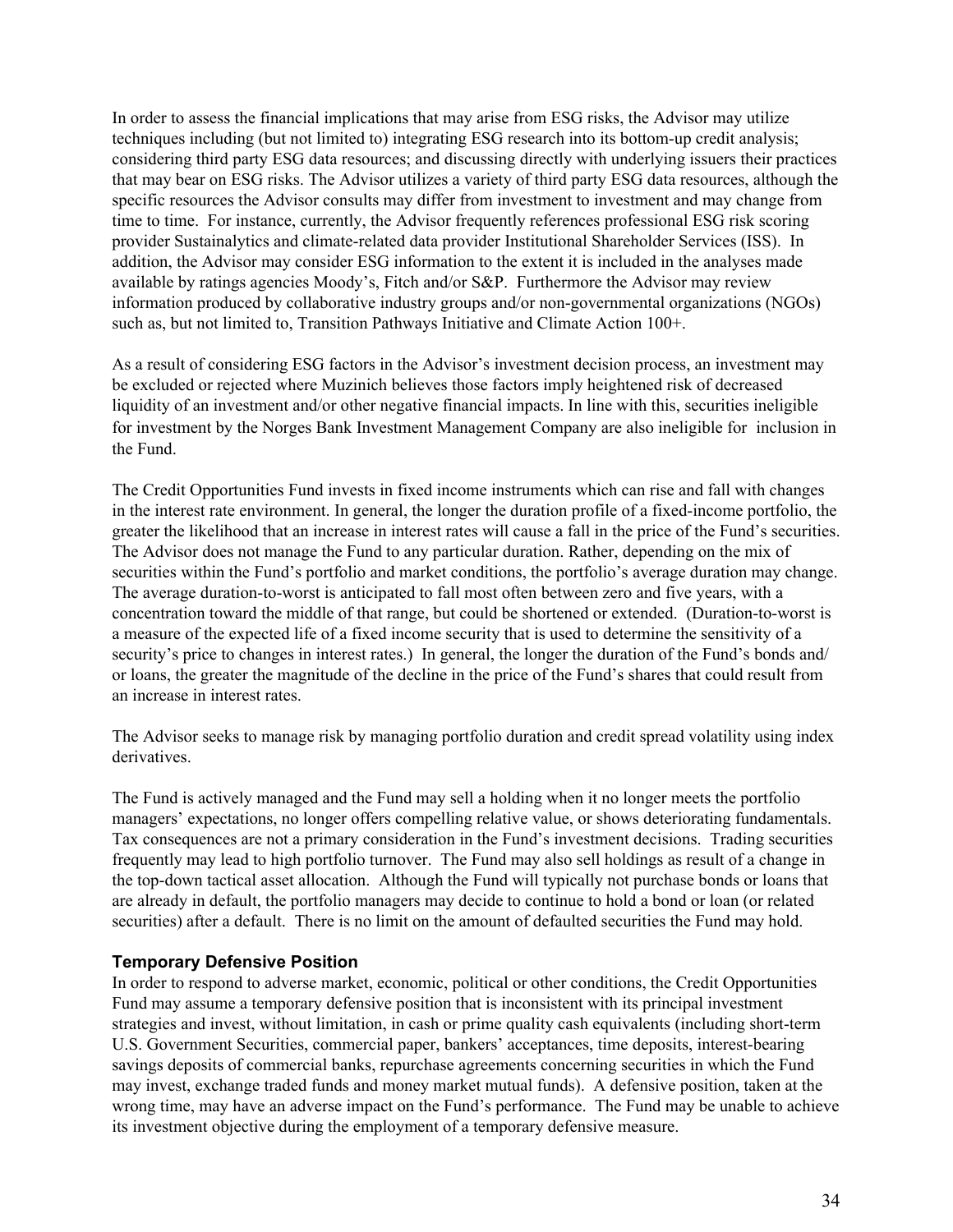In order to assess the financial implications that may arise from ESG risks, the Advisor may utilize techniques including (but not limited to) integrating ESG research into its bottom-up credit analysis; considering third party ESG data resources; and discussing directly with underlying issuers their practices that may bear on ESG risks. The Advisor utilizes a variety of third party ESG data resources, although the specific resources the Advisor consults may differ from investment to investment and may change from time to time. For instance, currently, the Advisor frequently references professional ESG risk scoring provider Sustainalytics and climate-related data provider Institutional Shareholder Services (ISS). In addition, the Advisor may consider ESG information to the extent it is included in the analyses made available by ratings agencies Moody's, Fitch and/or S&P. Furthermore the Advisor may review information produced by collaborative industry groups and/or non-governmental organizations (NGOs) such as, but not limited to, Transition Pathways Initiative and Climate Action 100+.

As a result of considering ESG factors in the Advisor's investment decision process, an investment may be excluded or rejected where Muzinich believes those factors imply heightened risk of decreased liquidity of an investment and/or other negative financial impacts. In line with this, securities ineligible for investment by the Norges Bank Investment Management Company are also ineligible for inclusion in the Fund.

The Credit Opportunities Fund invests in fixed income instruments which can rise and fall with changes in the interest rate environment. In general, the longer the duration profile of a fixed-income portfolio, the greater the likelihood that an increase in interest rates will cause a fall in the price of the Fund's securities. The Advisor does not manage the Fund to any particular duration. Rather, depending on the mix of securities within the Fund's portfolio and market conditions, the portfolio's average duration may change. The average duration-to-worst is anticipated to fall most often between zero and five years, with a concentration toward the middle of that range, but could be shortened or extended. (Duration-to-worst is a measure of the expected life of a fixed income security that is used to determine the sensitivity of a security's price to changes in interest rates.) In general, the longer the duration of the Fund's bonds and/or loans, the greater the magnitude of the decline in the price of the Fund's shares that could result from an increase in interest rates.

The Advisor seeks to manage risk by managing portfolio duration and credit spread volatility using index derivatives.

The Fund is actively managed and the Fund may sell a holding when it no longer meets the portfolio managers' expectations, no longer offers compelling relative value, or shows deteriorating fundamentals. Tax consequences are not a primary consideration in the Fund's investment decisions. Trading securities frequently may lead to high portfolio turnover. The Fund may also sell holdings as result of a change in the top-down tactical asset allocation. Although the Fund will typically not purchase bonds or loans that are already in default, the portfolio managers may decide to continue to hold a bond or loan (or related securities) after a default. There is no limit on the amount of defaulted securities the Fund may hold.

### Temporary Defensive Position

In order to respond to adverse market, economic, political or other conditions, the Credit Opportunities Fund may assume a temporary defensive position that is inconsistent with its principal investment strategies and invest, without limitation, in cash or prime quality cash equivalents (including short-term U.S. Government Securities, commercial paper, bankers' acceptances, time deposits, interest-bearing savings deposits of commercial banks, repurchase agreements concerning securities in which the Fund may invest, exchange traded funds and money market mutual funds). A defensive position, taken at the wrong time, may have an adverse impact on the Fund's performance. The Fund may be unable to achieve its investment objective during the employment of a temporary defensive measure.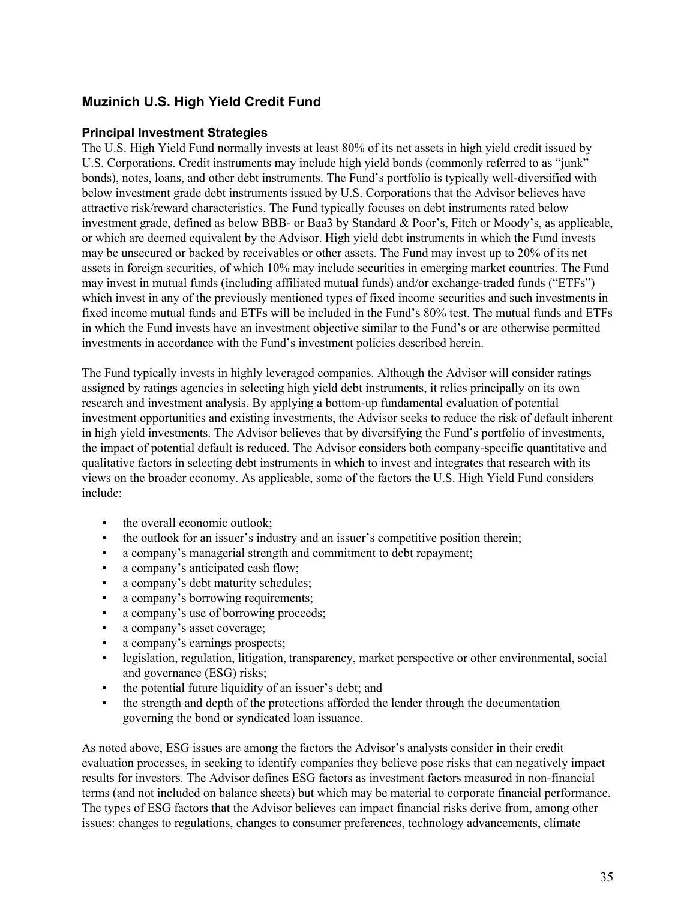## Muzinich U.S. High Yield Credit Fund

### Principal Investment Strategies

The U.S. High Yield Fund normally invests at least 80% of its net assets in high yield credit issued by U.S. Corporations. Credit instruments may include high yield bonds (commonly referred to as "junk" bonds), notes, loans, and other debt instruments. The Fund's portfolio is typically well-diversified with below investment grade debt instruments issued by U.S. Corporations that the Advisor believes have attractive risk/reward characteristics. The Fund typically focuses on debt instruments rated below investment grade, defined as below BBB- or Baa3 by Standard & Poor's, Fitch or Moody's, as applicable, or which are deemed equivalent by the Advisor. High yield debt instruments in which the Fund invests may be unsecured or backed by receivables or other assets. The Fund may invest up to 20% of its net assets in foreign securities, of which 10% may include securities in emerging market countries. The Fund may invest in mutual funds (including affiliated mutual funds) and/or exchange-traded funds ("ETFs") which invest in any of the previously mentioned types of fixed income securities and such investments in fixed income mutual funds and ETFs will be included in the Fund's 80% test. The mutual funds and ETFs in which the Fund invests have an investment objective similar to the Fund's or are otherwise permitted investments in accordance with the Fund's investment policies described herein.

The Fund typically invests in highly leveraged companies. Although the Advisor will consider ratings assigned by ratings agencies in selecting high yield debt instruments, it relies principally on its own research and investment analysis. By applying a bottom-up fundamental evaluation of potential investment opportunities and existing investments, the Advisor seeks to reduce the risk of default inherent in high yield investments. The Advisor believes that by diversifying the Fund's portfolio of investments, the impact of potential default is reduced. The Advisor considers both company-specific quantitative and qualitative factors in selecting debt instruments in which to invest and integrates that research with its views on the broader economy. As applicable, some of the factors the U.S. High Yield Fund considers include:

- the overall economic outlook;
- the outlook for an issuer's industry and an issuer's competitive position therein;
- a company's managerial strength and commitment to debt repayment;
- a company's anticipated cash flow;
- a company's debt maturity schedules;
- a company's borrowing requirements;
- a company's use of borrowing proceeds;
- a company's asset coverage;
- a company's earnings prospects;
- legislation, regulation, litigation, transparency, market perspective or other environmental, social and governance (ESG) risks;
- the potential future liquidity of an issuer's debt; and
- the strength and depth of the protections afforded the lender through the documentation governing the bond or syndicated loan issuance.

As noted above, ESG issues are among the factors the Advisor's analysts consider in their credit evaluation processes, in seeking to identify companies they believe pose risks that can negatively impact results for investors. The Advisor defines ESG factors as investment factors measured in non-financial terms (and not included on balance sheets) but which may be material to corporate financial performance. The types of ESG factors that the Advisor believes can impact financial risks derive from, among other issues: changes to regulations, changes to consumer preferences, technology advancements, climate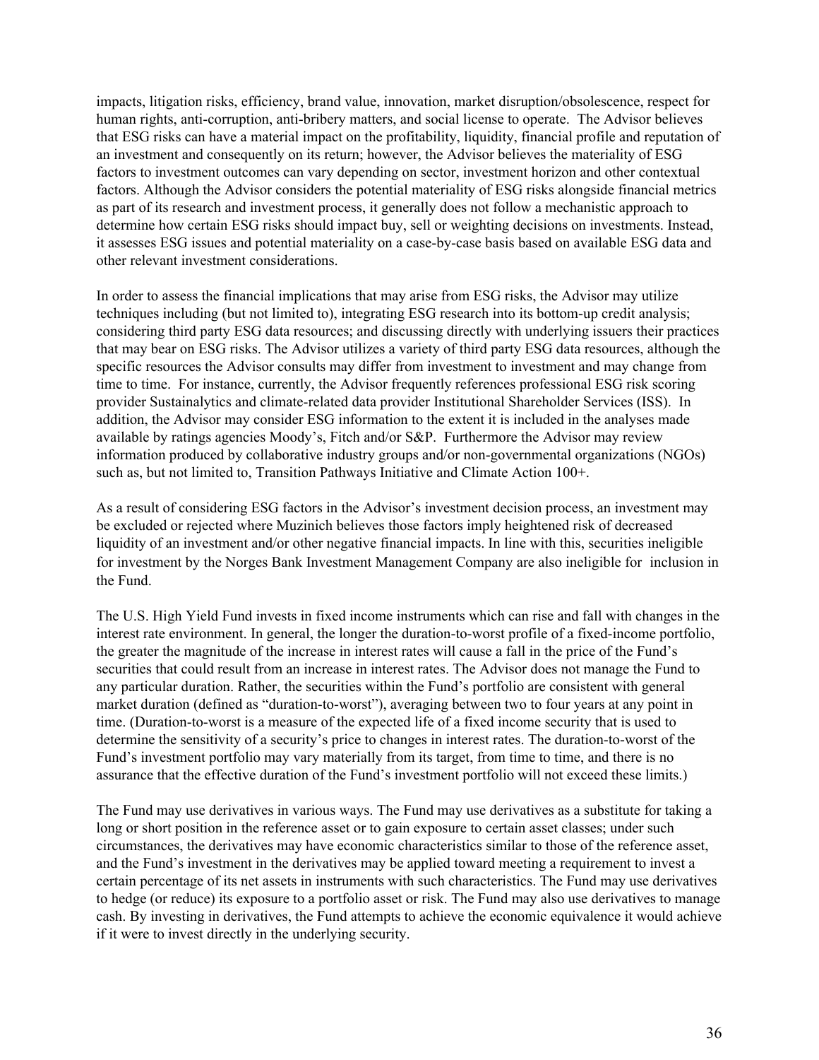impacts, litigation risks, efficiency, brand value, innovation, market disruption/obsolescence, respect for human rights, anti-corruption, anti-bribery matters, and social license to operate. The Advisor believes that ESG risks can have a material impact on the profitability, liquidity, financial profile and reputation of an investment and consequently on its return; however, the Advisor believes the materiality of ESG factors to investment outcomes can vary depending on sector, investment horizon and other contextual factors. Although the Advisor considers the potential materiality of ESG risks alongside financial metrics as part of its research and investment process, it generally does not follow a mechanistic approach to determine how certain ESG risks should impact buy, sell or weighting decisions on investments. Instead, it assesses ESG issues and potential materiality on a case-by-case basis based on available ESG data and other relevant investment considerations.

In order to assess the financial implications that may arise from ESG risks, the Advisor may utilize techniques including (but not limited to), integrating ESG research into its bottom-up credit analysis; considering third party ESG data resources; and discussing directly with underlying issuers their practices that may bear on ESG risks. The Advisor utilizes a variety of third party ESG data resources, although the specific resources the Advisor consults may differ from investment to investment and may change from time to time. For instance, currently, the Advisor frequently references professional ESG risk scoring provider Sustainalytics and climate-related data provider Institutional Shareholder Services (ISS). In addition, the Advisor may consider ESG information to the extent it is included in the analyses made available by ratings agencies Moody's, Fitch and/or S&P. Furthermore the Advisor may review information produced by collaborative industry groups and/or non-governmental organizations (NGOs) such as, but not limited to, Transition Pathways Initiative and Climate Action 100+.

As a result of considering ESG factors in the Advisor's investment decision process, an investment may be excluded or rejected where Muzinich believes those factors imply heightened risk of decreased liquidity of an investment and/or other negative financial impacts. In line with this, securities ineligible for investment by the Norges Bank Investment Management Company are also ineligible for inclusion in the Fund.

The U.S. High Yield Fund invests in fixed income instruments which can rise and fall with changes in the interest rate environment. In general, the longer the duration-to-worst profile of a fixed-income portfolio, the greater the magnitude of the increase in interest rates will cause a fall in the price of the Fund's securities that could result from an increase in interest rates. The Advisor does not manage the Fund to any particular duration. Rather, the securities within the Fund's portfolio are consistent with general market duration (defined as "duration-to-worst"), averaging between two to four years at any point in time. (Duration-to-worst is a measure of the expected life of a fixed income security that is used to determine the sensitivity of a security's price to changes in interest rates. The duration-to-worst of the Fund's investment portfolio may vary materially from its target, from time to time, and there is no assurance that the effective duration of the Fund's investment portfolio will not exceed these limits.)

The Fund may use derivatives in various ways. The Fund may use derivatives as a substitute for taking a long or short position in the reference asset or to gain exposure to certain asset classes; under such circumstances, the derivatives may have economic characteristics similar to those of the reference asset, and the Fund's investment in the derivatives may be applied toward meeting a requirement to invest a certain percentage of its net assets in instruments with such characteristics. The Fund may use derivatives to hedge (or reduce) its exposure to a portfolio asset or risk. The Fund may also use derivatives to manage cash. By investing in derivatives, the Fund attempts to achieve the economic equivalence it would achieve if it were to invest directly in the underlying security.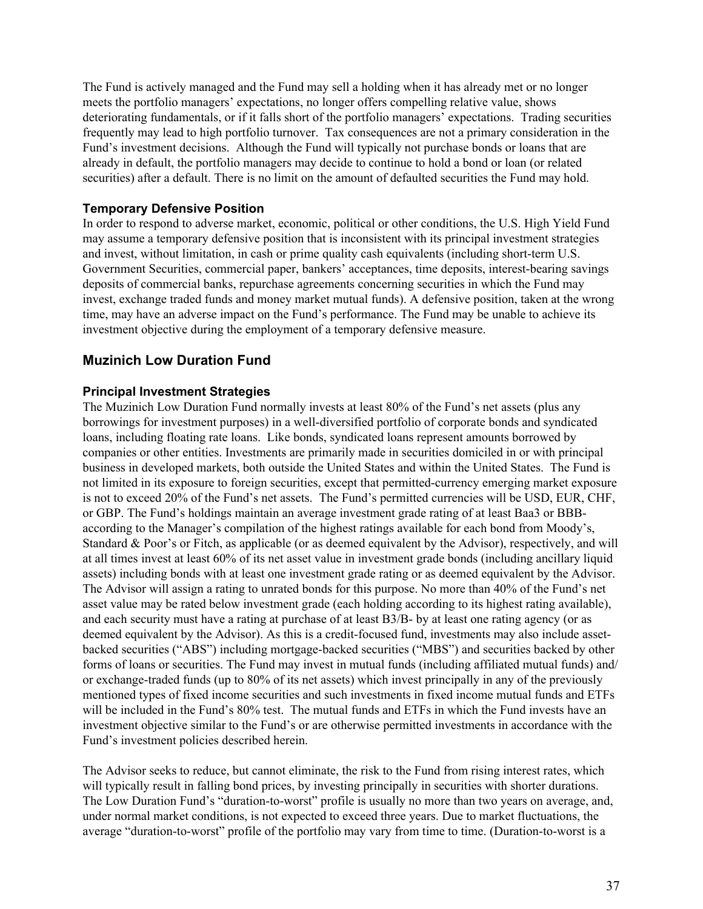The Fund is actively managed and the Fund may sell a holding when it has already met or no longer meets the portfolio managers' expectations, no longer offers compelling relative value, shows deteriorating fundamentals, or if it falls short of the portfolio managers' expectations. Trading securities frequently may lead to high portfolio turnover. Tax consequences are not a primary consideration in the Fund's investment decisions. Although the Fund will typically not purchase bonds or loans that are already in default, the portfolio managers may decide to continue to hold a bond or loan (or related securities) after a default. There is no limit on the amount of defaulted securities the Fund may hold.

### Temporary Defensive Position

In order to respond to adverse market, economic, political or other conditions, the U.S. High Yield Fund may assume a temporary defensive position that is inconsistent with its principal investment strategies and invest, without limitation, in cash or prime quality cash equivalents (including short-term U.S. Government Securities, commercial paper, bankers' acceptances, time deposits, interest-bearing savings deposits of commercial banks, repurchase agreements concerning securities in which the Fund may invest, exchange traded funds and money market mutual funds). A defensive position, taken at the wrong time, may have an adverse impact on the Fund's performance. The Fund may be unable to achieve its investment objective during the employment of a temporary defensive measure.

## Muzinich Low Duration Fund

### Principal Investment Strategies

The Muzinich Low Duration Fund normally invests at least 80% of the Fund's net assets (plus any borrowings for investment purposes) in a well-diversified portfolio of corporate bonds and syndicated loans, including floating rate loans. Like bonds, syndicated loans represent amounts borrowed by companies or other entities. Investments are primarily made in securities domiciled in or with principal business in developed markets, both outside the United States and within the United States. The Fund is not limited in its exposure to foreign securities, except that permitted-currency emerging market exposure is not to exceed 20% of the Fund's net assets. The Fund's permitted currencies will be USD, EUR, CHF, or GBP. The Fund's holdings maintain an average investment grade rating of at least Baa3 or BBB- according to the Manager's compilation of the highest ratings available for each bond from Moody's, Standard & Poor's or Fitch, as applicable (or as deemed equivalent by the Advisor), respectively, and will at all times invest at least 60% of its net asset value in investment grade bonds (including ancillary liquid assets) including bonds with at least one investment grade rating or as deemed equivalent by the Advisor. The Advisor will assign a rating to unrated bonds for this purpose. No more than 40% of the Fund's net asset value may be rated below investment grade (each holding according to its highest rating available), and each security must have a rating at purchase of at least B3/B- by at least one rating agency (or as deemed equivalent by the Advisor). As this is a credit-focused fund, investments may also include asset-backed securities ("ABS") including mortgage-backed securities ("MBS") and securities backed by other forms of loans or securities. The Fund may invest in mutual funds (including affiliated mutual funds) and/or exchange-traded funds (up to 80% of its net assets) which invest principally in any of the previously mentioned types of fixed income securities and such investments in fixed income mutual funds and ETFs will be included in the Fund's 80% test. The mutual funds and ETFs in which the Fund invests have an investment objective similar to the Fund's or are otherwise permitted investments in accordance with the Fund's investment policies described herein.

The Advisor seeks to reduce, but cannot eliminate, the risk to the Fund from rising interest rates, which will typically result in falling bond prices, by investing principally in securities with shorter durations. The Low Duration Fund's "duration-to-worst" profile is usually no more than two years on average, and, under normal market conditions, is not expected to exceed three years. Due to market fluctuations, the average "duration-to-worst" profile of the portfolio may vary from time to time. (Duration-to-worst is a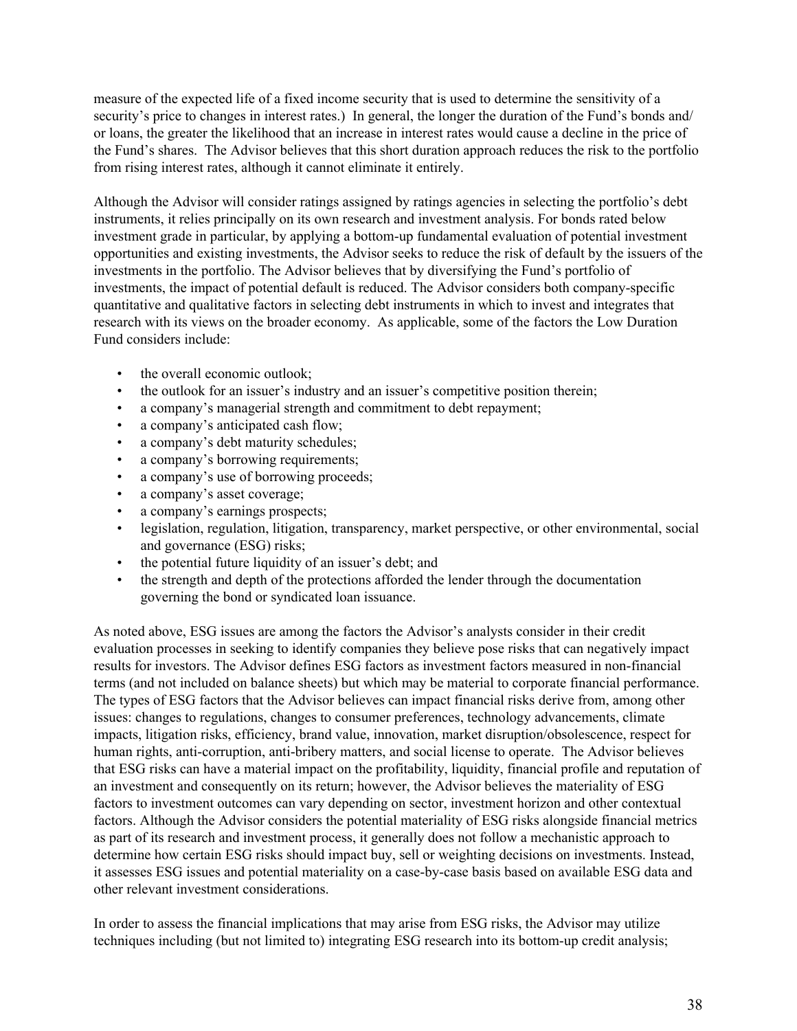measure of the expected life of a fixed income security that is used to determine the sensitivity of a security's price to changes in interest rates.) In general, the longer the duration of the Fund's bonds and/ or loans, the greater the likelihood that an increase in interest rates would cause a decline in the price of the Fund's shares. The Advisor believes that this short duration approach reduces the risk to the portfolio from rising interest rates, although it cannot eliminate it entirely.

Although the Advisor will consider ratings assigned by ratings agencies in selecting the portfolio's debt instruments, it relies principally on its own research and investment analysis. For bonds rated below investment grade in particular, by applying a bottom-up fundamental evaluation of potential investment opportunities and existing investments, the Advisor seeks to reduce the risk of default by the issuers of the investments in the portfolio. The Advisor believes that by diversifying the Fund's portfolio of investments, the impact of potential default is reduced. The Advisor considers both company-specific quantitative and qualitative factors in selecting debt instruments in which to invest and integrates that research with its views on the broader economy. As applicable, some of the factors the Low Duration Fund considers include:

- the overall economic outlook;
- the outlook for an issuer's industry and an issuer's competitive position therein;
- a company's managerial strength and commitment to debt repayment;
- a company's anticipated cash flow;
- a company's debt maturity schedules;
- a company's borrowing requirements;
- a company's use of borrowing proceeds;
- a company's asset coverage;
- a company's earnings prospects;
- legislation, regulation, litigation, transparency, market perspective, or other environmental, social and governance (ESG) risks;
- the potential future liquidity of an issuer's debt; and
- the strength and depth of the protections afforded the lender through the documentation governing the bond or syndicated loan issuance.

As noted above, ESG issues are among the factors the Advisor's analysts consider in their credit evaluation processes in seeking to identify companies they believe pose risks that can negatively impact results for investors. The Advisor defines ESG factors as investment factors measured in non-financial terms (and not included on balance sheets) but which may be material to corporate financial performance. The types of ESG factors that the Advisor believes can impact financial risks derive from, among other issues: changes to regulations, changes to consumer preferences, technology advancements, climate impacts, litigation risks, efficiency, brand value, innovation, market disruption/obsolescence, respect for human rights, anti-corruption, anti-bribery matters, and social license to operate. The Advisor believes that ESG risks can have a material impact on the profitability, liquidity, financial profile and reputation of an investment and consequently on its return; however, the Advisor believes the materiality of ESG factors to investment outcomes can vary depending on sector, investment horizon and other contextual factors. Although the Advisor considers the potential materiality of ESG risks alongside financial metrics as part of its research and investment process, it generally does not follow a mechanistic approach to determine how certain ESG risks should impact buy, sell or weighting decisions on investments. Instead, it assesses ESG issues and potential materiality on a case-by-case basis based on available ESG data and other relevant investment considerations.

In order to assess the financial implications that may arise from ESG risks, the Advisor may utilize techniques including (but not limited to) integrating ESG research into its bottom-up credit analysis;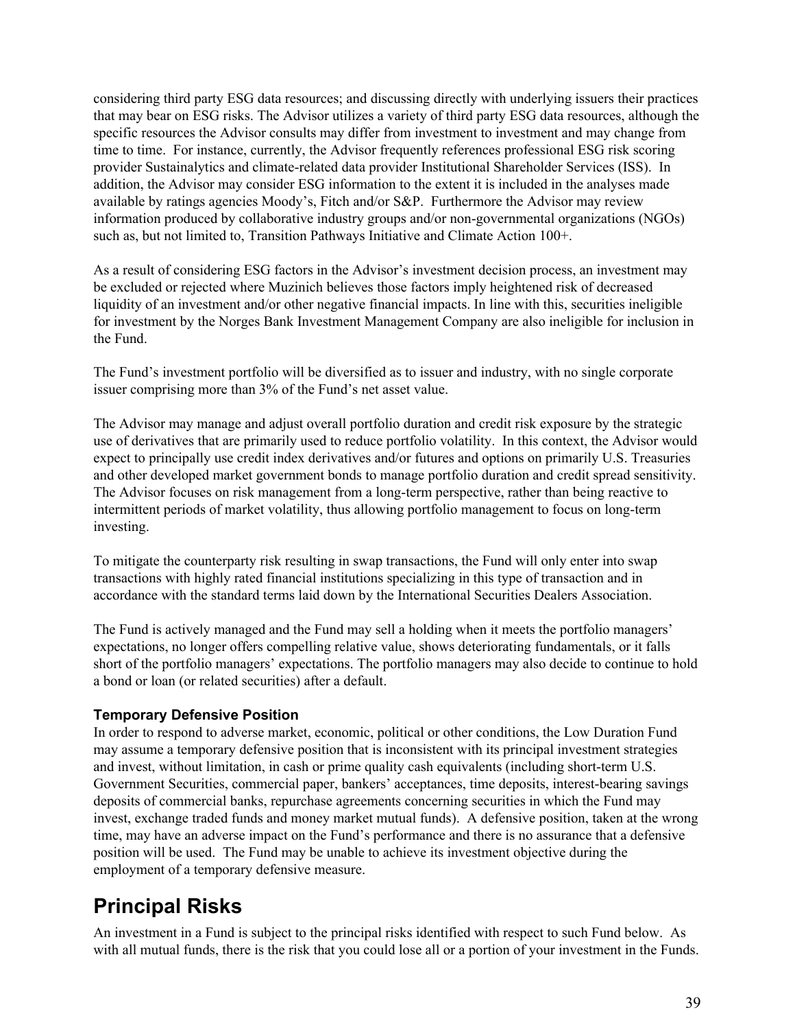considering third party ESG data resources; and discussing directly with underlying issuers their practices that may bear on ESG risks. The Advisor utilizes a variety of third party ESG data resources, although the specific resources the Advisor consults may differ from investment to investment and may change from time to time. For instance, currently, the Advisor frequently references professional ESG risk scoring provider Sustainalytics and climate-related data provider Institutional Shareholder Services (ISS). In addition, the Advisor may consider ESG information to the extent it is included in the analyses made available by ratings agencies Moody's, Fitch and/or S&P. Furthermore the Advisor may review information produced by collaborative industry groups and/or non-governmental organizations (NGOs) such as, but not limited to, Transition Pathways Initiative and Climate Action 100+.

As a result of considering ESG factors in the Advisor's investment decision process, an investment may be excluded or rejected where Muzinich believes those factors imply heightened risk of decreased liquidity of an investment and/or other negative financial impacts. In line with this, securities ineligible for investment by the Norges Bank Investment Management Company are also ineligible for inclusion in the Fund.

The Fund's investment portfolio will be diversified as to issuer and industry, with no single corporate issuer comprising more than 3% of the Fund's net asset value.

The Advisor may manage and adjust overall portfolio duration and credit risk exposure by the strategic use of derivatives that are primarily used to reduce portfolio volatility. In this context, the Advisor would expect to principally use credit index derivatives and/or futures and options on primarily U.S. Treasuries and other developed market government bonds to manage portfolio duration and credit spread sensitivity. The Advisor focuses on risk management from a long-term perspective, rather than being reactive to intermittent periods of market volatility, thus allowing portfolio management to focus on long-term investing.

To mitigate the counterparty risk resulting in swap transactions, the Fund will only enter into swap transactions with highly rated financial institutions specializing in this type of transaction and in accordance with the standard terms laid down by the International Securities Dealers Association.

The Fund is actively managed and the Fund may sell a holding when it meets the portfolio managers' expectations, no longer offers compelling relative value, shows deteriorating fundamentals, or it falls short of the portfolio managers' expectations. The portfolio managers may also decide to continue to hold a bond or loan (or related securities) after a default.

### Temporary Defensive Position

In order to respond to adverse market, economic, political or other conditions, the Low Duration Fund may assume a temporary defensive position that is inconsistent with its principal investment strategies and invest, without limitation, in cash or prime quality cash equivalents (including short-term U.S. Government Securities, commercial paper, bankers' acceptances, time deposits, interest-bearing savings deposits of commercial banks, repurchase agreements concerning securities in which the Fund may invest, exchange traded funds and money market mutual funds). A defensive position, taken at the wrong time, may have an adverse impact on the Fund's performance and there is no assurance that a defensive position will be used. The Fund may be unable to achieve its investment objective during the employment of a temporary defensive measure.

## Principal Risks

An investment in a Fund is subject to the principal risks identified with respect to such Fund below. As with all mutual funds, there is the risk that you could lose all or a portion of your investment in the Funds.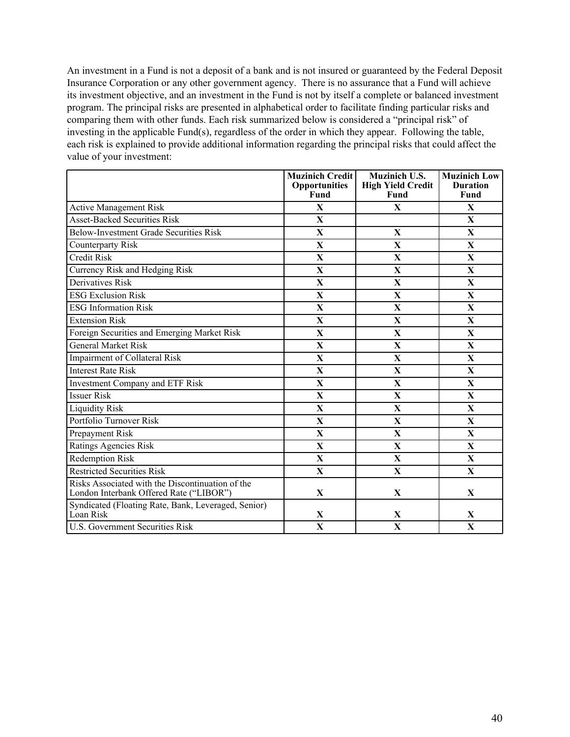An investment in a Fund is not a deposit of a bank and is not insured or guaranteed by the Federal Deposit Insurance Corporation or any other government agency. There is no assurance that a Fund will achieve its investment objective, and an investment in the Fund is not by itself a complete or balanced investment program. The principal risks are presented in alphabetical order to facilitate finding particular risks and comparing them with other funds. Each risk summarized below is considered a "principal risk" of investing in the applicable Fund(s), regardless of the order in which they appear. Following the table, each risk is explained to provide additional information regarding the principal risks that could affect the value of your investment:

| | **Muzinich Credit Opportunities Fund** | **Muzinich U.S. High Yield Credit Fund** | **Muzinich Low Duration Fund** |
|---|---|---|---|
| Active Management Risk | **X** | **X** | **X** |
| Asset-Backed Securities Risk | **X** | | **X** |
| Below-Investment Grade Securities Risk | **X** | **X** | **X** |
| Counterparty Risk | **X** | **X** | **X** |
| Credit Risk | **X** | **X** | **X** |
| Currency Risk and Hedging Risk | **X** | **X** | **X** |
| Derivatives Risk | **X** | **X** | **X** |
| ESG Exclusion Risk | **X** | **X** | **X** |
| ESG Information Risk | **X** | **X** | **X** |
| Extension Risk | **X** | **X** | **X** |
| Foreign Securities and Emerging Market Risk | **X** | **X** | **X** |
| General Market Risk | **X** | **X** | **X** |
| Impairment of Collateral Risk | **X** | **X** | **X** |
| Interest Rate Risk | **X** | **X** | **X** |
| Investment Company and ETF Risk | **X** | **X** | **X** |
| Issuer Risk | **X** | **X** | **X** |
| Liquidity Risk | **X** | **X** | **X** |
| Portfolio Turnover Risk | **X** | **X** | **X** |
| Prepayment Risk | **X** | **X** | **X** |
| Ratings Agencies Risk | **X** | **X** | **X** |
| Redemption Risk | **X** | **X** | **X** |
| Restricted Securities Risk | **X** | **X** | **X** |
| Risks Associated with the Discontinuation of the London Interbank Offered Rate ("LIBOR") | **X** | **X** | **X** |
| Syndicated (Floating Rate, Bank, Leveraged, Senior) Loan Risk | **X** | **X** | **X** |
| U.S. Government Securities Risk | **X** | **X** | **X** |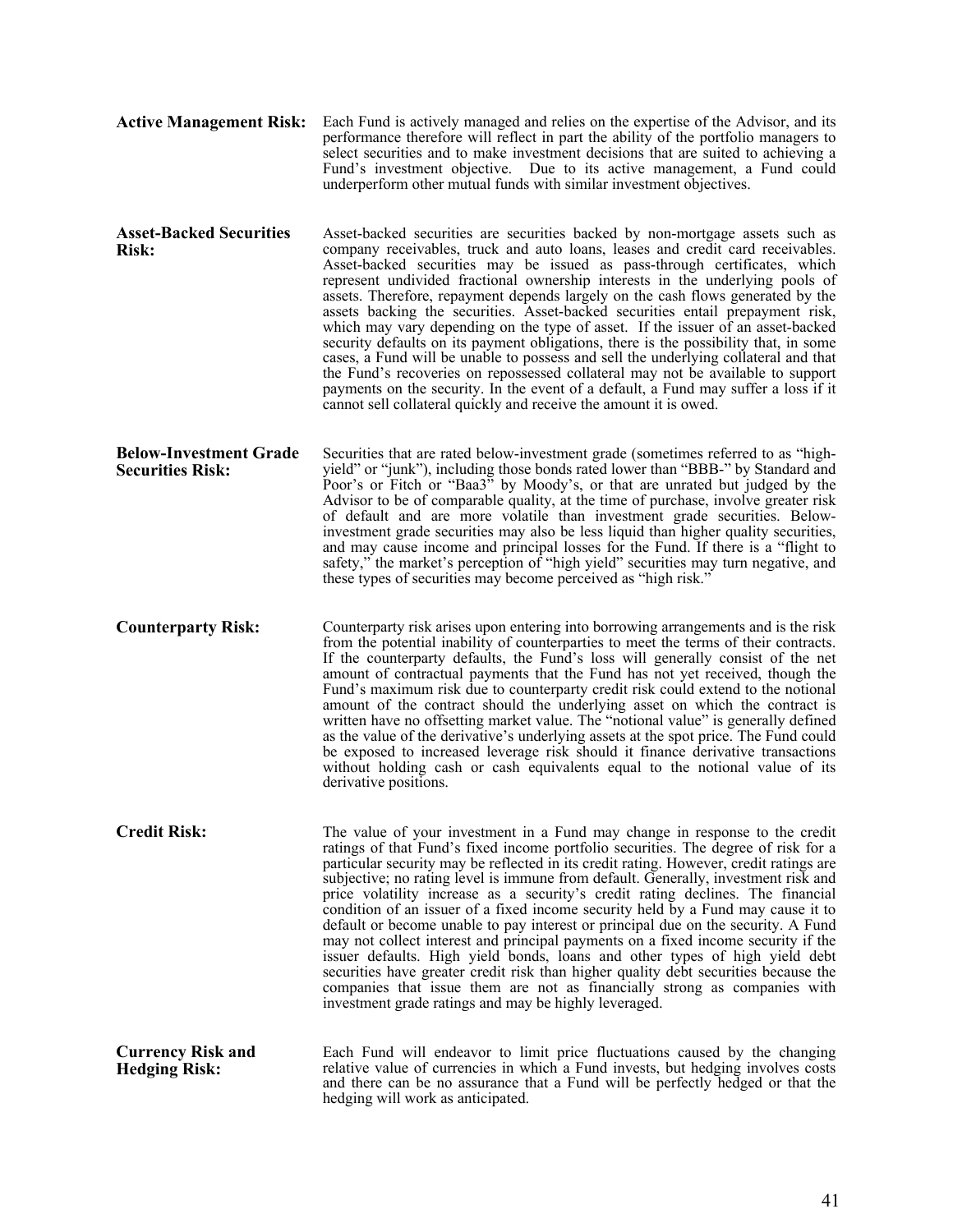**Active Management Risk:** Each Fund is actively managed and relies on the expertise of the Advisor, and its performance therefore will reflect in part the ability of the portfolio managers to select securities and to make investment decisions that are suited to achieving a Fund's investment objective. Due to its active management, a Fund could underperform other mutual funds with similar investment objectives.

**Asset-Backed Securities Risk:** Asset-backed securities are securities backed by non-mortgage assets such as company receivables, truck and auto loans, leases and credit card receivables. Asset-backed securities may be issued as pass-through certificates, which represent undivided fractional ownership interests in the underlying pools of assets. Therefore, repayment depends largely on the cash flows generated by the assets backing the securities. Asset-backed securities entail prepayment risk, which may vary depending on the type of asset. If the issuer of an asset-backed security defaults on its payment obligations, there is the possibility that, in some cases, a Fund will be unable to possess and sell the underlying collateral and that the Fund's recoveries on repossessed collateral may not be available to support payments on the security. In the event of a default, a Fund may suffer a loss if it cannot sell collateral quickly and receive the amount it is owed.

**Below-Investment Grade Securities Risk:** Securities that are rated below-investment grade (sometimes referred to as "high-yield" or "junk"), including those bonds rated lower than "BBB-" by Standard and Poor's or Fitch or "Baa3" by Moody's, or that are unrated but judged by the Advisor to be of comparable quality, at the time of purchase, involve greater risk of default and are more volatile than investment grade securities. Below-investment grade securities may also be less liquid than higher quality securities, and may cause income and principal losses for the Fund. If there is a "flight to safety," the market's perception of "high yield" securities may turn negative, and these types of securities may become perceived as "high risk."

**Counterparty Risk:** Counterparty risk arises upon entering into borrowing arrangements and is the risk from the potential inability of counterparties to meet the terms of their contracts. If the counterparty defaults, the Fund's loss will generally consist of the net amount of contractual payments that the Fund has not yet received, though the Fund's maximum risk due to counterparty credit risk could extend to the notional amount of the contract should the underlying asset on which the contract is written have no offsetting market value. The "notional value" is generally defined as the value of the derivative's underlying assets at the spot price. The Fund could be exposed to increased leverage risk should it finance derivative transactions without holding cash or cash equivalents equal to the notional value of its derivative positions.

**Credit Risk:** The value of your investment in a Fund may change in response to the credit ratings of that Fund's fixed income portfolio securities. The degree of risk for a particular security may be reflected in its credit rating. However, credit ratings are subjective; no rating level is immune from default. Generally, investment risk and price volatility increase as a security's credit rating declines. The financial condition of an issuer of a fixed income security held by a Fund may cause it to default or become unable to pay interest or principal due on the security. A Fund may not collect interest and principal payments on a fixed income security if the issuer defaults. High yield bonds, loans and other types of high yield debt securities have greater credit risk than higher quality debt securities because the companies that issue them are not as financially strong as companies with investment grade ratings and may be highly leveraged.

**Currency Risk and Hedging Risk:** Each Fund will endeavor to limit price fluctuations caused by the changing relative value of currencies in which a Fund invests, but hedging involves costs and there can be no assurance that a Fund will be perfectly hedged or that the hedging will work as anticipated.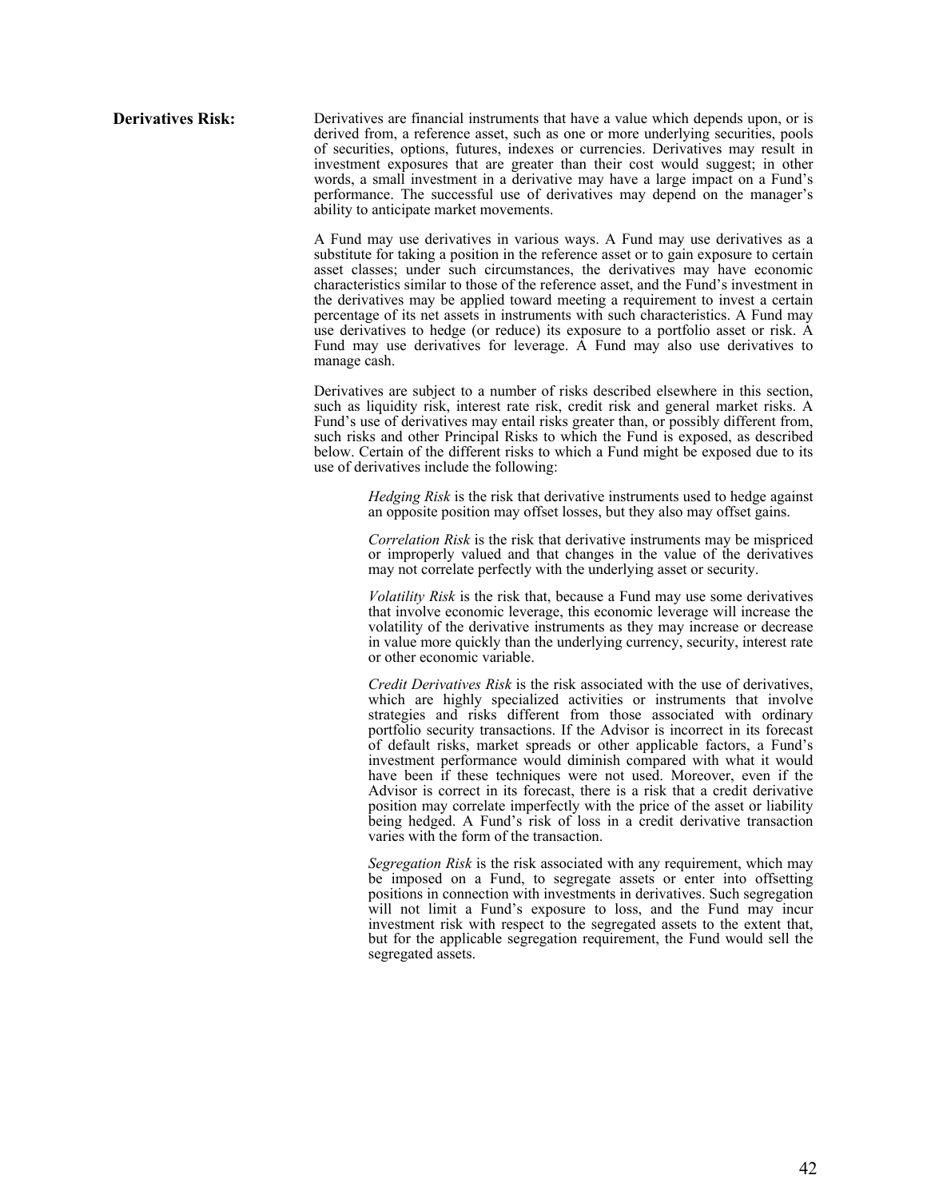**Derivatives Risk:** Derivatives are financial instruments that have a value which depends upon, or is derived from, a reference asset, such as one or more underlying securities, pools of securities, options, futures, indexes or currencies. Derivatives may result in investment exposures that are greater than their cost would suggest; in other words, a small investment in a derivative may have a large impact on a Fund's performance. The successful use of derivatives may depend on the manager's ability to anticipate market movements.

A Fund may use derivatives in various ways. A Fund may use derivatives as a substitute for taking a position in the reference asset or to gain exposure to certain asset classes; under such circumstances, the derivatives may have economic characteristics similar to those of the reference asset, and the Fund's investment in the derivatives may be applied toward meeting a requirement to invest a certain percentage of its net assets in instruments with such characteristics. A Fund may use derivatives to hedge (or reduce) its exposure to a portfolio asset or risk. A Fund may use derivatives for leverage. A Fund may also use derivatives to manage cash.

Derivatives are subject to a number of risks described elsewhere in this section, such as liquidity risk, interest rate risk, credit risk and general market risks. A Fund's use of derivatives may entail risks greater than, or possibly different from, such risks and other Principal Risks to which the Fund is exposed, as described below. Certain of the different risks to which a Fund might be exposed due to its use of derivatives include the following:

*Hedging Risk* is the risk that derivative instruments used to hedge against an opposite position may offset losses, but they also may offset gains.

*Correlation Risk* is the risk that derivative instruments may be mispriced or improperly valued and that changes in the value of the derivatives may not correlate perfectly with the underlying asset or security.

*Volatility Risk* is the risk that, because a Fund may use some derivatives that involve economic leverage, this economic leverage will increase the volatility of the derivative instruments as they may increase or decrease in value more quickly than the underlying currency, security, interest rate or other economic variable.

*Credit Derivatives Risk* is the risk associated with the use of derivatives, which are highly specialized activities or instruments that involve strategies and risks different from those associated with ordinary portfolio security transactions. If the Advisor is incorrect in its forecast of default risks, market spreads or other applicable factors, a Fund's investment performance would diminish compared with what it would have been if these techniques were not used. Moreover, even if the Advisor is correct in its forecast, there is a risk that a credit derivative position may correlate imperfectly with the price of the asset or liability being hedged. A Fund's risk of loss in a credit derivative transaction varies with the form of the transaction.

*Segregation Risk* is the risk associated with any requirement, which may be imposed on a Fund, to segregate assets or enter into offsetting positions in connection with investments in derivatives. Such segregation will not limit a Fund's exposure to loss, and the Fund may incur investment risk with respect to the segregated assets to the extent that, but for the applicable segregation requirement, the Fund would sell the segregated assets.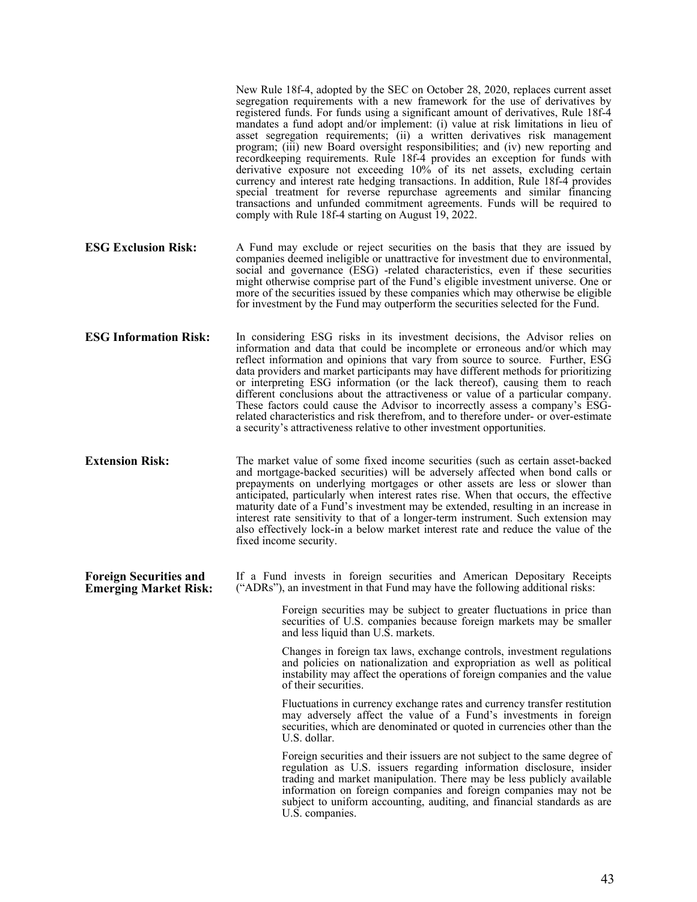New Rule 18f-4, adopted by the SEC on October 28, 2020, replaces current asset segregation requirements with a new framework for the use of derivatives by registered funds. For funds using a significant amount of derivatives, Rule 18f-4 mandates a fund adopt and/or implement: (i) value at risk limitations in lieu of asset segregation requirements; (ii) a written derivatives risk management program; (iii) new Board oversight responsibilities; and (iv) new reporting and recordkeeping requirements. Rule 18f-4 provides an exception for funds with derivative exposure not exceeding 10% of its net assets, excluding certain currency and interest rate hedging transactions. In addition, Rule 18f-4 provides special treatment for reverse repurchase agreements and similar financing transactions and unfunded commitment agreements. Funds will be required to comply with Rule 18f-4 starting on August 19, 2022.

**ESG Exclusion Risk:** A Fund may exclude or reject securities on the basis that they are issued by companies deemed ineligible or unattractive for investment due to environmental, social and governance (ESG) -related characteristics, even if these securities might otherwise comprise part of the Fund's eligible investment universe. One or more of the securities issued by these companies which may otherwise be eligible for investment by the Fund may outperform the securities selected for the Fund.

**ESG Information Risk:** In considering ESG risks in its investment decisions, the Advisor relies on information and data that could be incomplete or erroneous and/or which may reflect information and opinions that vary from source to source. Further, ESG data providers and market participants may have different methods for prioritizing or interpreting ESG information (or the lack thereof), causing them to reach different conclusions about the attractiveness or value of a particular company. These factors could cause the Advisor to incorrectly assess a company's ESG-related characteristics and risk therefrom, and to therefore under- or over-estimate a security's attractiveness relative to other investment opportunities.

**Extension Risk:** The market value of some fixed income securities (such as certain asset-backed and mortgage-backed securities) will be adversely affected when bond calls or prepayments on underlying mortgages or other assets are less or slower than anticipated, particularly when interest rates rise. When that occurs, the effective maturity date of a Fund's investment may be extended, resulting in an increase in interest rate sensitivity to that of a longer-term instrument. Such extension may also effectively lock-in a below market interest rate and reduce the value of the fixed income security.

**Foreign Securities and Emerging Market Risk:** If a Fund invests in foreign securities and American Depositary Receipts ("ADRs"), an investment in that Fund may have the following additional risks:

Foreign securities may be subject to greater fluctuations in price than securities of U.S. companies because foreign markets may be smaller and less liquid than U.S. markets.

Changes in foreign tax laws, exchange controls, investment regulations and policies on nationalization and expropriation as well as political instability may affect the operations of foreign companies and the value of their securities.

Fluctuations in currency exchange rates and currency transfer restitution may adversely affect the value of a Fund's investments in foreign securities, which are denominated or quoted in currencies other than the U.S. dollar.

Foreign securities and their issuers are not subject to the same degree of regulation as U.S. issuers regarding information disclosure, insider trading and market manipulation. There may be less publicly available information on foreign companies and foreign companies may not be subject to uniform accounting, auditing, and financial standards as are U.S. companies.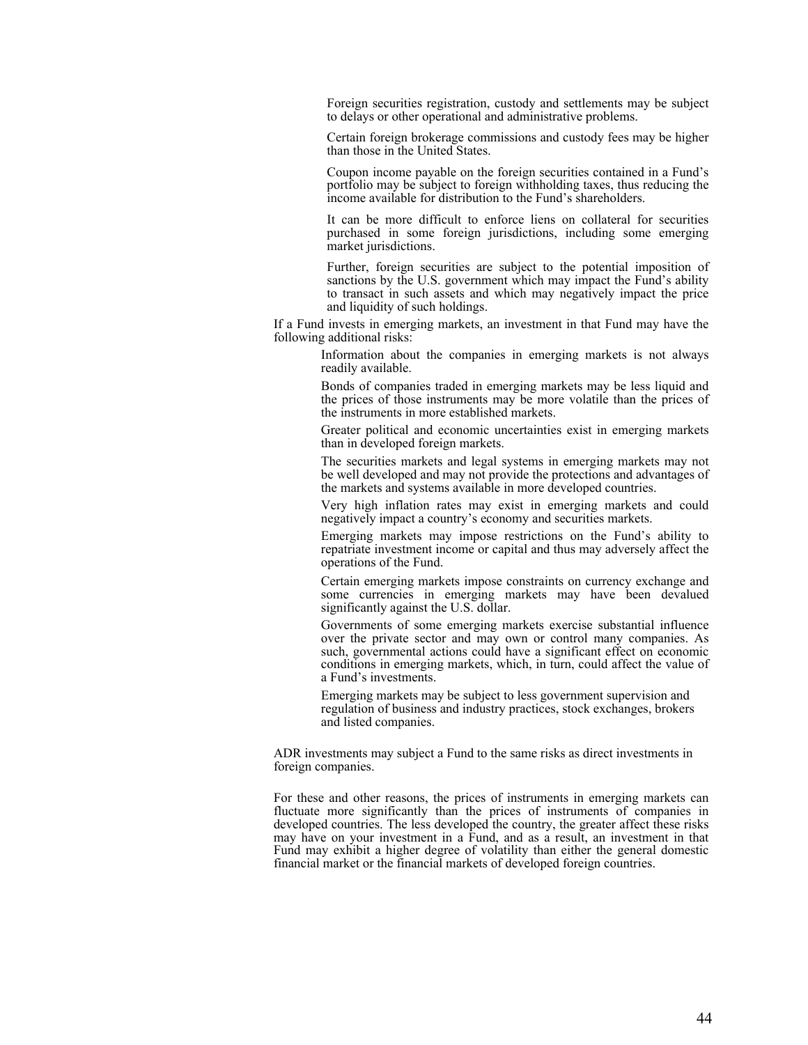Foreign securities registration, custody and settlements may be subject to delays or other operational and administrative problems.

Certain foreign brokerage commissions and custody fees may be higher than those in the United States.

Coupon income payable on the foreign securities contained in a Fund's portfolio may be subject to foreign withholding taxes, thus reducing the income available for distribution to the Fund's shareholders.

It can be more difficult to enforce liens on collateral for securities purchased in some foreign jurisdictions, including some emerging market jurisdictions.

Further, foreign securities are subject to the potential imposition of sanctions by the U.S. government which may impact the Fund's ability to transact in such assets and which may negatively impact the price and liquidity of such holdings.

If a Fund invests in emerging markets, an investment in that Fund may have the following additional risks:

Information about the companies in emerging markets is not always readily available.

Bonds of companies traded in emerging markets may be less liquid and the prices of those instruments may be more volatile than the prices of the instruments in more established markets.

Greater political and economic uncertainties exist in emerging markets than in developed foreign markets.

The securities markets and legal systems in emerging markets may not be well developed and may not provide the protections and advantages of the markets and systems available in more developed countries.

Very high inflation rates may exist in emerging markets and could negatively impact a country's economy and securities markets.

Emerging markets may impose restrictions on the Fund's ability to repatriate investment income or capital and thus may adversely affect the operations of the Fund.

Certain emerging markets impose constraints on currency exchange and some currencies in emerging markets may have been devalued significantly against the U.S. dollar.

Governments of some emerging markets exercise substantial influence over the private sector and may own or control many companies. As such, governmental actions could have a significant effect on economic conditions in emerging markets, which, in turn, could affect the value of a Fund's investments.

Emerging markets may be subject to less government supervision and regulation of business and industry practices, stock exchanges, brokers and listed companies.

ADR investments may subject a Fund to the same risks as direct investments in foreign companies.

For these and other reasons, the prices of instruments in emerging markets can fluctuate more significantly than the prices of instruments of companies in developed countries. The less developed the country, the greater affect these risks may have on your investment in a Fund, and as a result, an investment in that Fund may exhibit a higher degree of volatility than either the general domestic financial market or the financial markets of developed foreign countries.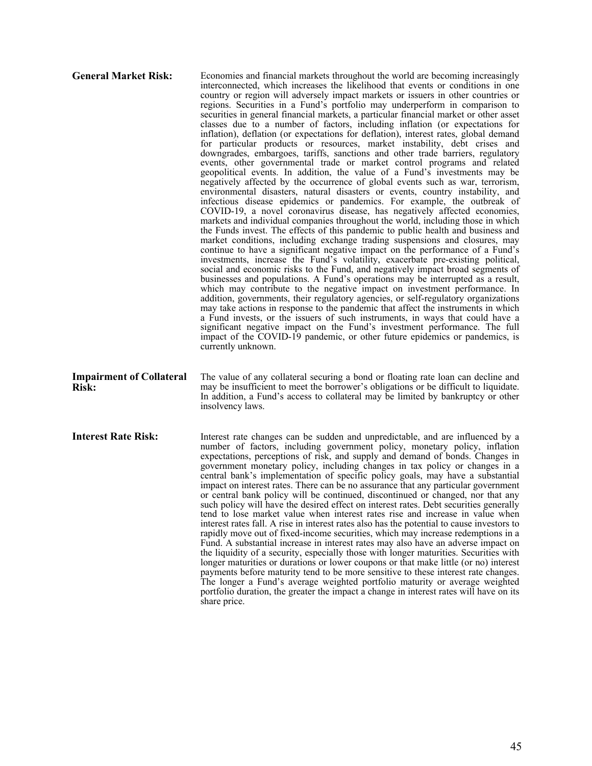**General Market Risk:** Economies and financial markets throughout the world are becoming increasingly interconnected, which increases the likelihood that events or conditions in one country or region will adversely impact markets or issuers in other countries or regions. Securities in a Fund's portfolio may underperform in comparison to securities in general financial markets, a particular financial market or other asset classes due to a number of factors, including inflation (or expectations for inflation), deflation (or expectations for deflation), interest rates, global demand for particular products or resources, market instability, debt crises and downgrades, embargoes, tariffs, sanctions and other trade barriers, regulatory events, other governmental trade or market control programs and related geopolitical events. In addition, the value of a Fund's investments may be negatively affected by the occurrence of global events such as war, terrorism, environmental disasters, natural disasters or events, country instability, and infectious disease epidemics or pandemics. For example, the outbreak of COVID-19, a novel coronavirus disease, has negatively affected economies, markets and individual companies throughout the world, including those in which the Funds invest. The effects of this pandemic to public health and business and market conditions, including exchange trading suspensions and closures, may continue to have a significant negative impact on the performance of a Fund's investments, increase the Fund's volatility, exacerbate pre-existing political, social and economic risks to the Fund, and negatively impact broad segments of businesses and populations. A Fund's operations may be interrupted as a result, which may contribute to the negative impact on investment performance. In addition, governments, their regulatory agencies, or self-regulatory organizations may take actions in response to the pandemic that affect the instruments in which a Fund invests, or the issuers of such instruments, in ways that could have a significant negative impact on the Fund's investment performance. The full impact of the COVID-19 pandemic, or other future epidemics or pandemics, is currently unknown.

**Impairment of Collateral Risk:** The value of any collateral securing a bond or floating rate loan can decline and may be insufficient to meet the borrower's obligations or be difficult to liquidate. In addition, a Fund's access to collateral may be limited by bankruptcy or other insolvency laws.

**Interest Rate Risk:** Interest rate changes can be sudden and unpredictable, and are influenced by a number of factors, including government policy, monetary policy, inflation expectations, perceptions of risk, and supply and demand of bonds. Changes in government monetary policy, including changes in tax policy or changes in a central bank's implementation of specific policy goals, may have a substantial impact on interest rates. There can be no assurance that any particular government or central bank policy will be continued, discontinued or changed, nor that any such policy will have the desired effect on interest rates. Debt securities generally tend to lose market value when interest rates rise and increase in value when interest rates fall. A rise in interest rates also has the potential to cause investors to rapidly move out of fixed-income securities, which may increase redemptions in a Fund. A substantial increase in interest rates may also have an adverse impact on the liquidity of a security, especially those with longer maturities. Securities with longer maturities or durations or lower coupons or that make little (or no) interest payments before maturity tend to be more sensitive to these interest rate changes. The longer a Fund's average weighted portfolio maturity or average weighted portfolio duration, the greater the impact a change in interest rates will have on its share price.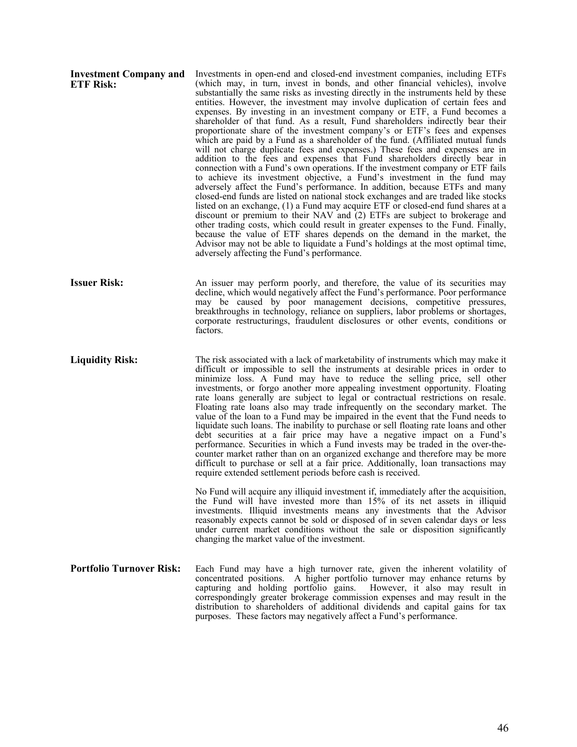**Investment Company and ETF Risk:** Investments in open-end and closed-end investment companies, including ETFs (which may, in turn, invest in bonds, and other financial vehicles), involve substantially the same risks as investing directly in the instruments held by these entities. However, the investment may involve duplication of certain fees and expenses. By investing in an investment company or ETF, a Fund becomes a shareholder of that fund. As a result, Fund shareholders indirectly bear their proportionate share of the investment company's or ETF's fees and expenses which are paid by a Fund as a shareholder of the fund. (Affiliated mutual funds will not charge duplicate fees and expenses.) These fees and expenses are in addition to the fees and expenses that Fund shareholders directly bear in connection with a Fund's own operations. If the investment company or ETF fails to achieve its investment objective, a Fund's investment in the fund may adversely affect the Fund's performance. In addition, because ETFs and many closed-end funds are listed on national stock exchanges and are traded like stocks listed on an exchange, (1) a Fund may acquire ETF or closed-end fund shares at a discount or premium to their NAV and (2) ETFs are subject to brokerage and other trading costs, which could result in greater expenses to the Fund. Finally, because the value of ETF shares depends on the demand in the market, the Advisor may not be able to liquidate a Fund's holdings at the most optimal time, adversely affecting the Fund's performance.

**Issuer Risk:** An issuer may perform poorly, and therefore, the value of its securities may decline, which would negatively affect the Fund's performance. Poor performance may be caused by poor management decisions, competitive pressures, breakthroughs in technology, reliance on suppliers, labor problems or shortages, corporate restructurings, fraudulent disclosures or other events, conditions or factors.

**Liquidity Risk:** The risk associated with a lack of marketability of instruments which may make it difficult or impossible to sell the instruments at desirable prices in order to minimize loss. A Fund may have to reduce the selling price, sell other investments, or forgo another more appealing investment opportunity. Floating rate loans generally are subject to legal or contractual restrictions on resale. Floating rate loans also may trade infrequently on the secondary market. The value of the loan to a Fund may be impaired in the event that the Fund needs to liquidate such loans. The inability to purchase or sell floating rate loans and other debt securities at a fair price may have a negative impact on a Fund's performance. Securities in which a Fund invests may be traded in the over-the-counter market rather than on an organized exchange and therefore may be more difficult to purchase or sell at a fair price. Additionally, loan transactions may require extended settlement periods before cash is received.

No Fund will acquire any illiquid investment if, immediately after the acquisition, the Fund will have invested more than 15% of its net assets in illiquid investments. Illiquid investments means any investments that the Advisor reasonably expects cannot be sold or disposed of in seven calendar days or less under current market conditions without the sale or disposition significantly changing the market value of the investment.

**Portfolio Turnover Risk:** Each Fund may have a high turnover rate, given the inherent volatility of concentrated positions. A higher portfolio turnover may enhance returns by capturing and holding portfolio gains. However, it also may result in correspondingly greater brokerage commission expenses and may result in the distribution to shareholders of additional dividends and capital gains for tax purposes. These factors may negatively affect a Fund's performance.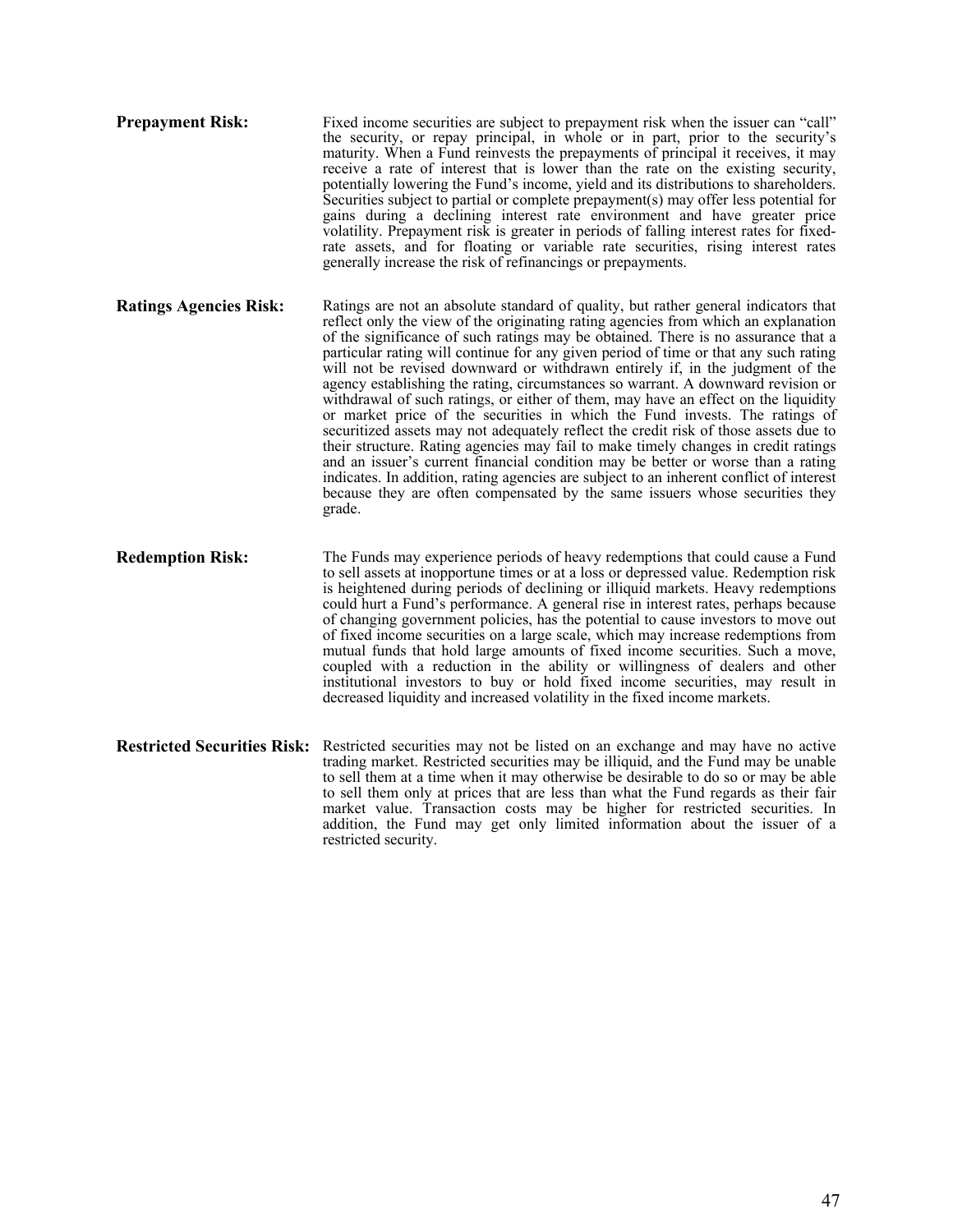**Prepayment Risk:** Fixed income securities are subject to prepayment risk when the issuer can "call" the security, or repay principal, in whole or in part, prior to the security's maturity. When a Fund reinvests the prepayments of principal it receives, it may receive a rate of interest that is lower than the rate on the existing security, potentially lowering the Fund's income, yield and its distributions to shareholders. Securities subject to partial or complete prepayment(s) may offer less potential for gains during a declining interest rate environment and have greater price volatility. Prepayment risk is greater in periods of falling interest rates for fixed-rate assets, and for floating or variable rate securities, rising interest rates generally increase the risk of refinancings or prepayments.

**Ratings Agencies Risk:** Ratings are not an absolute standard of quality, but rather general indicators that reflect only the view of the originating rating agencies from which an explanation of the significance of such ratings may be obtained. There is no assurance that a particular rating will continue for any given period of time or that any such rating will not be revised downward or withdrawn entirely if, in the judgment of the agency establishing the rating, circumstances so warrant. A downward revision or withdrawal of such ratings, or either of them, may have an effect on the liquidity or market price of the securities in which the Fund invests. The ratings of securitized assets may not adequately reflect the credit risk of those assets due to their structure. Rating agencies may fail to make timely changes in credit ratings and an issuer's current financial condition may be better or worse than a rating indicates. In addition, rating agencies are subject to an inherent conflict of interest because they are often compensated by the same issuers whose securities they grade.

**Redemption Risk:** The Funds may experience periods of heavy redemptions that could cause a Fund to sell assets at inopportune times or at a loss or depressed value. Redemption risk is heightened during periods of declining or illiquid markets. Heavy redemptions could hurt a Fund's performance. A general rise in interest rates, perhaps because of changing government policies, has the potential to cause investors to move out of fixed income securities on a large scale, which may increase redemptions from mutual funds that hold large amounts of fixed income securities. Such a move, coupled with a reduction in the ability or willingness of dealers and other institutional investors to buy or hold fixed income securities, may result in decreased liquidity and increased volatility in the fixed income markets.

**Restricted Securities Risk:** Restricted securities may not be listed on an exchange and may have no active trading market. Restricted securities may be illiquid, and the Fund may be unable to sell them at a time when it may otherwise be desirable to do so or may be able to sell them only at prices that are less than what the Fund regards as their fair market value. Transaction costs may be higher for restricted securities. In addition, the Fund may get only limited information about the issuer of a restricted security.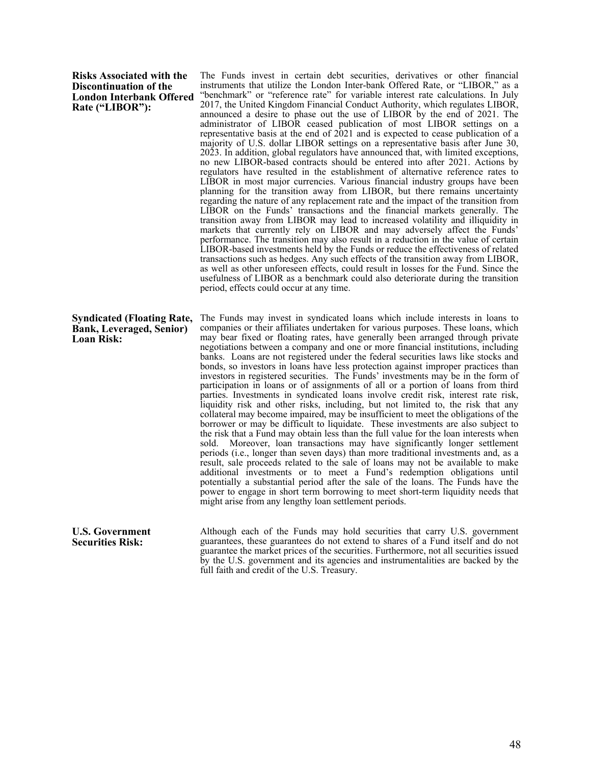**Risks Associated with the Discontinuation of the London Interbank Offered Rate ("LIBOR"):**

The Funds invest in certain debt securities, derivatives or other financial instruments that utilize the London Inter-bank Offered Rate, or "LIBOR," as a "benchmark" or "reference rate" for variable interest rate calculations. In July 2017, the United Kingdom Financial Conduct Authority, which regulates LIBOR, announced a desire to phase out the use of LIBOR by the end of 2021. The administrator of LIBOR ceased publication of most LIBOR settings on a representative basis at the end of 2021 and is expected to cease publication of a majority of U.S. dollar LIBOR settings on a representative basis after June 30, 2023. In addition, global regulators have announced that, with limited exceptions, no new LIBOR-based contracts should be entered into after 2021. Actions by regulators have resulted in the establishment of alternative reference rates to LIBOR in most major currencies. Various financial industry groups have been planning for the transition away from LIBOR, but there remains uncertainty regarding the nature of any replacement rate and the impact of the transition from LIBOR on the Funds' transactions and the financial markets generally. The transition away from LIBOR may lead to increased volatility and illiquidity in markets that currently rely on LIBOR and may adversely affect the Funds' performance. The transition may also result in a reduction in the value of certain LIBOR-based investments held by the Funds or reduce the effectiveness of related transactions such as hedges. Any such effects of the transition away from LIBOR, as well as other unforeseen effects, could result in losses for the Fund. Since the usefulness of LIBOR as a benchmark could also deteriorate during the transition period, effects could occur at any time.

**Syndicated (Floating Rate, Bank, Leveraged, Senior) Loan Risk:**

The Funds may invest in syndicated loans which include interests in loans to companies or their affiliates undertaken for various purposes. These loans, which may bear fixed or floating rates, have generally been arranged through private negotiations between a company and one or more financial institutions, including banks. Loans are not registered under the federal securities laws like stocks and bonds, so investors in loans have less protection against improper practices than investors in registered securities. The Funds' investments may be in the form of participation in loans or of assignments of all or a portion of loans from third parties. Investments in syndicated loans involve credit risk, interest rate risk, liquidity risk and other risks, including, but not limited to, the risk that any collateral may become impaired, may be insufficient to meet the obligations of the borrower or may be difficult to liquidate. These investments are also subject to the risk that a Fund may obtain less than the full value for the loan interests when sold. Moreover, loan transactions may have significantly longer settlement periods (i.e., longer than seven days) than more traditional investments and, as a result, sale proceeds related to the sale of loans may not be available to make additional investments or to meet a Fund's redemption obligations until potentially a substantial period after the sale of the loans. The Funds have the power to engage in short term borrowing to meet short-term liquidity needs that might arise from any lengthy loan settlement periods.

**U.S. Government Securities Risk:**

Although each of the Funds may hold securities that carry U.S. government guarantees, these guarantees do not extend to shares of a Fund itself and do not guarantee the market prices of the securities. Furthermore, not all securities issued by the U.S. government and its agencies and instrumentalities are backed by the full faith and credit of the U.S. Treasury.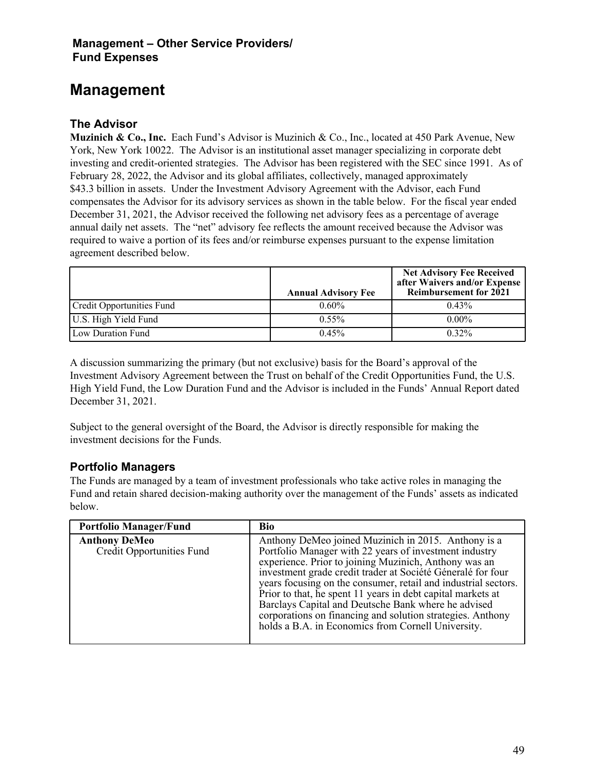## Management – Other Service Providers/ Fund Expenses

# Management

### The Advisor

**Muzinich & Co., Inc.** Each Fund's Advisor is Muzinich & Co., Inc., located at 450 Park Avenue, New York, New York 10022. The Advisor is an institutional asset manager specializing in corporate debt investing and credit-oriented strategies. The Advisor has been registered with the SEC since 1991. As of February 28, 2022, the Advisor and its global affiliates, collectively, managed approximately $43.3 billion in assets. Under the Investment Advisory Agreement with the Advisor, each Fund compensates the Advisor for its advisory services as shown in the table below. For the fiscal year ended December 31, 2021, the Advisor received the following net advisory fees as a percentage of average annual daily net assets. The "net" advisory fee reflects the amount received because the Advisor was required to waive a portion of its fees and/or reimburse expenses pursuant to the expense limitation agreement described below.

| | Annual Advisory Fee | Net Advisory Fee Received after Waivers and/or Expense Reimbursement for 2021 |
|---|---|---|
| Credit Opportunities Fund | 0.60% | 0.43% |
| U.S. High Yield Fund | 0.55% | 0.00% |
| Low Duration Fund | 0.45% | 0.32% |

A discussion summarizing the primary (but not exclusive) basis for the Board's approval of the Investment Advisory Agreement between the Trust on behalf of the Credit Opportunities Fund, the U.S. High Yield Fund, the Low Duration Fund and the Advisor is included in the Funds' Annual Report dated December 31, 2021.

Subject to the general oversight of the Board, the Advisor is directly responsible for making the investment decisions for the Funds.

### Portfolio Managers

The Funds are managed by a team of investment professionals who take active roles in managing the Fund and retain shared decision-making authority over the management of the Funds' assets as indicated below.

| Portfolio Manager/Fund | Bio |
|---|---|
| **Anthony DeMeo** Credit Opportunities Fund | Anthony DeMeo joined Muzinich in 2015. Anthony is a Portfolio Manager with 22 years of investment industry experience. Prior to joining Muzinich, Anthony was an investment grade credit trader at Société Géneralé for four years focusing on the consumer, retail and industrial sectors. Prior to that, he spent 11 years in debt capital markets at Barclays Capital and Deutsche Bank where he advised corporations on financing and solution strategies. Anthony holds a B.A. in Economics from Cornell University. |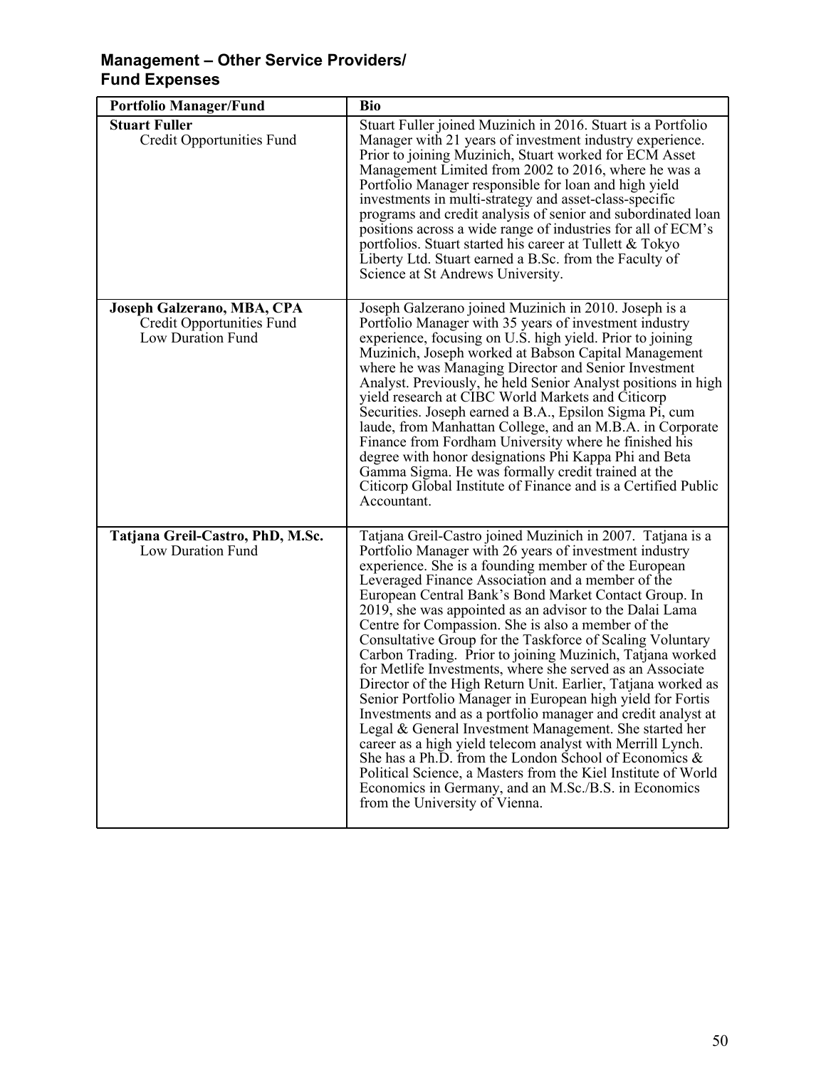## Management – Other Service Providers/ Fund Expenses

| Portfolio Manager/Fund | Bio |
|---|---|
| **Stuart Fuller**<br>Credit Opportunities Fund | Stuart Fuller joined Muzinich in 2016. Stuart is a Portfolio Manager with 21 years of investment industry experience. Prior to joining Muzinich, Stuart worked for ECM Asset Management Limited from 2002 to 2016, where he was a Portfolio Manager responsible for loan and high yield investments in multi-strategy and asset-class-specific programs and credit analysis of senior and subordinated loan positions across a wide range of industries for all of ECM's portfolios. Stuart started his career at Tullett & Tokyo Liberty Ltd. Stuart earned a B.Sc. from the Faculty of Science at St Andrews University. |
| **Joseph Galzerano, MBA, CPA**<br>Credit Opportunities Fund<br>Low Duration Fund | Joseph Galzerano joined Muzinich in 2010. Joseph is a Portfolio Manager with 35 years of investment industry experience, focusing on U.S. high yield. Prior to joining Muzinich, Joseph worked at Babson Capital Management where he was Managing Director and Senior Investment Analyst. Previously, he held Senior Analyst positions in high yield research at CIBC World Markets and Citicorp Securities. Joseph earned a B.A., Epsilon Sigma Pi, cum laude, from Manhattan College, and an M.B.A. in Corporate Finance from Fordham University where he finished his degree with honor designations Phi Kappa Phi and Beta Gamma Sigma. He was formally credit trained at the Citicorp Global Institute of Finance and is a Certified Public Accountant. |
| **Tatjana Greil-Castro, PhD, M.Sc.**<br>Low Duration Fund | Tatjana Greil-Castro joined Muzinich in 2007. Tatjana is a Portfolio Manager with 26 years of investment industry experience. She is a founding member of the European Leveraged Finance Association and a member of the European Central Bank's Bond Market Contact Group. In 2019, she was appointed as an advisor to the Dalai Lama Centre for Compassion. She is also a member of the Consultative Group for the Taskforce of Scaling Voluntary Carbon Trading. Prior to joining Muzinich, Tatjana worked for Metlife Investments, where she served as an Associate Director of the High Return Unit. Earlier, Tatjana worked as Senior Portfolio Manager in European high yield for Fortis Investments and as a portfolio manager and credit analyst at Legal & General Investment Management. She started her career as a high yield telecom analyst with Merrill Lynch. She has a Ph.D. from the London School of Economics & Political Science, a Masters from the Kiel Institute of World Economics in Germany, and an M.Sc./B.S. in Economics from the University of Vienna. |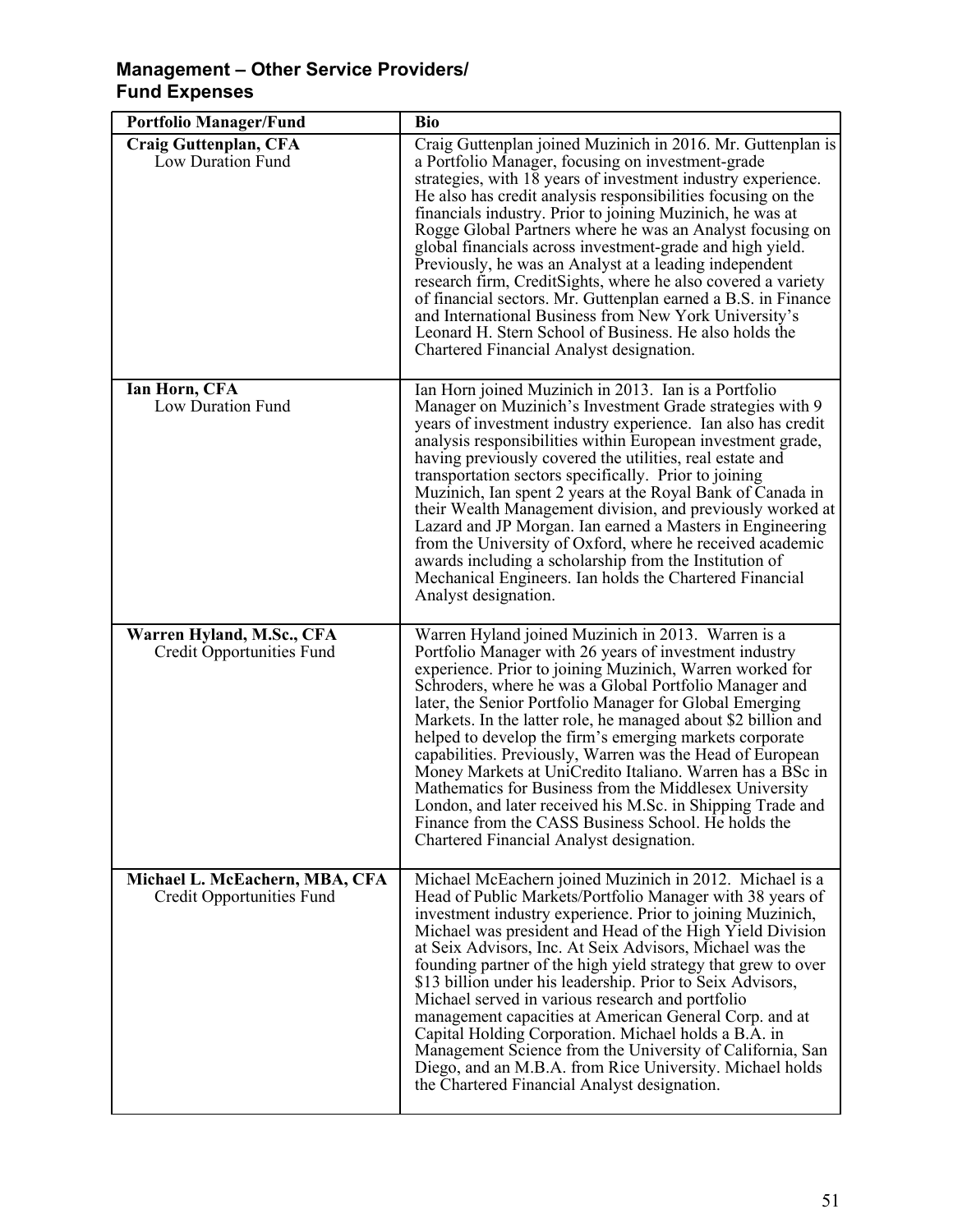## Management – Other Service Providers/ Fund Expenses

| Portfolio Manager/Fund | Bio |
|---|---|
| **Craig Guttenplan, CFA**<br>Low Duration Fund | Craig Guttenplan joined Muzinich in 2016. Mr. Guttenplan is a Portfolio Manager, focusing on investment-grade strategies, with 18 years of investment industry experience. He also has credit analysis responsibilities focusing on the financials industry. Prior to joining Muzinich, he was at Rogge Global Partners where he was an Analyst focusing on global financials across investment-grade and high yield. Previously, he was an Analyst at a leading independent research firm, CreditSights, where he also covered a variety of financial sectors. Mr. Guttenplan earned a B.S. in Finance and International Business from New York University's Leonard H. Stern School of Business. He also holds the Chartered Financial Analyst designation. |
| **Ian Horn, CFA**<br>Low Duration Fund | Ian Horn joined Muzinich in 2013. Ian is a Portfolio Manager on Muzinich's Investment Grade strategies with 9 years of investment industry experience. Ian also has credit analysis responsibilities within European investment grade, having previously covered the utilities, real estate and transportation sectors specifically. Prior to joining Muzinich, Ian spent 2 years at the Royal Bank of Canada in their Wealth Management division, and previously worked at Lazard and JP Morgan. Ian earned a Masters in Engineering from the University of Oxford, where he received academic awards including a scholarship from the Institution of Mechanical Engineers. Ian holds the Chartered Financial Analyst designation. |
| **Warren Hyland, M.Sc., CFA**<br>Credit Opportunities Fund | Warren Hyland joined Muzinich in 2013. Warren is a Portfolio Manager with 26 years of investment industry experience. Prior to joining Muzinich, Warren worked for Schroders, where he was a Global Portfolio Manager and later, the Senior Portfolio Manager for Global Emerging Markets. In the latter role, he managed about $2 billion and helped to develop the firm's emerging markets corporate capabilities. Previously, Warren was the Head of European Money Markets at UniCredito Italiano. Warren has a BSc in Mathematics for Business from the Middlesex University London, and later received his M.Sc. in Shipping Trade and Finance from the CASS Business School. He holds the Chartered Financial Analyst designation. |
| **Michael L. McEachern, MBA, CFA**<br>Credit Opportunities Fund | Michael McEachern joined Muzinich in 2012. Michael is a Head of Public Markets/Portfolio Manager with 38 years of investment industry experience. Prior to joining Muzinich, Michael was president and Head of the High Yield Division at Seix Advisors, Inc. At Seix Advisors, Michael was the founding partner of the high yield strategy that grew to over $13 billion under his leadership. Prior to Seix Advisors, Michael served in various research and portfolio management capacities at American General Corp. and at Capital Holding Corporation. Michael holds a B.A. in Management Science from the University of California, San Diego, and an M.B.A. from Rice University. Michael holds the Chartered Financial Analyst designation. |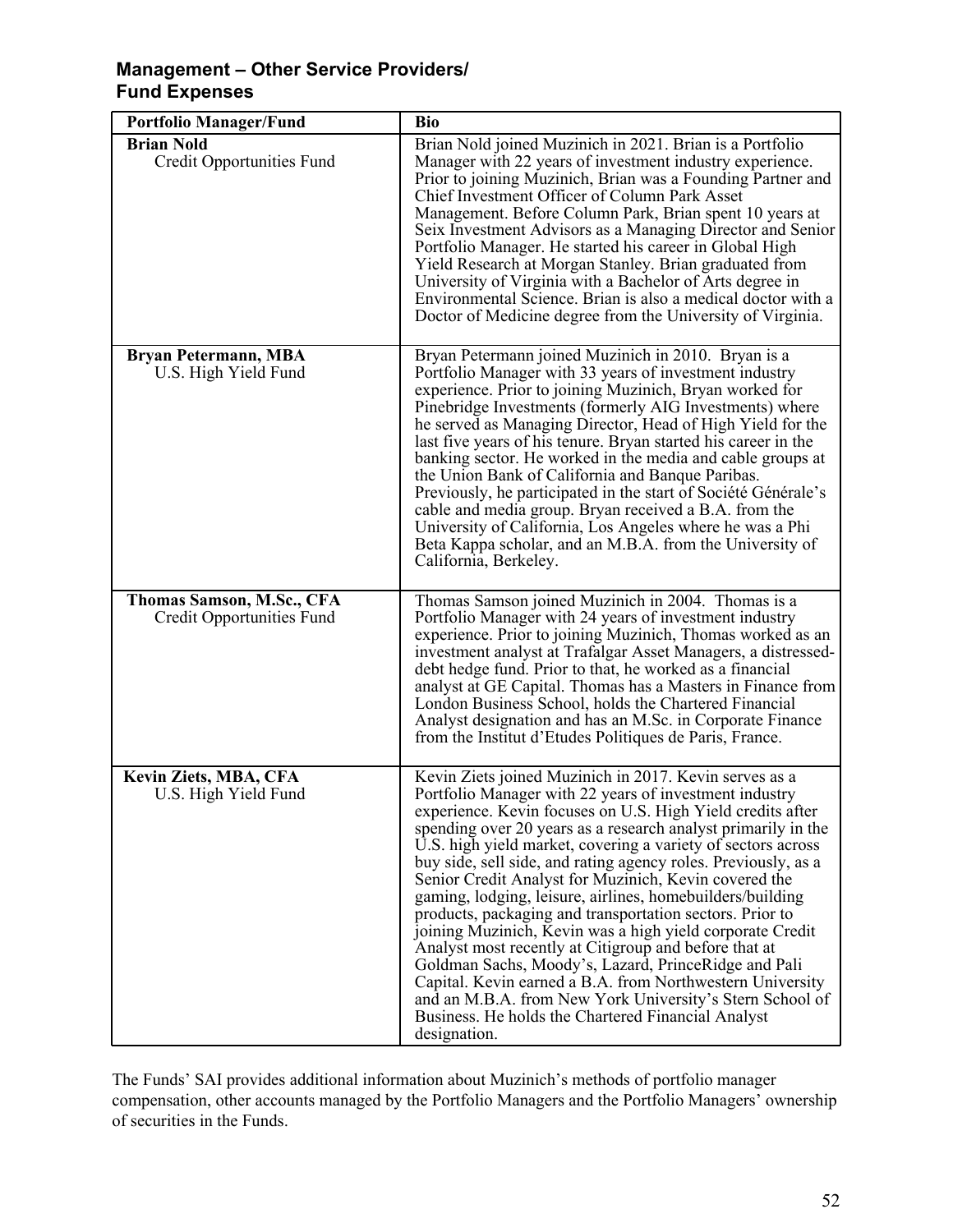## Management – Other Service Providers/ Fund Expenses

| Portfolio Manager/Fund | Bio |
|---|---|
| **Brian Nold**<br>Credit Opportunities Fund | Brian Nold joined Muzinich in 2021. Brian is a Portfolio Manager with 22 years of investment industry experience. Prior to joining Muzinich, Brian was a Founding Partner and Chief Investment Officer of Column Park Asset Management. Before Column Park, Brian spent 10 years at Seix Investment Advisors as a Managing Director and Senior Portfolio Manager. He started his career in Global High Yield Research at Morgan Stanley. Brian graduated from University of Virginia with a Bachelor of Arts degree in Environmental Science. Brian is also a medical doctor with a Doctor of Medicine degree from the University of Virginia. |
| **Bryan Petermann, MBA**<br>U.S. High Yield Fund | Bryan Petermann joined Muzinich in 2010. Bryan is a Portfolio Manager with 33 years of investment industry experience. Prior to joining Muzinich, Bryan worked for Pinebridge Investments (formerly AIG Investments) where he served as Managing Director, Head of High Yield for the last five years of his tenure. Bryan started his career in the banking sector. He worked in the media and cable groups at the Union Bank of California and Banque Paribas. Previously, he participated in the start of Société Générale's cable and media group. Bryan received a B.A. from the University of California, Los Angeles where he was a Phi Beta Kappa scholar, and an M.B.A. from the University of California, Berkeley. |
| **Thomas Samson, M.Sc., CFA**<br>Credit Opportunities Fund | Thomas Samson joined Muzinich in 2004. Thomas is a Portfolio Manager with 24 years of investment industry experience. Prior to joining Muzinich, Thomas worked as an investment analyst at Trafalgar Asset Managers, a distressed-debt hedge fund. Prior to that, he worked as a financial analyst at GE Capital. Thomas has a Masters in Finance from London Business School, holds the Chartered Financial Analyst designation and has an M.Sc. in Corporate Finance from the Institut d'Etudes Politiques de Paris, France. |
| **Kevin Ziets, MBA, CFA**<br>U.S. High Yield Fund | Kevin Ziets joined Muzinich in 2017. Kevin serves as a Portfolio Manager with 22 years of investment industry experience. Kevin focuses on U.S. High Yield credits after spending over 20 years as a research analyst primarily in the U.S. high yield market, covering a variety of sectors across buy side, sell side, and rating agency roles. Previously, as a Senior Credit Analyst for Muzinich, Kevin covered the gaming, lodging, leisure, airlines, homebuilders/building products, packaging and transportation sectors. Prior to joining Muzinich, Kevin was a high yield corporate Credit Analyst most recently at Citigroup and before that at Goldman Sachs, Moody's, Lazard, PrinceRidge and Pali Capital. Kevin earned a B.A. from Northwestern University and an M.B.A. from New York University's Stern School of Business. He holds the Chartered Financial Analyst designation. |

The Funds' SAI provides additional information about Muzinich's methods of portfolio manager compensation, other accounts managed by the Portfolio Managers and the Portfolio Managers' ownership of securities in the Funds.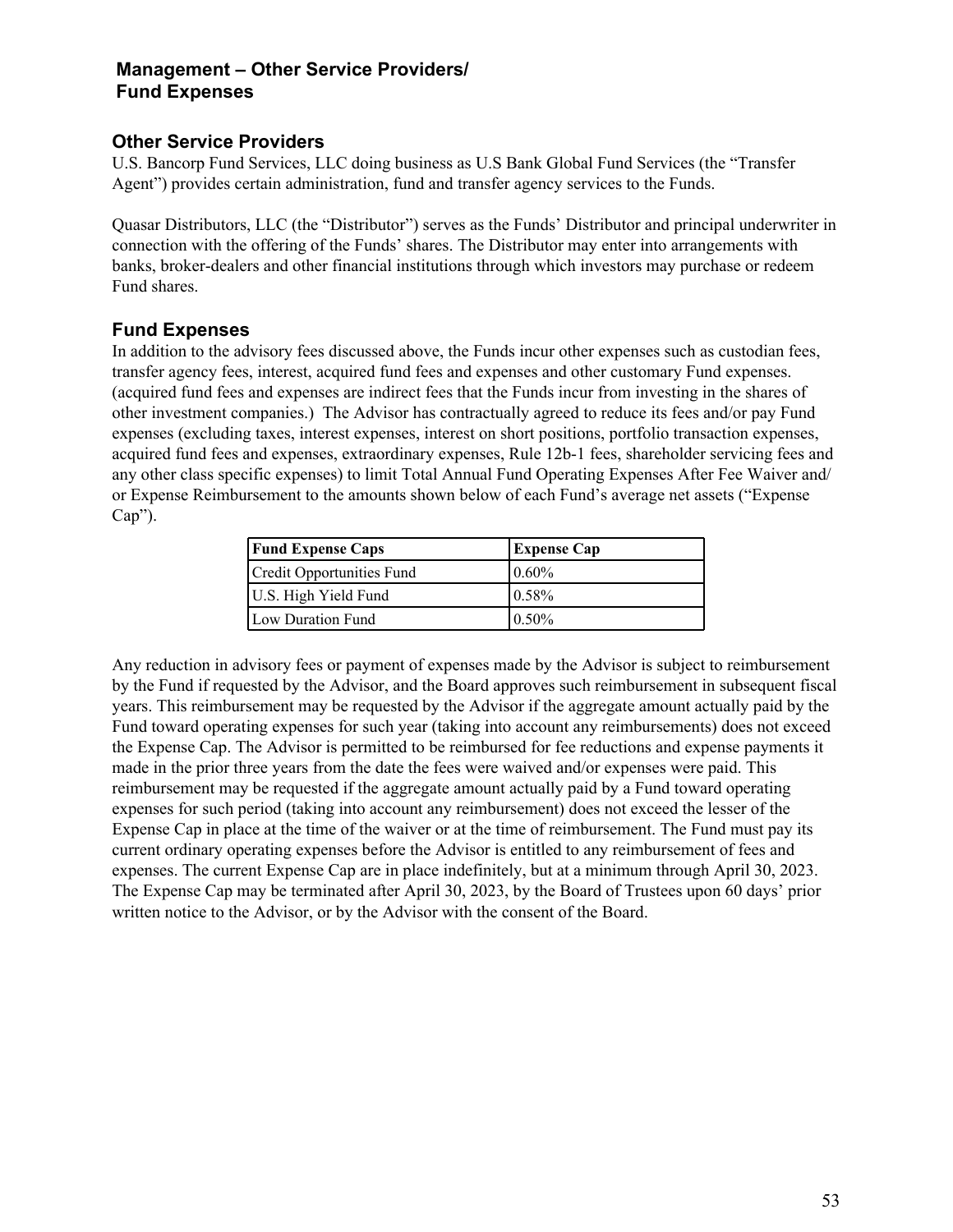## Management – Other Service Providers/ Fund Expenses

### Other Service Providers

U.S. Bancorp Fund Services, LLC doing business as U.S Bank Global Fund Services (the "Transfer Agent") provides certain administration, fund and transfer agency services to the Funds.

Quasar Distributors, LLC (the "Distributor") serves as the Funds' Distributor and principal underwriter in connection with the offering of the Funds' shares. The Distributor may enter into arrangements with banks, broker-dealers and other financial institutions through which investors may purchase or redeem Fund shares.

### Fund Expenses

In addition to the advisory fees discussed above, the Funds incur other expenses such as custodian fees, transfer agency fees, interest, acquired fund fees and expenses and other customary Fund expenses. (acquired fund fees and expenses are indirect fees that the Funds incur from investing in the shares of other investment companies.) The Advisor has contractually agreed to reduce its fees and/or pay Fund expenses (excluding taxes, interest expenses, interest on short positions, portfolio transaction expenses, acquired fund fees and expenses, extraordinary expenses, Rule 12b-1 fees, shareholder servicing fees and any other class specific expenses) to limit Total Annual Fund Operating Expenses After Fee Waiver and/ or Expense Reimbursement to the amounts shown below of each Fund's average net assets ("Expense Cap").

| Fund Expense Caps | Expense Cap |
|---|---|
| Credit Opportunities Fund | 0.60% |
| U.S. High Yield Fund | 0.58% |
| Low Duration Fund | 0.50% |

Any reduction in advisory fees or payment of expenses made by the Advisor is subject to reimbursement by the Fund if requested by the Advisor, and the Board approves such reimbursement in subsequent fiscal years. This reimbursement may be requested by the Advisor if the aggregate amount actually paid by the Fund toward operating expenses for such year (taking into account any reimbursements) does not exceed the Expense Cap. The Advisor is permitted to be reimbursed for fee reductions and expense payments it made in the prior three years from the date the fees were waived and/or expenses were paid. This reimbursement may be requested if the aggregate amount actually paid by a Fund toward operating expenses for such period (taking into account any reimbursement) does not exceed the lesser of the Expense Cap in place at the time of the waiver or at the time of reimbursement. The Fund must pay its current ordinary operating expenses before the Advisor is entitled to any reimbursement of fees and expenses. The current Expense Cap are in place indefinitely, but at a minimum through April 30, 2023. The Expense Cap may be terminated after April 30, 2023, by the Board of Trustees upon 60 days' prior written notice to the Advisor, or by the Advisor with the consent of the Board.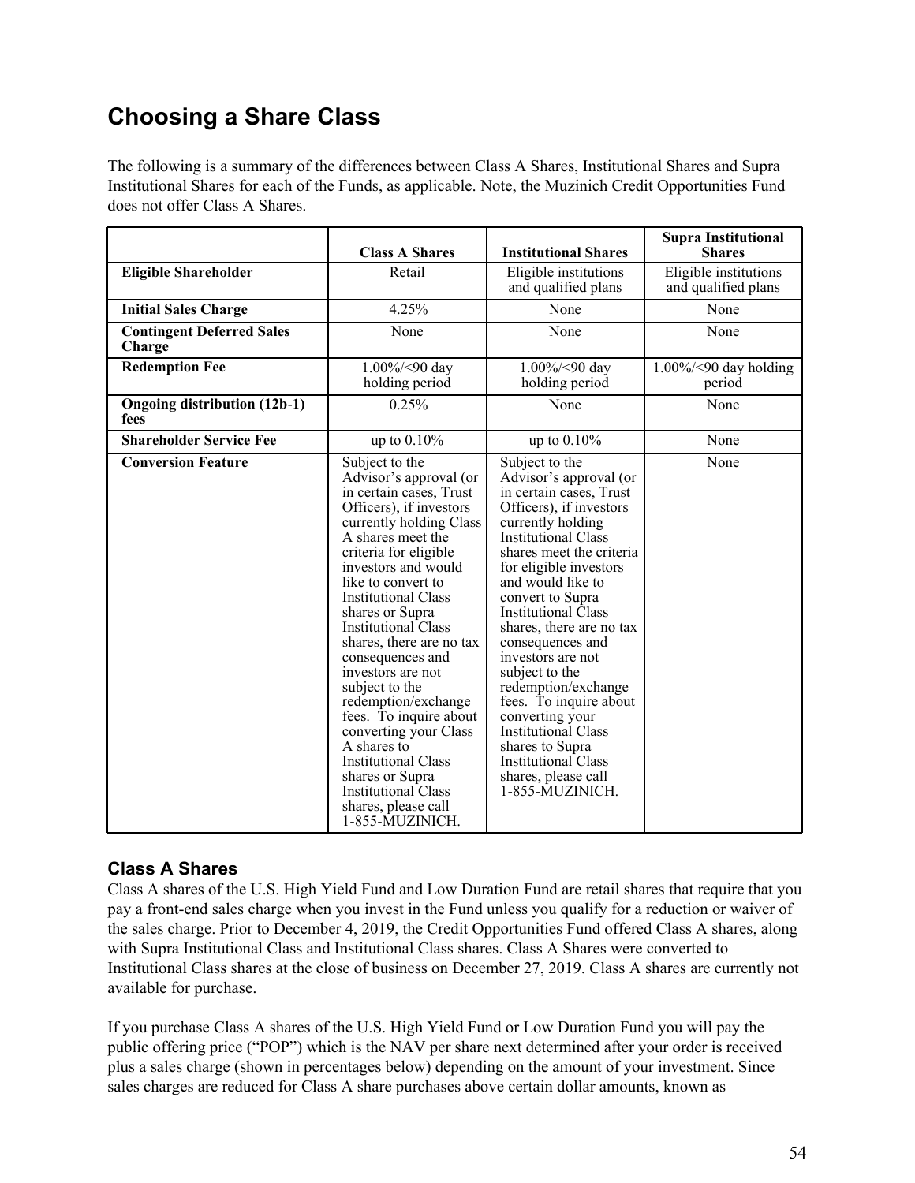## Choosing a Share Class

The following is a summary of the differences between Class A Shares, Institutional Shares and Supra Institutional Shares for each of the Funds, as applicable. Note, the Muzinich Credit Opportunities Fund does not offer Class A Shares.

| | Class A Shares | Institutional Shares | Supra Institutional Shares |
|---|---|---|---|
| **Eligible Shareholder** | Retail | Eligible institutions and qualified plans | Eligible institutions and qualified plans |
| **Initial Sales Charge** | 4.25% | None | None |
| **Contingent Deferred Sales Charge** | None | None | None |
| **Redemption Fee** | 1.00%/<90 day holding period | 1.00%/<90 day holding period | 1.00%/<90 day holding period |
| **Ongoing distribution (12b-1) fees** | 0.25% | None | None |
| **Shareholder Service Fee** | up to 0.10% | up to 0.10% | None |
| **Conversion Feature** | Subject to the Advisor's approval (or in certain cases, Trust Officers), if investors currently holding Class A shares meet the criteria for eligible investors and would like to convert to Institutional Class shares or Supra Institutional Class shares, there are no tax consequences and investors are not subject to the redemption/exchange fees. To inquire about converting your Class A shares to Institutional Class shares or Supra Institutional Class shares, please call 1-855-MUZINICH. | Subject to the Advisor's approval (or in certain cases, Trust Officers), if investors currently holding Institutional Class shares meet the criteria for eligible investors and would like to convert to Supra Institutional Class shares, there are no tax consequences and investors are not subject to the redemption/exchange fees. To inquire about converting your Institutional Class shares to Supra Institutional Class shares, please call 1-855-MUZINICH. | None |

### Class A Shares

Class A shares of the U.S. High Yield Fund and Low Duration Fund are retail shares that require that you pay a front-end sales charge when you invest in the Fund unless you qualify for a reduction or waiver of the sales charge. Prior to December 4, 2019, the Credit Opportunities Fund offered Class A shares, along with Supra Institutional Class and Institutional Class shares. Class A Shares were converted to Institutional Class shares at the close of business on December 27, 2019. Class A shares are currently not available for purchase.

If you purchase Class A shares of the U.S. High Yield Fund or Low Duration Fund you will pay the public offering price ("POP") which is the NAV per share next determined after your order is received plus a sales charge (shown in percentages below) depending on the amount of your investment. Since sales charges are reduced for Class A share purchases above certain dollar amounts, known as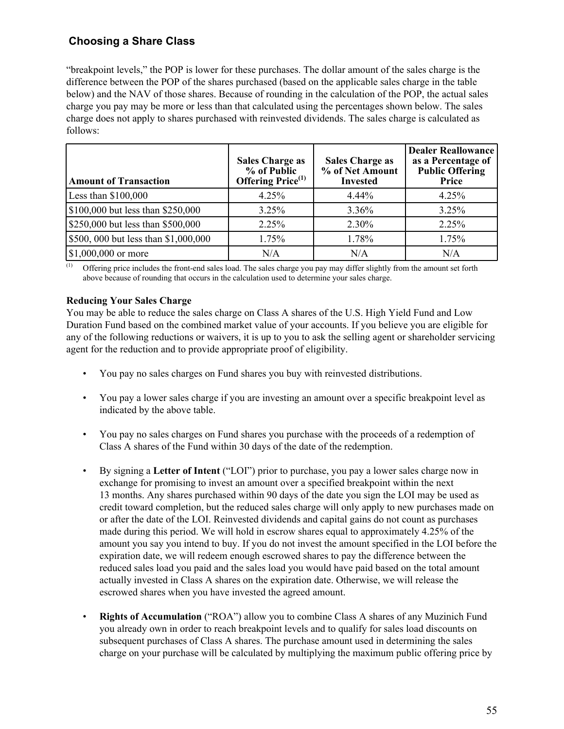## Choosing a Share Class

"breakpoint levels," the POP is lower for these purchases. The dollar amount of the sales charge is the difference between the POP of the shares purchased (based on the applicable sales charge in the table below) and the NAV of those shares. Because of rounding in the calculation of the POP, the actual sales charge you pay may be more or less than that calculated using the percentages shown below. The sales charge does not apply to shares purchased with reinvested dividends. The sales charge is calculated as follows:

| Amount of Transaction | Sales Charge as % of Public Offering Price[(1)] | Sales Charge as % of Net Amount Invested | Dealer Reallowance as a Percentage of Public Offering Price |
|---|---|---|---|
| Less than $100,000 | 4.25% | 4.44% | 4.25% |
| $100,000 but less than $250,000 | 3.25% | 3.36% | 3.25% |
| $250,000 but less than $500,000 | 2.25% | 2.30% | 2.25% |
| $500, 000 but less than $1,000,000 | 1.75% | 1.78% | 1.75% |
| $1,000,000 or more | N/A | N/A | N/A |

(1) Offering price includes the front-end sales load. The sales charge you pay may differ slightly from the amount set forth above because of rounding that occurs in the calculation used to determine your sales charge.

**Reducing Your Sales Charge**

You may be able to reduce the sales charge on Class A shares of the U.S. High Yield Fund and Low Duration Fund based on the combined market value of your accounts. If you believe you are eligible for any of the following reductions or waivers, it is up to you to ask the selling agent or shareholder servicing agent for the reduction and to provide appropriate proof of eligibility.

- You pay no sales charges on Fund shares you buy with reinvested distributions.
- You pay a lower sales charge if you are investing an amount over a specific breakpoint level as indicated by the above table.
- You pay no sales charges on Fund shares you purchase with the proceeds of a redemption of Class A shares of the Fund within 30 days of the date of the redemption.
- By signing a **Letter of Intent** ("LOI") prior to purchase, you pay a lower sales charge now in exchange for promising to invest an amount over a specified breakpoint within the next 13 months. Any shares purchased within 90 days of the date you sign the LOI may be used as credit toward completion, but the reduced sales charge will only apply to new purchases made on or after the date of the LOI. Reinvested dividends and capital gains do not count as purchases made during this period. We will hold in escrow shares equal to approximately 4.25% of the amount you say you intend to buy. If you do not invest the amount specified in the LOI before the expiration date, we will redeem enough escrowed shares to pay the difference between the reduced sales load you paid and the sales load you would have paid based on the total amount actually invested in Class A shares on the expiration date. Otherwise, we will release the escrowed shares when you have invested the agreed amount.
- **Rights of Accumulation** ("ROA") allow you to combine Class A shares of any Muzinich Fund you already own in order to reach breakpoint levels and to qualify for sales load discounts on subsequent purchases of Class A shares. The purchase amount used in determining the sales charge on your purchase will be calculated by multiplying the maximum public offering price by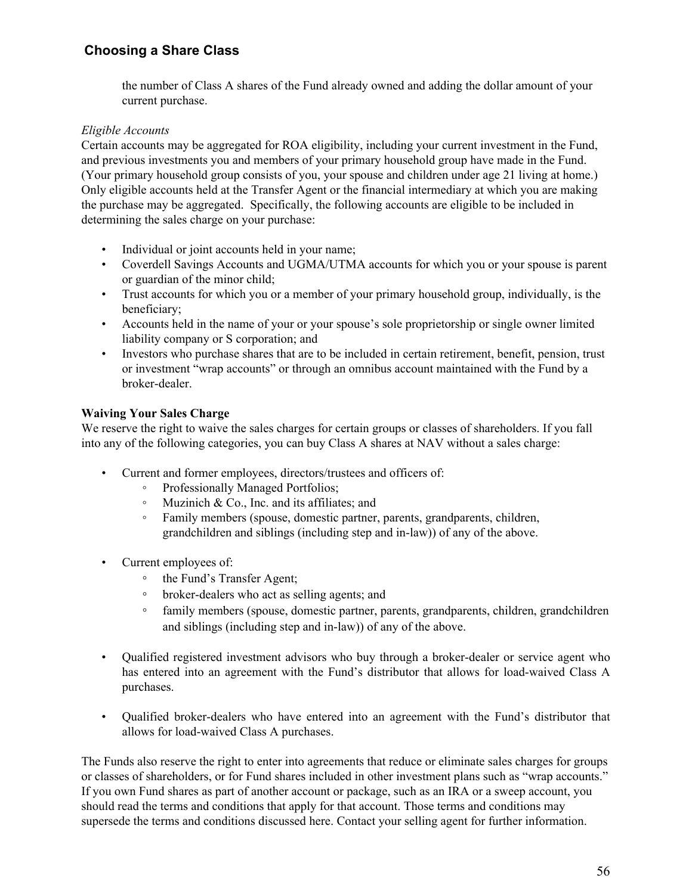## Choosing a Share Class

the number of Class A shares of the Fund already owned and adding the dollar amount of your current purchase.

*Eligible Accounts*

Certain accounts may be aggregated for ROA eligibility, including your current investment in the Fund, and previous investments you and members of your primary household group have made in the Fund. (Your primary household group consists of you, your spouse and children under age 21 living at home.) Only eligible accounts held at the Transfer Agent or the financial intermediary at which you are making the purchase may be aggregated. Specifically, the following accounts are eligible to be included in determining the sales charge on your purchase:

- Individual or joint accounts held in your name;
- Coverdell Savings Accounts and UGMA/UTMA accounts for which you or your spouse is parent or guardian of the minor child;
- Trust accounts for which you or a member of your primary household group, individually, is the beneficiary;
- Accounts held in the name of your or your spouse's sole proprietorship or single owner limited liability company or S corporation; and
- Investors who purchase shares that are to be included in certain retirement, benefit, pension, trust or investment "wrap accounts" or through an omnibus account maintained with the Fund by a broker-dealer.

**Waiving Your Sales Charge**

We reserve the right to waive the sales charges for certain groups or classes of shareholders. If you fall into any of the following categories, you can buy Class A shares at NAV without a sales charge:

- Current and former employees, directors/trustees and officers of:
  - Professionally Managed Portfolios;
  - Muzinich & Co., Inc. and its affiliates; and
  - Family members (spouse, domestic partner, parents, grandparents, children, grandchildren and siblings (including step and in-law)) of any of the above.
- Current employees of:
  - the Fund's Transfer Agent;
  - broker-dealers who act as selling agents; and
  - family members (spouse, domestic partner, parents, grandparents, children, grandchildren and siblings (including step and in-law)) of any of the above.
- Qualified registered investment advisors who buy through a broker-dealer or service agent who has entered into an agreement with the Fund's distributor that allows for load-waived Class A purchases.
- Qualified broker-dealers who have entered into an agreement with the Fund's distributor that allows for load-waived Class A purchases.

The Funds also reserve the right to enter into agreements that reduce or eliminate sales charges for groups or classes of shareholders, or for Fund shares included in other investment plans such as "wrap accounts." If you own Fund shares as part of another account or package, such as an IRA or a sweep account, you should read the terms and conditions that apply for that account. Those terms and conditions may supersede the terms and conditions discussed here. Contact your selling agent for further information.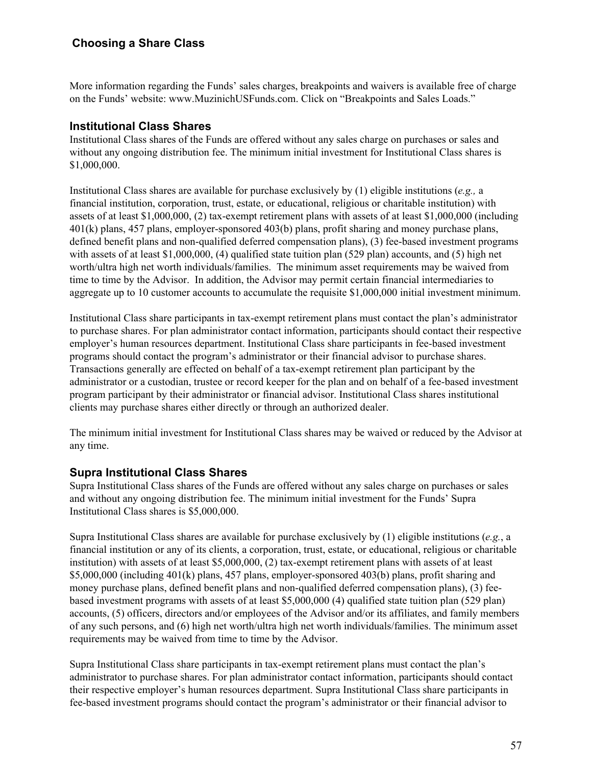## Choosing a Share Class

More information regarding the Funds' sales charges, breakpoints and waivers is available free of charge on the Funds' website: www.MuzinichUSFunds.com. Click on "Breakpoints and Sales Loads."

### Institutional Class Shares

Institutional Class shares of the Funds are offered without any sales charge on purchases or sales and without any ongoing distribution fee. The minimum initial investment for Institutional Class shares is $1,000,000.

Institutional Class shares are available for purchase exclusively by (1) eligible institutions (*e.g.,* a financial institution, corporation, trust, estate, or educational, religious or charitable institution) with assets of at least $1,000,000, (2) tax-exempt retirement plans with assets of at least $1,000,000 (including 401(k) plans, 457 plans, employer-sponsored 403(b) plans, profit sharing and money purchase plans, defined benefit plans and non-qualified deferred compensation plans), (3) fee-based investment programs with assets of at least $1,000,000, (4) qualified state tuition plan (529 plan) accounts, and (5) high net worth/ultra high net worth individuals/families. The minimum asset requirements may be waived from time to time by the Advisor. In addition, the Advisor may permit certain financial intermediaries to aggregate up to 10 customer accounts to accumulate the requisite $1,000,000 initial investment minimum.

Institutional Class share participants in tax-exempt retirement plans must contact the plan's administrator to purchase shares. For plan administrator contact information, participants should contact their respective employer's human resources department. Institutional Class share participants in fee-based investment programs should contact the program's administrator or their financial advisor to purchase shares. Transactions generally are effected on behalf of a tax-exempt retirement plan participant by the administrator or a custodian, trustee or record keeper for the plan and on behalf of a fee-based investment program participant by their administrator or financial advisor. Institutional Class shares institutional clients may purchase shares either directly or through an authorized dealer.

The minimum initial investment for Institutional Class shares may be waived or reduced by the Advisor at any time.

### Supra Institutional Class Shares

Supra Institutional Class shares of the Funds are offered without any sales charge on purchases or sales and without any ongoing distribution fee. The minimum initial investment for the Funds' Supra Institutional Class shares is $5,000,000.

Supra Institutional Class shares are available for purchase exclusively by (1) eligible institutions (*e.g.*, a financial institution or any of its clients, a corporation, trust, estate, or educational, religious or charitable institution) with assets of at least $5,000,000, (2) tax-exempt retirement plans with assets of at least $5,000,000 (including 401(k) plans, 457 plans, employer-sponsored 403(b) plans, profit sharing and money purchase plans, defined benefit plans and non-qualified deferred compensation plans), (3) fee-based investment programs with assets of at least $5,000,000 (4) qualified state tuition plan (529 plan) accounts, (5) officers, directors and/or employees of the Advisor and/or its affiliates, and family members of any such persons, and (6) high net worth/ultra high net worth individuals/families. The minimum asset requirements may be waived from time to time by the Advisor.

Supra Institutional Class share participants in tax-exempt retirement plans must contact the plan's administrator to purchase shares. For plan administrator contact information, participants should contact their respective employer's human resources department. Supra Institutional Class share participants in fee-based investment programs should contact the program's administrator or their financial advisor to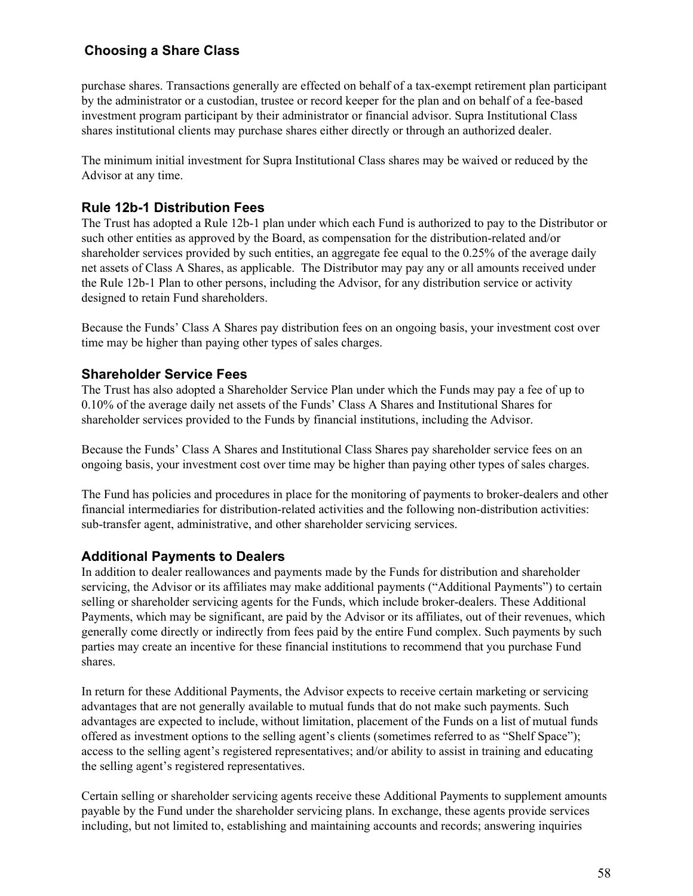## Choosing a Share Class

purchase shares. Transactions generally are effected on behalf of a tax-exempt retirement plan participant by the administrator or a custodian, trustee or record keeper for the plan and on behalf of a fee-based investment program participant by their administrator or financial advisor. Supra Institutional Class shares institutional clients may purchase shares either directly or through an authorized dealer.

The minimum initial investment for Supra Institutional Class shares may be waived or reduced by the Advisor at any time.

### Rule 12b-1 Distribution Fees

The Trust has adopted a Rule 12b-1 plan under which each Fund is authorized to pay to the Distributor or such other entities as approved by the Board, as compensation for the distribution-related and/or shareholder services provided by such entities, an aggregate fee equal to the 0.25% of the average daily net assets of Class A Shares, as applicable. The Distributor may pay any or all amounts received under the Rule 12b-1 Plan to other persons, including the Advisor, for any distribution service or activity designed to retain Fund shareholders.

Because the Funds' Class A Shares pay distribution fees on an ongoing basis, your investment cost over time may be higher than paying other types of sales charges.

### Shareholder Service Fees

The Trust has also adopted a Shareholder Service Plan under which the Funds may pay a fee of up to 0.10% of the average daily net assets of the Funds' Class A Shares and Institutional Shares for shareholder services provided to the Funds by financial institutions, including the Advisor.

Because the Funds' Class A Shares and Institutional Class Shares pay shareholder service fees on an ongoing basis, your investment cost over time may be higher than paying other types of sales charges.

The Fund has policies and procedures in place for the monitoring of payments to broker-dealers and other financial intermediaries for distribution-related activities and the following non-distribution activities: sub-transfer agent, administrative, and other shareholder servicing services.

### Additional Payments to Dealers

In addition to dealer reallowances and payments made by the Funds for distribution and shareholder servicing, the Advisor or its affiliates may make additional payments ("Additional Payments") to certain selling or shareholder servicing agents for the Funds, which include broker-dealers. These Additional Payments, which may be significant, are paid by the Advisor or its affiliates, out of their revenues, which generally come directly or indirectly from fees paid by the entire Fund complex. Such payments by such parties may create an incentive for these financial institutions to recommend that you purchase Fund shares.

In return for these Additional Payments, the Advisor expects to receive certain marketing or servicing advantages that are not generally available to mutual funds that do not make such payments. Such advantages are expected to include, without limitation, placement of the Funds on a list of mutual funds offered as investment options to the selling agent's clients (sometimes referred to as "Shelf Space"); access to the selling agent's registered representatives; and/or ability to assist in training and educating the selling agent's registered representatives.

Certain selling or shareholder servicing agents receive these Additional Payments to supplement amounts payable by the Fund under the shareholder servicing plans. In exchange, these agents provide services including, but not limited to, establishing and maintaining accounts and records; answering inquiries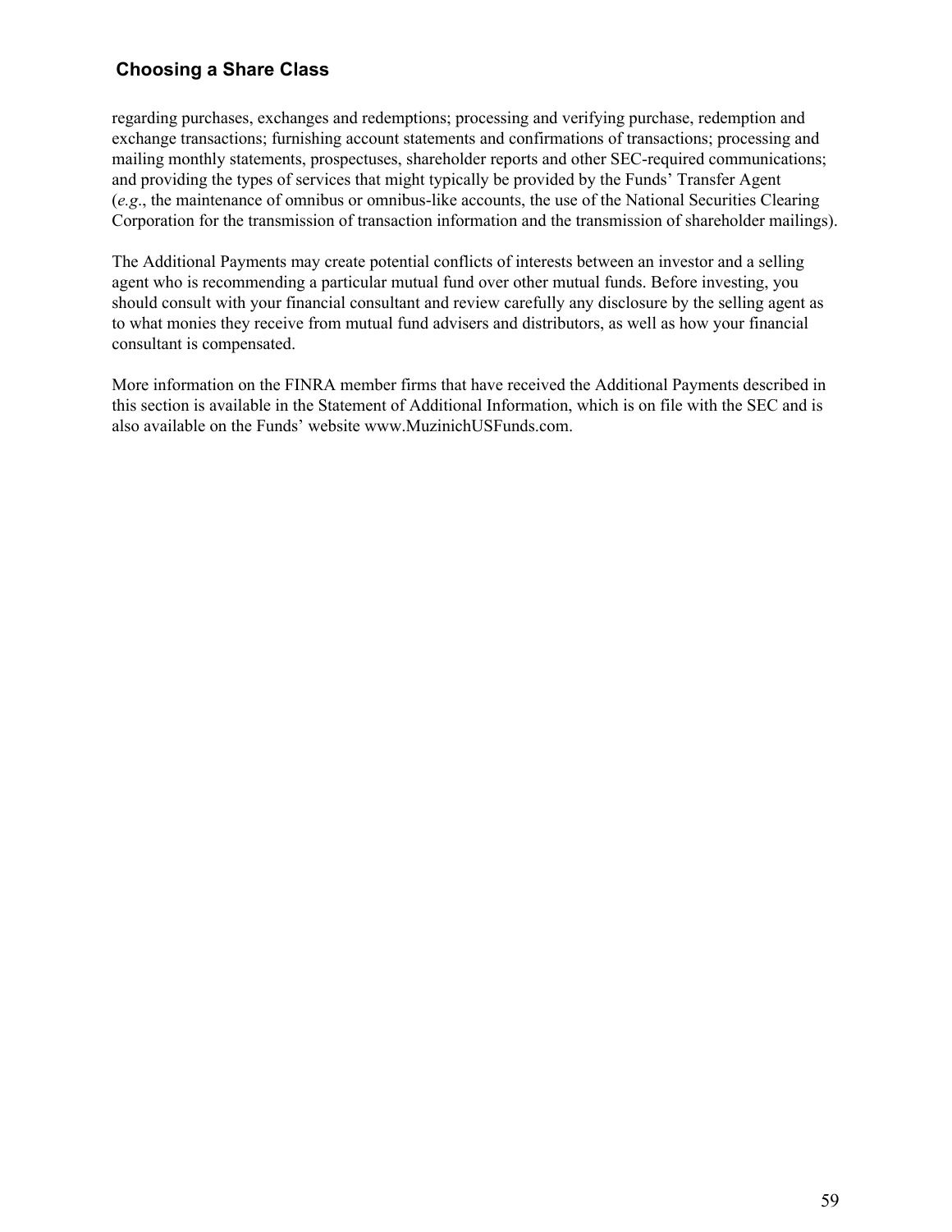regarding purchases, exchanges and redemptions; processing and verifying purchase, redemption and exchange transactions; furnishing account statements and confirmations of transactions; processing and mailing monthly statements, prospectuses, shareholder reports and other SEC-required communications; and providing the types of services that might typically be provided by the Funds' Transfer Agent (*e.g*., the maintenance of omnibus or omnibus-like accounts, the use of the National Securities Clearing Corporation for the transmission of transaction information and the transmission of shareholder mailings).

The Additional Payments may create potential conflicts of interests between an investor and a selling agent who is recommending a particular mutual fund over other mutual funds. Before investing, you should consult with your financial consultant and review carefully any disclosure by the selling agent as to what monies they receive from mutual fund advisers and distributors, as well as how your financial consultant is compensated.

More information on the FINRA member firms that have received the Additional Payments described in this section is available in the Statement of Additional Information, which is on file with the SEC and is also available on the Funds' website www.MuzinichUSFunds.com.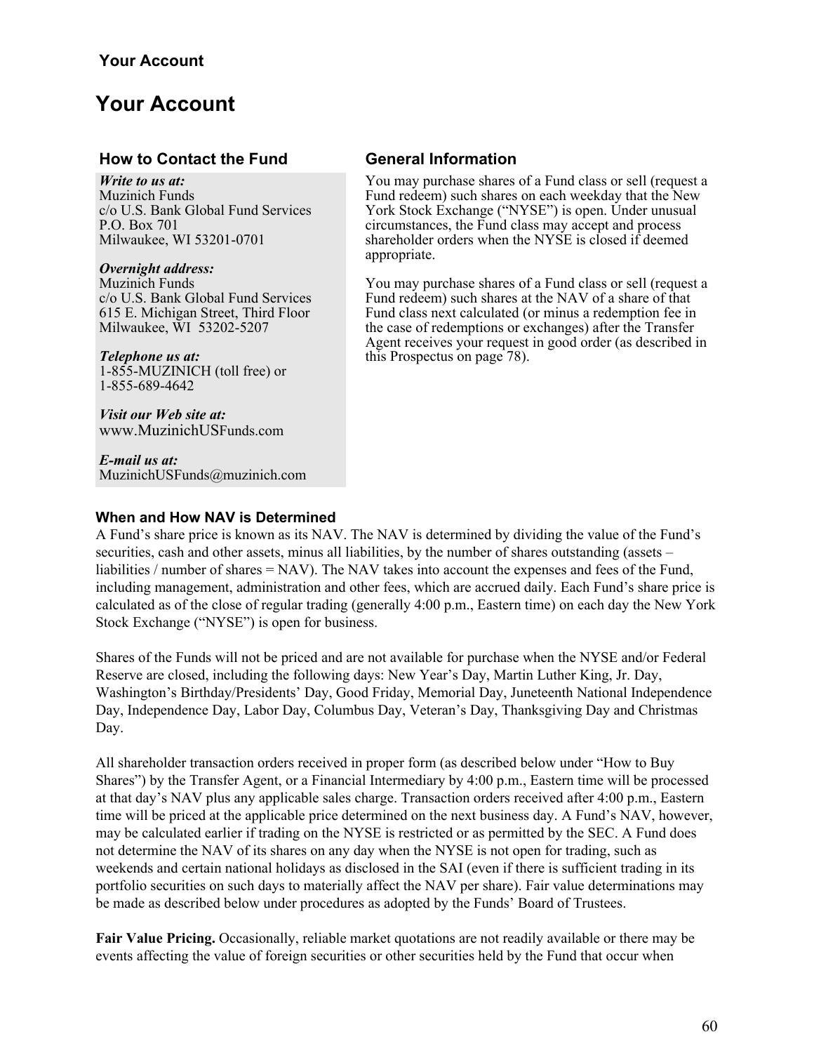# Your Account

## How to Contact the Fund

***Write to us at:***
Muzinich Funds
c/o U.S. Bank Global Fund Services
P.O. Box 701
Milwaukee, WI 53201-0701

***Overnight address:***
Muzinich Funds
c/o U.S. Bank Global Fund Services
615 E. Michigan Street, Third Floor
Milwaukee, WI 53202-5207

***Telephone us at:***
1-855-MUZINICH (toll free) or
1-855-689-4642

***Visit our Web site at:***
www.MuzinichUSFunds.com

***E-mail us at:***
MuzinichUSFunds@muzinich.com

## General Information

You may purchase shares of a Fund class or sell (request a Fund redeem) such shares on each weekday that the New York Stock Exchange ("NYSE") is open. Under unusual circumstances, the Fund class may accept and process shareholder orders when the NYSE is closed if deemed appropriate.

You may purchase shares of a Fund class or sell (request a Fund redeem) such shares at the NAV of a share of that Fund class next calculated (or minus a redemption fee in the case of redemptions or exchanges) after the Transfer Agent receives your request in good order (as described in this Prospectus on page 78).

### When and How NAV is Determined

A Fund's share price is known as its NAV. The NAV is determined by dividing the value of the Fund's securities, cash and other assets, minus all liabilities, by the number of shares outstanding (assets – liabilities / number of shares = NAV). The NAV takes into account the expenses and fees of the Fund, including management, administration and other fees, which are accrued daily. Each Fund's share price is calculated as of the close of regular trading (generally 4:00 p.m., Eastern time) on each day the New York Stock Exchange ("NYSE") is open for business.

Shares of the Funds will not be priced and are not available for purchase when the NYSE and/or Federal Reserve are closed, including the following days: New Year's Day, Martin Luther King, Jr. Day, Washington's Birthday/Presidents' Day, Good Friday, Memorial Day, Juneteenth National Independence Day, Independence Day, Labor Day, Columbus Day, Veteran's Day, Thanksgiving Day and Christmas Day.

All shareholder transaction orders received in proper form (as described below under "How to Buy Shares") by the Transfer Agent, or a Financial Intermediary by 4:00 p.m., Eastern time will be processed at that day's NAV plus any applicable sales charge. Transaction orders received after 4:00 p.m., Eastern time will be priced at the applicable price determined on the next business day. A Fund's NAV, however, may be calculated earlier if trading on the NYSE is restricted or as permitted by the SEC. A Fund does not determine the NAV of its shares on any day when the NYSE is not open for trading, such as weekends and certain national holidays as disclosed in the SAI (even if there is sufficient trading in its portfolio securities on such days to materially affect the NAV per share). Fair value determinations may be made as described below under procedures as adopted by the Funds' Board of Trustees.

**Fair Value Pricing.** Occasionally, reliable market quotations are not readily available or there may be events affecting the value of foreign securities or other securities held by the Fund that occur when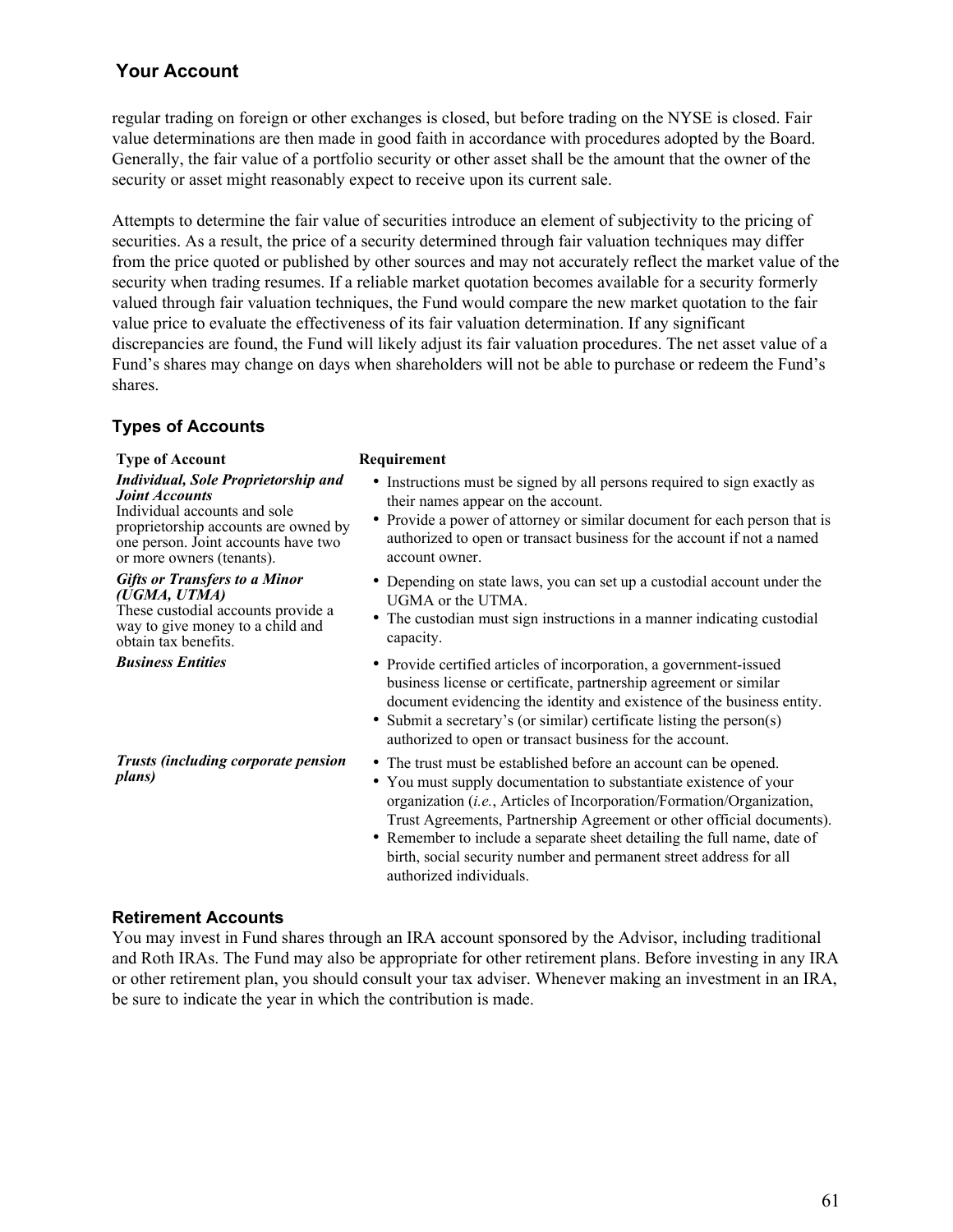## Your Account

regular trading on foreign or other exchanges is closed, but before trading on the NYSE is closed. Fair value determinations are then made in good faith in accordance with procedures adopted by the Board. Generally, the fair value of a portfolio security or other asset shall be the amount that the owner of the security or asset might reasonably expect to receive upon its current sale.

Attempts to determine the fair value of securities introduce an element of subjectivity to the pricing of securities. As a result, the price of a security determined through fair valuation techniques may differ from the price quoted or published by other sources and may not accurately reflect the market value of the security when trading resumes. If a reliable market quotation becomes available for a security formerly valued through fair valuation techniques, the Fund would compare the new market quotation to the fair value price to evaluate the effectiveness of its fair valuation determination. If any significant discrepancies are found, the Fund will likely adjust its fair valuation procedures. The net asset value of a Fund's shares may change on days when shareholders will not be able to purchase or redeem the Fund's shares.

### Types of Accounts

| Type of Account | Requirement |
|---|---|
| ***Individual, Sole Proprietorship and Joint Accounts*** Individual accounts and sole proprietorship accounts are owned by one person. Joint accounts have two or more owners (tenants). | • Instructions must be signed by all persons required to sign exactly as their names appear on the account. • Provide a power of attorney or similar document for each person that is authorized to open or transact business for the account if not a named account owner. |
| ***Gifts or Transfers to a Minor (UGMA, UTMA)*** These custodial accounts provide a way to give money to a child and obtain tax benefits. | • Depending on state laws, you can set up a custodial account under the UGMA or the UTMA. • The custodian must sign instructions in a manner indicating custodial capacity. |
| ***Business Entities*** | • Provide certified articles of incorporation, a government-issued business license or certificate, partnership agreement or similar document evidencing the identity and existence of the business entity. • Submit a secretary's (or similar) certificate listing the person(s) authorized to open or transact business for the account. |
| ***Trusts (including corporate pension plans)*** | • The trust must be established before an account can be opened. • You must supply documentation to substantiate existence of your organization (*i.e.*, Articles of Incorporation/Formation/Organization, Trust Agreements, Partnership Agreement or other official documents). • Remember to include a separate sheet detailing the full name, date of birth, social security number and permanent street address for all authorized individuals. |

### Retirement Accounts

You may invest in Fund shares through an IRA account sponsored by the Advisor, including traditional and Roth IRAs. The Fund may also be appropriate for other retirement plans. Before investing in any IRA or other retirement plan, you should consult your tax adviser. Whenever making an investment in an IRA, be sure to indicate the year in which the contribution is made.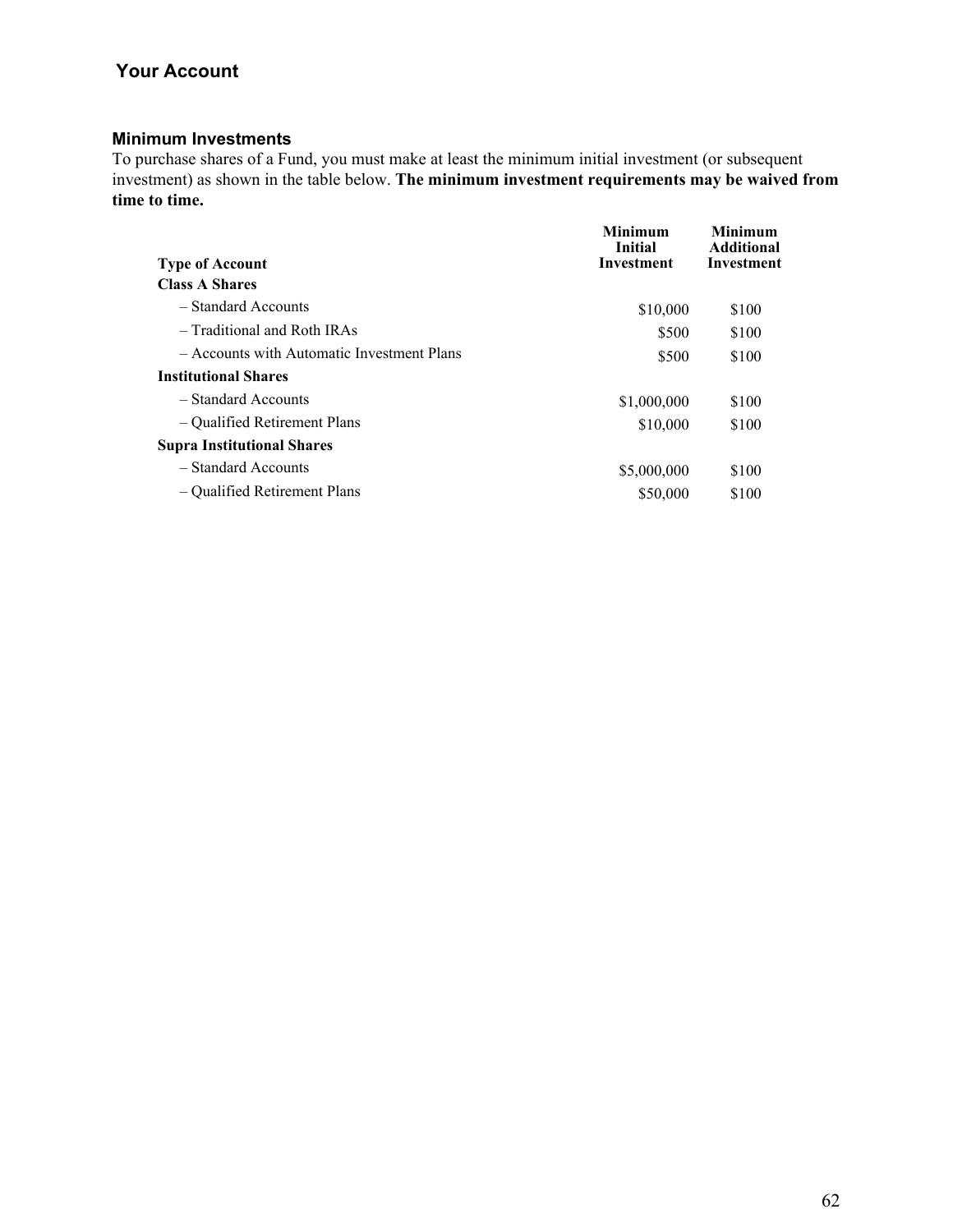## Your Account

### Minimum Investments

To purchase shares of a Fund, you must make at least the minimum initial investment (or subsequent investment) as shown in the table below. **The minimum investment requirements may be waived from time to time.**

| Type of Account | Minimum Initial Investment | Minimum Additional Investment |
|---|---|---|
| **Class A Shares** | | |
| – Standard Accounts | $10,000 | $100 |
| – Traditional and Roth IRAs | $500 | $100 |
| – Accounts with Automatic Investment Plans | $500 | $100 |
| **Institutional Shares** | | |
| – Standard Accounts | $1,000,000 | $100 |
| – Qualified Retirement Plans | $10,000 | $100 |
| **Supra Institutional Shares** | | |
| – Standard Accounts | $5,000,000 | $100 |
| – Qualified Retirement Plans | $50,000 | $100 |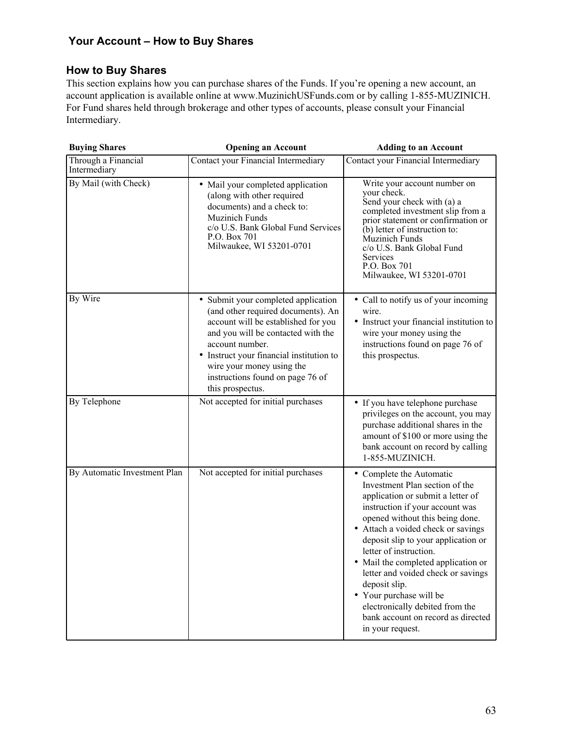## Your Account – How to Buy Shares

### How to Buy Shares

This section explains how you can purchase shares of the Funds. If you're opening a new account, an account application is available online at www.MuzinichUSFunds.com or by calling 1-855-MUZINICH. For Fund shares held through brokerage and other types of accounts, please consult your Financial Intermediary.

| Buying Shares | Opening an Account | Adding to an Account |
|---|---|---|
| Through a Financial Intermediary | Contact your Financial Intermediary | Contact your Financial Intermediary |
| By Mail (with Check) | • Mail your completed application (along with other required documents) and a check to:<br>Muzinich Funds<br>c/o U.S. Bank Global Fund Services<br>P.O. Box 701<br>Milwaukee, WI 53201-0701 | Write your account number on your check.<br>Send your check with (a) a completed investment slip from a prior statement or confirmation or (b) letter of instruction to:<br>Muzinich Funds<br>c/o U.S. Bank Global Fund Services<br>P.O. Box 701<br>Milwaukee, WI 53201-0701 |
| By Wire | • Submit your completed application (and other required documents). An account will be established for you and you will be contacted with the account number.<br>• Instruct your financial institution to wire your money using the instructions found on page 76 of this prospectus. | • Call to notify us of your incoming wire.<br>• Instruct your financial institution to wire your money using the instructions found on page 76 of this prospectus. |
| By Telephone | Not accepted for initial purchases | • If you have telephone purchase privileges on the account, you may purchase additional shares in the amount of $100 or more using the bank account on record by calling 1-855-MUZINICH. |
| By Automatic Investment Plan | Not accepted for initial purchases | • Complete the Automatic Investment Plan section of the application or submit a letter of instruction if your account was opened without this being done.<br>• Attach a voided check or savings deposit slip to your application or letter of instruction.<br>• Mail the completed application or letter and voided check or savings deposit slip.<br>• Your purchase will be electronically debited from the bank account on record as directed in your request. |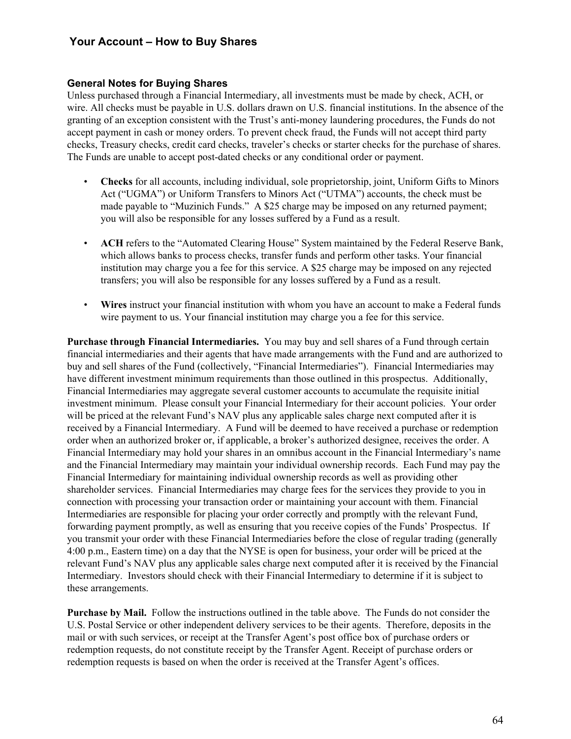## Your Account – How to Buy Shares

### General Notes for Buying Shares

Unless purchased through a Financial Intermediary, all investments must be made by check, ACH, or wire. All checks must be payable in U.S. dollars drawn on U.S. financial institutions. In the absence of the granting of an exception consistent with the Trust's anti-money laundering procedures, the Funds do not accept payment in cash or money orders. To prevent check fraud, the Funds will not accept third party checks, Treasury checks, credit card checks, traveler's checks or starter checks for the purchase of shares. The Funds are unable to accept post-dated checks or any conditional order or payment.

- **Checks** for all accounts, including individual, sole proprietorship, joint, Uniform Gifts to Minors Act ("UGMA") or Uniform Transfers to Minors Act ("UTMA") accounts, the check must be made payable to "Muzinich Funds." A $25 charge may be imposed on any returned payment; you will also be responsible for any losses suffered by a Fund as a result.

- **ACH** refers to the "Automated Clearing House" System maintained by the Federal Reserve Bank, which allows banks to process checks, transfer funds and perform other tasks. Your financial institution may charge you a fee for this service. A $25 charge may be imposed on any rejected transfers; you will also be responsible for any losses suffered by a Fund as a result.

- **Wires** instruct your financial institution with whom you have an account to make a Federal funds wire payment to us. Your financial institution may charge you a fee for this service.

**Purchase through Financial Intermediaries.** You may buy and sell shares of a Fund through certain financial intermediaries and their agents that have made arrangements with the Fund and are authorized to buy and sell shares of the Fund (collectively, "Financial Intermediaries"). Financial Intermediaries may have different investment minimum requirements than those outlined in this prospectus. Additionally, Financial Intermediaries may aggregate several customer accounts to accumulate the requisite initial investment minimum. Please consult your Financial Intermediary for their account policies. Your order will be priced at the relevant Fund's NAV plus any applicable sales charge next computed after it is received by a Financial Intermediary. A Fund will be deemed to have received a purchase or redemption order when an authorized broker or, if applicable, a broker's authorized designee, receives the order. A Financial Intermediary may hold your shares in an omnibus account in the Financial Intermediary's name and the Financial Intermediary may maintain your individual ownership records. Each Fund may pay the Financial Intermediary for maintaining individual ownership records as well as providing other shareholder services. Financial Intermediaries may charge fees for the services they provide to you in connection with processing your transaction order or maintaining your account with them. Financial Intermediaries are responsible for placing your order correctly and promptly with the relevant Fund, forwarding payment promptly, as well as ensuring that you receive copies of the Funds' Prospectus. If you transmit your order with these Financial Intermediaries before the close of regular trading (generally 4:00 p.m., Eastern time) on a day that the NYSE is open for business, your order will be priced at the relevant Fund's NAV plus any applicable sales charge next computed after it is received by the Financial Intermediary. Investors should check with their Financial Intermediary to determine if it is subject to these arrangements.

**Purchase by Mail.** Follow the instructions outlined in the table above. The Funds do not consider the U.S. Postal Service or other independent delivery services to be their agents. Therefore, deposits in the mail or with such services, or receipt at the Transfer Agent's post office box of purchase orders or redemption requests, do not constitute receipt by the Transfer Agent. Receipt of purchase orders or redemption requests is based on when the order is received at the Transfer Agent's offices.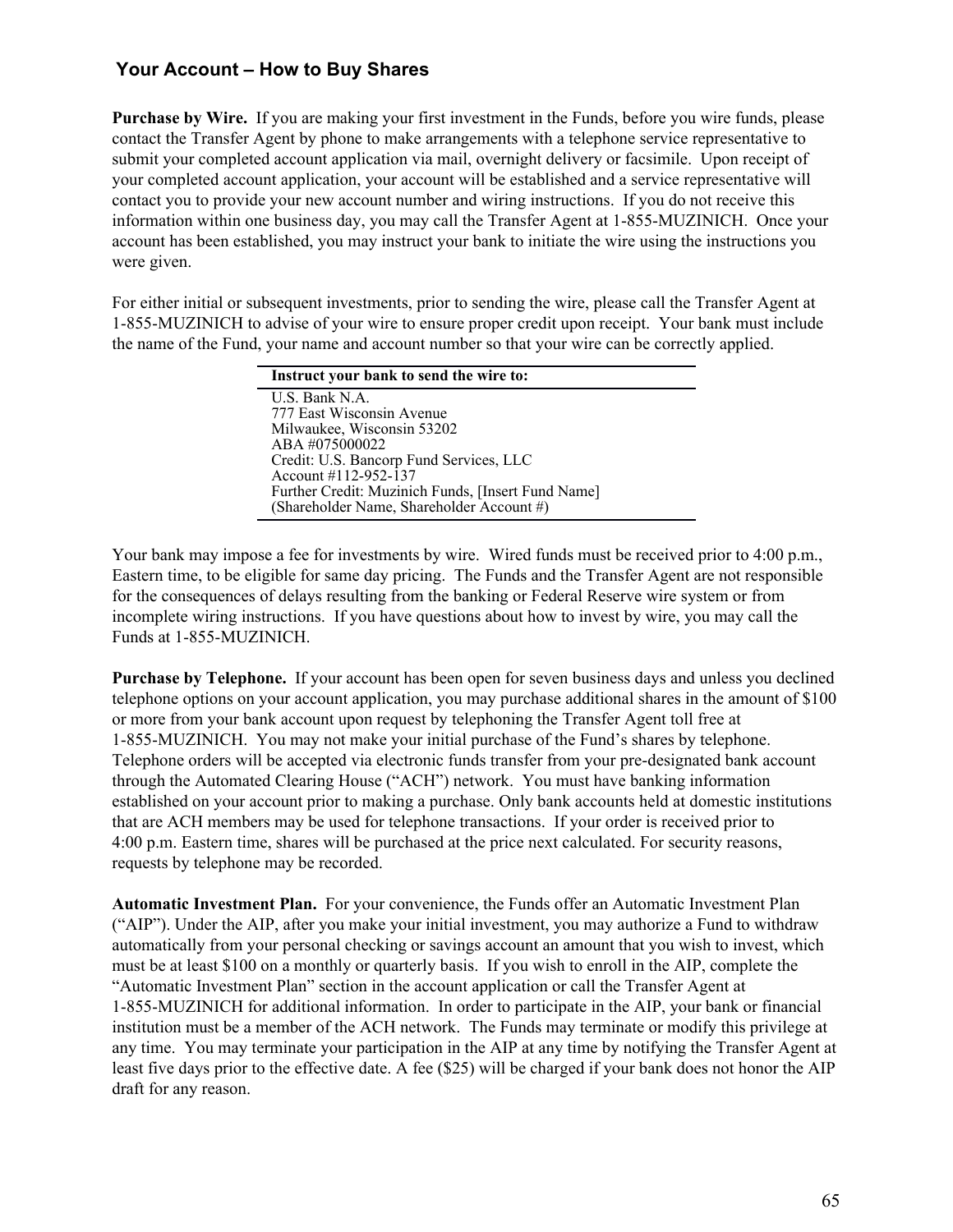## Your Account – How to Buy Shares

**Purchase by Wire.** If you are making your first investment in the Funds, before you wire funds, please contact the Transfer Agent by phone to make arrangements with a telephone service representative to submit your completed account application via mail, overnight delivery or facsimile. Upon receipt of your completed account application, your account will be established and a service representative will contact you to provide your new account number and wiring instructions. If you do not receive this information within one business day, you may call the Transfer Agent at 1-855-MUZINICH. Once your account has been established, you may instruct your bank to initiate the wire using the instructions you were given.

For either initial or subsequent investments, prior to sending the wire, please call the Transfer Agent at 1-855-MUZINICH to advise of your wire to ensure proper credit upon receipt. Your bank must include the name of the Fund, your name and account number so that your wire can be correctly applied.

| Instruct your bank to send the wire to: |
| --- |
| U.S. Bank N.A.<br>777 East Wisconsin Avenue<br>Milwaukee, Wisconsin 53202<br>ABA #075000022<br>Credit: U.S. Bancorp Fund Services, LLC<br>Account #112-952-137<br>Further Credit: Muzinich Funds, [Insert Fund Name]<br>(Shareholder Name, Shareholder Account #) |

Your bank may impose a fee for investments by wire. Wired funds must be received prior to 4:00 p.m., Eastern time, to be eligible for same day pricing. The Funds and the Transfer Agent are not responsible for the consequences of delays resulting from the banking or Federal Reserve wire system or from incomplete wiring instructions. If you have questions about how to invest by wire, you may call the Funds at 1-855-MUZINICH.

**Purchase by Telephone.** If your account has been open for seven business days and unless you declined telephone options on your account application, you may purchase additional shares in the amount of $100 or more from your bank account upon request by telephoning the Transfer Agent toll free at 1-855-MUZINICH. You may not make your initial purchase of the Fund's shares by telephone. Telephone orders will be accepted via electronic funds transfer from your pre-designated bank account through the Automated Clearing House ("ACH") network. You must have banking information established on your account prior to making a purchase. Only bank accounts held at domestic institutions that are ACH members may be used for telephone transactions. If your order is received prior to 4:00 p.m. Eastern time, shares will be purchased at the price next calculated. For security reasons, requests by telephone may be recorded.

**Automatic Investment Plan.** For your convenience, the Funds offer an Automatic Investment Plan ("AIP"). Under the AIP, after you make your initial investment, you may authorize a Fund to withdraw automatically from your personal checking or savings account an amount that you wish to invest, which must be at least $100 on a monthly or quarterly basis. If you wish to enroll in the AIP, complete the "Automatic Investment Plan" section in the account application or call the Transfer Agent at 1-855-MUZINICH for additional information. In order to participate in the AIP, your bank or financial institution must be a member of the ACH network. The Funds may terminate or modify this privilege at any time. You may terminate your participation in the AIP at any time by notifying the Transfer Agent at least five days prior to the effective date. A fee ($25) will be charged if your bank does not honor the AIP draft for any reason.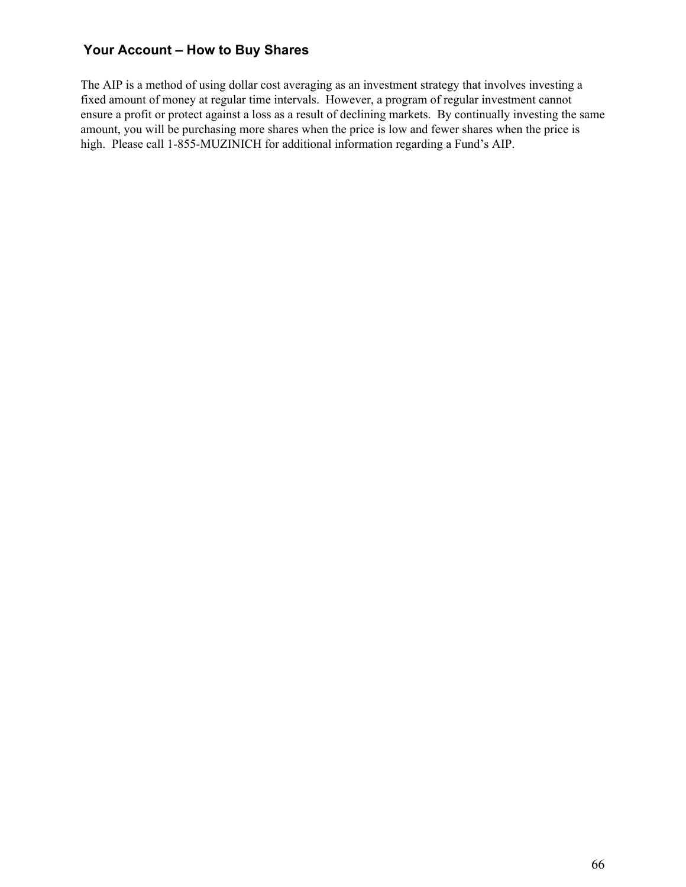## Your Account – How to Buy Shares

The AIP is a method of using dollar cost averaging as an investment strategy that involves investing a fixed amount of money at regular time intervals.  However, a program of regular investment cannot ensure a profit or protect against a loss as a result of declining markets.  By continually investing the same amount, you will be purchasing more shares when the price is low and fewer shares when the price is high.  Please call 1-855-MUZINICH for additional information regarding a Fund's AIP.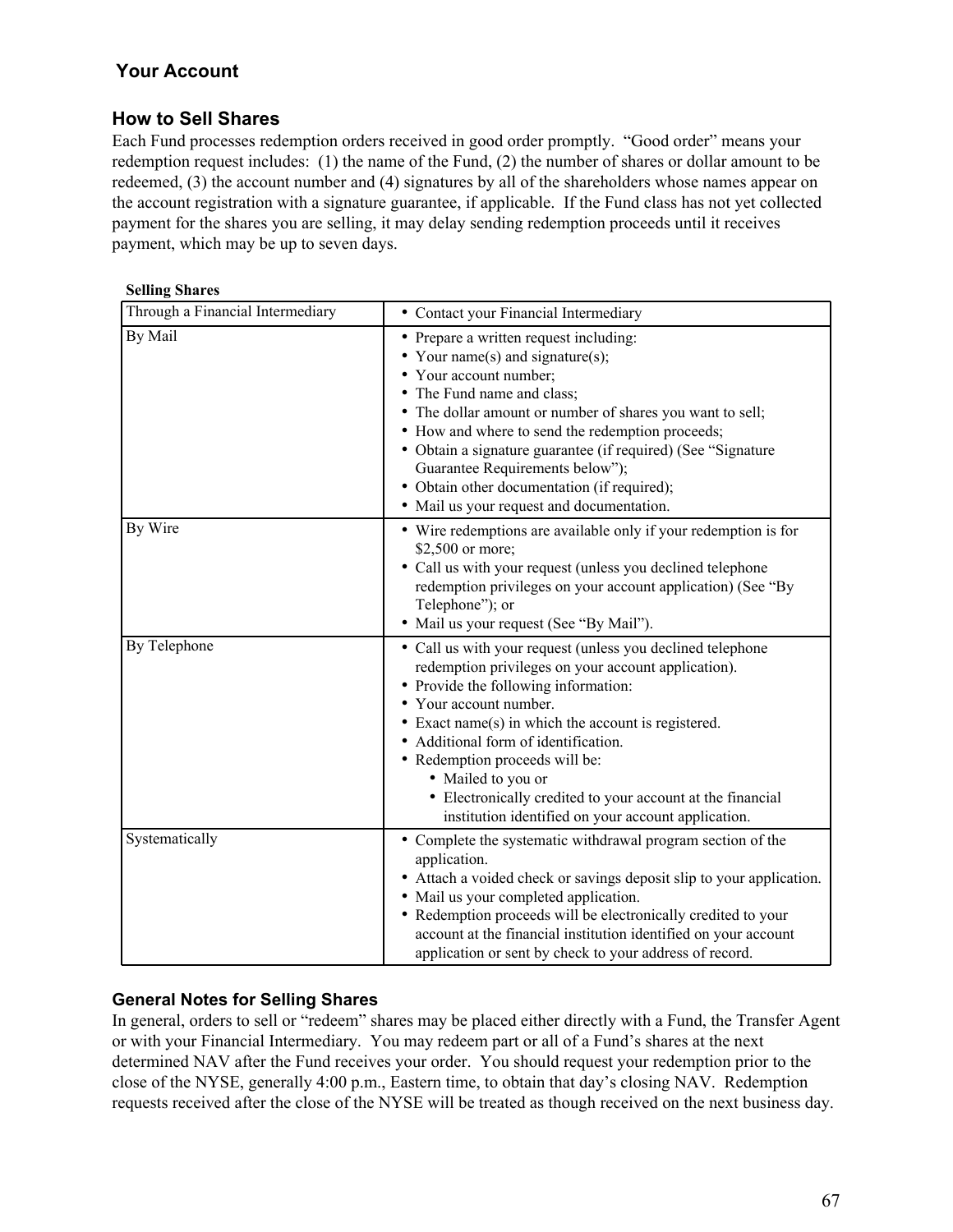## Your Account

### How to Sell Shares

Each Fund processes redemption orders received in good order promptly. “Good order” means your redemption request includes: (1) the name of the Fund, (2) the number of shares or dollar amount to be redeemed, (3) the account number and (4) signatures by all of the shareholders whose names appear on the account registration with a signature guarantee, if applicable. If the Fund class has not yet collected payment for the shares you are selling, it may delay sending redemption proceeds until it receives payment, which may be up to seven days.

**Selling Shares**

| Method | Instructions |
|---|---|
| Through a Financial Intermediary | • Contact your Financial Intermediary |
| By Mail | • Prepare a written request including:<br>• Your name(s) and signature(s);<br>• Your account number;<br>• The Fund name and class;<br>• The dollar amount or number of shares you want to sell;<br>• How and where to send the redemption proceeds;<br>• Obtain a signature guarantee (if required) (See “Signature Guarantee Requirements below”);<br>• Obtain other documentation (if required);<br>• Mail us your request and documentation. |
| By Wire | • Wire redemptions are available only if your redemption is for $2,500 or more;<br>• Call us with your request (unless you declined telephone redemption privileges on your account application) (See “By Telephone”); or<br>• Mail us your request (See “By Mail”). |
| By Telephone | • Call us with your request (unless you declined telephone redemption privileges on your account application).<br>• Provide the following information:<br>• Your account number.<br>• Exact name(s) in which the account is registered.<br>• Additional form of identification.<br>• Redemption proceeds will be:<br>&nbsp;&nbsp;&nbsp;&nbsp;• Mailed to you or<br>&nbsp;&nbsp;&nbsp;&nbsp;• Electronically credited to your account at the financial institution identified on your account application. |
| Systematically | • Complete the systematic withdrawal program section of the application.<br>• Attach a voided check or savings deposit slip to your application.<br>• Mail us your completed application.<br>• Redemption proceeds will be electronically credited to your account at the financial institution identified on your account application or sent by check to your address of record. |

### General Notes for Selling Shares

In general, orders to sell or “redeem” shares may be placed either directly with a Fund, the Transfer Agent or with your Financial Intermediary. You may redeem part or all of a Fund’s shares at the next determined NAV after the Fund receives your order. You should request your redemption prior to the close of the NYSE, generally 4:00 p.m., Eastern time, to obtain that day’s closing NAV. Redemption requests received after the close of the NYSE will be treated as though received on the next business day.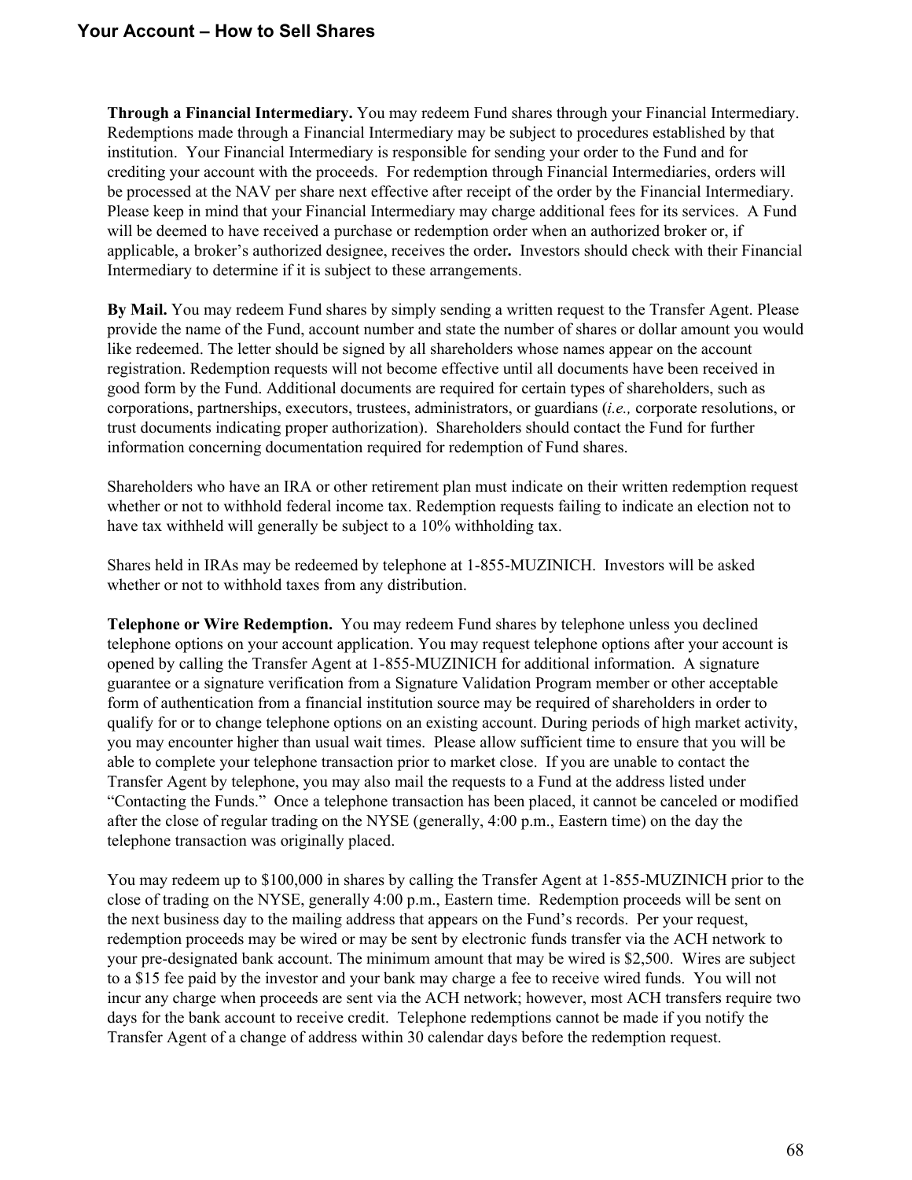**Through a Financial Intermediary.** You may redeem Fund shares through your Financial Intermediary. Redemptions made through a Financial Intermediary may be subject to procedures established by that institution. Your Financial Intermediary is responsible for sending your order to the Fund and for crediting your account with the proceeds. For redemption through Financial Intermediaries, orders will be processed at the NAV per share next effective after receipt of the order by the Financial Intermediary. Please keep in mind that your Financial Intermediary may charge additional fees for its services. A Fund will be deemed to have received a purchase or redemption order when an authorized broker or, if applicable, a broker's authorized designee, receives the order**.** Investors should check with their Financial Intermediary to determine if it is subject to these arrangements.

**By Mail.** You may redeem Fund shares by simply sending a written request to the Transfer Agent. Please provide the name of the Fund, account number and state the number of shares or dollar amount you would like redeemed. The letter should be signed by all shareholders whose names appear on the account registration. Redemption requests will not become effective until all documents have been received in good form by the Fund. Additional documents are required for certain types of shareholders, such as corporations, partnerships, executors, trustees, administrators, or guardians (*i.e.,* corporate resolutions, or trust documents indicating proper authorization). Shareholders should contact the Fund for further information concerning documentation required for redemption of Fund shares.

Shareholders who have an IRA or other retirement plan must indicate on their written redemption request whether or not to withhold federal income tax. Redemption requests failing to indicate an election not to have tax withheld will generally be subject to a 10% withholding tax.

Shares held in IRAs may be redeemed by telephone at 1-855-MUZINICH. Investors will be asked whether or not to withhold taxes from any distribution.

**Telephone or Wire Redemption.** You may redeem Fund shares by telephone unless you declined telephone options on your account application. You may request telephone options after your account is opened by calling the Transfer Agent at 1-855-MUZINICH for additional information. A signature guarantee or a signature verification from a Signature Validation Program member or other acceptable form of authentication from a financial institution source may be required of shareholders in order to qualify for or to change telephone options on an existing account. During periods of high market activity, you may encounter higher than usual wait times. Please allow sufficient time to ensure that you will be able to complete your telephone transaction prior to market close. If you are unable to contact the Transfer Agent by telephone, you may also mail the requests to a Fund at the address listed under "Contacting the Funds." Once a telephone transaction has been placed, it cannot be canceled or modified after the close of regular trading on the NYSE (generally, 4:00 p.m., Eastern time) on the day the telephone transaction was originally placed.

You may redeem up to $100,000 in shares by calling the Transfer Agent at 1-855-MUZINICH prior to the close of trading on the NYSE, generally 4:00 p.m., Eastern time. Redemption proceeds will be sent on the next business day to the mailing address that appears on the Fund's records. Per your request, redemption proceeds may be wired or may be sent by electronic funds transfer via the ACH network to your pre-designated bank account. The minimum amount that may be wired is $2,500. Wires are subject to a $15 fee paid by the investor and your bank may charge a fee to receive wired funds. You will not incur any charge when proceeds are sent via the ACH network; however, most ACH transfers require two days for the bank account to receive credit. Telephone redemptions cannot be made if you notify the Transfer Agent of a change of address within 30 calendar days before the redemption request.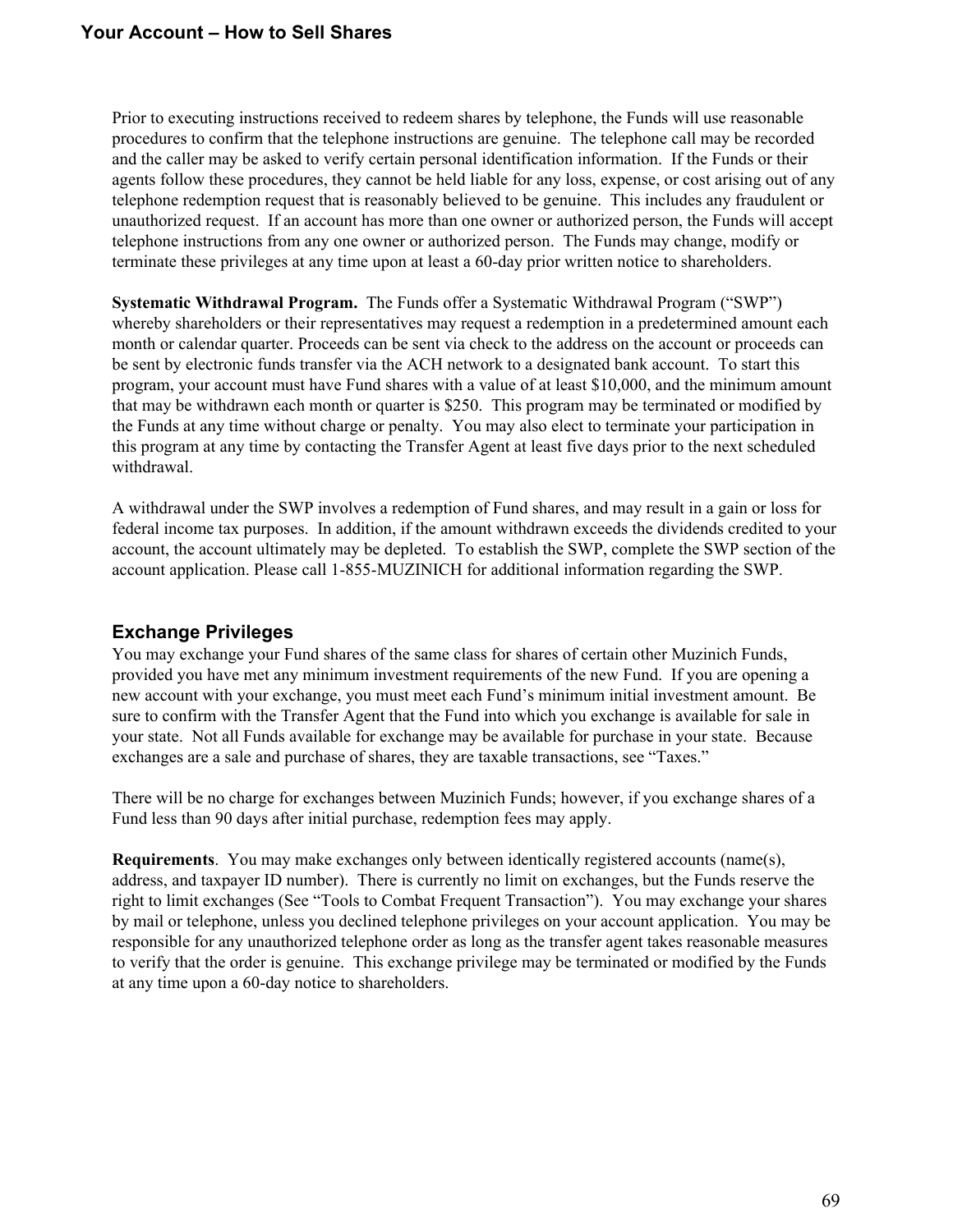Prior to executing instructions received to redeem shares by telephone, the Funds will use reasonable procedures to confirm that the telephone instructions are genuine. The telephone call may be recorded and the caller may be asked to verify certain personal identification information. If the Funds or their agents follow these procedures, they cannot be held liable for any loss, expense, or cost arising out of any telephone redemption request that is reasonably believed to be genuine. This includes any fraudulent or unauthorized request. If an account has more than one owner or authorized person, the Funds will accept telephone instructions from any one owner or authorized person. The Funds may change, modify or terminate these privileges at any time upon at least a 60-day prior written notice to shareholders.

**Systematic Withdrawal Program.** The Funds offer a Systematic Withdrawal Program ("SWP") whereby shareholders or their representatives may request a redemption in a predetermined amount each month or calendar quarter. Proceeds can be sent via check to the address on the account or proceeds can be sent by electronic funds transfer via the ACH network to a designated bank account. To start this program, your account must have Fund shares with a value of at least $10,000, and the minimum amount that may be withdrawn each month or quarter is $250. This program may be terminated or modified by the Funds at any time without charge or penalty. You may also elect to terminate your participation in this program at any time by contacting the Transfer Agent at least five days prior to the next scheduled withdrawal.

A withdrawal under the SWP involves a redemption of Fund shares, and may result in a gain or loss for federal income tax purposes. In addition, if the amount withdrawn exceeds the dividends credited to your account, the account ultimately may be depleted. To establish the SWP, complete the SWP section of the account application. Please call 1-855-MUZINICH for additional information regarding the SWP.

## Exchange Privileges

You may exchange your Fund shares of the same class for shares of certain other Muzinich Funds, provided you have met any minimum investment requirements of the new Fund. If you are opening a new account with your exchange, you must meet each Fund's minimum initial investment amount. Be sure to confirm with the Transfer Agent that the Fund into which you exchange is available for sale in your state. Not all Funds available for exchange may be available for purchase in your state. Because exchanges are a sale and purchase of shares, they are taxable transactions, see "Taxes."

There will be no charge for exchanges between Muzinich Funds; however, if you exchange shares of a Fund less than 90 days after initial purchase, redemption fees may apply.

**Requirements**. You may make exchanges only between identically registered accounts (name(s), address, and taxpayer ID number). There is currently no limit on exchanges, but the Funds reserve the right to limit exchanges (See "Tools to Combat Frequent Transaction"). You may exchange your shares by mail or telephone, unless you declined telephone privileges on your account application. You may be responsible for any unauthorized telephone order as long as the transfer agent takes reasonable measures to verify that the order is genuine. This exchange privilege may be terminated or modified by the Funds at any time upon a 60-day notice to shareholders.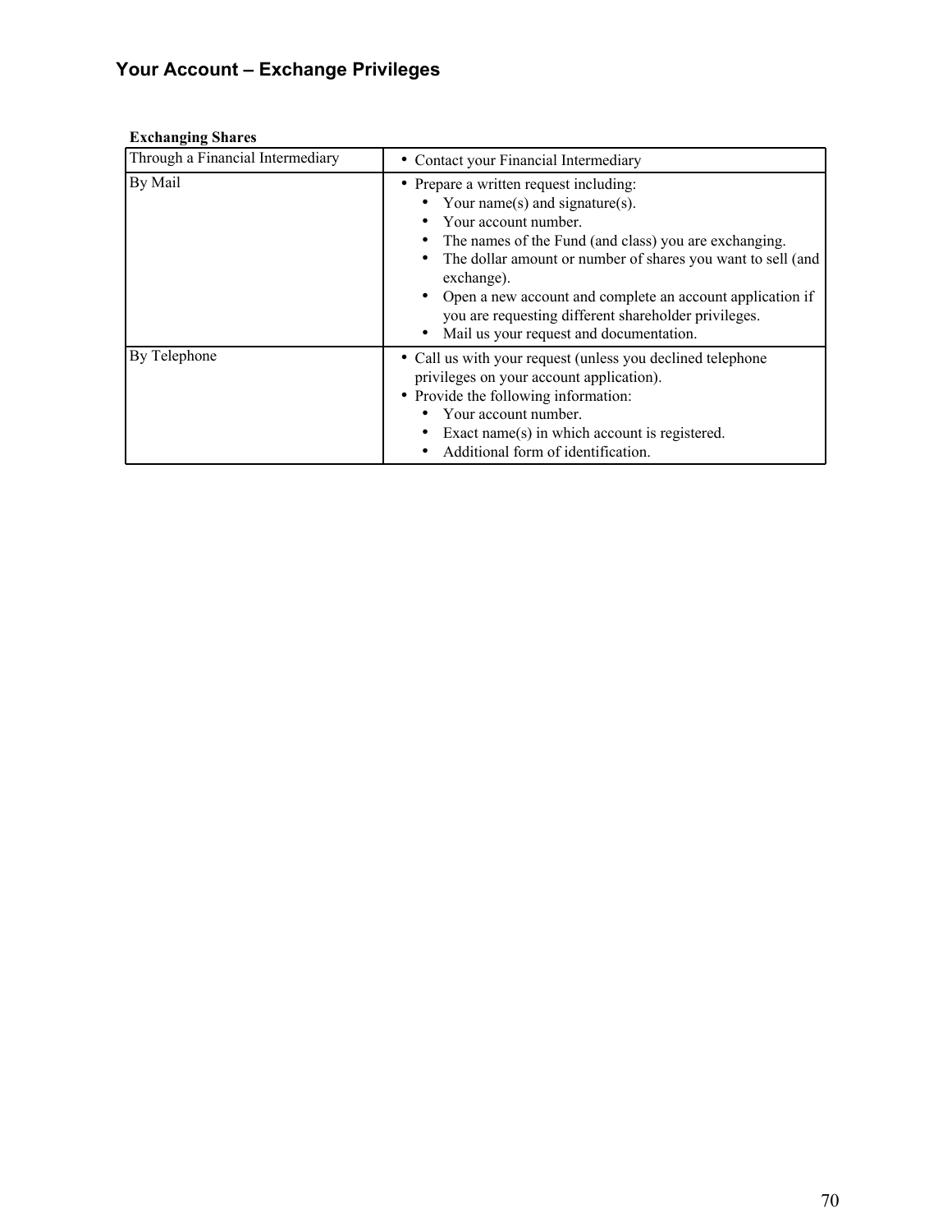# Your Account – Exchange Privileges

**Exchanging Shares**

| | |
|---|---|
| Through a Financial Intermediary | • Contact your Financial Intermediary |
| By Mail | • Prepare a written request including:<br>&nbsp;&nbsp;&nbsp;&nbsp;• Your name(s) and signature(s).<br>&nbsp;&nbsp;&nbsp;&nbsp;• Your account number.<br>&nbsp;&nbsp;&nbsp;&nbsp;• The names of the Fund (and class) you are exchanging.<br>&nbsp;&nbsp;&nbsp;&nbsp;• The dollar amount or number of shares you want to sell (and exchange).<br>&nbsp;&nbsp;&nbsp;&nbsp;• Open a new account and complete an account application if you are requesting different shareholder privileges.<br>&nbsp;&nbsp;&nbsp;&nbsp;• Mail us your request and documentation. |
| By Telephone | • Call us with your request (unless you declined telephone privileges on your account application).<br>• Provide the following information:<br>&nbsp;&nbsp;&nbsp;&nbsp;• Your account number.<br>&nbsp;&nbsp;&nbsp;&nbsp;• Exact name(s) in which account is registered.<br>&nbsp;&nbsp;&nbsp;&nbsp;• Additional form of identification. |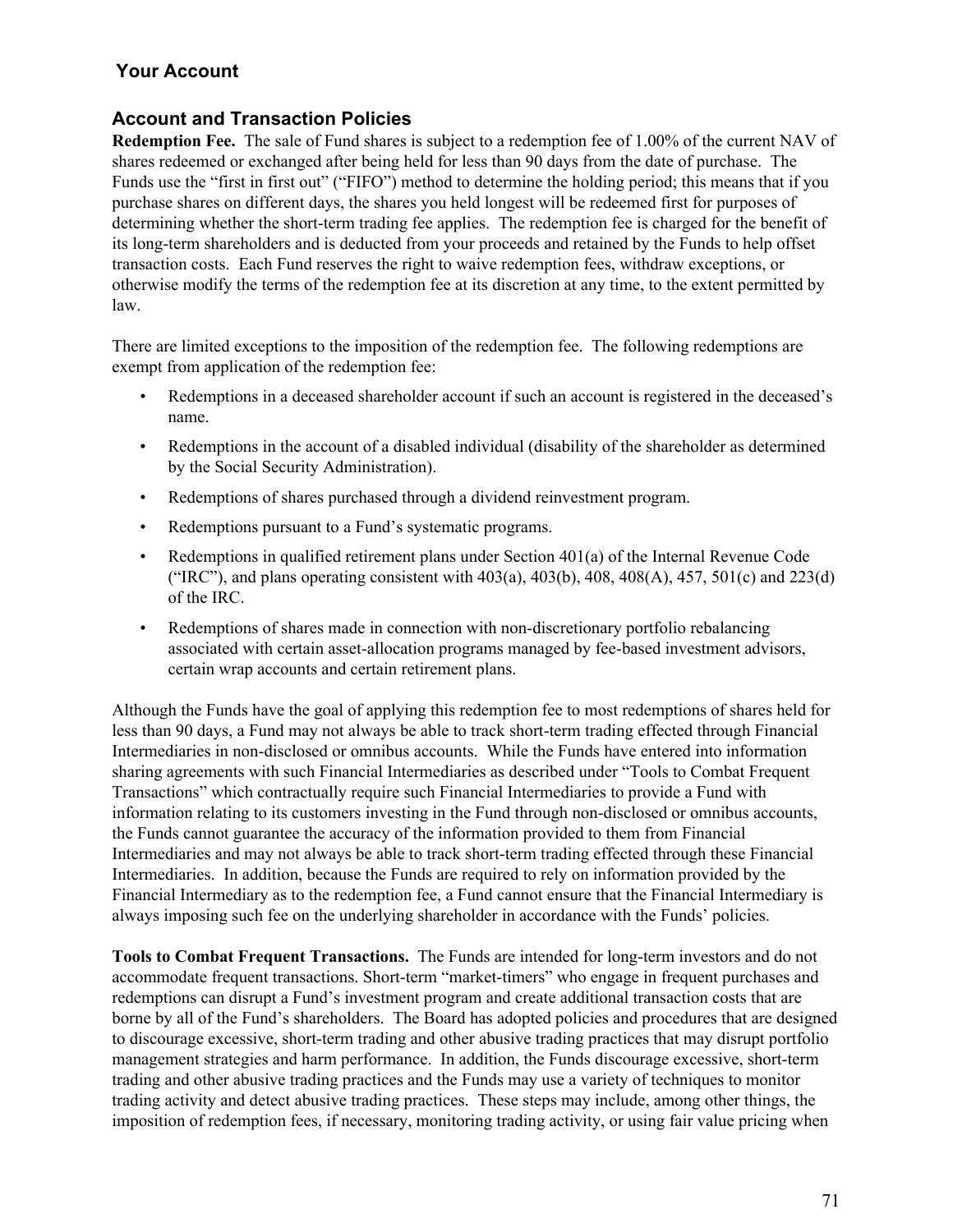## Your Account

### Account and Transaction Policies

**Redemption Fee.** The sale of Fund shares is subject to a redemption fee of 1.00% of the current NAV of shares redeemed or exchanged after being held for less than 90 days from the date of purchase. The Funds use the "first in first out" ("FIFO") method to determine the holding period; this means that if you purchase shares on different days, the shares you held longest will be redeemed first for purposes of determining whether the short-term trading fee applies. The redemption fee is charged for the benefit of its long-term shareholders and is deducted from your proceeds and retained by the Funds to help offset transaction costs. Each Fund reserves the right to waive redemption fees, withdraw exceptions, or otherwise modify the terms of the redemption fee at its discretion at any time, to the extent permitted by law.

There are limited exceptions to the imposition of the redemption fee. The following redemptions are exempt from application of the redemption fee:

- Redemptions in a deceased shareholder account if such an account is registered in the deceased's name.
- Redemptions in the account of a disabled individual (disability of the shareholder as determined by the Social Security Administration).
- Redemptions of shares purchased through a dividend reinvestment program.
- Redemptions pursuant to a Fund's systematic programs.
- Redemptions in qualified retirement plans under Section 401(a) of the Internal Revenue Code ("IRC"), and plans operating consistent with 403(a), 403(b), 408, 408(A), 457, 501(c) and 223(d) of the IRC.
- Redemptions of shares made in connection with non-discretionary portfolio rebalancing associated with certain asset-allocation programs managed by fee-based investment advisors, certain wrap accounts and certain retirement plans.

Although the Funds have the goal of applying this redemption fee to most redemptions of shares held for less than 90 days, a Fund may not always be able to track short-term trading effected through Financial Intermediaries in non-disclosed or omnibus accounts. While the Funds have entered into information sharing agreements with such Financial Intermediaries as described under "Tools to Combat Frequent Transactions" which contractually require such Financial Intermediaries to provide a Fund with information relating to its customers investing in the Fund through non-disclosed or omnibus accounts, the Funds cannot guarantee the accuracy of the information provided to them from Financial Intermediaries and may not always be able to track short-term trading effected through these Financial Intermediaries. In addition, because the Funds are required to rely on information provided by the Financial Intermediary as to the redemption fee, a Fund cannot ensure that the Financial Intermediary is always imposing such fee on the underlying shareholder in accordance with the Funds' policies.

**Tools to Combat Frequent Transactions.** The Funds are intended for long-term investors and do not accommodate frequent transactions. Short-term "market-timers" who engage in frequent purchases and redemptions can disrupt a Fund's investment program and create additional transaction costs that are borne by all of the Fund's shareholders. The Board has adopted policies and procedures that are designed to discourage excessive, short-term trading and other abusive trading practices that may disrupt portfolio management strategies and harm performance. In addition, the Funds discourage excessive, short-term trading and other abusive trading practices and the Funds may use a variety of techniques to monitor trading activity and detect abusive trading practices. These steps may include, among other things, the imposition of redemption fees, if necessary, monitoring trading activity, or using fair value pricing when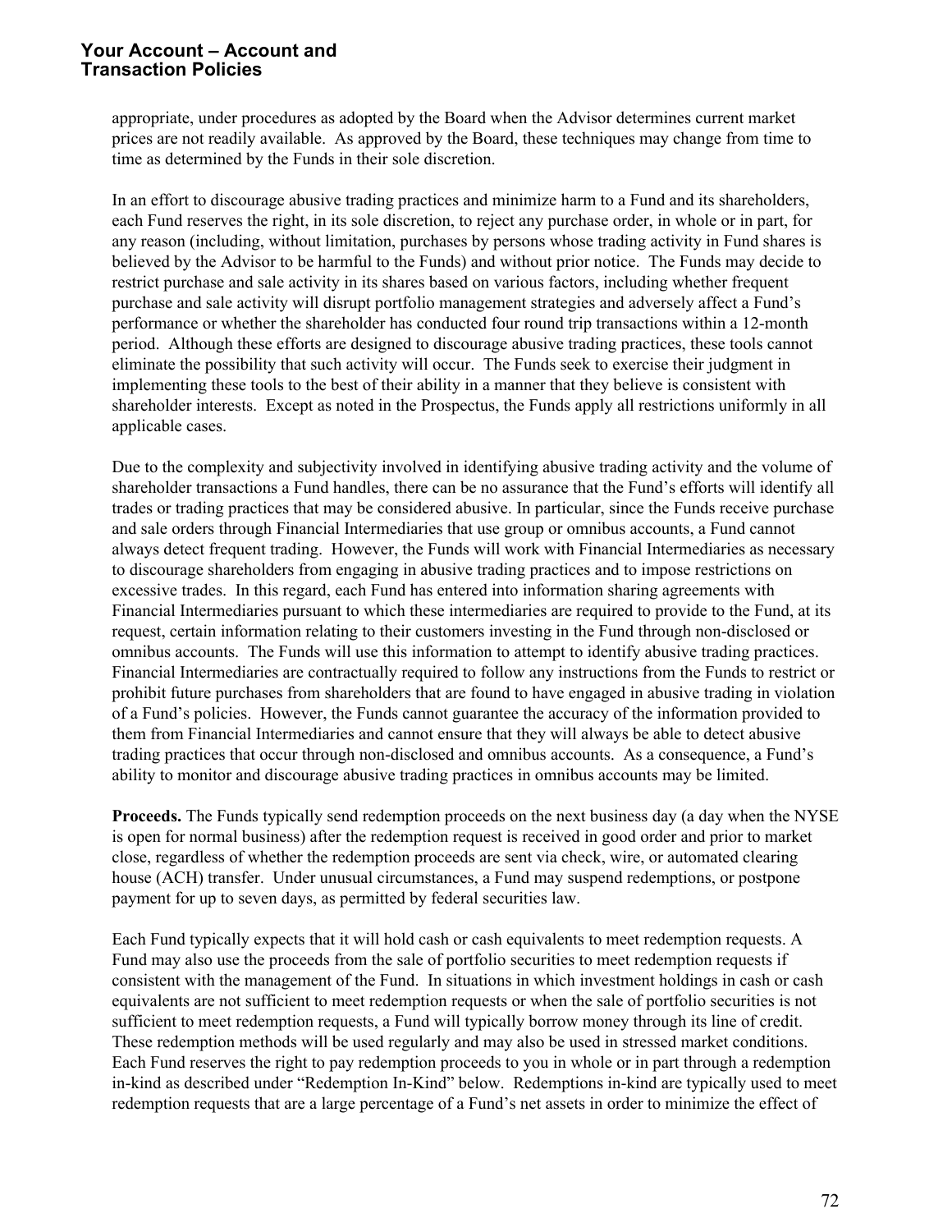appropriate, under procedures as adopted by the Board when the Advisor determines current market prices are not readily available. As approved by the Board, these techniques may change from time to time as determined by the Funds in their sole discretion.

In an effort to discourage abusive trading practices and minimize harm to a Fund and its shareholders, each Fund reserves the right, in its sole discretion, to reject any purchase order, in whole or in part, for any reason (including, without limitation, purchases by persons whose trading activity in Fund shares is believed by the Advisor to be harmful to the Funds) and without prior notice. The Funds may decide to restrict purchase and sale activity in its shares based on various factors, including whether frequent purchase and sale activity will disrupt portfolio management strategies and adversely affect a Fund's performance or whether the shareholder has conducted four round trip transactions within a 12-month period. Although these efforts are designed to discourage abusive trading practices, these tools cannot eliminate the possibility that such activity will occur. The Funds seek to exercise their judgment in implementing these tools to the best of their ability in a manner that they believe is consistent with shareholder interests. Except as noted in the Prospectus, the Funds apply all restrictions uniformly in all applicable cases.

Due to the complexity and subjectivity involved in identifying abusive trading activity and the volume of shareholder transactions a Fund handles, there can be no assurance that the Fund's efforts will identify all trades or trading practices that may be considered abusive. In particular, since the Funds receive purchase and sale orders through Financial Intermediaries that use group or omnibus accounts, a Fund cannot always detect frequent trading. However, the Funds will work with Financial Intermediaries as necessary to discourage shareholders from engaging in abusive trading practices and to impose restrictions on excessive trades. In this regard, each Fund has entered into information sharing agreements with Financial Intermediaries pursuant to which these intermediaries are required to provide to the Fund, at its request, certain information relating to their customers investing in the Fund through non-disclosed or omnibus accounts. The Funds will use this information to attempt to identify abusive trading practices. Financial Intermediaries are contractually required to follow any instructions from the Funds to restrict or prohibit future purchases from shareholders that are found to have engaged in abusive trading in violation of a Fund's policies. However, the Funds cannot guarantee the accuracy of the information provided to them from Financial Intermediaries and cannot ensure that they will always be able to detect abusive trading practices that occur through non-disclosed and omnibus accounts. As a consequence, a Fund's ability to monitor and discourage abusive trading practices in omnibus accounts may be limited.

**Proceeds.** The Funds typically send redemption proceeds on the next business day (a day when the NYSE is open for normal business) after the redemption request is received in good order and prior to market close, regardless of whether the redemption proceeds are sent via check, wire, or automated clearing house (ACH) transfer. Under unusual circumstances, a Fund may suspend redemptions, or postpone payment for up to seven days, as permitted by federal securities law.

Each Fund typically expects that it will hold cash or cash equivalents to meet redemption requests. A Fund may also use the proceeds from the sale of portfolio securities to meet redemption requests if consistent with the management of the Fund. In situations in which investment holdings in cash or cash equivalents are not sufficient to meet redemption requests or when the sale of portfolio securities is not sufficient to meet redemption requests, a Fund will typically borrow money through its line of credit. These redemption methods will be used regularly and may also be used in stressed market conditions. Each Fund reserves the right to pay redemption proceeds to you in whole or in part through a redemption in-kind as described under "Redemption In-Kind" below. Redemptions in-kind are typically used to meet redemption requests that are a large percentage of a Fund's net assets in order to minimize the effect of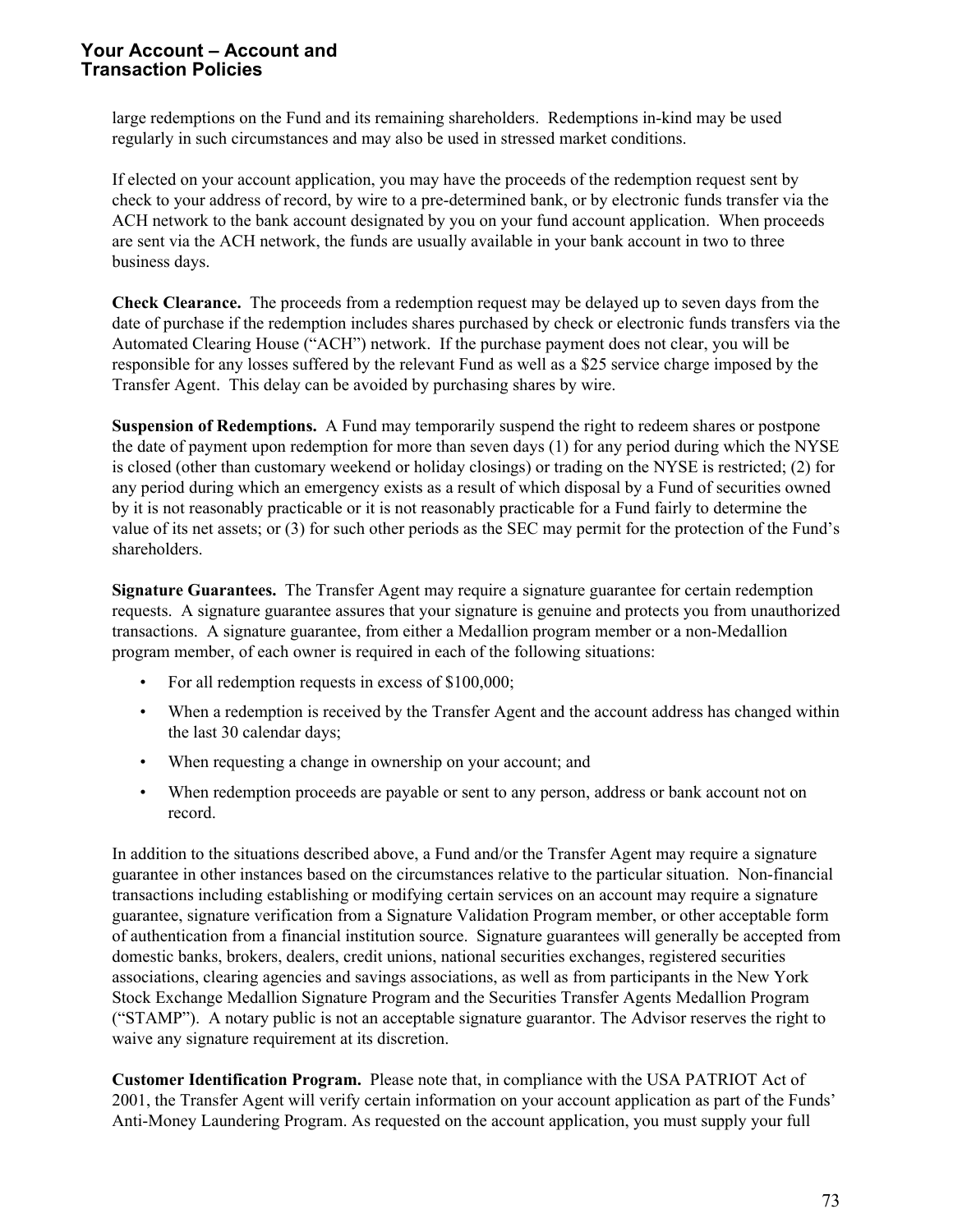large redemptions on the Fund and its remaining shareholders. Redemptions in-kind may be used regularly in such circumstances and may also be used in stressed market conditions.

If elected on your account application, you may have the proceeds of the redemption request sent by check to your address of record, by wire to a pre-determined bank, or by electronic funds transfer via the ACH network to the bank account designated by you on your fund account application. When proceeds are sent via the ACH network, the funds are usually available in your bank account in two to three business days.

**Check Clearance.** The proceeds from a redemption request may be delayed up to seven days from the date of purchase if the redemption includes shares purchased by check or electronic funds transfers via the Automated Clearing House ("ACH") network. If the purchase payment does not clear, you will be responsible for any losses suffered by the relevant Fund as well as a $25 service charge imposed by the Transfer Agent. This delay can be avoided by purchasing shares by wire.

**Suspension of Redemptions.** A Fund may temporarily suspend the right to redeem shares or postpone the date of payment upon redemption for more than seven days (1) for any period during which the NYSE is closed (other than customary weekend or holiday closings) or trading on the NYSE is restricted; (2) for any period during which an emergency exists as a result of which disposal by a Fund of securities owned by it is not reasonably practicable or it is not reasonably practicable for a Fund fairly to determine the value of its net assets; or (3) for such other periods as the SEC may permit for the protection of the Fund's shareholders.

**Signature Guarantees.** The Transfer Agent may require a signature guarantee for certain redemption requests. A signature guarantee assures that your signature is genuine and protects you from unauthorized transactions. A signature guarantee, from either a Medallion program member or a non-Medallion program member, of each owner is required in each of the following situations:

- For all redemption requests in excess of $100,000;
- When a redemption is received by the Transfer Agent and the account address has changed within the last 30 calendar days;
- When requesting a change in ownership on your account; and
- When redemption proceeds are payable or sent to any person, address or bank account not on record.

In addition to the situations described above, a Fund and/or the Transfer Agent may require a signature guarantee in other instances based on the circumstances relative to the particular situation. Non-financial transactions including establishing or modifying certain services on an account may require a signature guarantee, signature verification from a Signature Validation Program member, or other acceptable form of authentication from a financial institution source. Signature guarantees will generally be accepted from domestic banks, brokers, dealers, credit unions, national securities exchanges, registered securities associations, clearing agencies and savings associations, as well as from participants in the New York Stock Exchange Medallion Signature Program and the Securities Transfer Agents Medallion Program ("STAMP"). A notary public is not an acceptable signature guarantor. The Advisor reserves the right to waive any signature requirement at its discretion.

**Customer Identification Program.** Please note that, in compliance with the USA PATRIOT Act of 2001, the Transfer Agent will verify certain information on your account application as part of the Funds' Anti-Money Laundering Program. As requested on the account application, you must supply your full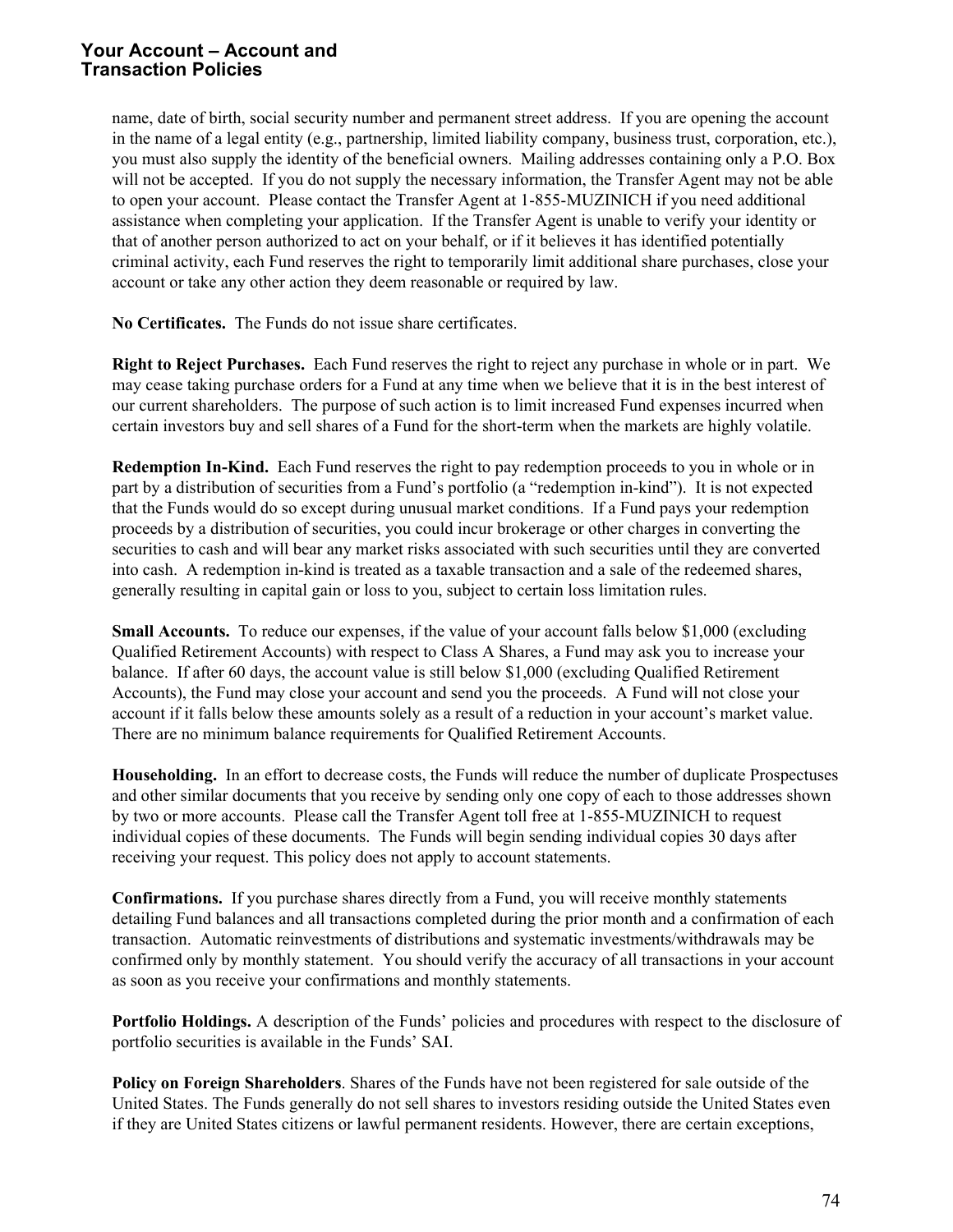name, date of birth, social security number and permanent street address. If you are opening the account in the name of a legal entity (e.g., partnership, limited liability company, business trust, corporation, etc.), you must also supply the identity of the beneficial owners. Mailing addresses containing only a P.O. Box will not be accepted. If you do not supply the necessary information, the Transfer Agent may not be able to open your account. Please contact the Transfer Agent at 1-855-MUZINICH if you need additional assistance when completing your application. If the Transfer Agent is unable to verify your identity or that of another person authorized to act on your behalf, or if it believes it has identified potentially criminal activity, each Fund reserves the right to temporarily limit additional share purchases, close your account or take any other action they deem reasonable or required by law.

**No Certificates.** The Funds do not issue share certificates.

**Right to Reject Purchases.** Each Fund reserves the right to reject any purchase in whole or in part. We may cease taking purchase orders for a Fund at any time when we believe that it is in the best interest of our current shareholders. The purpose of such action is to limit increased Fund expenses incurred when certain investors buy and sell shares of a Fund for the short-term when the markets are highly volatile.

**Redemption In-Kind.** Each Fund reserves the right to pay redemption proceeds to you in whole or in part by a distribution of securities from a Fund's portfolio (a "redemption in-kind"). It is not expected that the Funds would do so except during unusual market conditions. If a Fund pays your redemption proceeds by a distribution of securities, you could incur brokerage or other charges in converting the securities to cash and will bear any market risks associated with such securities until they are converted into cash. A redemption in-kind is treated as a taxable transaction and a sale of the redeemed shares, generally resulting in capital gain or loss to you, subject to certain loss limitation rules.

**Small Accounts.** To reduce our expenses, if the value of your account falls below $1,000 (excluding Qualified Retirement Accounts) with respect to Class A Shares, a Fund may ask you to increase your balance. If after 60 days, the account value is still below $1,000 (excluding Qualified Retirement Accounts), the Fund may close your account and send you the proceeds. A Fund will not close your account if it falls below these amounts solely as a result of a reduction in your account's market value. There are no minimum balance requirements for Qualified Retirement Accounts.

**Householding.** In an effort to decrease costs, the Funds will reduce the number of duplicate Prospectuses and other similar documents that you receive by sending only one copy of each to those addresses shown by two or more accounts. Please call the Transfer Agent toll free at 1-855-MUZINICH to request individual copies of these documents. The Funds will begin sending individual copies 30 days after receiving your request. This policy does not apply to account statements.

**Confirmations.** If you purchase shares directly from a Fund, you will receive monthly statements detailing Fund balances and all transactions completed during the prior month and a confirmation of each transaction. Automatic reinvestments of distributions and systematic investments/withdrawals may be confirmed only by monthly statement. You should verify the accuracy of all transactions in your account as soon as you receive your confirmations and monthly statements.

**Portfolio Holdings.** A description of the Funds' policies and procedures with respect to the disclosure of portfolio securities is available in the Funds' SAI.

**Policy on Foreign Shareholders**. Shares of the Funds have not been registered for sale outside of the United States. The Funds generally do not sell shares to investors residing outside the United States even if they are United States citizens or lawful permanent residents. However, there are certain exceptions,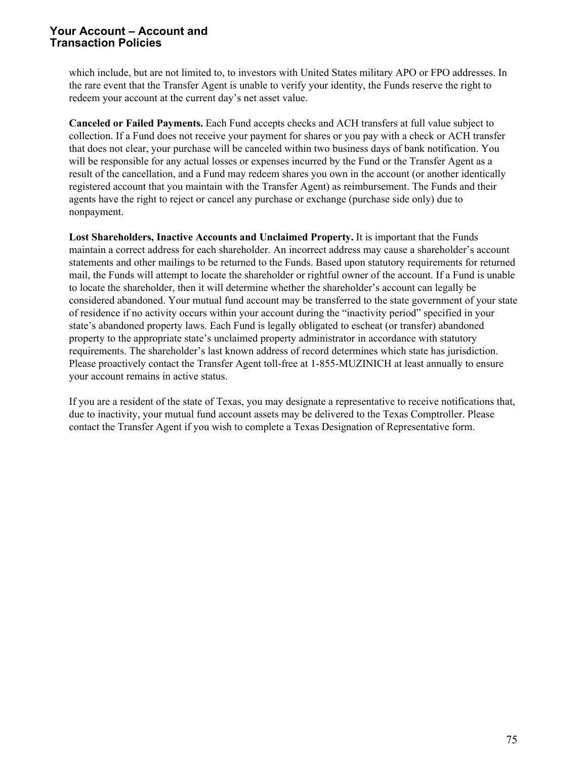which include, but are not limited to, to investors with United States military APO or FPO addresses. In the rare event that the Transfer Agent is unable to verify your identity, the Funds reserve the right to redeem your account at the current day's net asset value.

**Canceled or Failed Payments.** Each Fund accepts checks and ACH transfers at full value subject to collection. If a Fund does not receive your payment for shares or you pay with a check or ACH transfer that does not clear, your purchase will be canceled within two business days of bank notification. You will be responsible for any actual losses or expenses incurred by the Fund or the Transfer Agent as a result of the cancellation, and a Fund may redeem shares you own in the account (or another identically registered account that you maintain with the Transfer Agent) as reimbursement. The Funds and their agents have the right to reject or cancel any purchase or exchange (purchase side only) due to nonpayment.

**Lost Shareholders, Inactive Accounts and Unclaimed Property.** It is important that the Funds maintain a correct address for each shareholder. An incorrect address may cause a shareholder's account statements and other mailings to be returned to the Funds. Based upon statutory requirements for returned mail, the Funds will attempt to locate the shareholder or rightful owner of the account. If a Fund is unable to locate the shareholder, then it will determine whether the shareholder's account can legally be considered abandoned. Your mutual fund account may be transferred to the state government of your state of residence if no activity occurs within your account during the "inactivity period" specified in your state's abandoned property laws. Each Fund is legally obligated to escheat (or transfer) abandoned property to the appropriate state's unclaimed property administrator in accordance with statutory requirements. The shareholder's last known address of record determines which state has jurisdiction. Please proactively contact the Transfer Agent toll-free at 1-855-MUZINICH at least annually to ensure your account remains in active status.

If you are a resident of the state of Texas, you may designate a representative to receive notifications that, due to inactivity, your mutual fund account assets may be delivered to the Texas Comptroller. Please contact the Transfer Agent if you wish to complete a Texas Designation of Representative form.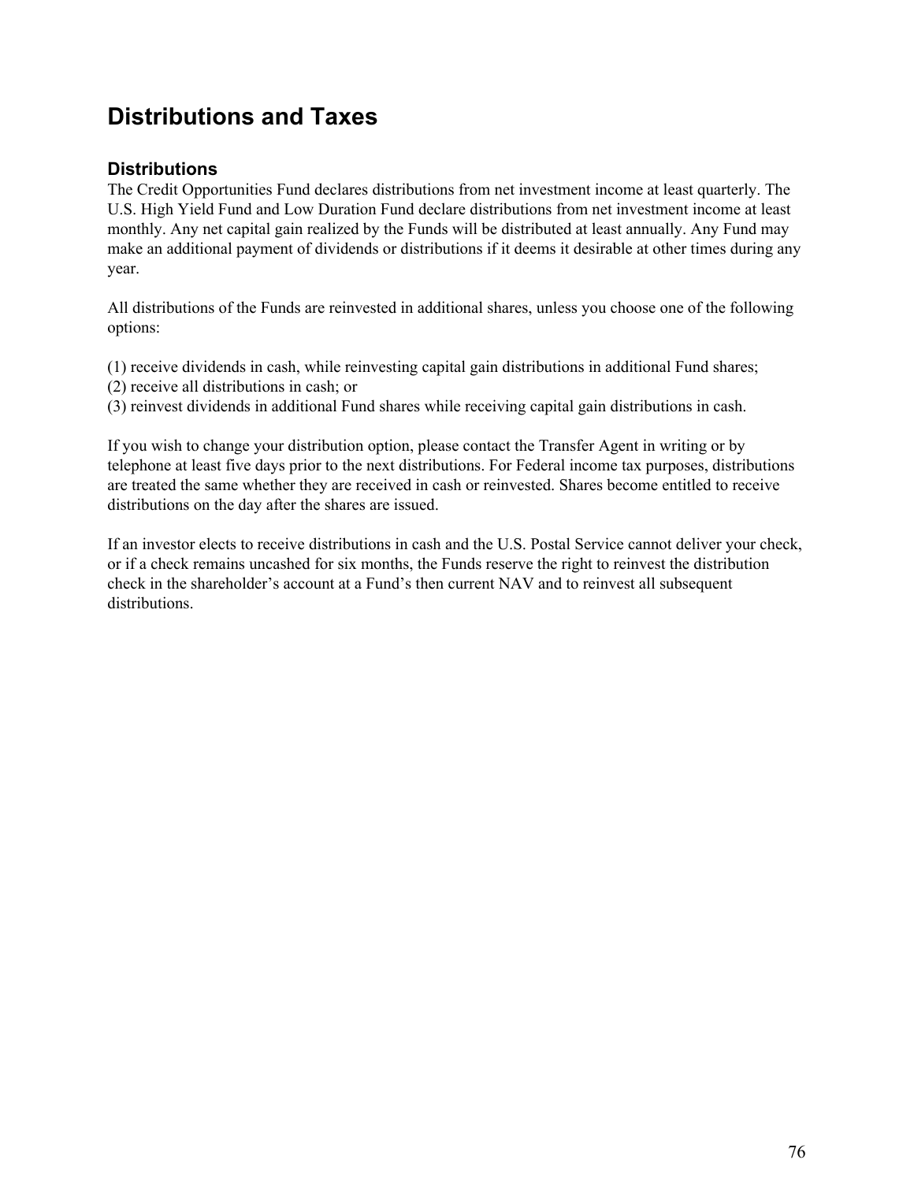# Distributions and Taxes

## Distributions

The Credit Opportunities Fund declares distributions from net investment income at least quarterly. The U.S. High Yield Fund and Low Duration Fund declare distributions from net investment income at least monthly. Any net capital gain realized by the Funds will be distributed at least annually. Any Fund may make an additional payment of dividends or distributions if it deems it desirable at other times during any year.

All distributions of the Funds are reinvested in additional shares, unless you choose one of the following options:

(1) receive dividends in cash, while reinvesting capital gain distributions in additional Fund shares;
(2) receive all distributions in cash; or
(3) reinvest dividends in additional Fund shares while receiving capital gain distributions in cash.

If you wish to change your distribution option, please contact the Transfer Agent in writing or by telephone at least five days prior to the next distributions. For Federal income tax purposes, distributions are treated the same whether they are received in cash or reinvested. Shares become entitled to receive distributions on the day after the shares are issued.

If an investor elects to receive distributions in cash and the U.S. Postal Service cannot deliver your check, or if a check remains uncashed for six months, the Funds reserve the right to reinvest the distribution check in the shareholder's account at a Fund's then current NAV and to reinvest all subsequent distributions.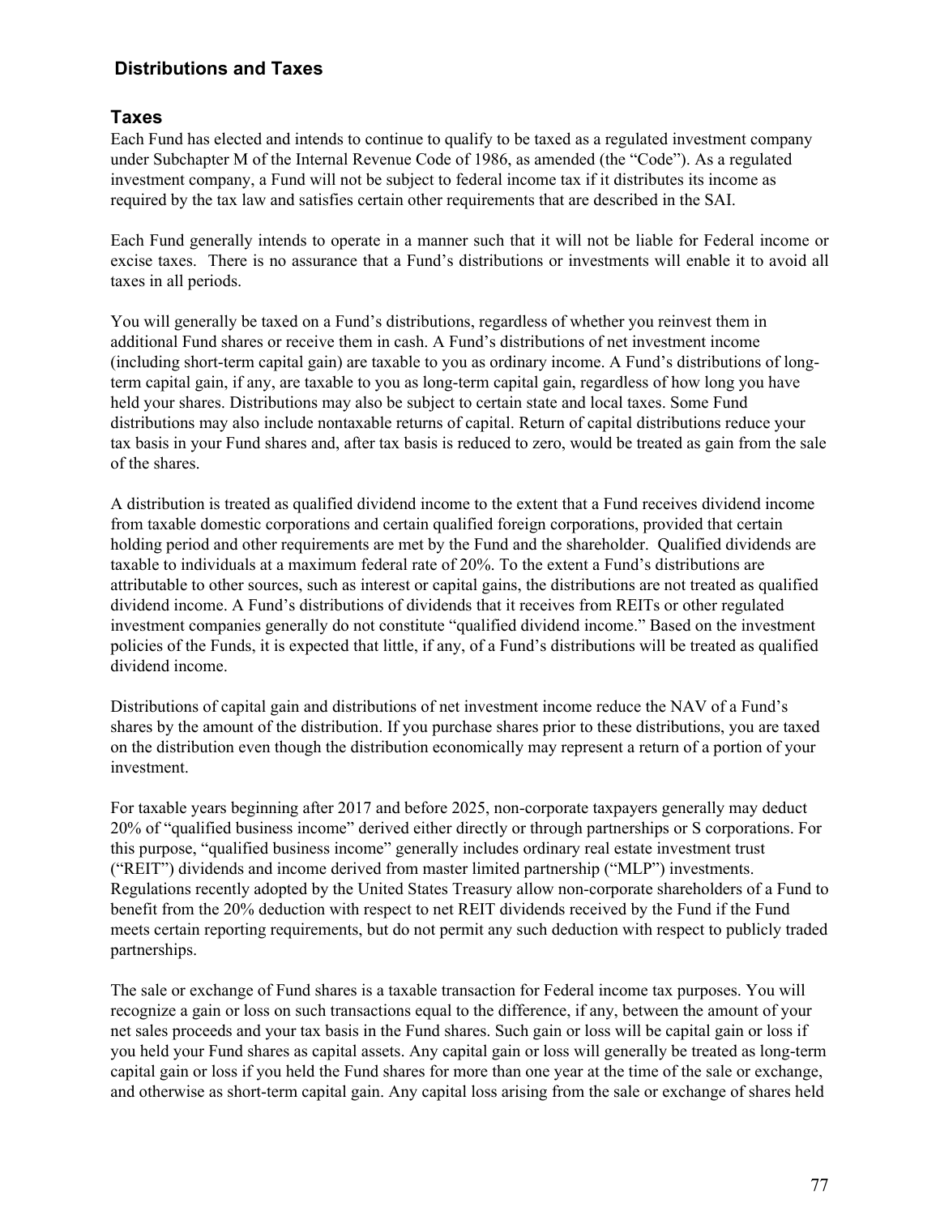## Distributions and Taxes

### Taxes

Each Fund has elected and intends to continue to qualify to be taxed as a regulated investment company under Subchapter M of the Internal Revenue Code of 1986, as amended (the "Code"). As a regulated investment company, a Fund will not be subject to federal income tax if it distributes its income as required by the tax law and satisfies certain other requirements that are described in the SAI.

Each Fund generally intends to operate in a manner such that it will not be liable for Federal income or excise taxes. There is no assurance that a Fund's distributions or investments will enable it to avoid all taxes in all periods.

You will generally be taxed on a Fund's distributions, regardless of whether you reinvest them in additional Fund shares or receive them in cash. A Fund's distributions of net investment income (including short-term capital gain) are taxable to you as ordinary income. A Fund's distributions of long-term capital gain, if any, are taxable to you as long-term capital gain, regardless of how long you have held your shares. Distributions may also be subject to certain state and local taxes. Some Fund distributions may also include nontaxable returns of capital. Return of capital distributions reduce your tax basis in your Fund shares and, after tax basis is reduced to zero, would be treated as gain from the sale of the shares.

A distribution is treated as qualified dividend income to the extent that a Fund receives dividend income from taxable domestic corporations and certain qualified foreign corporations, provided that certain holding period and other requirements are met by the Fund and the shareholder. Qualified dividends are taxable to individuals at a maximum federal rate of 20%. To the extent a Fund's distributions are attributable to other sources, such as interest or capital gains, the distributions are not treated as qualified dividend income. A Fund's distributions of dividends that it receives from REITs or other regulated investment companies generally do not constitute "qualified dividend income." Based on the investment policies of the Funds, it is expected that little, if any, of a Fund's distributions will be treated as qualified dividend income.

Distributions of capital gain and distributions of net investment income reduce the NAV of a Fund's shares by the amount of the distribution. If you purchase shares prior to these distributions, you are taxed on the distribution even though the distribution economically may represent a return of a portion of your investment.

For taxable years beginning after 2017 and before 2025, non-corporate taxpayers generally may deduct 20% of "qualified business income" derived either directly or through partnerships or S corporations. For this purpose, "qualified business income" generally includes ordinary real estate investment trust ("REIT") dividends and income derived from master limited partnership ("MLP") investments. Regulations recently adopted by the United States Treasury allow non-corporate shareholders of a Fund to benefit from the 20% deduction with respect to net REIT dividends received by the Fund if the Fund meets certain reporting requirements, but do not permit any such deduction with respect to publicly traded partnerships.

The sale or exchange of Fund shares is a taxable transaction for Federal income tax purposes. You will recognize a gain or loss on such transactions equal to the difference, if any, between the amount of your net sales proceeds and your tax basis in the Fund shares. Such gain or loss will be capital gain or loss if you held your Fund shares as capital assets. Any capital gain or loss will generally be treated as long-term capital gain or loss if you held the Fund shares for more than one year at the time of the sale or exchange, and otherwise as short-term capital gain. Any capital loss arising from the sale or exchange of shares held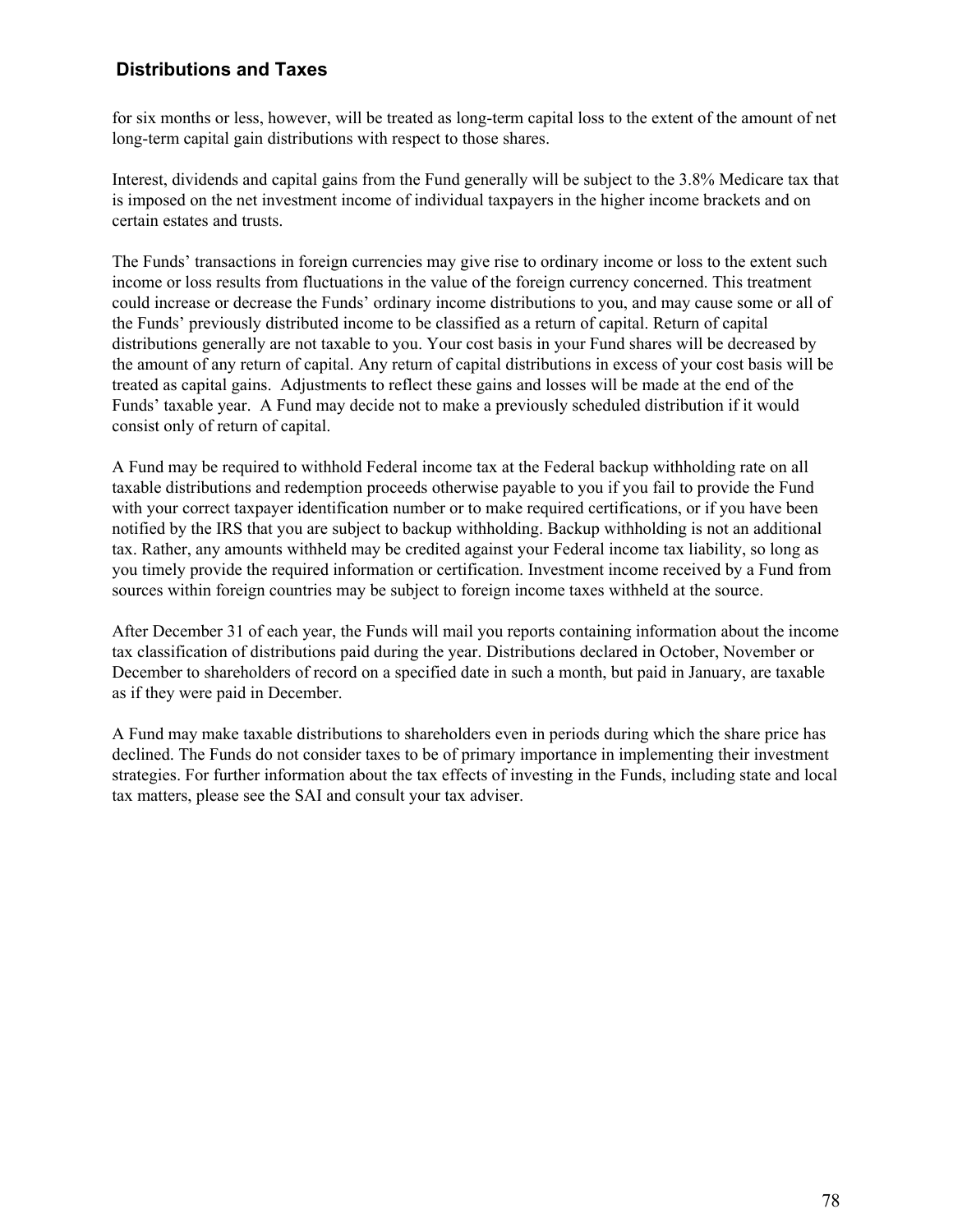## Distributions and Taxes

for six months or less, however, will be treated as long-term capital loss to the extent of the amount of net long-term capital gain distributions with respect to those shares.

Interest, dividends and capital gains from the Fund generally will be subject to the 3.8% Medicare tax that is imposed on the net investment income of individual taxpayers in the higher income brackets and on certain estates and trusts.

The Funds' transactions in foreign currencies may give rise to ordinary income or loss to the extent such income or loss results from fluctuations in the value of the foreign currency concerned. This treatment could increase or decrease the Funds' ordinary income distributions to you, and may cause some or all of the Funds' previously distributed income to be classified as a return of capital. Return of capital distributions generally are not taxable to you. Your cost basis in your Fund shares will be decreased by the amount of any return of capital. Any return of capital distributions in excess of your cost basis will be treated as capital gains. Adjustments to reflect these gains and losses will be made at the end of the Funds' taxable year. A Fund may decide not to make a previously scheduled distribution if it would consist only of return of capital.

A Fund may be required to withhold Federal income tax at the Federal backup withholding rate on all taxable distributions and redemption proceeds otherwise payable to you if you fail to provide the Fund with your correct taxpayer identification number or to make required certifications, or if you have been notified by the IRS that you are subject to backup withholding. Backup withholding is not an additional tax. Rather, any amounts withheld may be credited against your Federal income tax liability, so long as you timely provide the required information or certification. Investment income received by a Fund from sources within foreign countries may be subject to foreign income taxes withheld at the source.

After December 31 of each year, the Funds will mail you reports containing information about the income tax classification of distributions paid during the year. Distributions declared in October, November or December to shareholders of record on a specified date in such a month, but paid in January, are taxable as if they were paid in December.

A Fund may make taxable distributions to shareholders even in periods during which the share price has declined. The Funds do not consider taxes to be of primary importance in implementing their investment strategies. For further information about the tax effects of investing in the Funds, including state and local tax matters, please see the SAI and consult your tax adviser.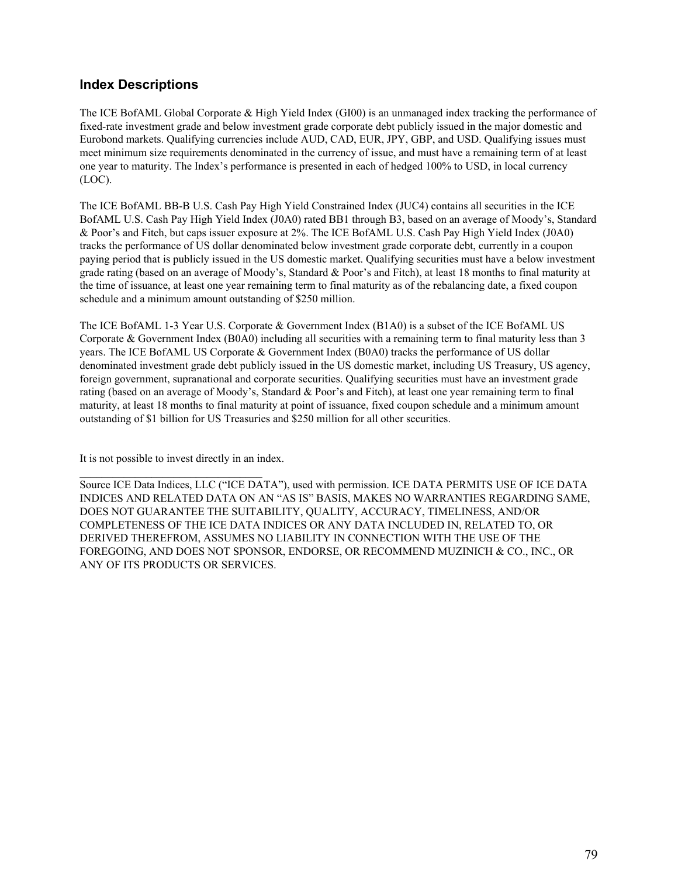## Index Descriptions

The ICE BofAML Global Corporate & High Yield Index (GI00) is an unmanaged index tracking the performance of fixed-rate investment grade and below investment grade corporate debt publicly issued in the major domestic and Eurobond markets. Qualifying currencies include AUD, CAD, EUR, JPY, GBP, and USD. Qualifying issues must meet minimum size requirements denominated in the currency of issue, and must have a remaining term of at least one year to maturity. The Index's performance is presented in each of hedged 100% to USD, in local currency (LOC).

The ICE BofAML BB-B U.S. Cash Pay High Yield Constrained Index (JUC4) contains all securities in the ICE BofAML U.S. Cash Pay High Yield Index (J0A0) rated BB1 through B3, based on an average of Moody's, Standard & Poor's and Fitch, but caps issuer exposure at 2%. The ICE BofAML U.S. Cash Pay High Yield Index (J0A0) tracks the performance of US dollar denominated below investment grade corporate debt, currently in a coupon paying period that is publicly issued in the US domestic market. Qualifying securities must have a below investment grade rating (based on an average of Moody's, Standard & Poor's and Fitch), at least 18 months to final maturity at the time of issuance, at least one year remaining term to final maturity as of the rebalancing date, a fixed coupon schedule and a minimum amount outstanding of $250 million.

The ICE BofAML 1-3 Year U.S. Corporate & Government Index (B1A0) is a subset of the ICE BofAML US Corporate & Government Index (B0A0) including all securities with a remaining term to final maturity less than 3 years. The ICE BofAML US Corporate & Government Index (B0A0) tracks the performance of US dollar denominated investment grade debt publicly issued in the US domestic market, including US Treasury, US agency, foreign government, supranational and corporate securities. Qualifying securities must have an investment grade rating (based on an average of Moody's, Standard & Poor's and Fitch), at least one year remaining term to final maturity, at least 18 months to final maturity at point of issuance, fixed coupon schedule and a minimum amount outstanding of $1 billion for US Treasuries and $250 million for all other securities.

It is not possible to invest directly in an index.

---

Source ICE Data Indices, LLC ("ICE DATA"), used with permission. ICE DATA PERMITS USE OF ICE DATA INDICES AND RELATED DATA ON AN "AS IS" BASIS, MAKES NO WARRANTIES REGARDING SAME, DOES NOT GUARANTEE THE SUITABILITY, QUALITY, ACCURACY, TIMELINESS, AND/OR COMPLETENESS OF THE ICE DATA INDICES OR ANY DATA INCLUDED IN, RELATED TO, OR DERIVED THEREFROM, ASSUMES NO LIABILITY IN CONNECTION WITH THE USE OF THE FOREGOING, AND DOES NOT SPONSOR, ENDORSE, OR RECOMMEND MUZINICH & CO., INC., OR ANY OF ITS PRODUCTS OR SERVICES.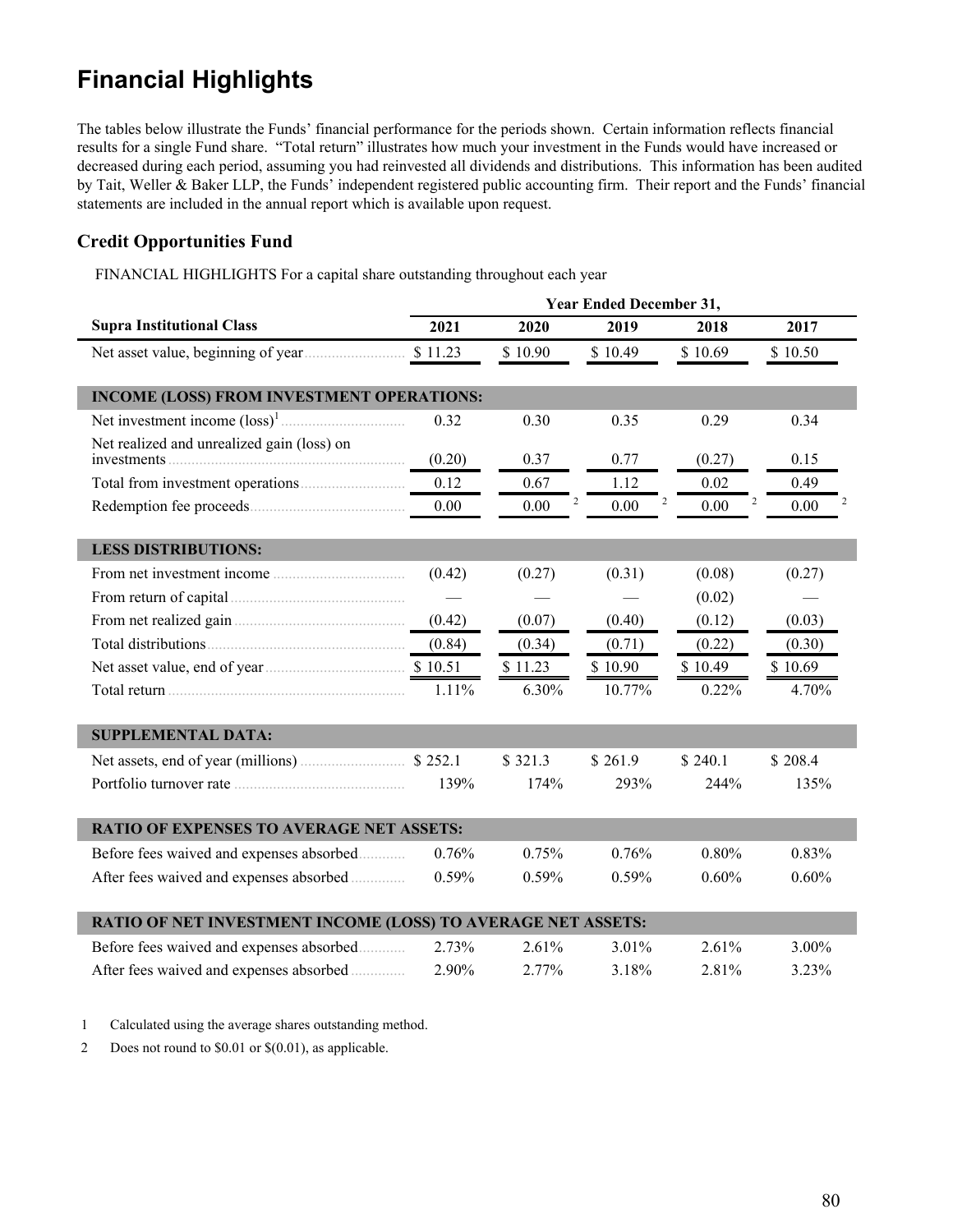# Financial Highlights

The tables below illustrate the Funds' financial performance for the periods shown. Certain information reflects financial results for a single Fund share. "Total return" illustrates how much your investment in the Funds would have increased or decreased during each period, assuming you had reinvested all dividends and distributions. This information has been audited by Tait, Weller & Baker LLP, the Funds' independent registered public accounting firm. Their report and the Funds' financial statements are included in the annual report which is available upon request.

## Credit Opportunities Fund

FINANCIAL HIGHLIGHTS For a capital share outstanding throughout each year

| | Year Ended December 31, | | | | |
|---|---|---|---|---|---|
| **Supra Institutional Class** | **2021** | **2020** | **2019** | **2018** | **2017** |
| Net asset value, beginning of year | $ 11.23 | $ 10.90 | $ 10.49 | $ 10.69 | $ 10.50 |
| **INCOME (LOSS) FROM INVESTMENT OPERATIONS:** | | | | | |
| Net investment income (loss)[1] | 0.32 | 0.30 | 0.35 | 0.29 | 0.34 |
| Net realized and unrealized gain (loss) on investments | (0.20) | 0.37 | 0.77 | (0.27) | 0.15 |
| Total from investment operations | 0.12 | 0.67 | 1.12 | 0.02 | 0.49 |
| Redemption fee proceeds | 0.00 | 0.00 [2] | 0.00 [2] | 0.00 [2] | 0.00 [2] |
| **LESS DISTRIBUTIONS:** | | | | | |
| From net investment income | (0.42) | (0.27) | (0.31) | (0.08) | (0.27) |
| From return of capital | — | — | — | (0.02) | — |
| From net realized gain | (0.42) | (0.07) | (0.40) | (0.12) | (0.03) |
| Total distributions | (0.84) | (0.34) | (0.71) | (0.22) | (0.30) |
| Net asset value, end of year | $ 10.51 | $ 11.23 | $ 10.90 | $ 10.49 | $ 10.69 |
| Total return | 1.11% | 6.30% | 10.77% | 0.22% | 4.70% |
| **SUPPLEMENTAL DATA:** | | | | | |
| Net assets, end of year (millions) | $ 252.1 | $ 321.3 | $ 261.9 | $ 240.1 | $ 208.4 |
| Portfolio turnover rate | 139% | 174% | 293% | 244% | 135% |
| **RATIO OF EXPENSES TO AVERAGE NET ASSETS:** | | | | | |
| Before fees waived and expenses absorbed | 0.76% | 0.75% | 0.76% | 0.80% | 0.83% |
| After fees waived and expenses absorbed | 0.59% | 0.59% | 0.59% | 0.60% | 0.60% |
| **RATIO OF NET INVESTMENT INCOME (LOSS) TO AVERAGE NET ASSETS:** | | | | | |
| Before fees waived and expenses absorbed | 2.73% | 2.61% | 3.01% | 2.61% | 3.00% |
| After fees waived and expenses absorbed | 2.90% | 2.77% | 3.18% | 2.81% | 3.23% |

1 Calculated using the average shares outstanding method.

2 Does not round to $0.01 or $(0.01), as applicable.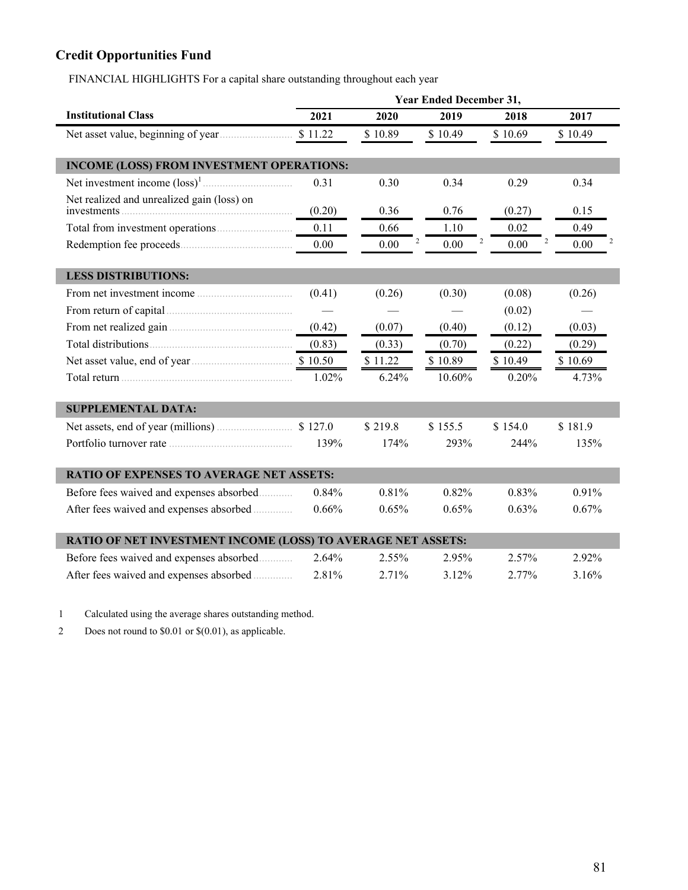## Credit Opportunities Fund

FINANCIAL HIGHLIGHTS For a capital share outstanding throughout each year

| | Year Ended December 31, | | | | |
|---|---|---|---|---|---|
| **Institutional Class** | **2021** | **2020** | **2019** | **2018** | **2017** |
| Net asset value, beginning of year | $ 11.22 | $ 10.89 | $ 10.49 | $ 10.69 | $ 10.49 |
| **INCOME (LOSS) FROM INVESTMENT OPERATIONS:** | | | | | |
| Net investment income (loss)[1] | 0.31 | 0.30 | 0.34 | 0.29 | 0.34 |
| Net realized and unrealized gain (loss) on investments | (0.20) | 0.36 | 0.76 | (0.27) | 0.15 |
| Total from investment operations | 0.11 | 0.66 | 1.10 | 0.02 | 0.49 |
| Redemption fee proceeds | 0.00 | 0.00 [2] | 0.00 [2] | 0.00 [2] | 0.00 [2] |
| **LESS DISTRIBUTIONS:** | | | | | |
| From net investment income | (0.41) | (0.26) | (0.30) | (0.08) | (0.26) |
| From return of capital | — | — | — | (0.02) | — |
| From net realized gain | (0.42) | (0.07) | (0.40) | (0.12) | (0.03) |
| Total distributions | (0.83) | (0.33) | (0.70) | (0.22) | (0.29) |
| Net asset value, end of year | $ 10.50 | $ 11.22 | $ 10.89 | $ 10.49 | $ 10.69 |
| Total return | 1.02% | 6.24% | 10.60% | 0.20% | 4.73% |
| **SUPPLEMENTAL DATA:** | | | | | |
| Net assets, end of year (millions) | $ 127.0 | $ 219.8 | $ 155.5 | $ 154.0 | $ 181.9 |
| Portfolio turnover rate | 139% | 174% | 293% | 244% | 135% |
| **RATIO OF EXPENSES TO AVERAGE NET ASSETS:** | | | | | |
| Before fees waived and expenses absorbed | 0.84% | 0.81% | 0.82% | 0.83% | 0.91% |
| After fees waived and expenses absorbed | 0.66% | 0.65% | 0.65% | 0.63% | 0.67% |
| **RATIO OF NET INVESTMENT INCOME (LOSS) TO AVERAGE NET ASSETS:** | | | | | |
| Before fees waived and expenses absorbed | 2.64% | 2.55% | 2.95% | 2.57% | 2.92% |
| After fees waived and expenses absorbed | 2.81% | 2.71% | 3.12% | 2.77% | 3.16% |

1 Calculated using the average shares outstanding method.

2 Does not round to $0.01 or $(0.01), as applicable.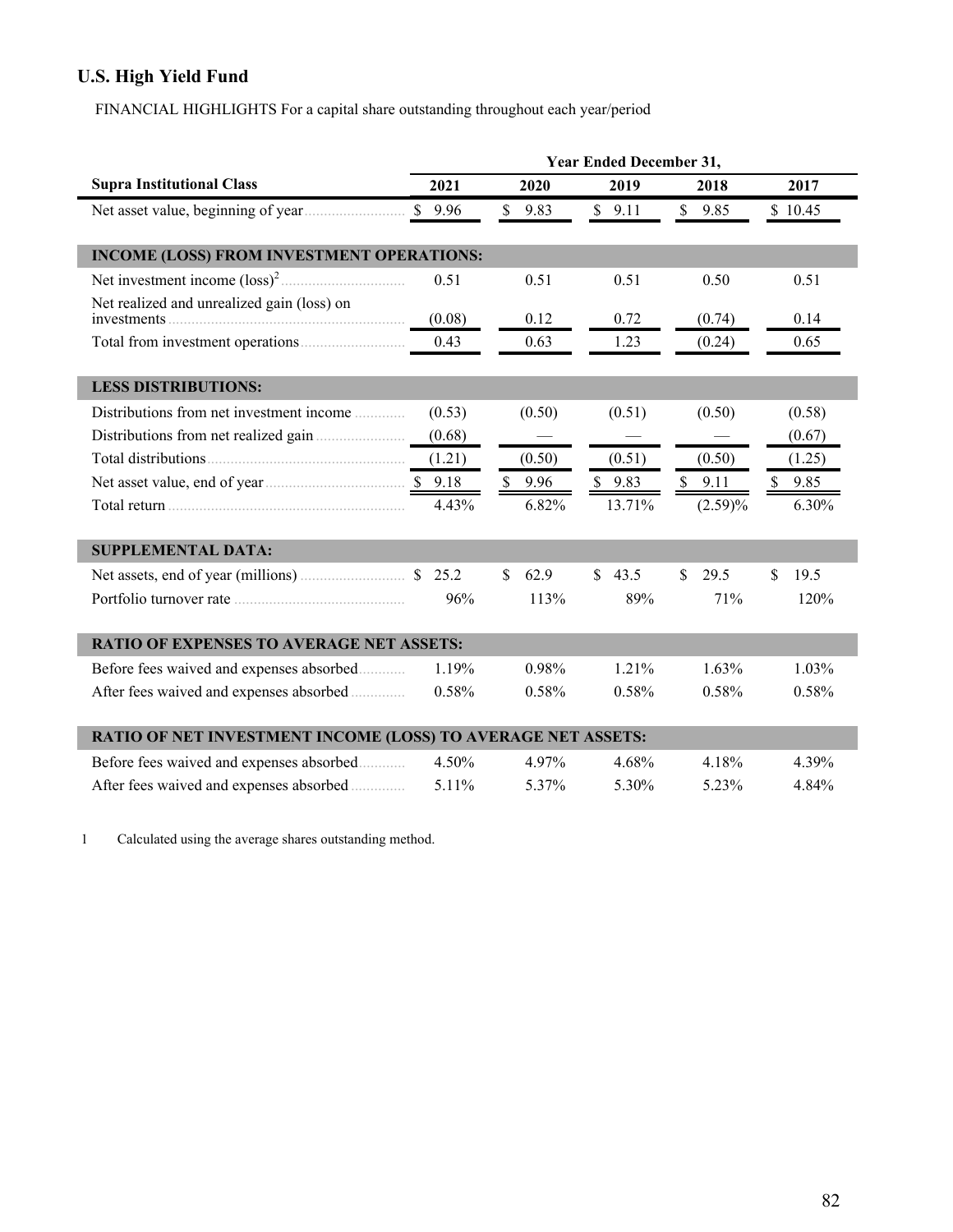## U.S. High Yield Fund

FINANCIAL HIGHLIGHTS For a capital share outstanding throughout each year/period

| | Year Ended December 31, | | | | |
|---|---|---|---|---|---|
| **Supra Institutional Class** | **2021** | **2020** | **2019** | **2018** | **2017** |
| Net asset value, beginning of year | $ 9.96 | $ 9.83 | $ 9.11 | $ 9.85 | $ 10.45 |
| **INCOME (LOSS) FROM INVESTMENT OPERATIONS:** | | | | | |
| Net investment income (loss)[2] | 0.51 | 0.51 | 0.51 | 0.50 | 0.51 |
| Net realized and unrealized gain (loss) on investments | (0.08) | 0.12 | 0.72 | (0.74) | 0.14 |
| Total from investment operations | 0.43 | 0.63 | 1.23 | (0.24) | 0.65 |
| **LESS DISTRIBUTIONS:** | | | | | |
| Distributions from net investment income | (0.53) | (0.50) | (0.51) | (0.50) | (0.58) |
| Distributions from net realized gain | (0.68) | — | — | — | (0.67) |
| Total distributions | (1.21) | (0.50) | (0.51) | (0.50) | (1.25) |
| Net asset value, end of year | $ 9.18 | $ 9.96 | $ 9.83 | $ 9.11 | $ 9.85 |
| Total return | 4.43% | 6.82% | 13.71% | (2.59)% | 6.30% |
| **SUPPLEMENTAL DATA:** | | | | | |
| Net assets, end of year (millions) | $ 25.2 | $ 62.9 | $ 43.5 | $ 29.5 | $ 19.5 |
| Portfolio turnover rate | 96% | 113% | 89% | 71% | 120% |
| **RATIO OF EXPENSES TO AVERAGE NET ASSETS:** | | | | | |
| Before fees waived and expenses absorbed | 1.19% | 0.98% | 1.21% | 1.63% | 1.03% |
| After fees waived and expenses absorbed | 0.58% | 0.58% | 0.58% | 0.58% | 0.58% |
| **RATIO OF NET INVESTMENT INCOME (LOSS) TO AVERAGE NET ASSETS:** | | | | | |
| Before fees waived and expenses absorbed | 4.50% | 4.97% | 4.68% | 4.18% | 4.39% |
| After fees waived and expenses absorbed | 5.11% | 5.37% | 5.30% | 5.23% | 4.84% |

1 Calculated using the average shares outstanding method.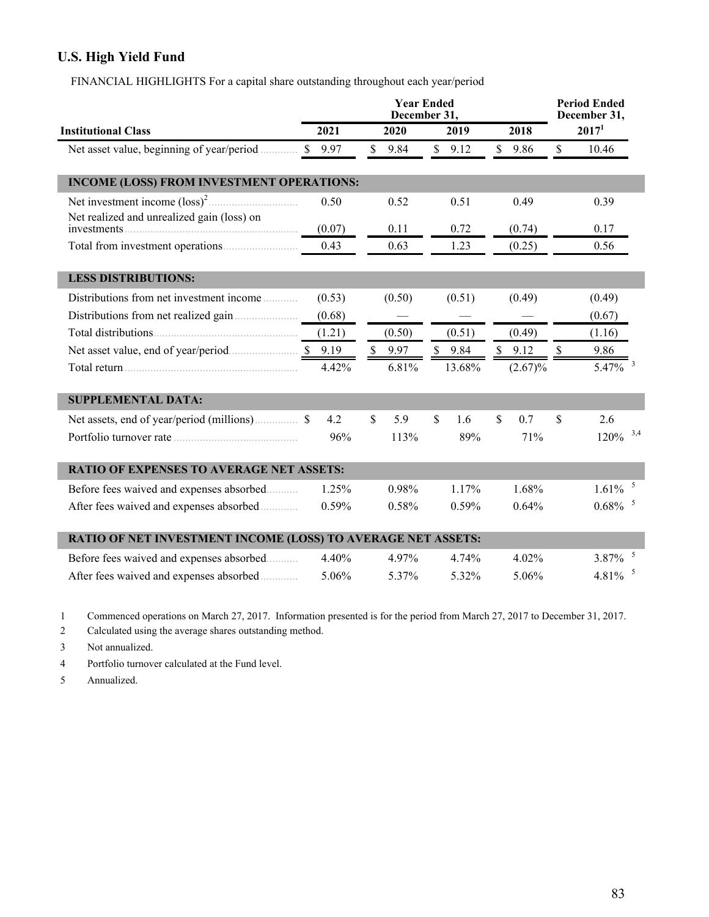## U.S. High Yield Fund

FINANCIAL HIGHLIGHTS For a capital share outstanding throughout each year/period

| Institutional Class | Year Ended December 31, 2021 | 2020 | 2019 | 2018 | Period Ended December 31, 2017[1] |
|---|---|---|---|---|---|
| Net asset value, beginning of year/period | $ 9.97 | $ 9.84 | $ 9.12 | $ 9.86 | $ 10.46 |
| **INCOME (LOSS) FROM INVESTMENT OPERATIONS:** | | | | | |
| Net investment income (loss)[2] | 0.50 | 0.52 | 0.51 | 0.49 | 0.39 |
| Net realized and unrealized gain (loss) on investments | (0.07) | 0.11 | 0.72 | (0.74) | 0.17 |
| Total from investment operations | 0.43 | 0.63 | 1.23 | (0.25) | 0.56 |
| **LESS DISTRIBUTIONS:** | | | | | |
| Distributions from net investment income | (0.53) | (0.50) | (0.51) | (0.49) | (0.49) |
| Distributions from net realized gain | (0.68) | — | — | — | (0.67) |
| Total distributions | (1.21) | (0.50) | (0.51) | (0.49) | (1.16) |
| Net asset value, end of year/period | $ 9.19 | $ 9.97 | $ 9.84 | $ 9.12 | $ 9.86 |
| Total return | 4.42% | 6.81% | 13.68% | (2.67)% | 5.47%[3] |
| **SUPPLEMENTAL DATA:** | | | | | |
| Net assets, end of year/period (millions) | $ 4.2 | $ 5.9 | $ 1.6 | $ 0.7 | $ 2.6 |
| Portfolio turnover rate | 96% | 113% | 89% | 71% | 120%[3,4] |
| **RATIO OF EXPENSES TO AVERAGE NET ASSETS:** | | | | | |
| Before fees waived and expenses absorbed | 1.25% | 0.98% | 1.17% | 1.68% | 1.61%[5] |
| After fees waived and expenses absorbed | 0.59% | 0.58% | 0.59% | 0.64% | 0.68%[5] |
| **RATIO OF NET INVESTMENT INCOME (LOSS) TO AVERAGE NET ASSETS:** | | | | | |
| Before fees waived and expenses absorbed | 4.40% | 4.97% | 4.74% | 4.02% | 3.87%[5] |
| After fees waived and expenses absorbed | 5.06% | 5.37% | 5.32% | 5.06% | 4.81%[5] |

1 Commenced operations on March 27, 2017. Information presented is for the period from March 27, 2017 to December 31, 2017.

2 Calculated using the average shares outstanding method.

3 Not annualized.

4 Portfolio turnover calculated at the Fund level.

5 Annualized.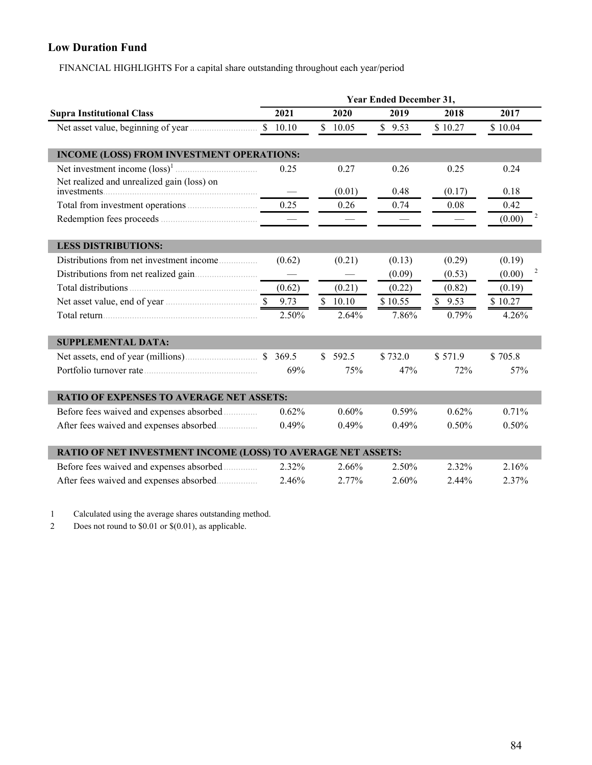## Low Duration Fund

FINANCIAL HIGHLIGHTS For a capital share outstanding throughout each year/period

| | Year Ended December 31, | | | | |
|---|---|---|---|---|---|
| **Supra Institutional Class** | **2021** | **2020** | **2019** | **2018** | **2017** |
| Net asset value, beginning of year | $ 10.10 | $ 10.05 | $ 9.53 | $ 10.27 | $ 10.04 |
| **INCOME (LOSS) FROM INVESTMENT OPERATIONS:** | | | | | |
| Net investment income (loss)[1] | 0.25 | 0.27 | 0.26 | 0.25 | 0.24 |
| Net realized and unrealized gain (loss) on investments | — | (0.01) | 0.48 | (0.17) | 0.18 |
| Total from investment operations | 0.25 | 0.26 | 0.74 | 0.08 | 0.42 |
| Redemption fees proceeds | — | — | — | — | (0.00)[2] |
| **LESS DISTRIBUTIONS:** | | | | | |
| Distributions from net investment income | (0.62) | (0.21) | (0.13) | (0.29) | (0.19) |
| Distributions from net realized gain | — | — | (0.09) | (0.53) | (0.00)[2] |
| Total distributions | (0.62) | (0.21) | (0.22) | (0.82) | (0.19) |
| Net asset value, end of year | $ 9.73 | $ 10.10 | $ 10.55 | $ 9.53 | $ 10.27 |
| Total return | 2.50% | 2.64% | 7.86% | 0.79% | 4.26% |
| **SUPPLEMENTAL DATA:** | | | | | |
| Net assets, end of year (millions) | $ 369.5 | $ 592.5 | $ 732.0 | $ 571.9 | $ 705.8 |
| Portfolio turnover rate | 69% | 75% | 47% | 72% | 57% |
| **RATIO OF EXPENSES TO AVERAGE NET ASSETS:** | | | | | |
| Before fees waived and expenses absorbed | 0.62% | 0.60% | 0.59% | 0.62% | 0.71% |
| After fees waived and expenses absorbed | 0.49% | 0.49% | 0.49% | 0.50% | 0.50% |
| **RATIO OF NET INVESTMENT INCOME (LOSS) TO AVERAGE NET ASSETS:** | | | | | |
| Before fees waived and expenses absorbed | 2.32% | 2.66% | 2.50% | 2.32% | 2.16% |
| After fees waived and expenses absorbed | 2.46% | 2.77% | 2.60% | 2.44% | 2.37% |

1 Calculated using the average shares outstanding method.

2 Does not round to $0.01 or $(0.01), as applicable.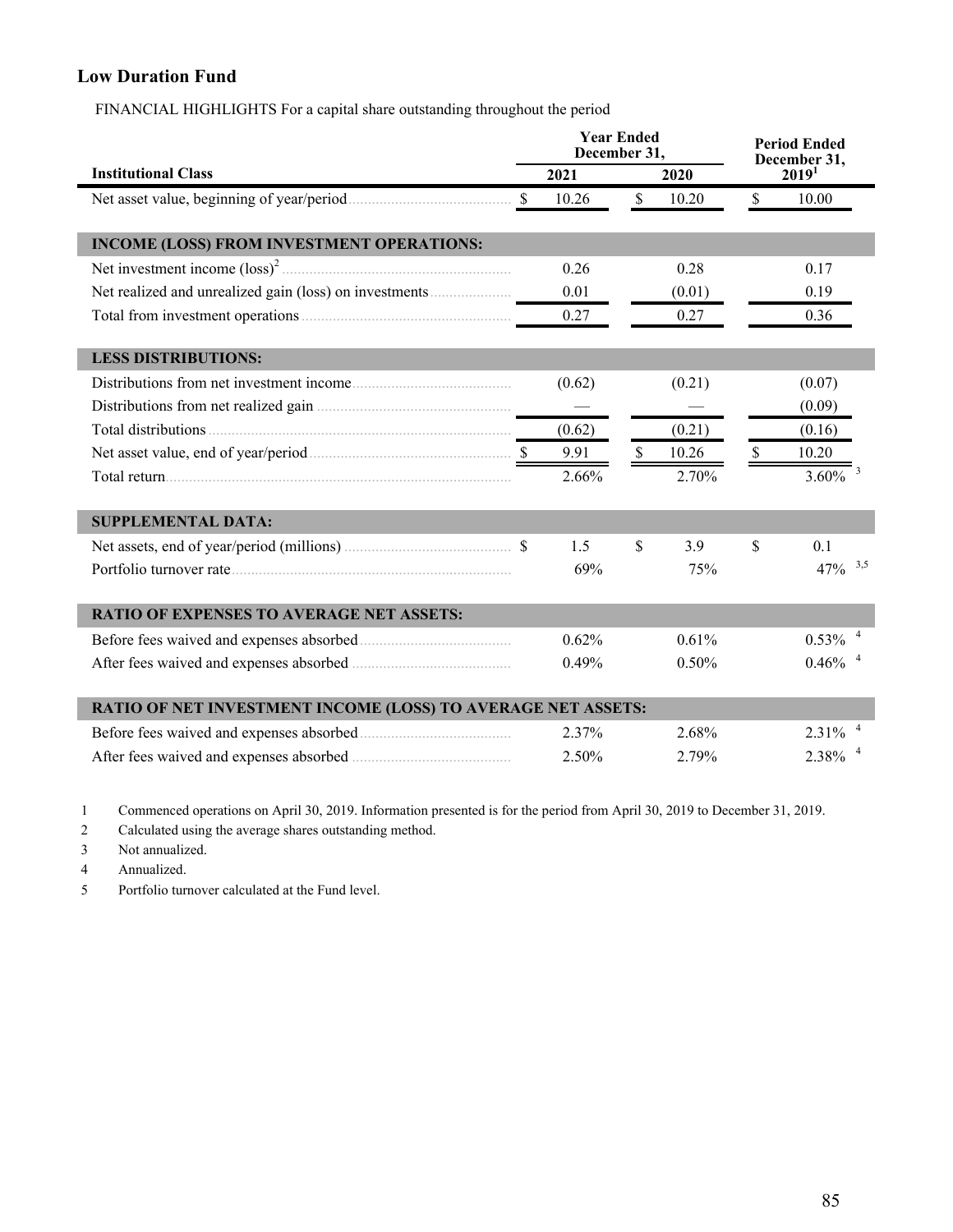## Low Duration Fund

FINANCIAL HIGHLIGHTS For a capital share outstanding throughout the period

| Institutional Class | Year Ended December 31, 2021 | Year Ended December 31, 2020 | Period Ended December 31, 2019[1] |
|---|---|---|---|
| Net asset value, beginning of year/period | $ 10.26 | $ 10.20 | $ 10.00 |
| **INCOME (LOSS) FROM INVESTMENT OPERATIONS:** | | | |
| Net investment income (loss)[2] | 0.26 | 0.28 | 0.17 |
| Net realized and unrealized gain (loss) on investments | 0.01 | (0.01) | 0.19 |
| Total from investment operations | 0.27 | 0.27 | 0.36 |
| **LESS DISTRIBUTIONS:** | | | |
| Distributions from net investment income | (0.62) | (0.21) | (0.07) |
| Distributions from net realized gain | — | — | (0.09) |
| Total distributions | (0.62) | (0.21) | (0.16) |
| Net asset value, end of year/period | $ 9.91 | $ 10.26 | $ 10.20 |
| Total return | 2.66% | 2.70% | 3.60%[3] |
| **SUPPLEMENTAL DATA:** | | | |
| Net assets, end of year/period (millions) | $ 1.5 | $ 3.9 | $ 0.1 |
| Portfolio turnover rate | 69% | 75% | 47%[3,5] |
| **RATIO OF EXPENSES TO AVERAGE NET ASSETS:** | | | |
| Before fees waived and expenses absorbed | 0.62% | 0.61% | 0.53%[4] |
| After fees waived and expenses absorbed | 0.49% | 0.50% | 0.46%[4] |
| **RATIO OF NET INVESTMENT INCOME (LOSS) TO AVERAGE NET ASSETS:** | | | |
| Before fees waived and expenses absorbed | 2.37% | 2.68% | 2.31%[4] |
| After fees waived and expenses absorbed | 2.50% | 2.79% | 2.38%[4] |

1 Commenced operations on April 30, 2019. Information presented is for the period from April 30, 2019 to December 31, 2019.

2 Calculated using the average shares outstanding method.

3 Not annualized.

4 Annualized.

5 Portfolio turnover calculated at the Fund level.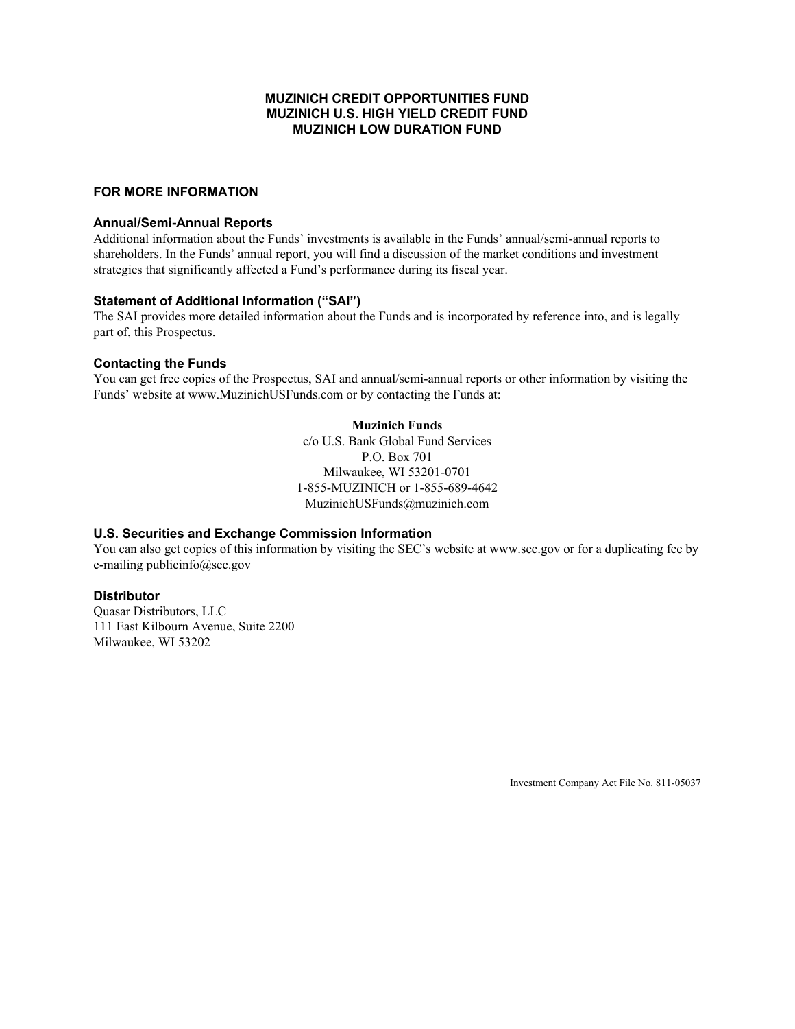**MUZINICH CREDIT OPPORTUNITIES FUND**
**MUZINICH U.S. HIGH YIELD CREDIT FUND**
**MUZINICH LOW DURATION FUND**

## FOR MORE INFORMATION

### Annual/Semi-Annual Reports

Additional information about the Funds' investments is available in the Funds' annual/semi-annual reports to shareholders. In the Funds' annual report, you will find a discussion of the market conditions and investment strategies that significantly affected a Fund's performance during its fiscal year.

### Statement of Additional Information ("SAI")

The SAI provides more detailed information about the Funds and is incorporated by reference into, and is legally part of, this Prospectus.

### Contacting the Funds

You can get free copies of the Prospectus, SAI and annual/semi-annual reports or other information by visiting the Funds' website at www.MuzinichUSFunds.com or by contacting the Funds at:

**Muzinich Funds**
c/o U.S. Bank Global Fund Services
P.O. Box 701
Milwaukee, WI 53201-0701
1-855-MUZINICH or 1-855-689-4642
MuzinichUSFunds@muzinich.com

### U.S. Securities and Exchange Commission Information

You can also get copies of this information by visiting the SEC's website at www.sec.gov or for a duplicating fee by e-mailing publicinfo@sec.gov

### Distributor

Quasar Distributors, LLC
111 East Kilbourn Avenue, Suite 2200
Milwaukee, WI 53202

Investment Company Act File No. 811-05037